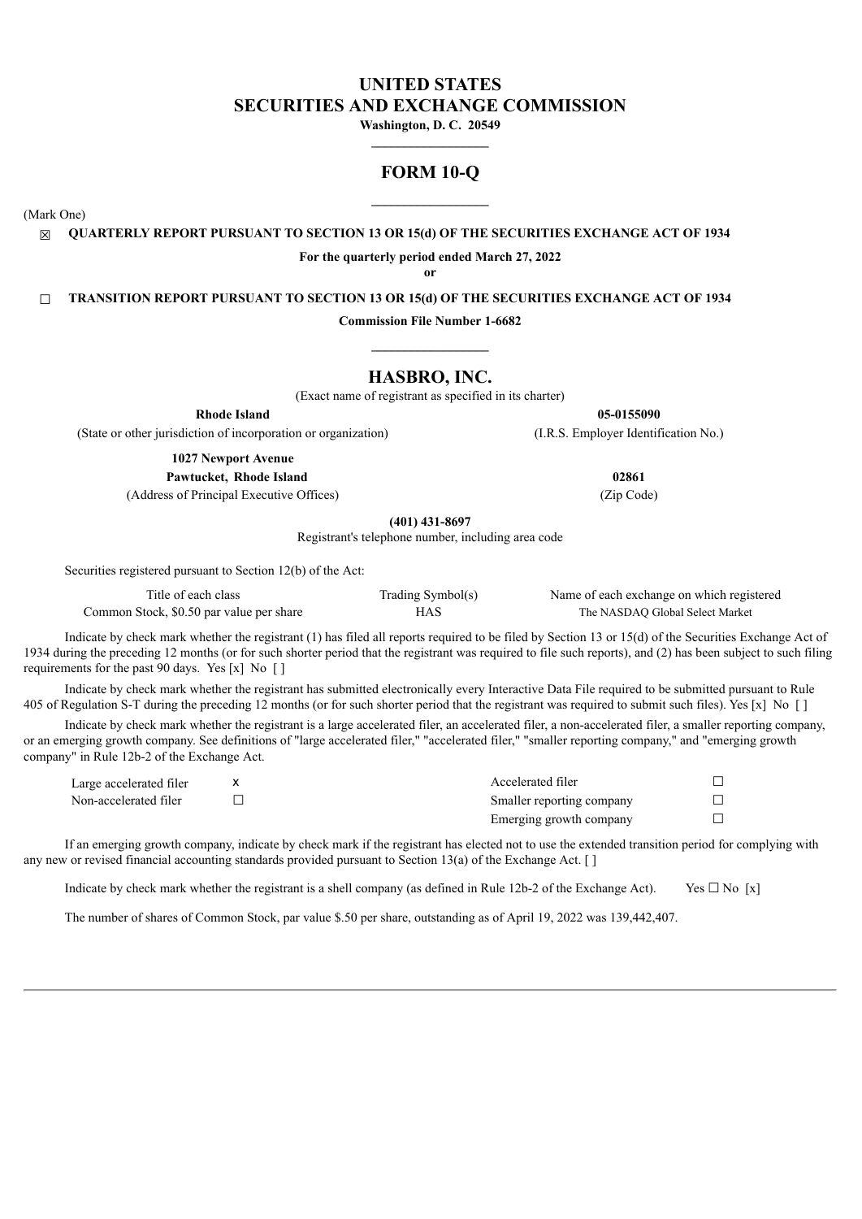# UNITED STATES
# SECURITIES AND EXCHANGE COMMISSION

**Washington, D. C. 20549**

---

# FORM 10-Q

---

(Mark One)

☒ **QUARTERLY REPORT PURSUANT TO SECTION 13 OR 15(d) OF THE SECURITIES EXCHANGE ACT OF 1934**

**For the quarterly period ended March 27, 2022**

**or**

☐ **TRANSITION REPORT PURSUANT TO SECTION 13 OR 15(d) OF THE SECURITIES EXCHANGE ACT OF 1934**

**Commission File Number 1-6682**

---

# HASBRO, INC.

(Exact name of registrant as specified in its charter)

| | |
|---|---|
| **Rhode Island** | **05-0155090** |
| (State or other jurisdiction of incorporation or organization) | (I.R.S. Employer Identification No.) |
| **1027 Newport Avenue** | |
| **Pawtucket, Rhode Island** | **02861** |
| (Address of Principal Executive Offices) | (Zip Code) |

**(401) 431-8697**

Registrant's telephone number, including area code

Securities registered pursuant to Section 12(b) of the Act:

| Title of each class | Trading Symbol(s) | Name of each exchange on which registered |
|---|---|---|
| Common Stock, $0.50 par value per share | HAS | The NASDAQ Global Select Market |

Indicate by check mark whether the registrant (1) has filed all reports required to be filed by Section 13 or 15(d) of the Securities Exchange Act of 1934 during the preceding 12 months (or for such shorter period that the registrant was required to file such reports), and (2) has been subject to such filing requirements for the past 90 days. Yes [x] No [ ]

Indicate by check mark whether the registrant has submitted electronically every Interactive Data File required to be submitted pursuant to Rule 405 of Regulation S-T during the preceding 12 months (or for such shorter period that the registrant was required to submit such files). Yes [x] No [ ]

Indicate by check mark whether the registrant is a large accelerated filer, an accelerated filer, a non-accelerated filer, a smaller reporting company, or an emerging growth company. See definitions of "large accelerated filer," "accelerated filer," "smaller reporting company," and "emerging growth company" in Rule 12b-2 of the Exchange Act.

| | | | |
|---|---|---|---|
| Large accelerated filer | x | Accelerated filer | ☐ |
| Non-accelerated filer | ☐ | Smaller reporting company | ☐ |
| | | Emerging growth company | ☐ |

If an emerging growth company, indicate by check mark if the registrant has elected not to use the extended transition period for complying with any new or revised financial accounting standards provided pursuant to Section 13(a) of the Exchange Act. [ ]

Indicate by check mark whether the registrant is a shell company (as defined in Rule 12b-2 of the Exchange Act). Yes ☐ No [x]

The number of shares of Common Stock, par value $.50 per share, outstanding as of April 19, 2022 was 139,442,407.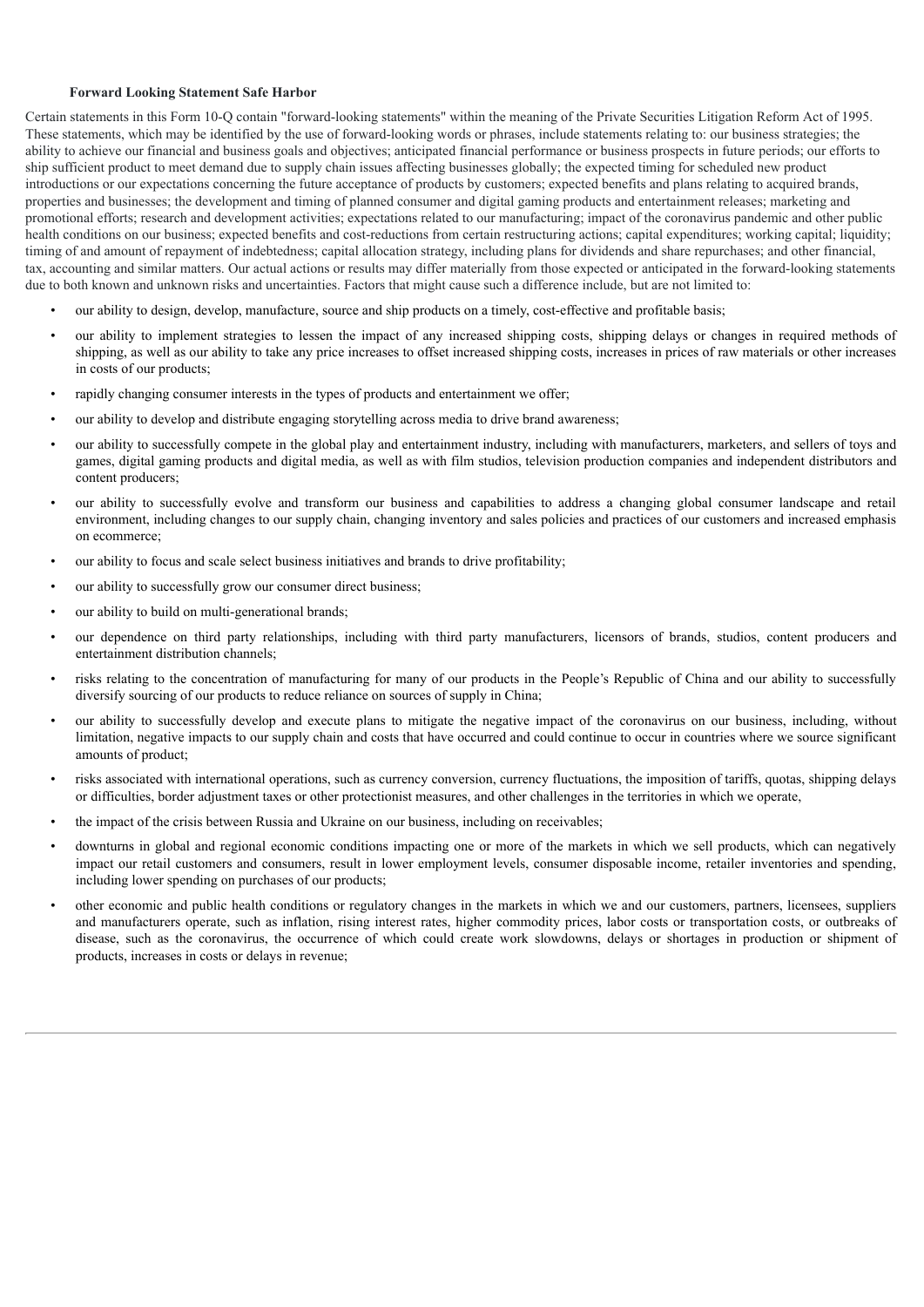**Forward Looking Statement Safe Harbor**

Certain statements in this Form 10-Q contain "forward-looking statements" within the meaning of the Private Securities Litigation Reform Act of 1995. These statements, which may be identified by the use of forward-looking words or phrases, include statements relating to: our business strategies; the ability to achieve our financial and business goals and objectives; anticipated financial performance or business prospects in future periods; our efforts to ship sufficient product to meet demand due to supply chain issues affecting businesses globally; the expected timing for scheduled new product introductions or our expectations concerning the future acceptance of products by customers; expected benefits and plans relating to acquired brands, properties and businesses; the development and timing of planned consumer and digital gaming products and entertainment releases; marketing and promotional efforts; research and development activities; expectations related to our manufacturing; impact of the coronavirus pandemic and other public health conditions on our business; expected benefits and cost-reductions from certain restructuring actions; capital expenditures; working capital; liquidity; timing of and amount of repayment of indebtedness; capital allocation strategy, including plans for dividends and share repurchases; and other financial, tax, accounting and similar matters. Our actual actions or results may differ materially from those expected or anticipated in the forward-looking statements due to both known and unknown risks and uncertainties. Factors that might cause such a difference include, but are not limited to:

- our ability to design, develop, manufacture, source and ship products on a timely, cost-effective and profitable basis;
- our ability to implement strategies to lessen the impact of any increased shipping costs, shipping delays or changes in required methods of shipping, as well as our ability to take any price increases to offset increased shipping costs, increases in prices of raw materials or other increases in costs of our products;
- rapidly changing consumer interests in the types of products and entertainment we offer;
- our ability to develop and distribute engaging storytelling across media to drive brand awareness;
- our ability to successfully compete in the global play and entertainment industry, including with manufacturers, marketers, and sellers of toys and games, digital gaming products and digital media, as well as with film studios, television production companies and independent distributors and content producers;
- our ability to successfully evolve and transform our business and capabilities to address a changing global consumer landscape and retail environment, including changes to our supply chain, changing inventory and sales policies and practices of our customers and increased emphasis on ecommerce;
- our ability to focus and scale select business initiatives and brands to drive profitability;
- our ability to successfully grow our consumer direct business;
- our ability to build on multi-generational brands;
- our dependence on third party relationships, including with third party manufacturers, licensors of brands, studios, content producers and entertainment distribution channels;
- risks relating to the concentration of manufacturing for many of our products in the People's Republic of China and our ability to successfully diversify sourcing of our products to reduce reliance on sources of supply in China;
- our ability to successfully develop and execute plans to mitigate the negative impact of the coronavirus on our business, including, without limitation, negative impacts to our supply chain and costs that have occurred and could continue to occur in countries where we source significant amounts of product;
- risks associated with international operations, such as currency conversion, currency fluctuations, the imposition of tariffs, quotas, shipping delays or difficulties, border adjustment taxes or other protectionist measures, and other challenges in the territories in which we operate,
- the impact of the crisis between Russia and Ukraine on our business, including on receivables;
- downturns in global and regional economic conditions impacting one or more of the markets in which we sell products, which can negatively impact our retail customers and consumers, result in lower employment levels, consumer disposable income, retailer inventories and spending, including lower spending on purchases of our products;
- other economic and public health conditions or regulatory changes in the markets in which we and our customers, partners, licensees, suppliers and manufacturers operate, such as inflation, rising interest rates, higher commodity prices, labor costs or transportation costs, or outbreaks of disease, such as the coronavirus, the occurrence of which could create work slowdowns, delays or shortages in production or shipment of products, increases in costs or delays in revenue;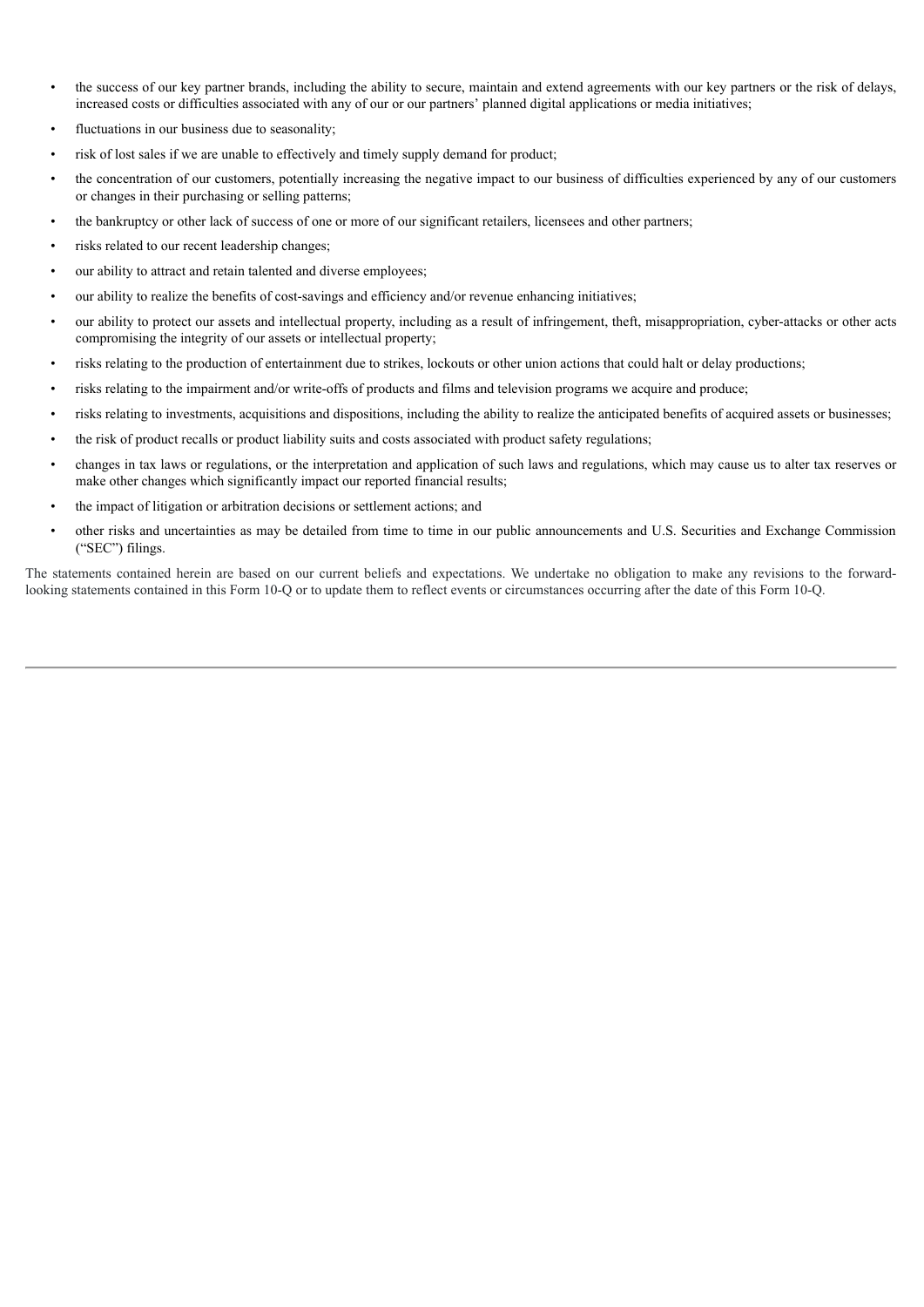- the success of our key partner brands, including the ability to secure, maintain and extend agreements with our key partners or the risk of delays, increased costs or difficulties associated with any of our or our partners' planned digital applications or media initiatives;
- fluctuations in our business due to seasonality;
- risk of lost sales if we are unable to effectively and timely supply demand for product;
- the concentration of our customers, potentially increasing the negative impact to our business of difficulties experienced by any of our customers or changes in their purchasing or selling patterns;
- the bankruptcy or other lack of success of one or more of our significant retailers, licensees and other partners;
- risks related to our recent leadership changes;
- our ability to attract and retain talented and diverse employees;
- our ability to realize the benefits of cost-savings and efficiency and/or revenue enhancing initiatives;
- our ability to protect our assets and intellectual property, including as a result of infringement, theft, misappropriation, cyber-attacks or other acts compromising the integrity of our assets or intellectual property;
- risks relating to the production of entertainment due to strikes, lockouts or other union actions that could halt or delay productions;
- risks relating to the impairment and/or write-offs of products and films and television programs we acquire and produce;
- risks relating to investments, acquisitions and dispositions, including the ability to realize the anticipated benefits of acquired assets or businesses;
- the risk of product recalls or product liability suits and costs associated with product safety regulations;
- changes in tax laws or regulations, or the interpretation and application of such laws and regulations, which may cause us to alter tax reserves or make other changes which significantly impact our reported financial results;
- the impact of litigation or arbitration decisions or settlement actions; and
- other risks and uncertainties as may be detailed from time to time in our public announcements and U.S. Securities and Exchange Commission ("SEC") filings.

The statements contained herein are based on our current beliefs and expectations. We undertake no obligation to make any revisions to the forward-looking statements contained in this Form 10-Q or to update them to reflect events or circumstances occurring after the date of this Form 10-Q.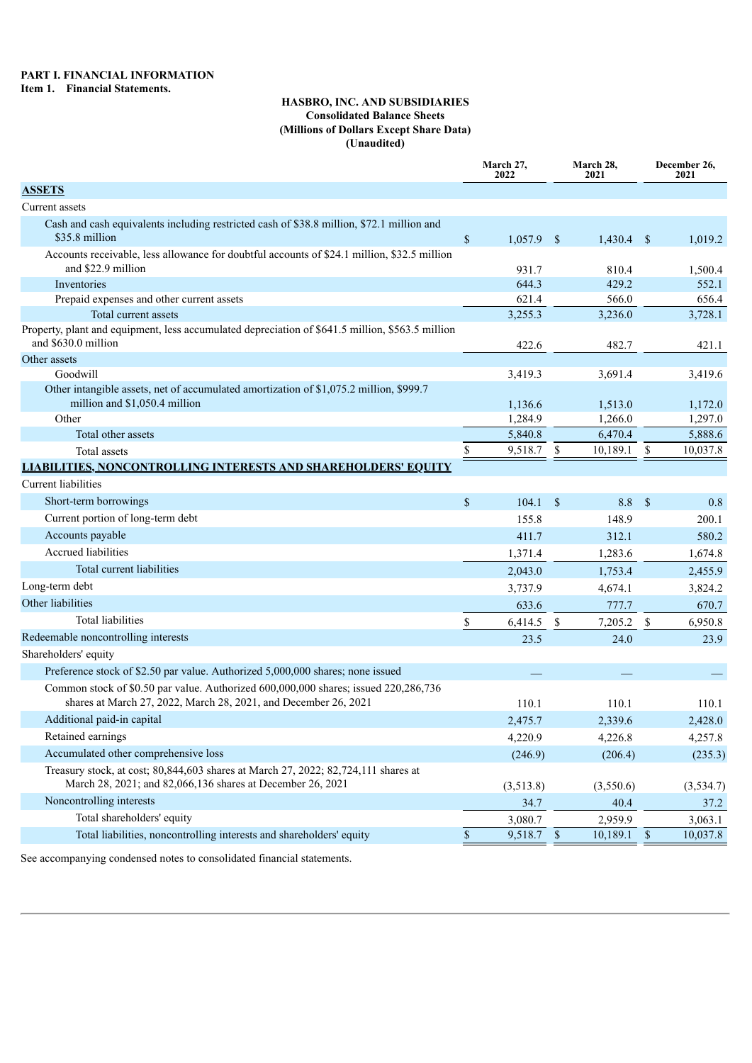**PART I. FINANCIAL INFORMATION**

**Item 1. Financial Statements.**

**HASBRO, INC. AND SUBSIDIARIES**
**Consolidated Balance Sheets**
**(Millions of Dollars Except Share Data)**
**(Unaudited)**

| | March 27, 2022 | March 28, 2021 | December 26, 2021 |
|---|---|---|---|
| **ASSETS** | | | |
| Current assets | | | |
| Cash and cash equivalents including restricted cash of $38.8 million, $72.1 million and $35.8 million | $ 1,057.9 | $ 1,430.4 | $ 1,019.2 |
| Accounts receivable, less allowance for doubtful accounts of $24.1 million, $32.5 million and $22.9 million | 931.7 | 810.4 | 1,500.4 |
| Inventories | 644.3 | 429.2 | 552.1 |
| Prepaid expenses and other current assets | 621.4 | 566.0 | 656.4 |
| Total current assets | 3,255.3 | 3,236.0 | 3,728.1 |
| Property, plant and equipment, less accumulated depreciation of $641.5 million, $563.5 million and $630.0 million | 422.6 | 482.7 | 421.1 |
| Other assets | | | |
| Goodwill | 3,419.3 | 3,691.4 | 3,419.6 |
| Other intangible assets, net of accumulated amortization of $1,075.2 million, $999.7 million and $1,050.4 million | 1,136.6 | 1,513.0 | 1,172.0 |
| Other | 1,284.9 | 1,266.0 | 1,297.0 |
| Total other assets | 5,840.8 | 6,470.4 | 5,888.6 |
| Total assets | $ 9,518.7 | $ 10,189.1 | $ 10,037.8 |
| **LIABILITIES, NONCONTROLLING INTERESTS AND SHAREHOLDERS' EQUITY** | | | |
| Current liabilities | | | |
| Short-term borrowings | $ 104.1 | $ 8.8 | $ 0.8 |
| Current portion of long-term debt | 155.8 | 148.9 | 200.1 |
| Accounts payable | 411.7 | 312.1 | 580.2 |
| Accrued liabilities | 1,371.4 | 1,283.6 | 1,674.8 |
| Total current liabilities | 2,043.0 | 1,753.4 | 2,455.9 |
| Long-term debt | 3,737.9 | 4,674.1 | 3,824.2 |
| Other liabilities | 633.6 | 777.7 | 670.7 |
| Total liabilities | $ 6,414.5 | $ 7,205.2 | $ 6,950.8 |
| Redeemable noncontrolling interests | 23.5 | 24.0 | 23.9 |
| Shareholders' equity | | | |
| Preference stock of $2.50 par value. Authorized 5,000,000 shares; none issued | — | — | — |
| Common stock of $0.50 par value. Authorized 600,000,000 shares; issued 220,286,736 shares at March 27, 2022, March 28, 2021, and December 26, 2021 | 110.1 | 110.1 | 110.1 |
| Additional paid-in capital | 2,475.7 | 2,339.6 | 2,428.0 |
| Retained earnings | 4,220.9 | 4,226.8 | 4,257.8 |
| Accumulated other comprehensive loss | (246.9) | (206.4) | (235.3) |
| Treasury stock, at cost; 80,844,603 shares at March 27, 2022; 82,724,111 shares at March 28, 2021; and 82,066,136 shares at December 26, 2021 | (3,513.8) | (3,550.6) | (3,534.7) |
| Noncontrolling interests | 34.7 | 40.4 | 37.2 |
| Total shareholders' equity | 3,080.7 | 2,959.9 | 3,063.1 |
| Total liabilities, noncontrolling interests and shareholders' equity | $ 9,518.7 | $ 10,189.1 | $ 10,037.8 |

See accompanying condensed notes to consolidated financial statements.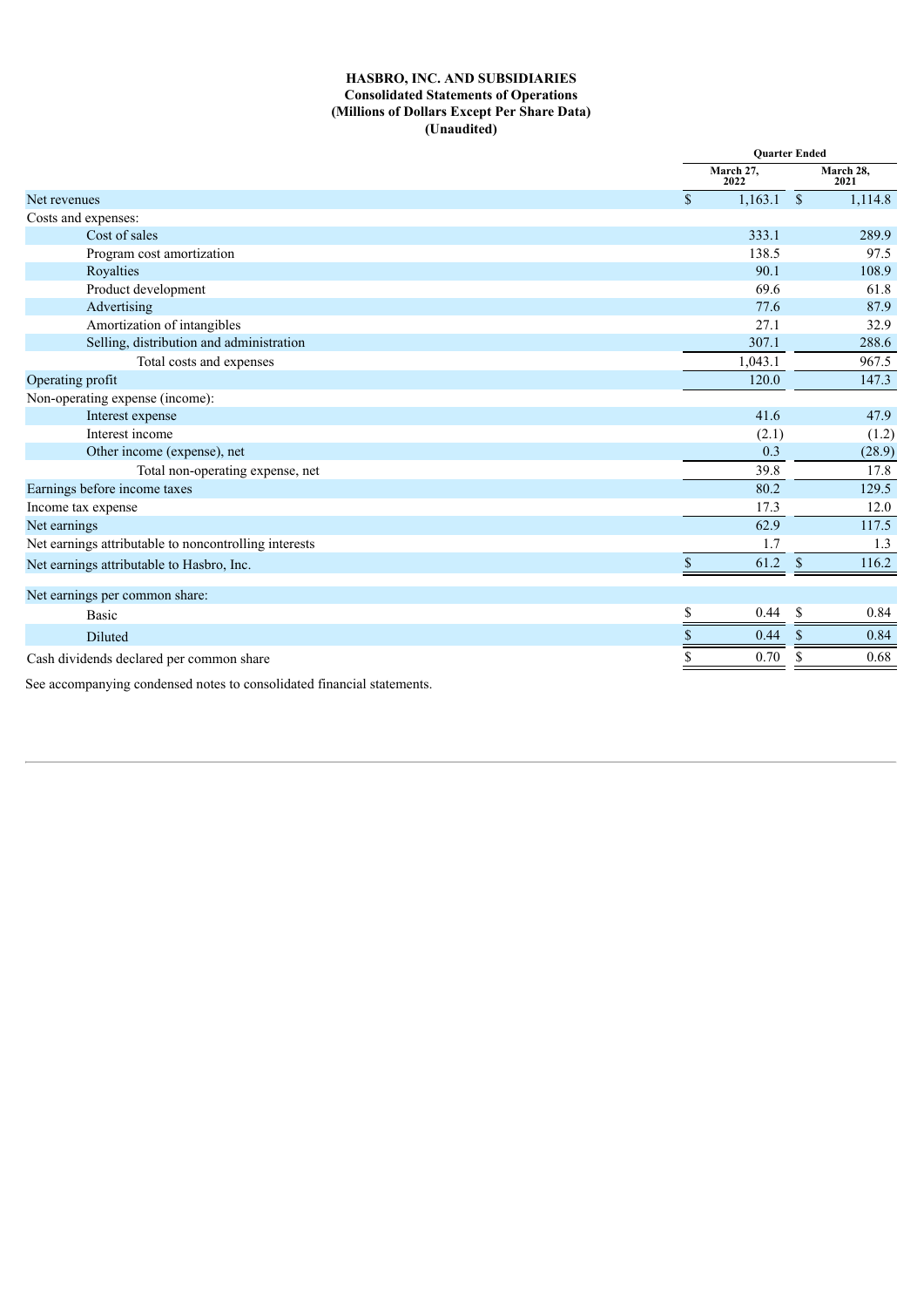**HASBRO, INC. AND SUBSIDIARIES**
**Consolidated Statements of Operations**
**(Millions of Dollars Except Per Share Data)**
**(Unaudited)**

| | Quarter Ended | |
|---|---|---|
| | March 27, 2022 | March 28, 2021 |
| Net revenues | $ 1,163.1 | $ 1,114.8 |
| Costs and expenses: | | |
| Cost of sales | 333.1 | 289.9 |
| Program cost amortization | 138.5 | 97.5 |
| Royalties | 90.1 | 108.9 |
| Product development | 69.6 | 61.8 |
| Advertising | 77.6 | 87.9 |
| Amortization of intangibles | 27.1 | 32.9 |
| Selling, distribution and administration | 307.1 | 288.6 |
| Total costs and expenses | 1,043.1 | 967.5 |
| Operating profit | 120.0 | 147.3 |
| Non-operating expense (income): | | |
| Interest expense | 41.6 | 47.9 |
| Interest income | (2.1) | (1.2) |
| Other income (expense), net | 0.3 | (28.9) |
| Total non-operating expense, net | 39.8 | 17.8 |
| Earnings before income taxes | 80.2 | 129.5 |
| Income tax expense | 17.3 | 12.0 |
| Net earnings | 62.9 | 117.5 |
| Net earnings attributable to noncontrolling interests | 1.7 | 1.3 |
| Net earnings attributable to Hasbro, Inc. | $ 61.2 | $ 116.2 |
| Net earnings per common share: | | |
| Basic | $ 0.44 | $ 0.84 |
| Diluted | $ 0.44 | $ 0.84 |
| Cash dividends declared per common share | $ 0.70 | $ 0.68 |

See accompanying condensed notes to consolidated financial statements.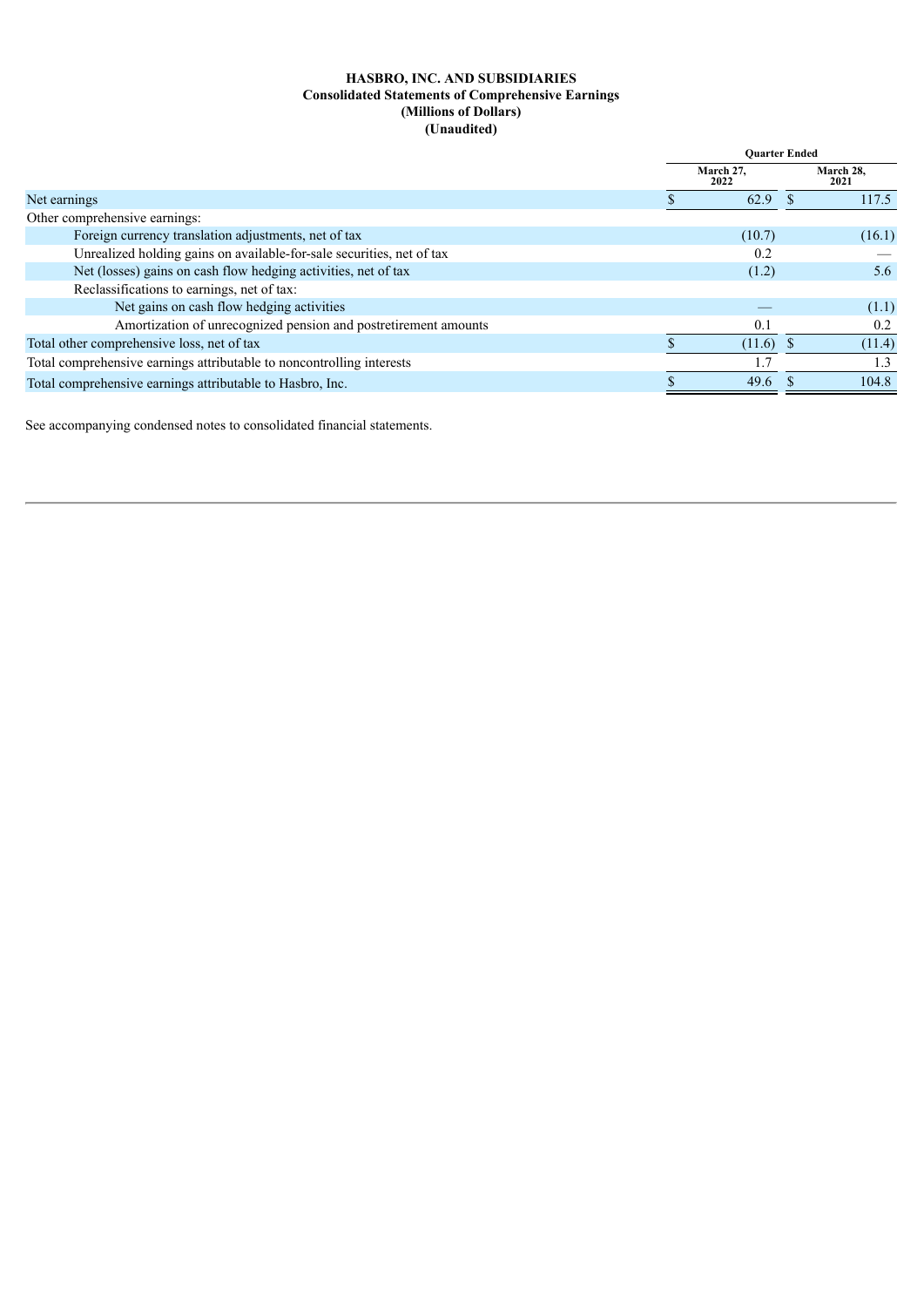**HASBRO, INC. AND SUBSIDIARIES**
**Consolidated Statements of Comprehensive Earnings**
**(Millions of Dollars)**
**(Unaudited)**

| | Quarter Ended | |
|---|---|---|
| | March 27, 2022 | March 28, 2021 |
| Net earnings | $ 62.9 | $ 117.5 |
| Other comprehensive earnings: | | |
| Foreign currency translation adjustments, net of tax | (10.7) | (16.1) |
| Unrealized holding gains on available-for-sale securities, net of tax | 0.2 | — |
| Net (losses) gains on cash flow hedging activities, net of tax | (1.2) | 5.6 |
| Reclassifications to earnings, net of tax: | | |
| Net gains on cash flow hedging activities | — | (1.1) |
| Amortization of unrecognized pension and postretirement amounts | 0.1 | 0.2 |
| Total other comprehensive loss, net of tax | $ (11.6) | $ (11.4) |
| Total comprehensive earnings attributable to noncontrolling interests | 1.7 | 1.3 |
| Total comprehensive earnings attributable to Hasbro, Inc. | $ 49.6 | $ 104.8 |

See accompanying condensed notes to consolidated financial statements.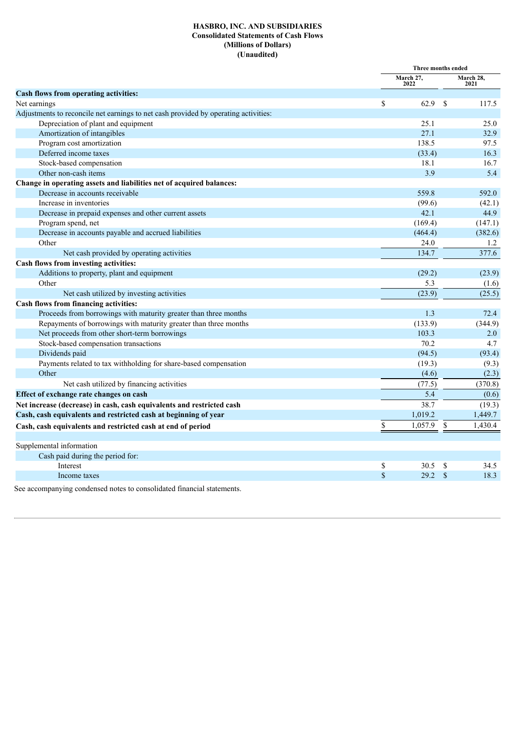**HASBRO, INC. AND SUBSIDIARIES**
**Consolidated Statements of Cash Flows**
**(Millions of Dollars)**
**(Unaudited)**

| | Three months ended | |
|---|---|---|
| | March 27, 2022 | March 28, 2021 |
| **Cash flows from operating activities:** | | |
| Net earnings | $ 62.9 | $ 117.5 |
| Adjustments to reconcile net earnings to net cash provided by operating activities: | | |
| Depreciation of plant and equipment | 25.1 | 25.0 |
| Amortization of intangibles | 27.1 | 32.9 |
| Program cost amortization | 138.5 | 97.5 |
| Deferred income taxes | (33.4) | 16.3 |
| Stock-based compensation | 18.1 | 16.7 |
| Other non-cash items | 3.9 | 5.4 |
| **Change in operating assets and liabilities net of acquired balances:** | | |
| Decrease in accounts receivable | 559.8 | 592.0 |
| Increase in inventories | (99.6) | (42.1) |
| Decrease in prepaid expenses and other current assets | 42.1 | 44.9 |
| Program spend, net | (169.4) | (147.1) |
| Decrease in accounts payable and accrued liabilities | (464.4) | (382.6) |
| Other | 24.0 | 1.2 |
| Net cash provided by operating activities | 134.7 | 377.6 |
| **Cash flows from investing activities:** | | |
| Additions to property, plant and equipment | (29.2) | (23.9) |
| Other | 5.3 | (1.6) |
| Net cash utilized by investing activities | (23.9) | (25.5) |
| **Cash flows from financing activities:** | | |
| Proceeds from borrowings with maturity greater than three months | 1.3 | 72.4 |
| Repayments of borrowings with maturity greater than three months | (133.9) | (344.9) |
| Net proceeds from other short-term borrowings | 103.3 | 2.0 |
| Stock-based compensation transactions | 70.2 | 4.7 |
| Dividends paid | (94.5) | (93.4) |
| Payments related to tax withholding for share-based compensation | (19.3) | (9.3) |
| Other | (4.6) | (2.3) |
| Net cash utilized by financing activities | (77.5) | (370.8) |
| **Effect of exchange rate changes on cash** | 5.4 | (0.6) |
| **Net increase (decrease) in cash, cash equivalents and restricted cash** | 38.7 | (19.3) |
| **Cash, cash equivalents and restricted cash at beginning of year** | 1,019.2 | 1,449.7 |
| **Cash, cash equivalents and restricted cash at end of period** | $ 1,057.9 | $ 1,430.4 |
| | | |
| Supplemental information | | |
| Cash paid during the period for: | | |
| Interest | $ 30.5 | $ 34.5 |
| Income taxes | $ 29.2 | $ 18.3 |

See accompanying condensed notes to consolidated financial statements.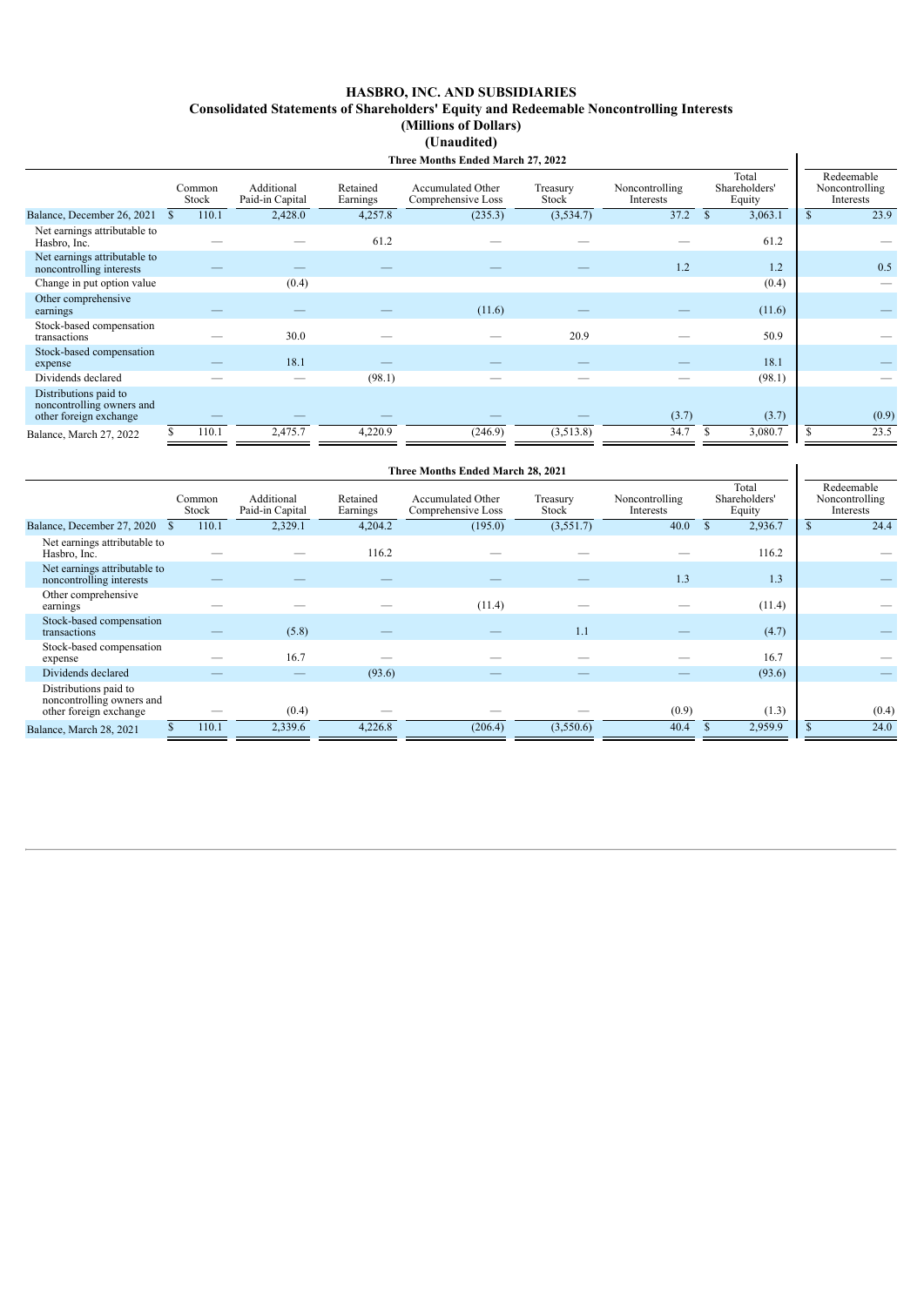# HASBRO, INC. AND SUBSIDIARIES
## Consolidated Statements of Shareholders' Equity and Redeemable Noncontrolling Interests
### (Millions of Dollars)
### (Unaudited)

**Three Months Ended March 27, 2022**

| | Common Stock | Additional Paid-in Capital | Retained Earnings | Accumulated Other Comprehensive Loss | Treasury Stock | Noncontrolling Interests | Total Shareholders' Equity | Redeemable Noncontrolling Interests |
|---|---|---|---|---|---|---|---|---|
| Balance, December 26, 2021 | $ 110.1 | 2,428.0 | 4,257.8 | (235.3) | (3,534.7) | 37.2 | $ 3,063.1 | $ 23.9 |
| Net earnings attributable to Hasbro, Inc. | — | — | 61.2 | — | — | — | 61.2 | — |
| Net earnings attributable to noncontrolling interests | — | — | — | — | — | 1.2 | 1.2 | 0.5 |
| Change in put option value | | (0.4) | | | | | (0.4) | — |
| Other comprehensive earnings | — | — | — | (11.6) | — | — | (11.6) | — |
| Stock-based compensation transactions | — | 30.0 | — | — | 20.9 | — | 50.9 | — |
| Stock-based compensation expense | — | 18.1 | — | — | — | — | 18.1 | — |
| Dividends declared | — | — | (98.1) | — | — | — | (98.1) | — |
| Distributions paid to noncontrolling owners and other foreign exchange | — | — | — | — | — | (3.7) | (3.7) | (0.9) |
| Balance, March 27, 2022 | $ 110.1 | 2,475.7 | 4,220.9 | (246.9) | (3,513.8) | 34.7 | $ 3,080.7 | $ 23.5 |

**Three Months Ended March 28, 2021**

| | Common Stock | Additional Paid-in Capital | Retained Earnings | Accumulated Other Comprehensive Loss | Treasury Stock | Noncontrolling Interests | Total Shareholders' Equity | Redeemable Noncontrolling Interests |
|---|---|---|---|---|---|---|---|---|
| Balance, December 27, 2020 | $ 110.1 | 2,329.1 | 4,204.2 | (195.0) | (3,551.7) | 40.0 | $ 2,936.7 | $ 24.4 |
| Net earnings attributable to Hasbro, Inc. | — | — | 116.2 | — | — | — | 116.2 | — |
| Net earnings attributable to noncontrolling interests | — | — | — | — | — | 1.3 | 1.3 | — |
| Other comprehensive earnings | — | — | — | (11.4) | — | — | (11.4) | — |
| Stock-based compensation transactions | — | (5.8) | — | — | 1.1 | — | (4.7) | — |
| Stock-based compensation expense | — | 16.7 | — | — | — | — | 16.7 | — |
| Dividends declared | — | — | (93.6) | — | — | — | (93.6) | — |
| Distributions paid to noncontrolling owners and other foreign exchange | — | (0.4) | — | — | — | (0.9) | (1.3) | (0.4) |
| Balance, March 28, 2021 | $ 110.1 | 2,339.6 | 4,226.8 | (206.4) | (3,550.6) | 40.4 | $ 2,959.9 | $ 24.0 |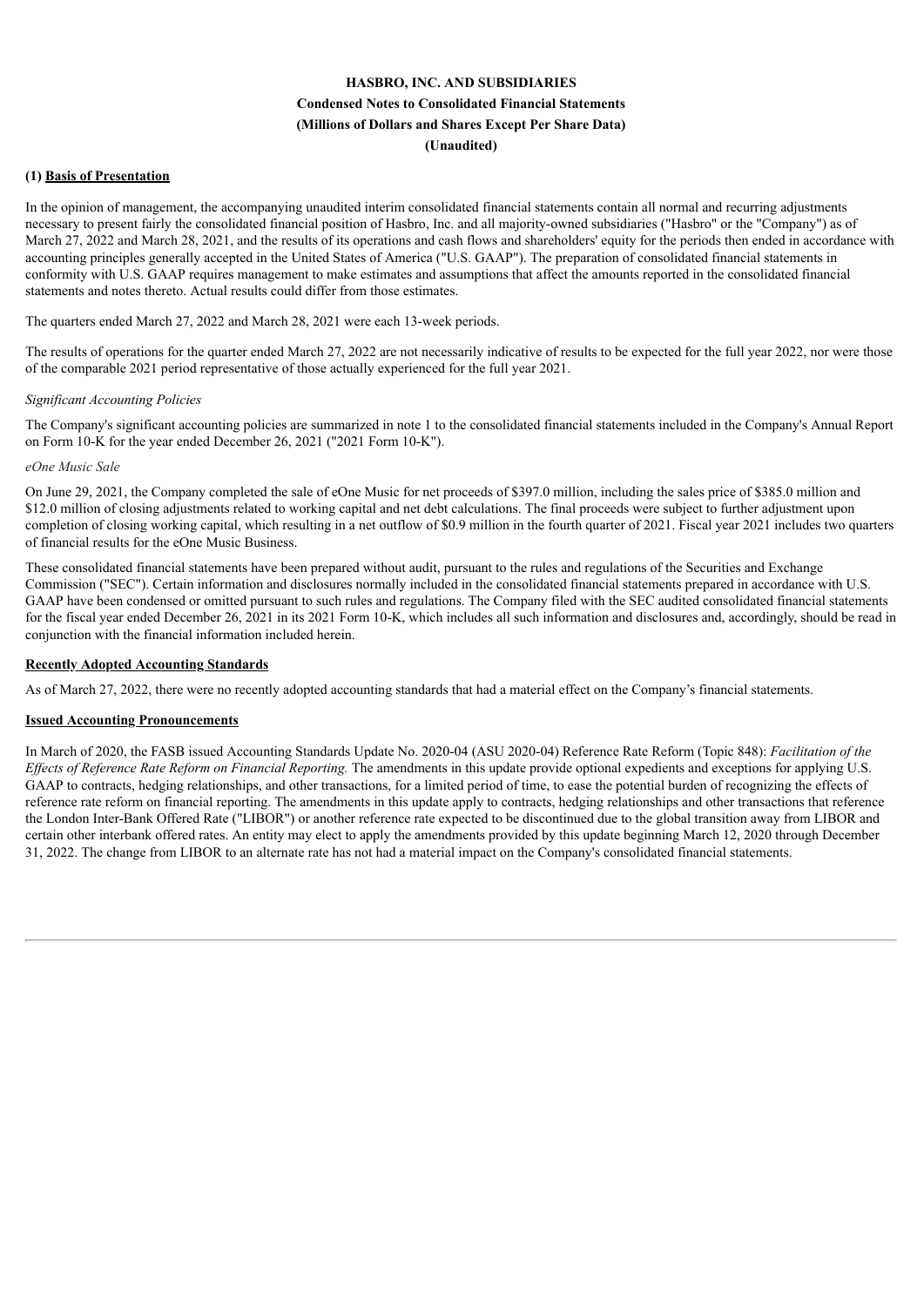**HASBRO, INC. AND SUBSIDIARIES**

**Condensed Notes to Consolidated Financial Statements**

**(Millions of Dollars and Shares Except Per Share Data)**

**(Unaudited)**

**(1) Basis of Presentation**

In the opinion of management, the accompanying unaudited interim consolidated financial statements contain all normal and recurring adjustments necessary to present fairly the consolidated financial position of Hasbro, Inc. and all majority-owned subsidiaries ("Hasbro" or the "Company") as of March 27, 2022 and March 28, 2021, and the results of its operations and cash flows and shareholders' equity for the periods then ended in accordance with accounting principles generally accepted in the United States of America ("U.S. GAAP"). The preparation of consolidated financial statements in conformity with U.S. GAAP requires management to make estimates and assumptions that affect the amounts reported in the consolidated financial statements and notes thereto. Actual results could differ from those estimates.

The quarters ended March 27, 2022 and March 28, 2021 were each 13-week periods.

The results of operations for the quarter ended March 27, 2022 are not necessarily indicative of results to be expected for the full year 2022, nor were those of the comparable 2021 period representative of those actually experienced for the full year 2021.

*Significant Accounting Policies*

The Company's significant accounting policies are summarized in note 1 to the consolidated financial statements included in the Company's Annual Report on Form 10-K for the year ended December 26, 2021 ("2021 Form 10-K").

*eOne Music Sale*

On June 29, 2021, the Company completed the sale of eOne Music for net proceeds of $397.0 million, including the sales price of $385.0 million and $12.0 million of closing adjustments related to working capital and net debt calculations. The final proceeds were subject to further adjustment upon completion of closing working capital, which resulting in a net outflow of $0.9 million in the fourth quarter of 2021. Fiscal year 2021 includes two quarters of financial results for the eOne Music Business.

These consolidated financial statements have been prepared without audit, pursuant to the rules and regulations of the Securities and Exchange Commission ("SEC"). Certain information and disclosures normally included in the consolidated financial statements prepared in accordance with U.S. GAAP have been condensed or omitted pursuant to such rules and regulations. The Company filed with the SEC audited consolidated financial statements for the fiscal year ended December 26, 2021 in its 2021 Form 10-K, which includes all such information and disclosures and, accordingly, should be read in conjunction with the financial information included herein.

**Recently Adopted Accounting Standards**

As of March 27, 2022, there were no recently adopted accounting standards that had a material effect on the Company's financial statements.

**Issued Accounting Pronouncements**

In March of 2020, the FASB issued Accounting Standards Update No. 2020-04 (ASU 2020-04) Reference Rate Reform (Topic 848): *Facilitation of the Effects of Reference Rate Reform on Financial Reporting.* The amendments in this update provide optional expedients and exceptions for applying U.S. GAAP to contracts, hedging relationships, and other transactions, for a limited period of time, to ease the potential burden of recognizing the effects of reference rate reform on financial reporting. The amendments in this update apply to contracts, hedging relationships and other transactions that reference the London Inter-Bank Offered Rate ("LIBOR") or another reference rate expected to be discontinued due to the global transition away from LIBOR and certain other interbank offered rates. An entity may elect to apply the amendments provided by this update beginning March 12, 2020 through December 31, 2022. The change from LIBOR to an alternate rate has not had a material impact on the Company's consolidated financial statements.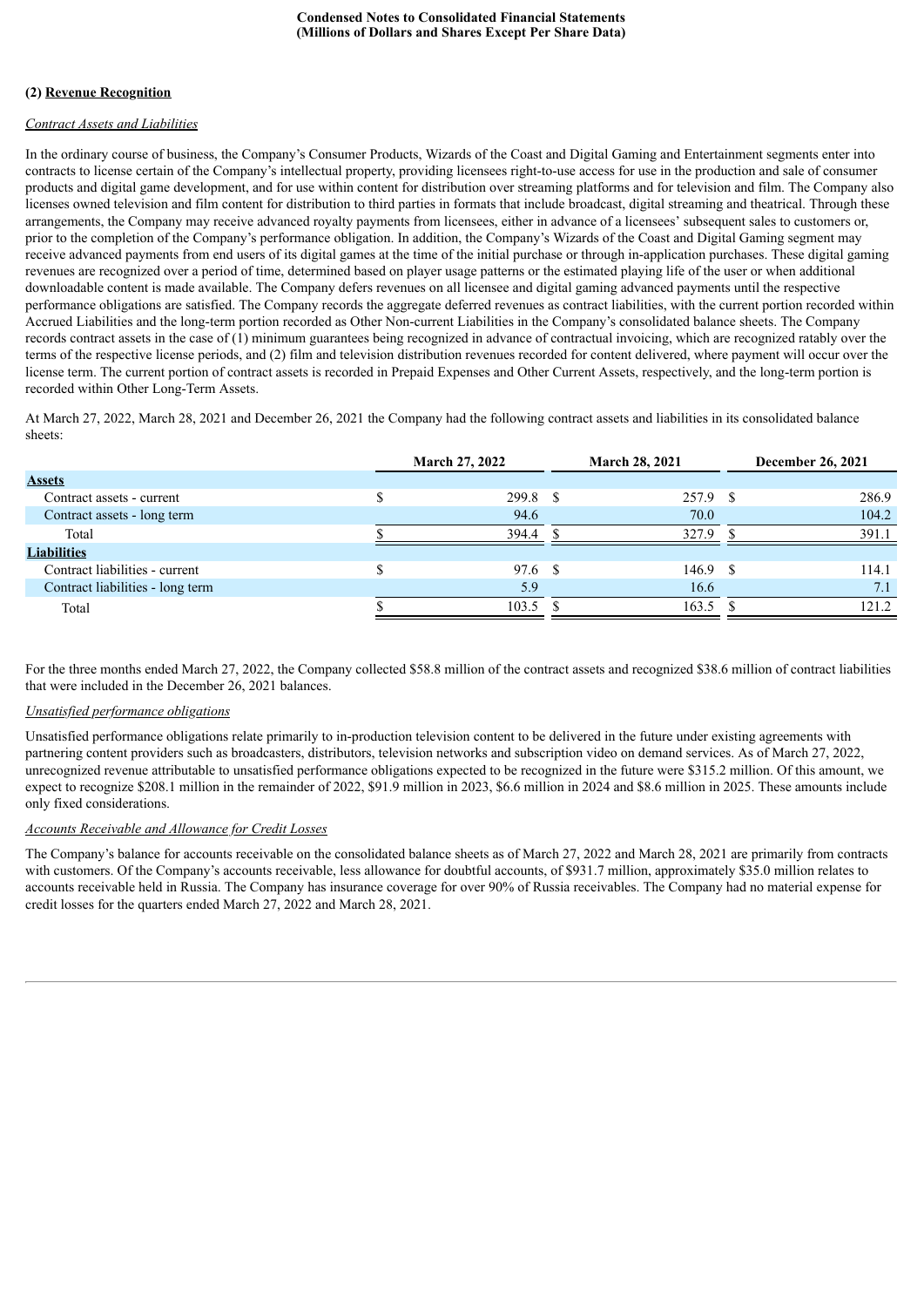**Condensed Notes to Consolidated Financial Statements**
**(Millions of Dollars and Shares Except Per Share Data)**

**(2) Revenue Recognition**

*Contract Assets and Liabilities*

In the ordinary course of business, the Company's Consumer Products, Wizards of the Coast and Digital Gaming and Entertainment segments enter into contracts to license certain of the Company's intellectual property, providing licensees right-to-use access for use in the production and sale of consumer products and digital game development, and for use within content for distribution over streaming platforms and for television and film. The Company also licenses owned television and film content for distribution to third parties in formats that include broadcast, digital streaming and theatrical. Through these arrangements, the Company may receive advanced royalty payments from licensees, either in advance of a licensees' subsequent sales to customers or, prior to the completion of the Company's performance obligation. In addition, the Company's Wizards of the Coast and Digital Gaming segment may receive advanced payments from end users of its digital games at the time of the initial purchase or through in-application purchases. These digital gaming revenues are recognized over a period of time, determined based on player usage patterns or the estimated playing life of the user or when additional downloadable content is made available. The Company defers revenues on all licensee and digital gaming advanced payments until the respective performance obligations are satisfied. The Company records the aggregate deferred revenues as contract liabilities, with the current portion recorded within Accrued Liabilities and the long-term portion recorded as Other Non-current Liabilities in the Company's consolidated balance sheets. The Company records contract assets in the case of (1) minimum guarantees being recognized in advance of contractual invoicing, which are recognized ratably over the terms of the respective license periods, and (2) film and television distribution revenues recorded for content delivered, where payment will occur over the license term. The current portion of contract assets is recorded in Prepaid Expenses and Other Current Assets, respectively, and the long-term portion is recorded within Other Long-Term Assets.

At March 27, 2022, March 28, 2021 and December 26, 2021 the Company had the following contract assets and liabilities in its consolidated balance sheets:

| | March 27, 2022 | March 28, 2021 | December 26, 2021 |
|---|---|---|---|
| **Assets** | | | |
| Contract assets - current | $ 299.8 | $ 257.9 | $ 286.9 |
| Contract assets - long term | 94.6 | 70.0 | 104.2 |
| Total | $ 394.4 | $ 327.9 | $ 391.1 |
| **Liabilities** | | | |
| Contract liabilities - current | $ 97.6 | $ 146.9 | $ 114.1 |
| Contract liabilities - long term | 5.9 | 16.6 | 7.1 |
| Total | $ 103.5 | $ 163.5 | $ 121.2 |

For the three months ended March 27, 2022, the Company collected $58.8 million of the contract assets and recognized $38.6 million of contract liabilities that were included in the December 26, 2021 balances.

*Unsatisfied performance obligations*

Unsatisfied performance obligations relate primarily to in-production television content to be delivered in the future under existing agreements with partnering content providers such as broadcasters, distributors, television networks and subscription video on demand services. As of March 27, 2022, unrecognized revenue attributable to unsatisfied performance obligations expected to be recognized in the future were $315.2 million. Of this amount, we expect to recognize $208.1 million in the remainder of 2022, $91.9 million in 2023, $6.6 million in 2024 and $8.6 million in 2025. These amounts include only fixed considerations.

*Accounts Receivable and Allowance for Credit Losses*

The Company's balance for accounts receivable on the consolidated balance sheets as of March 27, 2022 and March 28, 2021 are primarily from contracts with customers. Of the Company's accounts receivable, less allowance for doubtful accounts, of $931.7 million, approximately $35.0 million relates to accounts receivable held in Russia. The Company has insurance coverage for over 90% of Russia receivables. The Company had no material expense for credit losses for the quarters ended March 27, 2022 and March 28, 2021.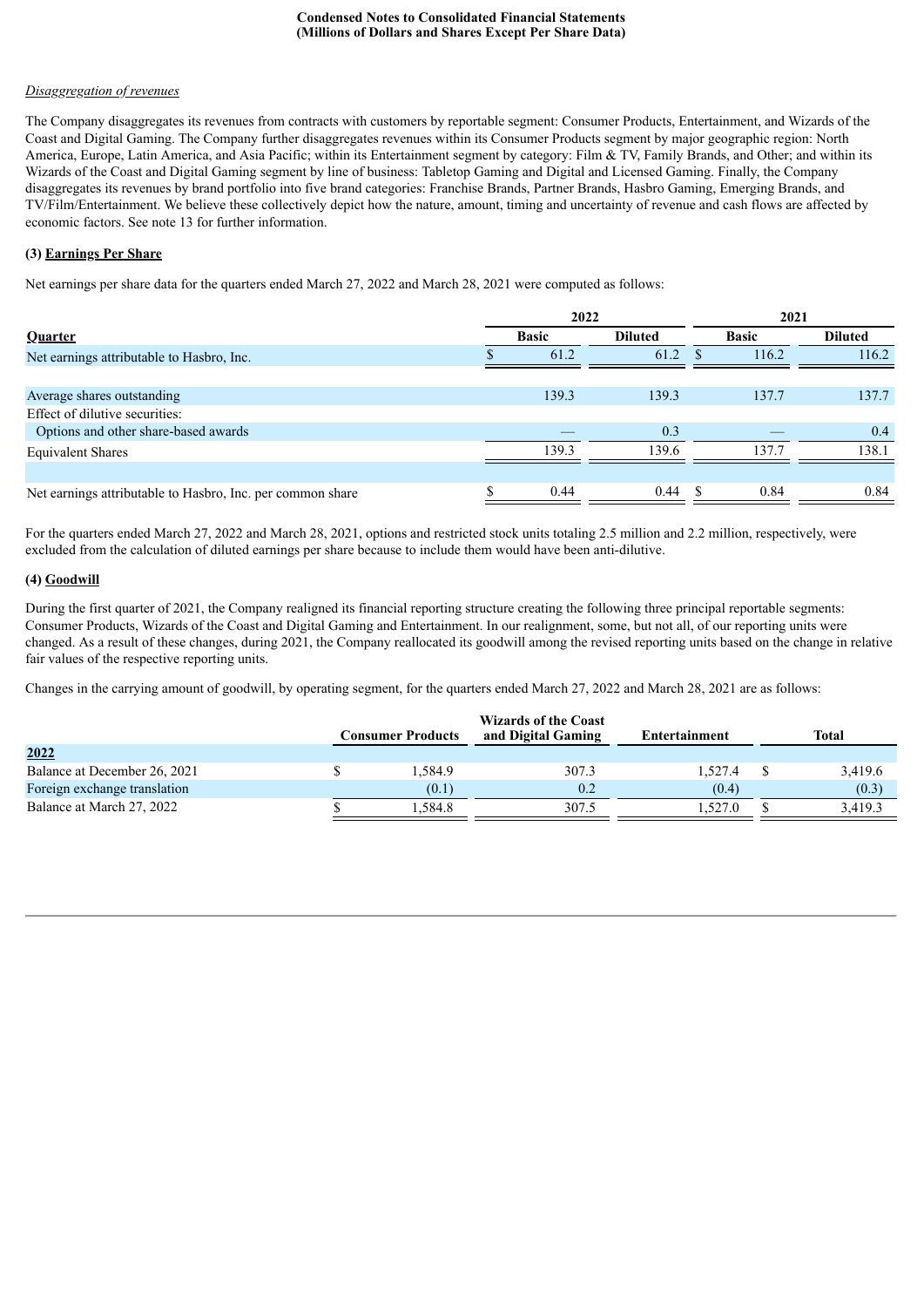# Condensed Notes to Consolidated Financial Statements
## (Millions of Dollars and Shares Except Per Share Data)

*Disaggregation of revenues*

The Company disaggregates its revenues from contracts with customers by reportable segment: Consumer Products, Entertainment, and Wizards of the Coast and Digital Gaming. The Company further disaggregates revenues within its Consumer Products segment by major geographic region: North America, Europe, Latin America, and Asia Pacific; within its Entertainment segment by category: Film & TV, Family Brands, and Other; and within its Wizards of the Coast and Digital Gaming segment by line of business: Tabletop Gaming and Digital and Licensed Gaming. Finally, the Company disaggregates its revenues by brand portfolio into five brand categories: Franchise Brands, Partner Brands, Hasbro Gaming, Emerging Brands, and TV/Film/Entertainment. We believe these collectively depict how the nature, amount, timing and uncertainty of revenue and cash flows are affected by economic factors. See note 13 for further information.

### (3) Earnings Per Share

Net earnings per share data for the quarters ended March 27, 2022 and March 28, 2021 were computed as follows:

| | 2022 | | 2021 | |
|---|---|---|---|---|
| **Quarter** | **Basic** | **Diluted** | **Basic** | **Diluted** |
| Net earnings attributable to Hasbro, Inc. | $ 61.2 | 61.2 | $ 116.2 | 116.2 |
| | | | | |
| Average shares outstanding | 139.3 | 139.3 | 137.7 | 137.7 |
| Effect of dilutive securities: | | | | |
| Options and other share-based awards | — | 0.3 | — | 0.4 |
| Equivalent Shares | 139.3 | 139.6 | 137.7 | 138.1 |
| | | | | |
| Net earnings attributable to Hasbro, Inc. per common share | $ 0.44 | 0.44 | $ 0.84 | 0.84 |

For the quarters ended March 27, 2022 and March 28, 2021, options and restricted stock units totaling 2.5 million and 2.2 million, respectively, were excluded from the calculation of diluted earnings per share because to include them would have been anti-dilutive.

### (4) Goodwill

During the first quarter of 2021, the Company realigned its financial reporting structure creating the following three principal reportable segments: Consumer Products, Wizards of the Coast and Digital Gaming and Entertainment. In our realignment, some, but not all, of our reporting units were changed. As a result of these changes, during 2021, the Company reallocated its goodwill among the revised reporting units based on the change in relative fair values of the respective reporting units.

Changes in the carrying amount of goodwill, by operating segment, for the quarters ended March 27, 2022 and March 28, 2021 are as follows:

| | Consumer Products | Wizards of the Coast and Digital Gaming | Entertainment | Total |
|---|---|---|---|---|
| **2022** | | | | |
| Balance at December 26, 2021 | $ 1,584.9 | 307.3 | 1,527.4 | $ 3,419.6 |
| Foreign exchange translation | (0.1) | 0.2 | (0.4) | (0.3) |
| Balance at March 27, 2022 | $ 1,584.8 | 307.5 | 1,527.0 | $ 3,419.3 |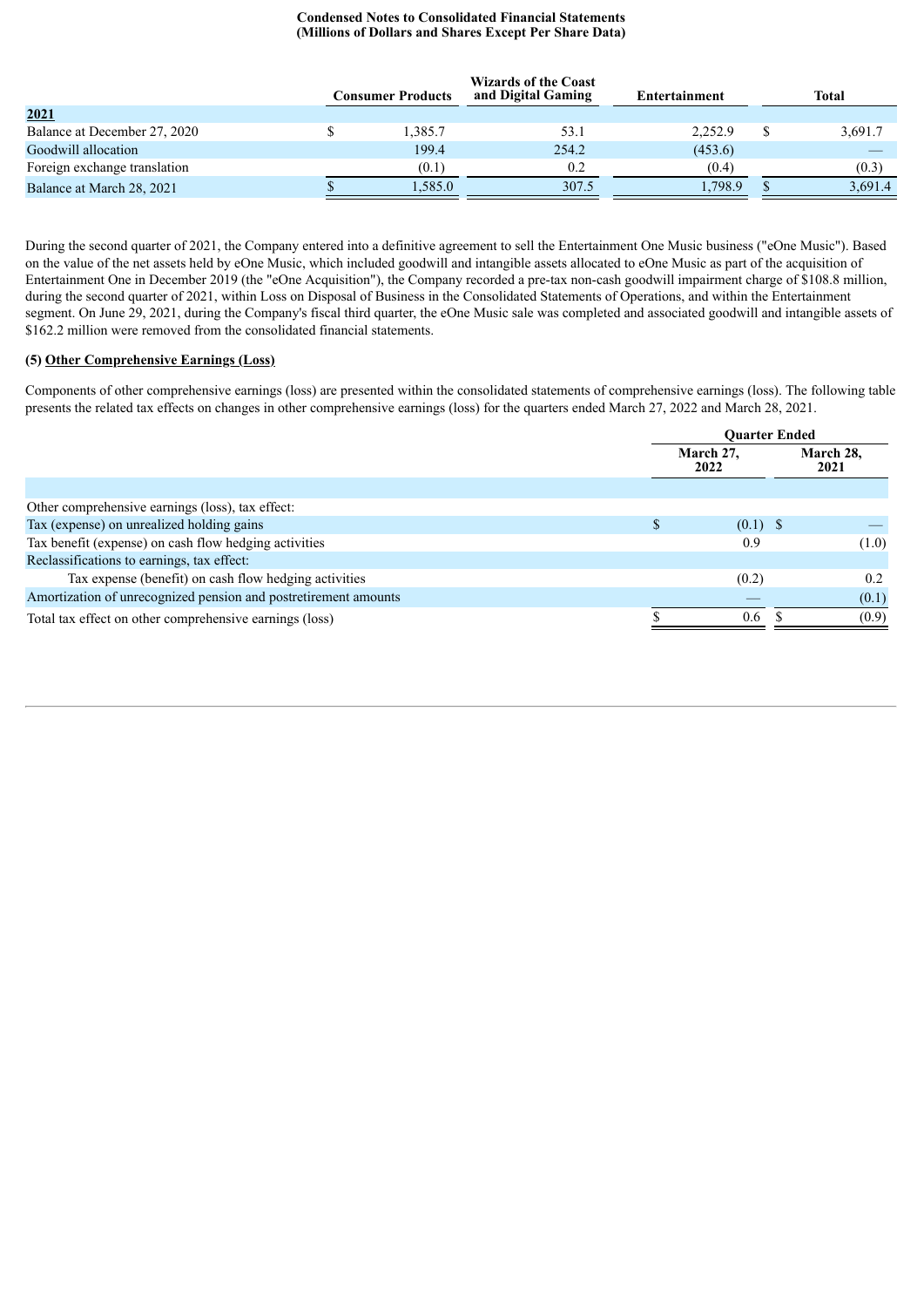**Condensed Notes to Consolidated Financial Statements**
**(Millions of Dollars and Shares Except Per Share Data)**

| | Consumer Products | Wizards of the Coast and Digital Gaming | Entertainment | Total |
|---|---|---|---|---|
| **2021** | | | | |
| Balance at December 27, 2020 | $ 1,385.7 | 53.1 | 2,252.9 | $ 3,691.7 |
| Goodwill allocation | 199.4 | 254.2 | (453.6) | — |
| Foreign exchange translation | (0.1) | 0.2 | (0.4) | (0.3) |
| Balance at March 28, 2021 | $ 1,585.0 | 307.5 | 1,798.9 | $ 3,691.4 |

During the second quarter of 2021, the Company entered into a definitive agreement to sell the Entertainment One Music business ("eOne Music"). Based on the value of the net assets held by eOne Music, which included goodwill and intangible assets allocated to eOne Music as part of the acquisition of Entertainment One in December 2019 (the "eOne Acquisition"), the Company recorded a pre-tax non-cash goodwill impairment charge of $108.8 million, during the second quarter of 2021, within Loss on Disposal of Business in the Consolidated Statements of Operations, and within the Entertainment segment. On June 29, 2021, during the Company's fiscal third quarter, the eOne Music sale was completed and associated goodwill and intangible assets of $162.2 million were removed from the consolidated financial statements.

**(5) Other Comprehensive Earnings (Loss)**

Components of other comprehensive earnings (loss) are presented within the consolidated statements of comprehensive earnings (loss). The following table presents the related tax effects on changes in other comprehensive earnings (loss) for the quarters ended March 27, 2022 and March 28, 2021.

| | Quarter Ended | |
|---|---|---|
| | March 27, 2022 | March 28, 2021 |
| Other comprehensive earnings (loss), tax effect: | | |
| Tax (expense) on unrealized holding gains | $ (0.1) | $ — |
| Tax benefit (expense) on cash flow hedging activities | 0.9 | (1.0) |
| Reclassifications to earnings, tax effect: | | |
| Tax expense (benefit) on cash flow hedging activities | (0.2) | 0.2 |
| Amortization of unrecognized pension and postretirement amounts | — | (0.1) |
| Total tax effect on other comprehensive earnings (loss) | $ 0.6 | $ (0.9) |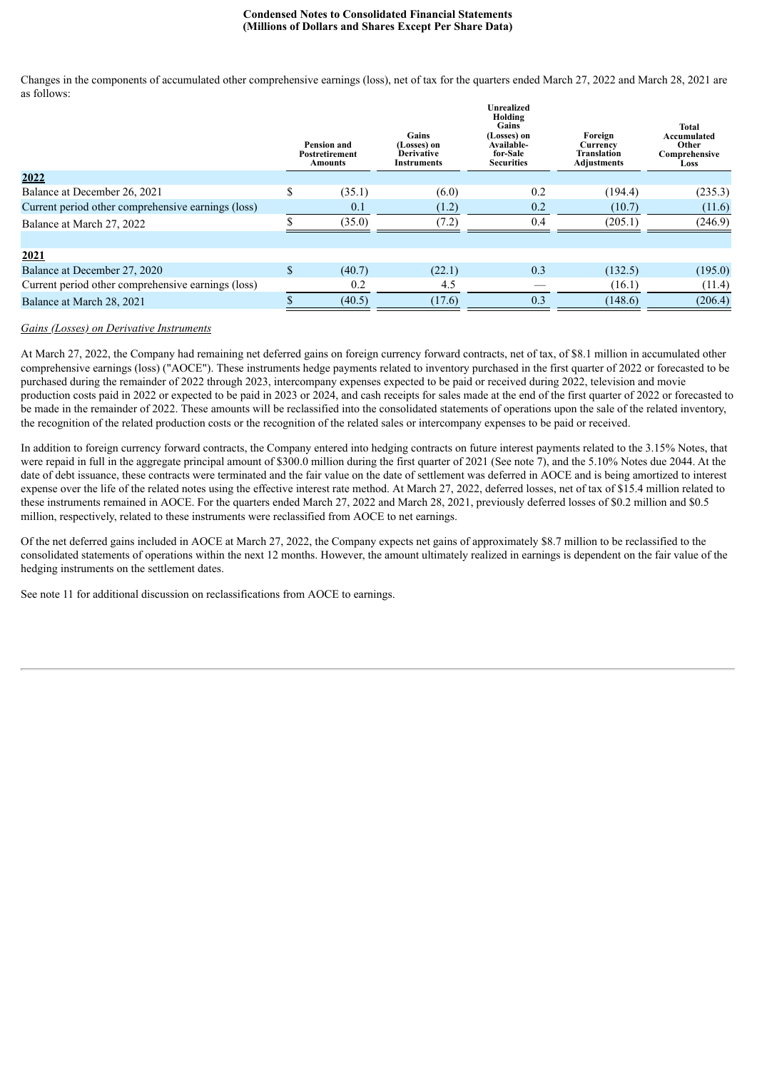**Condensed Notes to Consolidated Financial Statements**
**(Millions of Dollars and Shares Except Per Share Data)**

Changes in the components of accumulated other comprehensive earnings (loss), net of tax for the quarters ended March 27, 2022 and March 28, 2021 are as follows:

| | Pension and Postretirement Amounts | Gains (Losses) on Derivative Instruments | Unrealized Holding Gains (Losses) on Available-for-Sale Securities | Foreign Currency Translation Adjustments | Total Accumulated Other Comprehensive Loss |
|---|---|---|---|---|---|
| **2022** | | | | | |
| Balance at December 26, 2021 | $ (35.1) | (6.0) | 0.2 | (194.4) | (235.3) |
| Current period other comprehensive earnings (loss) | 0.1 | (1.2) | 0.2 | (10.7) | (11.6) |
| Balance at March 27, 2022 | $ (35.0) | (7.2) | 0.4 | (205.1) | (246.9) |
| | | | | | |
| **2021** | | | | | |
| Balance at December 27, 2020 | $ (40.7) | (22.1) | 0.3 | (132.5) | (195.0) |
| Current period other comprehensive earnings (loss) | 0.2 | 4.5 | — | (16.1) | (11.4) |
| Balance at March 28, 2021 | $ (40.5) | (17.6) | 0.3 | (148.6) | (206.4) |

*Gains (Losses) on Derivative Instruments*

At March 27, 2022, the Company had remaining net deferred gains on foreign currency forward contracts, net of tax, of $8.1 million in accumulated other comprehensive earnings (loss) ("AOCE"). These instruments hedge payments related to inventory purchased in the first quarter of 2022 or forecasted to be purchased during the remainder of 2022 through 2023, intercompany expenses expected to be paid or received during 2022, television and movie production costs paid in 2022 or expected to be paid in 2023 or 2024, and cash receipts for sales made at the end of the first quarter of 2022 or forecasted to be made in the remainder of 2022. These amounts will be reclassified into the consolidated statements of operations upon the sale of the related inventory, the recognition of the related production costs or the recognition of the related sales or intercompany expenses to be paid or received.

In addition to foreign currency forward contracts, the Company entered into hedging contracts on future interest payments related to the 3.15% Notes, that were repaid in full in the aggregate principal amount of $300.0 million during the first quarter of 2021 (See note 7), and the 5.10% Notes due 2044. At the date of debt issuance, these contracts were terminated and the fair value on the date of settlement was deferred in AOCE and is being amortized to interest expense over the life of the related notes using the effective interest rate method. At March 27, 2022, deferred losses, net of tax of $15.4 million related to these instruments remained in AOCE. For the quarters ended March 27, 2022 and March 28, 2021, previously deferred losses of $0.2 million and $0.5 million, respectively, related to these instruments were reclassified from AOCE to net earnings.

Of the net deferred gains included in AOCE at March 27, 2022, the Company expects net gains of approximately $8.7 million to be reclassified to the consolidated statements of operations within the next 12 months. However, the amount ultimately realized in earnings is dependent on the fair value of the hedging instruments on the settlement dates.

See note 11 for additional discussion on reclassifications from AOCE to earnings.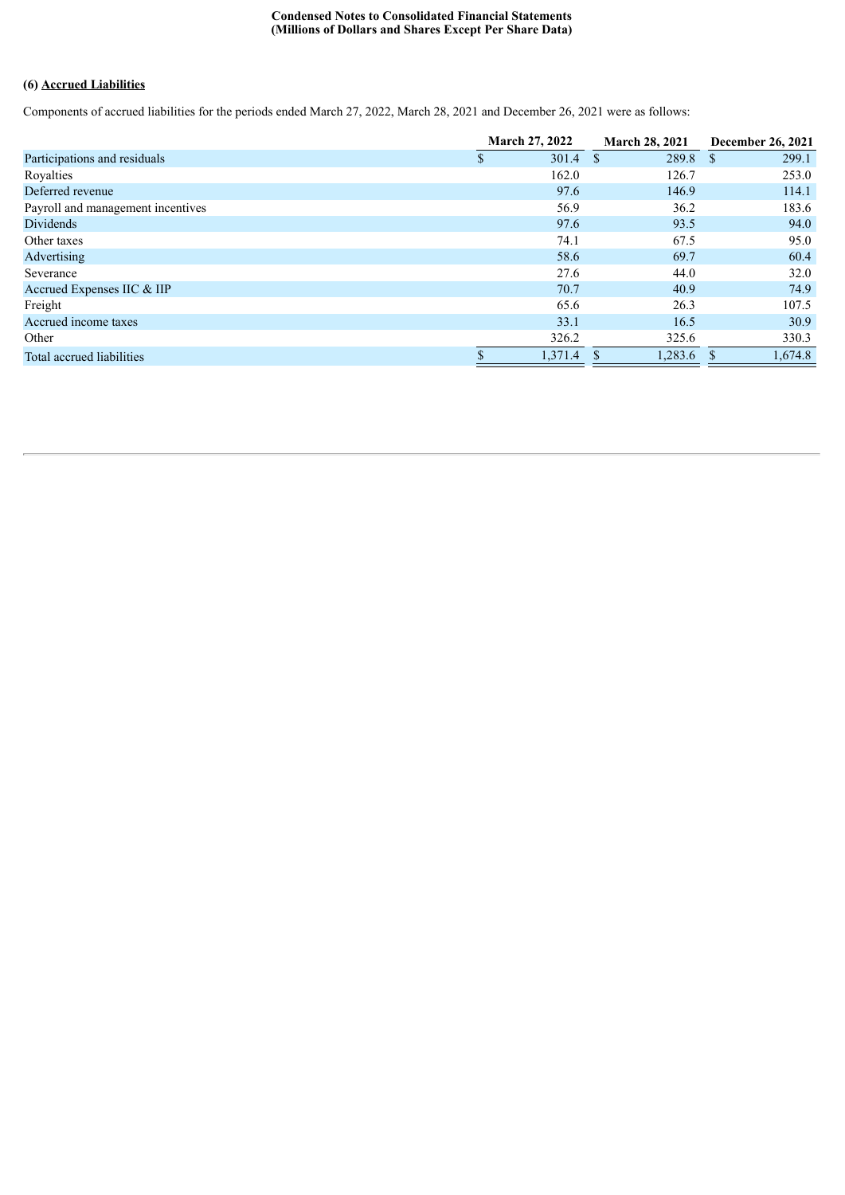**Condensed Notes to Consolidated Financial Statements**
**(Millions of Dollars and Shares Except Per Share Data)**

**(6) Accrued Liabilities**

Components of accrued liabilities for the periods ended March 27, 2022, March 28, 2021 and December 26, 2021 were as follows:

| | March 27, 2022 | March 28, 2021 | December 26, 2021 |
|---|---|---|---|
| Participations and residuals | $ 301.4 | $ 289.8 | $ 299.1 |
| Royalties | 162.0 | 126.7 | 253.0 |
| Deferred revenue | 97.6 | 146.9 | 114.1 |
| Payroll and management incentives | 56.9 | 36.2 | 183.6 |
| Dividends | 97.6 | 93.5 | 94.0 |
| Other taxes | 74.1 | 67.5 | 95.0 |
| Advertising | 58.6 | 69.7 | 60.4 |
| Severance | 27.6 | 44.0 | 32.0 |
| Accrued Expenses IIC & IIP | 70.7 | 40.9 | 74.9 |
| Freight | 65.6 | 26.3 | 107.5 |
| Accrued income taxes | 33.1 | 16.5 | 30.9 |
| Other | 326.2 | 325.6 | 330.3 |
| Total accrued liabilities | $ 1,371.4 | $ 1,283.6 | $ 1,674.8 |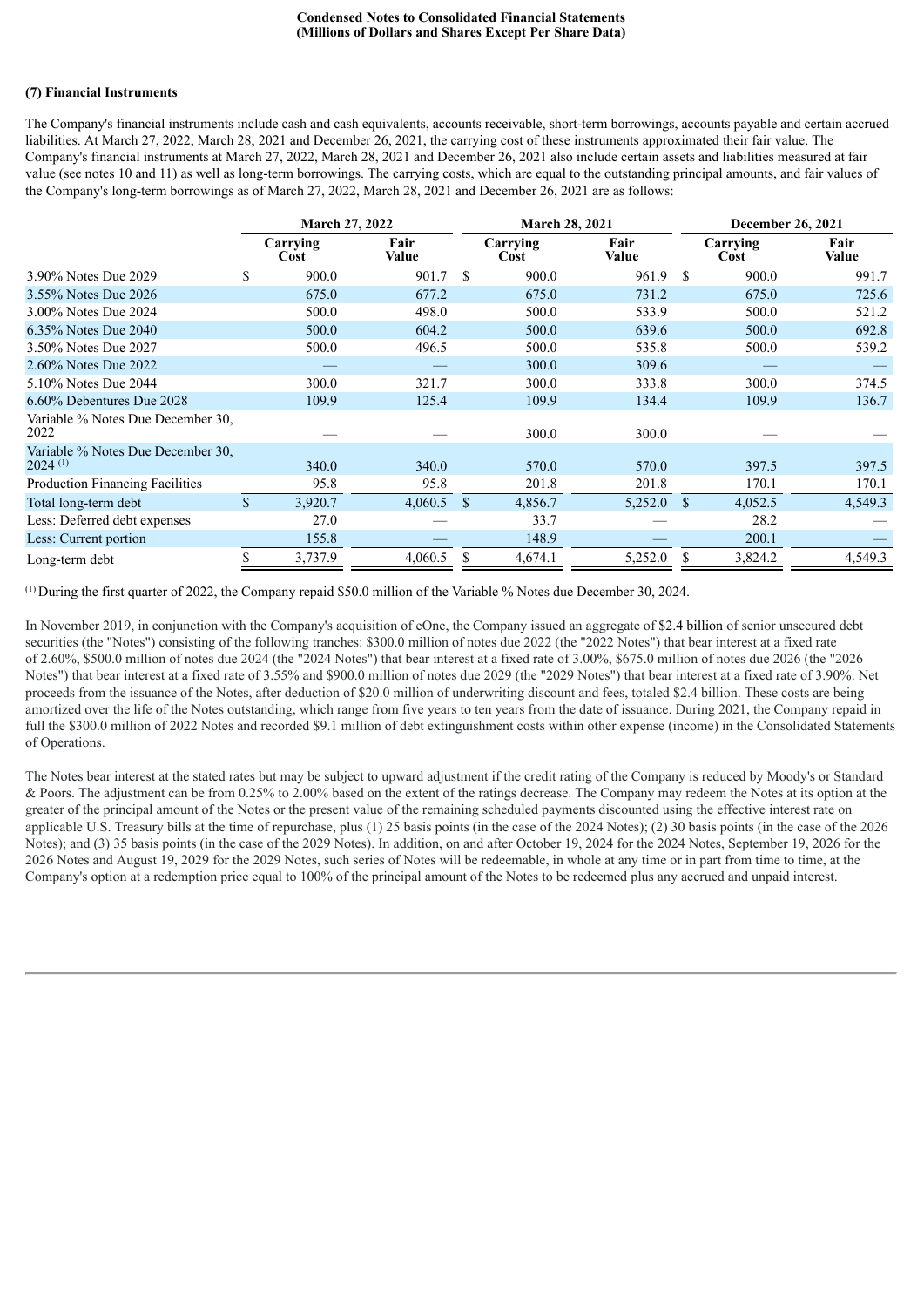**Condensed Notes to Consolidated Financial Statements**
**(Millions of Dollars and Shares Except Per Share Data)**

**(7) Financial Instruments**

The Company's financial instruments include cash and cash equivalents, accounts receivable, short-term borrowings, accounts payable and certain accrued liabilities. At March 27, 2022, March 28, 2021 and December 26, 2021, the carrying cost of these instruments approximated their fair value. The Company's financial instruments at March 27, 2022, March 28, 2021 and December 26, 2021 also include certain assets and liabilities measured at fair value (see notes 10 and 11) as well as long-term borrowings. The carrying costs, which are equal to the outstanding principal amounts, and fair values of the Company's long-term borrowings as of March 27, 2022, March 28, 2021 and December 26, 2021 are as follows:

| | March 27, 2022 | | March 28, 2021 | | December 26, 2021 | |
|---|---|---|---|---|---|---|
| | Carrying Cost | Fair Value | Carrying Cost | Fair Value | Carrying Cost | Fair Value |
| 3.90% Notes Due 2029 | $ 900.0 | 901.7 | $ 900.0 | 961.9 | $ 900.0 | 991.7 |
| 3.55% Notes Due 2026 | 675.0 | 677.2 | 675.0 | 731.2 | 675.0 | 725.6 |
| 3.00% Notes Due 2024 | 500.0 | 498.0 | 500.0 | 533.9 | 500.0 | 521.2 |
| 6.35% Notes Due 2040 | 500.0 | 604.2 | 500.0 | 639.6 | 500.0 | 692.8 |
| 3.50% Notes Due 2027 | 500.0 | 496.5 | 500.0 | 535.8 | 500.0 | 539.2 |
| 2.60% Notes Due 2022 | — | — | 300.0 | 309.6 | — | — |
| 5.10% Notes Due 2044 | 300.0 | 321.7 | 300.0 | 333.8 | 300.0 | 374.5 |
| 6.60% Debentures Due 2028 | 109.9 | 125.4 | 109.9 | 134.4 | 109.9 | 136.7 |
| Variable % Notes Due December 30, 2022 | — | — | 300.0 | 300.0 | — | — |
| Variable % Notes Due December 30, 2024 [1] | 340.0 | 340.0 | 570.0 | 570.0 | 397.5 | 397.5 |
| Production Financing Facilities | 95.8 | 95.8 | 201.8 | 201.8 | 170.1 | 170.1 |
| Total long-term debt | $ 3,920.7 | 4,060.5 | $ 4,856.7 | 5,252.0 | $ 4,052.5 | 4,549.3 |
| Less: Deferred debt expenses | 27.0 | — | 33.7 | — | 28.2 | — |
| Less: Current portion | 155.8 | — | 148.9 | — | 200.1 | — |
| Long-term debt | $ 3,737.9 | 4,060.5 | $ 4,674.1 | 5,252.0 | $ 3,824.2 | 4,549.3 |

[1] During the first quarter of 2022, the Company repaid $50.0 million of the Variable % Notes due December 30, 2024.

In November 2019, in conjunction with the Company's acquisition of eOne, the Company issued an aggregate of $2.4 billion of senior unsecured debt securities (the "Notes") consisting of the following tranches: $300.0 million of notes due 2022 (the "2022 Notes") that bear interest at a fixed rate of 2.60%, $500.0 million of notes due 2024 (the "2024 Notes") that bear interest at a fixed rate of 3.00%, $675.0 million of notes due 2026 (the "2026 Notes") that bear interest at a fixed rate of 3.55% and $900.0 million of notes due 2029 (the "2029 Notes") that bear interest at a fixed rate of 3.90%. Net proceeds from the issuance of the Notes, after deduction of $20.0 million of underwriting discount and fees, totaled $2.4 billion. These costs are being amortized over the life of the Notes outstanding, which range from five years to ten years from the date of issuance. During 2021, the Company repaid in full the $300.0 million of 2022 Notes and recorded $9.1 million of debt extinguishment costs within other expense (income) in the Consolidated Statements of Operations.

The Notes bear interest at the stated rates but may be subject to upward adjustment if the credit rating of the Company is reduced by Moody's or Standard & Poors. The adjustment can be from 0.25% to 2.00% based on the extent of the ratings decrease. The Company may redeem the Notes at its option at the greater of the principal amount of the Notes or the present value of the remaining scheduled payments discounted using the effective interest rate on applicable U.S. Treasury bills at the time of repurchase, plus (1) 25 basis points (in the case of the 2024 Notes); (2) 30 basis points (in the case of the 2026 Notes); and (3) 35 basis points (in the case of the 2029 Notes). In addition, on and after October 19, 2024 for the 2024 Notes, September 19, 2026 for the 2026 Notes and August 19, 2029 for the 2029 Notes, such series of Notes will be redeemable, in whole at any time or in part from time to time, at the Company's option at a redemption price equal to 100% of the principal amount of the Notes to be redeemed plus any accrued and unpaid interest.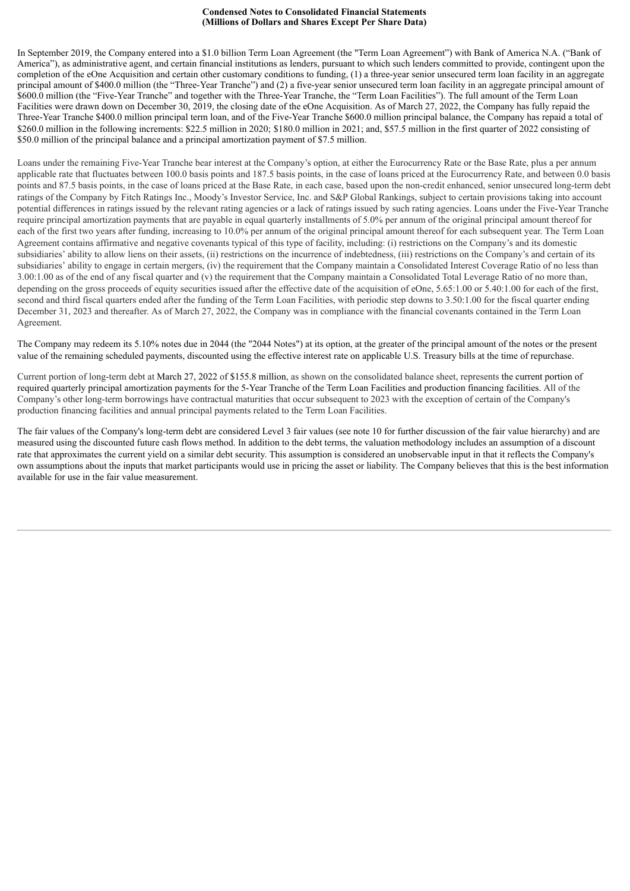**Condensed Notes to Consolidated Financial Statements**
**(Millions of Dollars and Shares Except Per Share Data)**

In September 2019, the Company entered into a $1.0 billion Term Loan Agreement (the "Term Loan Agreement") with Bank of America N.A. ("Bank of America"), as administrative agent, and certain financial institutions as lenders, pursuant to which such lenders committed to provide, contingent upon the completion of the eOne Acquisition and certain other customary conditions to funding, (1) a three-year senior unsecured term loan facility in an aggregate principal amount of $400.0 million (the "Three-Year Tranche") and (2) a five-year senior unsecured term loan facility in an aggregate principal amount of $600.0 million (the "Five-Year Tranche" and together with the Three-Year Tranche, the "Term Loan Facilities"). The full amount of the Term Loan Facilities were drawn down on December 30, 2019, the closing date of the eOne Acquisition. As of March 27, 2022, the Company has fully repaid the Three-Year Tranche $400.0 million principal term loan, and of the Five-Year Tranche $600.0 million principal balance, the Company has repaid a total of $260.0 million in the following increments: $22.5 million in 2020; $180.0 million in 2021; and, $57.5 million in the first quarter of 2022 consisting of $50.0 million of the principal balance and a principal amortization payment of $7.5 million.

Loans under the remaining Five-Year Tranche bear interest at the Company's option, at either the Eurocurrency Rate or the Base Rate, plus a per annum applicable rate that fluctuates between 100.0 basis points and 187.5 basis points, in the case of loans priced at the Eurocurrency Rate, and between 0.0 basis points and 87.5 basis points, in the case of loans priced at the Base Rate, in each case, based upon the non-credit enhanced, senior unsecured long-term debt ratings of the Company by Fitch Ratings Inc., Moody's Investor Service, Inc. and S&P Global Rankings, subject to certain provisions taking into account potential differences in ratings issued by the relevant rating agencies or a lack of ratings issued by such rating agencies. Loans under the Five-Year Tranche require principal amortization payments that are payable in equal quarterly installments of 5.0% per annum of the original principal amount thereof for each of the first two years after funding, increasing to 10.0% per annum of the original principal amount thereof for each subsequent year. The Term Loan Agreement contains affirmative and negative covenants typical of this type of facility, including: (i) restrictions on the Company's and its domestic subsidiaries' ability to allow liens on their assets, (ii) restrictions on the incurrence of indebtedness, (iii) restrictions on the Company's and certain of its subsidiaries' ability to engage in certain mergers, (iv) the requirement that the Company maintain a Consolidated Interest Coverage Ratio of no less than 3.00:1.00 as of the end of any fiscal quarter and (v) the requirement that the Company maintain a Consolidated Total Leverage Ratio of no more than, depending on the gross proceeds of equity securities issued after the effective date of the acquisition of eOne, 5.65:1.00 or 5.40:1.00 for each of the first, second and third fiscal quarters ended after the funding of the Term Loan Facilities, with periodic step downs to 3.50:1.00 for the fiscal quarter ending December 31, 2023 and thereafter. As of March 27, 2022, the Company was in compliance with the financial covenants contained in the Term Loan Agreement.

The Company may redeem its 5.10% notes due in 2044 (the "2044 Notes") at its option, at the greater of the principal amount of the notes or the present value of the remaining scheduled payments, discounted using the effective interest rate on applicable U.S. Treasury bills at the time of repurchase.

Current portion of long-term debt at March 27, 2022 of $155.8 million, as shown on the consolidated balance sheet, represents the current portion of required quarterly principal amortization payments for the 5-Year Tranche of the Term Loan Facilities and production financing facilities. All of the Company's other long-term borrowings have contractual maturities that occur subsequent to 2023 with the exception of certain of the Company's production financing facilities and annual principal payments related to the Term Loan Facilities.

The fair values of the Company's long-term debt are considered Level 3 fair values (see note 10 for further discussion of the fair value hierarchy) and are measured using the discounted future cash flows method. In addition to the debt terms, the valuation methodology includes an assumption of a discount rate that approximates the current yield on a similar debt security. This assumption is considered an unobservable input in that it reflects the Company's own assumptions about the inputs that market participants would use in pricing the asset or liability. The Company believes that this is the best information available for use in the fair value measurement.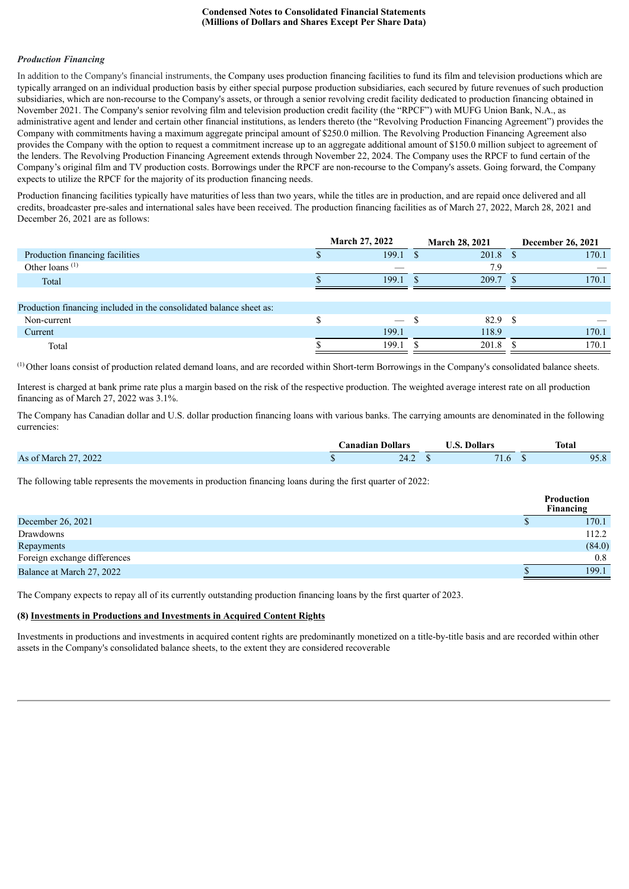*Production Financing*

In addition to the Company's financial instruments, the Company uses production financing facilities to fund its film and television productions which are typically arranged on an individual production basis by either special purpose production subsidiaries, each secured by future revenues of such production subsidiaries, which are non-recourse to the Company's assets, or through a senior revolving credit facility dedicated to production financing obtained in November 2021. The Company's senior revolving film and television production credit facility (the "RPCF") with MUFG Union Bank, N.A., as administrative agent and lender and certain other financial institutions, as lenders thereto (the "Revolving Production Financing Agreement") provides the Company with commitments having a maximum aggregate principal amount of $250.0 million. The Revolving Production Financing Agreement also provides the Company with the option to request a commitment increase up to an aggregate additional amount of $150.0 million subject to agreement of the lenders. The Revolving Production Financing Agreement extends through November 22, 2024. The Company uses the RPCF to fund certain of the Company's original film and TV production costs. Borrowings under the RPCF are non-recourse to the Company's assets. Going forward, the Company expects to utilize the RPCF for the majority of its production financing needs.

Production financing facilities typically have maturities of less than two years, while the titles are in production, and are repaid once delivered and all credits, broadcaster pre-sales and international sales have been received. The production financing facilities as of March 27, 2022, March 28, 2021 and December 26, 2021 are as follows:

| | March 27, 2022 | March 28, 2021 | December 26, 2021 |
|---|---|---|---|
| Production financing facilities | $ 199.1 | $ 201.8 | $ 170.1 |
| Other loans [(1)] | — | 7.9 | — |
| Total | $ 199.1 | $ 209.7 | $ 170.1 |
| | | | |
| Production financing included in the consolidated balance sheet as: | | | |
| Non-current | $ — | $ 82.9 | $ — |
| Current | 199.1 | 118.9 | 170.1 |
| Total | $ 199.1 | $ 201.8 | $ 170.1 |

[(1)] Other loans consist of production related demand loans, and are recorded within Short-term Borrowings in the Company's consolidated balance sheets.

Interest is charged at bank prime rate plus a margin based on the risk of the respective production. The weighted average interest rate on all production financing as of March 27, 2022 was 3.1%.

The Company has Canadian dollar and U.S. dollar production financing loans with various banks. The carrying amounts are denominated in the following currencies:

| | Canadian Dollars | U.S. Dollars | Total |
|---|---|---|---|
| As of March 27, 2022 | $ 24.2 | $ 71.6 | $ 95.8 |

The following table represents the movements in production financing loans during the first quarter of 2022:

| | Production Financing |
|---|---|
| December 26, 2021 | $ 170.1 |
| Drawdowns | 112.2 |
| Repayments | (84.0) |
| Foreign exchange differences | 0.8 |
| Balance at March 27, 2022 | $ 199.1 |

The Company expects to repay all of its currently outstanding production financing loans by the first quarter of 2023.

**(8) Investments in Productions and Investments in Acquired Content Rights**

Investments in productions and investments in acquired content rights are predominantly monetized on a title-by-title basis and are recorded within other assets in the Company's consolidated balance sheets, to the extent they are considered recoverable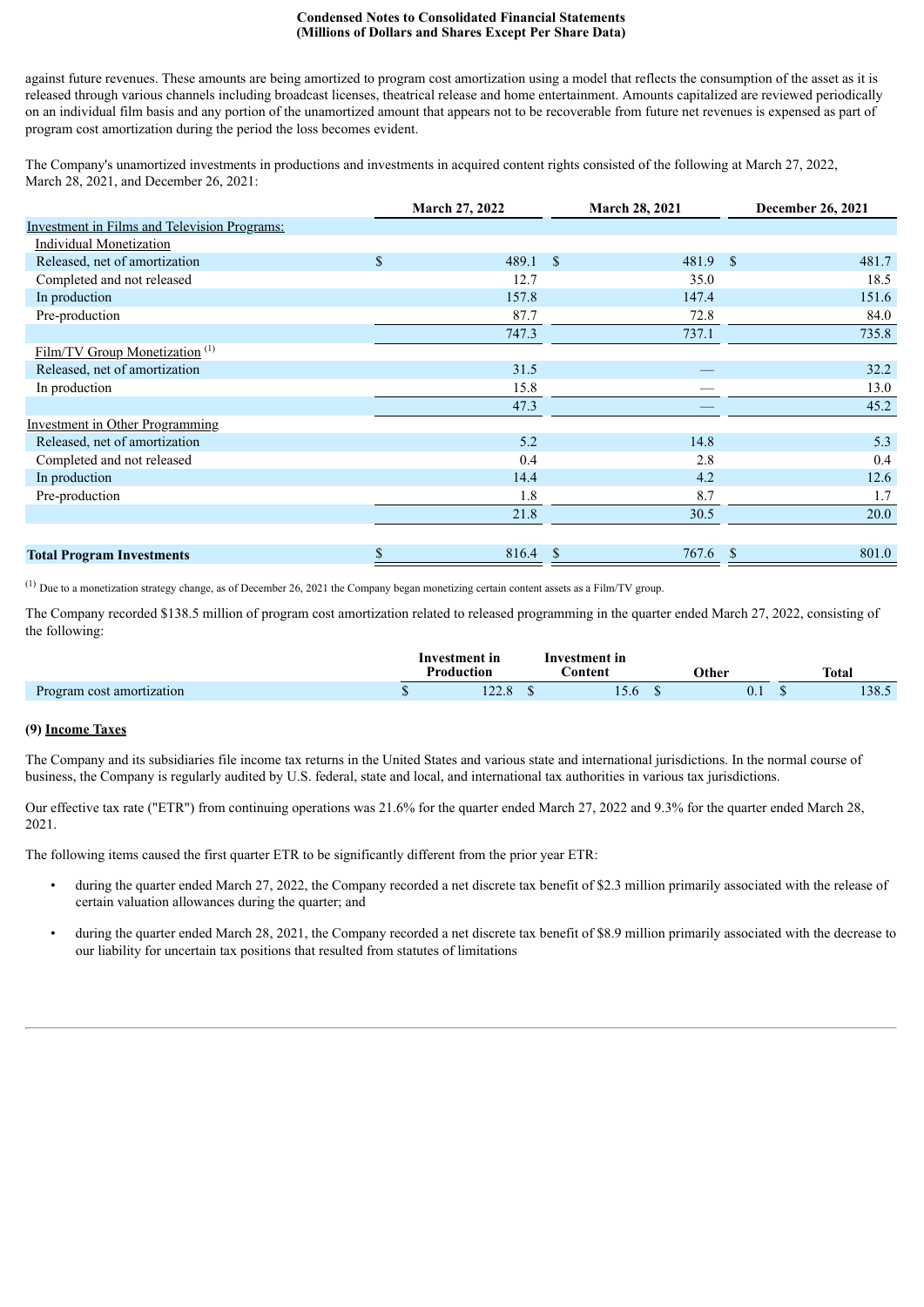against future revenues. These amounts are being amortized to program cost amortization using a model that reflects the consumption of the asset as it is released through various channels including broadcast licenses, theatrical release and home entertainment. Amounts capitalized are reviewed periodically on an individual film basis and any portion of the unamortized amount that appears not to be recoverable from future net revenues is expensed as part of program cost amortization during the period the loss becomes evident.

The Company's unamortized investments in productions and investments in acquired content rights consisted of the following at March 27, 2022, March 28, 2021, and December 26, 2021:

| | March 27, 2022 | March 28, 2021 | December 26, 2021 |
|---|---|---|---|
| Investment in Films and Television Programs: | | | |
| Individual Monetization | | | |
| Released, net of amortization | $ 489.1 | $ 481.9 | $ 481.7 |
| Completed and not released | 12.7 | 35.0 | 18.5 |
| In production | 157.8 | 147.4 | 151.6 |
| Pre-production | 87.7 | 72.8 | 84.0 |
| | 747.3 | 737.1 | 735.8 |
| Film/TV Group Monetization [1] | | | |
| Released, net of amortization | 31.5 | — | 32.2 |
| In production | 15.8 | — | 13.0 |
| | 47.3 | — | 45.2 |
| Investment in Other Programming | | | |
| Released, net of amortization | 5.2 | 14.8 | 5.3 |
| Completed and not released | 0.4 | 2.8 | 0.4 |
| In production | 14.4 | 4.2 | 12.6 |
| Pre-production | 1.8 | 8.7 | 1.7 |
| | 21.8 | 30.5 | 20.0 |
| **Total Program Investments** | $ 816.4 | $ 767.6 | $ 801.0 |

[1] Due to a monetization strategy change, as of December 26, 2021 the Company began monetizing certain content assets as a Film/TV group.

The Company recorded $138.5 million of program cost amortization related to released programming in the quarter ended March 27, 2022, consisting of the following:

| | Investment in Production | Investment in Content | Other | Total |
|---|---|---|---|---|
| Program cost amortization | $ 122.8 | $ 15.6 | $ 0.1 | $ 138.5 |

## (9) Income Taxes

The Company and its subsidiaries file income tax returns in the United States and various state and international jurisdictions. In the normal course of business, the Company is regularly audited by U.S. federal, state and local, and international tax authorities in various tax jurisdictions.

Our effective tax rate ("ETR") from continuing operations was 21.6% for the quarter ended March 27, 2022 and 9.3% for the quarter ended March 28, 2021.

The following items caused the first quarter ETR to be significantly different from the prior year ETR:

- during the quarter ended March 27, 2022, the Company recorded a net discrete tax benefit of $2.3 million primarily associated with the release of certain valuation allowances during the quarter; and
- during the quarter ended March 28, 2021, the Company recorded a net discrete tax benefit of $8.9 million primarily associated with the decrease to our liability for uncertain tax positions that resulted from statutes of limitations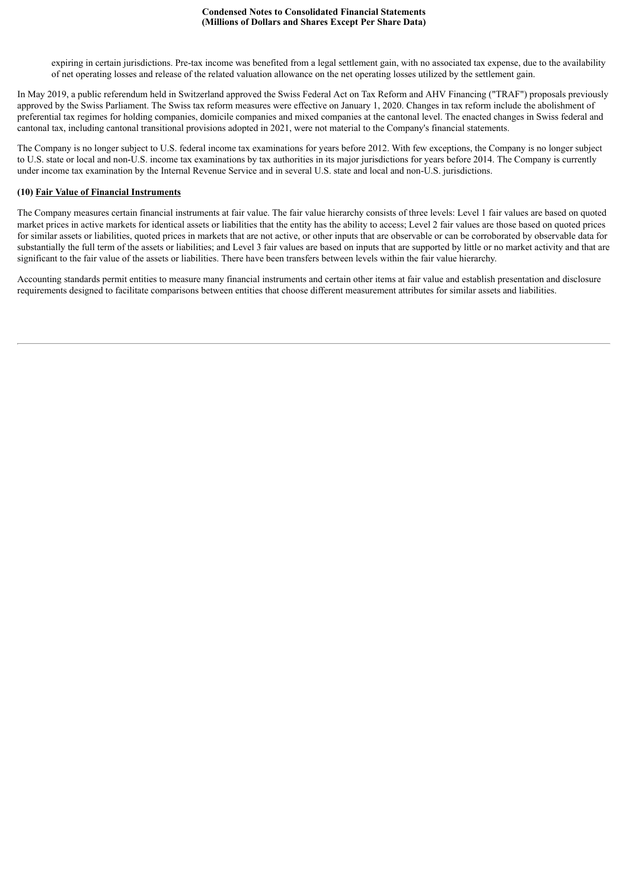expiring in certain jurisdictions. Pre-tax income was benefited from a legal settlement gain, with no associated tax expense, due to the availability of net operating losses and release of the related valuation allowance on the net operating losses utilized by the settlement gain.

In May 2019, a public referendum held in Switzerland approved the Swiss Federal Act on Tax Reform and AHV Financing ("TRAF") proposals previously approved by the Swiss Parliament. The Swiss tax reform measures were effective on January 1, 2020. Changes in tax reform include the abolishment of preferential tax regimes for holding companies, domicile companies and mixed companies at the cantonal level. The enacted changes in Swiss federal and cantonal tax, including cantonal transitional provisions adopted in 2021, were not material to the Company's financial statements.

The Company is no longer subject to U.S. federal income tax examinations for years before 2012. With few exceptions, the Company is no longer subject to U.S. state or local and non-U.S. income tax examinations by tax authorities in its major jurisdictions for years before 2014. The Company is currently under income tax examination by the Internal Revenue Service and in several U.S. state and local and non-U.S. jurisdictions.

**(10) Fair Value of Financial Instruments**

The Company measures certain financial instruments at fair value. The fair value hierarchy consists of three levels: Level 1 fair values are based on quoted market prices in active markets for identical assets or liabilities that the entity has the ability to access; Level 2 fair values are those based on quoted prices for similar assets or liabilities, quoted prices in markets that are not active, or other inputs that are observable or can be corroborated by observable data for substantially the full term of the assets or liabilities; and Level 3 fair values are based on inputs that are supported by little or no market activity and that are significant to the fair value of the assets or liabilities. There have been transfers between levels within the fair value hierarchy.

Accounting standards permit entities to measure many financial instruments and certain other items at fair value and establish presentation and disclosure requirements designed to facilitate comparisons between entities that choose different measurement attributes for similar assets and liabilities.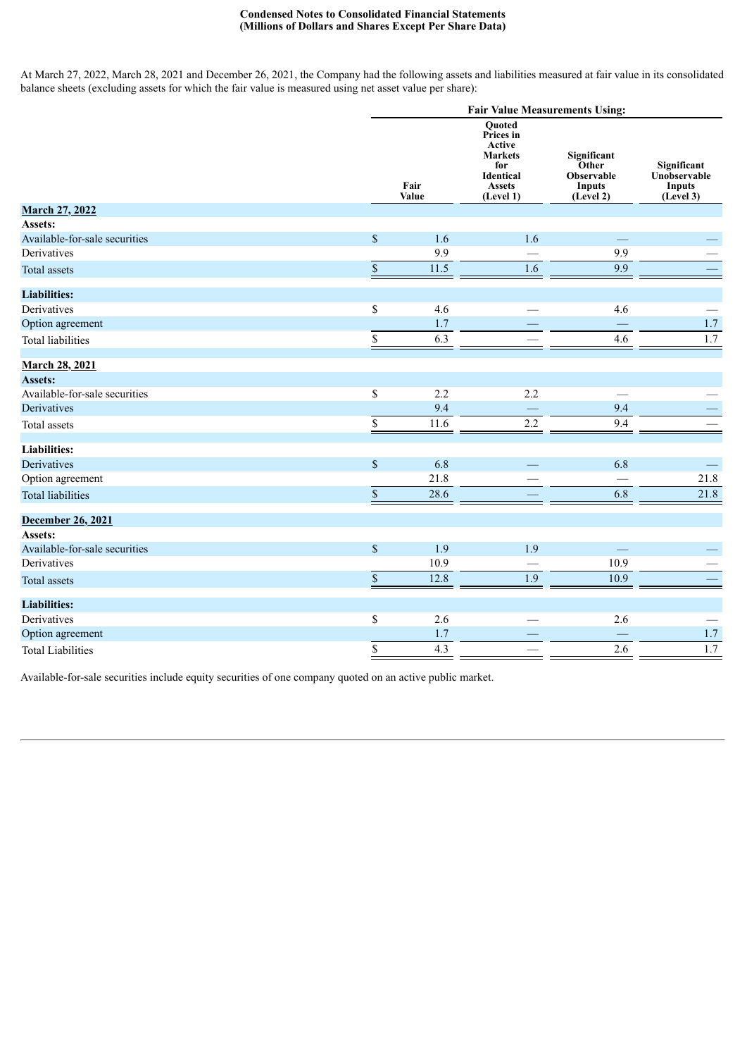**Condensed Notes to Consolidated Financial Statements**
**(Millions of Dollars and Shares Except Per Share Data)**

At March 27, 2022, March 28, 2021 and December 26, 2021, the Company had the following assets and liabilities measured at fair value in its consolidated balance sheets (excluding assets for which the fair value is measured using net asset value per share):

| | | Fair Value Measurements Using: | | |
|---|---|---|---|---|
| | Fair Value | Quoted Prices in Active Markets for Identical Assets (Level 1) | Significant Other Observable Inputs (Level 2) | Significant Unobservable Inputs (Level 3) |
| **March 27, 2022** | | | | |
| **Assets:** | | | | |
| Available-for-sale securities | $ 1.6 | 1.6 | — | — |
| Derivatives | 9.9 | — | 9.9 | — |
| Total assets | $ 11.5 | 1.6 | 9.9 | — |
| **Liabilities:** | | | | |
| Derivatives | $ 4.6 | — | 4.6 | — |
| Option agreement | 1.7 | — | — | 1.7 |
| Total liabilities | $ 6.3 | — | 4.6 | 1.7 |
| **March 28, 2021** | | | | |
| **Assets:** | | | | |
| Available-for-sale securities | $ 2.2 | 2.2 | — | — |
| Derivatives | 9.4 | — | 9.4 | — |
| Total assets | $ 11.6 | 2.2 | 9.4 | — |
| **Liabilities:** | | | | |
| Derivatives | $ 6.8 | — | 6.8 | — |
| Option agreement | 21.8 | — | — | 21.8 |
| Total liabilities | $ 28.6 | — | 6.8 | 21.8 |
| **December 26, 2021** | | | | |
| **Assets:** | | | | |
| Available-for-sale securities | $ 1.9 | 1.9 | — | — |
| Derivatives | 10.9 | — | 10.9 | — |
| Total assets | $ 12.8 | 1.9 | 10.9 | — |
| **Liabilities:** | | | | |
| Derivatives | $ 2.6 | — | 2.6 | — |
| Option agreement | 1.7 | — | — | 1.7 |
| Total Liabilities | $ 4.3 | — | 2.6 | 1.7 |

Available-for-sale securities include equity securities of one company quoted on an active public market.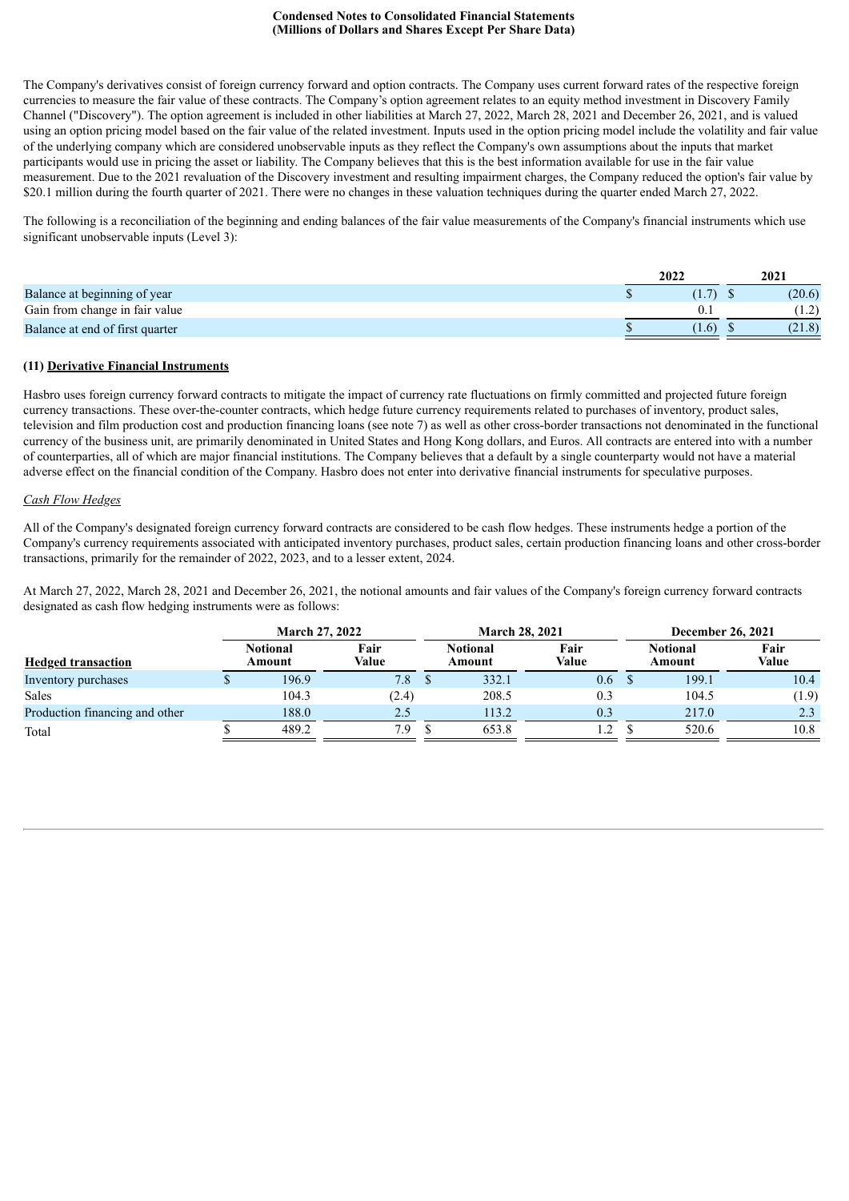The Company's derivatives consist of foreign currency forward and option contracts. The Company uses current forward rates of the respective foreign currencies to measure the fair value of these contracts. The Company's option agreement relates to an equity method investment in Discovery Family Channel ("Discovery"). The option agreement is included in other liabilities at March 27, 2022, March 28, 2021 and December 26, 2021, and is valued using an option pricing model based on the fair value of the related investment. Inputs used in the option pricing model include the volatility and fair value of the underlying company which are considered unobservable inputs as they reflect the Company's own assumptions about the inputs that market participants would use in pricing the asset or liability. The Company believes that this is the best information available for use in the fair value measurement. Due to the 2021 revaluation of the Discovery investment and resulting impairment charges, the Company reduced the option's fair value by $20.1 million during the fourth quarter of 2021. There were no changes in these valuation techniques during the quarter ended March 27, 2022.

The following is a reconciliation of the beginning and ending balances of the fair value measurements of the Company's financial instruments which use significant unobservable inputs (Level 3):

| | 2022 | 2021 |
|---|---|---|
| Balance at beginning of year | $ (1.7) | $ (20.6) |
| Gain from change in fair value | 0.1 | (1.2) |
| Balance at end of first quarter | $ (1.6) | $ (21.8) |

**(11) Derivative Financial Instruments**

Hasbro uses foreign currency forward contracts to mitigate the impact of currency rate fluctuations on firmly committed and projected future foreign currency transactions. These over-the-counter contracts, which hedge future currency requirements related to purchases of inventory, product sales, television and film production cost and production financing loans (see note 7) as well as other cross-border transactions not denominated in the functional currency of the business unit, are primarily denominated in United States and Hong Kong dollars, and Euros. All contracts are entered into with a number of counterparties, all of which are major financial institutions. The Company believes that a default by a single counterparty would not have a material adverse effect on the financial condition of the Company. Hasbro does not enter into derivative financial instruments for speculative purposes.

*Cash Flow Hedges*

All of the Company's designated foreign currency forward contracts are considered to be cash flow hedges. These instruments hedge a portion of the Company's currency requirements associated with anticipated inventory purchases, product sales, certain production financing loans and other cross-border transactions, primarily for the remainder of 2022, 2023, and to a lesser extent, 2024.

At March 27, 2022, March 28, 2021 and December 26, 2021, the notional amounts and fair values of the Company's foreign currency forward contracts designated as cash flow hedging instruments were as follows:

| | March 27, 2022 | | March 28, 2021 | | December 26, 2021 | |
|---|---|---|---|---|---|---|
| Hedged transaction | Notional Amount | Fair Value | Notional Amount | Fair Value | Notional Amount | Fair Value |
| Inventory purchases | $ 196.9 | 7.8 | $ 332.1 | 0.6 | $ 199.1 | 10.4 |
| Sales | 104.3 | (2.4) | 208.5 | 0.3 | 104.5 | (1.9) |
| Production financing and other | 188.0 | 2.5 | 113.2 | 0.3 | 217.0 | 2.3 |
| Total | $ 489.2 | 7.9 | $ 653.8 | 1.2 | $ 520.6 | 10.8 |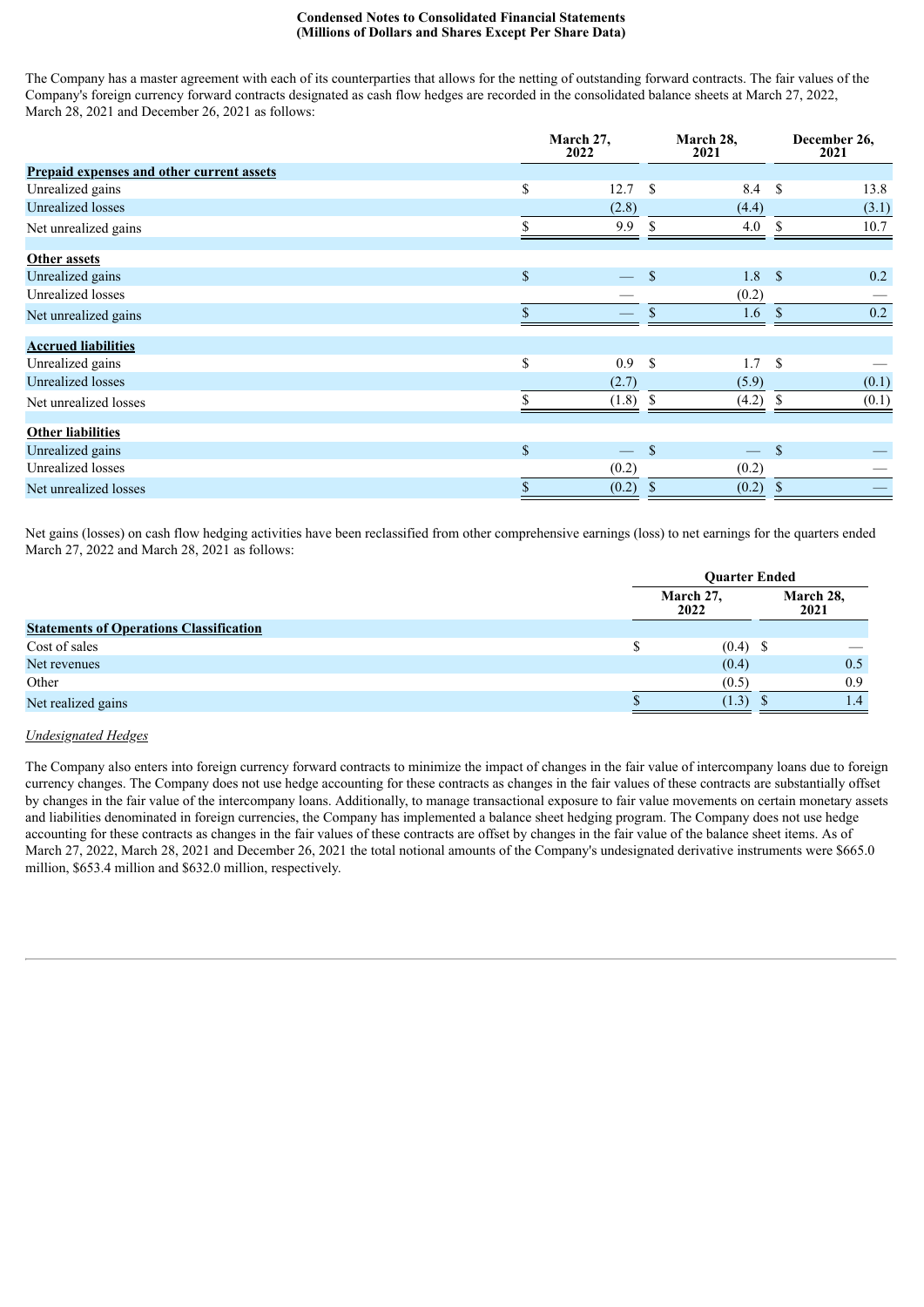**Condensed Notes to Consolidated Financial Statements**
**(Millions of Dollars and Shares Except Per Share Data)**

The Company has a master agreement with each of its counterparties that allows for the netting of outstanding forward contracts. The fair values of the Company's foreign currency forward contracts designated as cash flow hedges are recorded in the consolidated balance sheets at March 27, 2022, March 28, 2021 and December 26, 2021 as follows:

| | March 27, 2022 | March 28, 2021 | December 26, 2021 |
|---|---|---|---|
| **Prepaid expenses and other current assets** | | | |
| Unrealized gains | $ 12.7 | $ 8.4 | $ 13.8 |
| Unrealized losses | (2.8) | (4.4) | (3.1) |
| Net unrealized gains | $ 9.9 | $ 4.0 | $ 10.7 |
| **Other assets** | | | |
| Unrealized gains | $ — | $ 1.8 | $ 0.2 |
| Unrealized losses | — | (0.2) | — |
| Net unrealized gains | $ — | $ 1.6 | $ 0.2 |
| **Accrued liabilities** | | | |
| Unrealized gains | $ 0.9 | $ 1.7 | $ — |
| Unrealized losses | (2.7) | (5.9) | (0.1) |
| Net unrealized losses | $ (1.8) | $ (4.2) | $ (0.1) |
| **Other liabilities** | | | |
| Unrealized gains | $ — | $ — | $ — |
| Unrealized losses | (0.2) | (0.2) | — |
| Net unrealized losses | $ (0.2) | $ (0.2) | $ — |

Net gains (losses) on cash flow hedging activities have been reclassified from other comprehensive earnings (loss) to net earnings for the quarters ended March 27, 2022 and March 28, 2021 as follows:

| | Quarter Ended | |
|---|---|---|
| | March 27, 2022 | March 28, 2021 |
| **Statements of Operations Classification** | | |
| Cost of sales | $ (0.4) | $ — |
| Net revenues | (0.4) | 0.5 |
| Other | (0.5) | 0.9 |
| Net realized gains | $ (1.3) | $ 1.4 |

*Undesignated Hedges*

The Company also enters into foreign currency forward contracts to minimize the impact of changes in the fair value of intercompany loans due to foreign currency changes. The Company does not use hedge accounting for these contracts as changes in the fair values of these contracts are substantially offset by changes in the fair value of the intercompany loans. Additionally, to manage transactional exposure to fair value movements on certain monetary assets and liabilities denominated in foreign currencies, the Company has implemented a balance sheet hedging program. The Company does not use hedge accounting for these contracts as changes in the fair values of these contracts are offset by changes in the fair value of the balance sheet items. As of March 27, 2022, March 28, 2021 and December 26, 2021 the total notional amounts of the Company's undesignated derivative instruments were $665.0 million, $653.4 million and $632.0 million, respectively.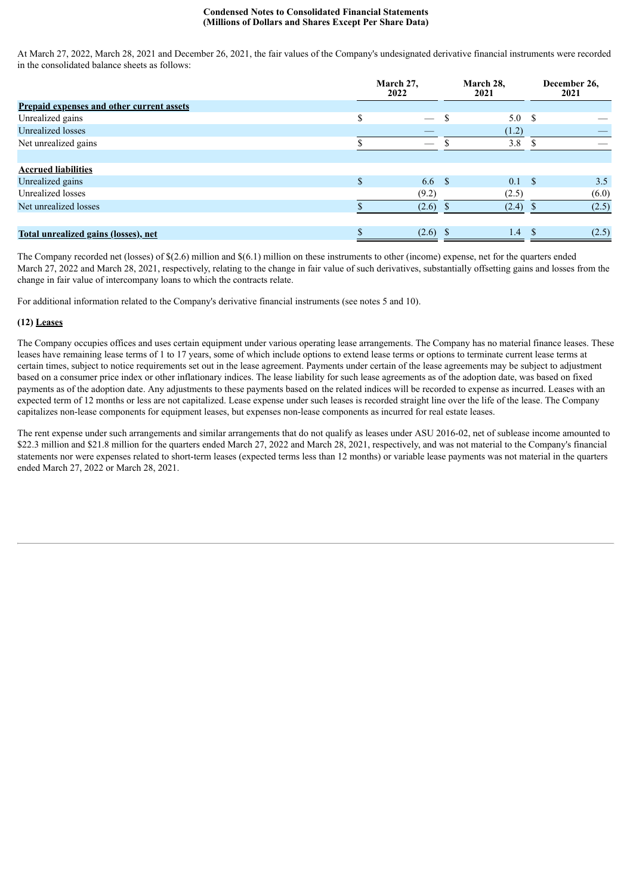**Condensed Notes to Consolidated Financial Statements**
**(Millions of Dollars and Shares Except Per Share Data)**

At March 27, 2022, March 28, 2021 and December 26, 2021, the fair values of the Company's undesignated derivative financial instruments were recorded in the consolidated balance sheets as follows:

| | March 27, 2022 | March 28, 2021 | December 26, 2021 |
|---|---|---|---|
| **Prepaid expenses and other current assets** | | | |
| Unrealized gains | $ — | $ 5.0 | $ — |
| Unrealized losses | — | (1.2) | — |
| Net unrealized gains | $ — | $ 3.8 | $ — |
| | | | |
| **Accrued liabilities** | | | |
| Unrealized gains | $ 6.6 | $ 0.1 | $ 3.5 |
| Unrealized losses | (9.2) | (2.5) | (6.0) |
| Net unrealized losses | $ (2.6) | $ (2.4) | $ (2.5) |
| | | | |
| **Total unrealized gains (losses), net** | $ (2.6) | $ 1.4 | $ (2.5) |

The Company recorded net (losses) of $(2.6) million and $(6.1) million on these instruments to other (income) expense, net for the quarters ended March 27, 2022 and March 28, 2021, respectively, relating to the change in fair value of such derivatives, substantially offsetting gains and losses from the change in fair value of intercompany loans to which the contracts relate.

For additional information related to the Company's derivative financial instruments (see notes 5 and 10).

**(12) Leases**

The Company occupies offices and uses certain equipment under various operating lease arrangements. The Company has no material finance leases. These leases have remaining lease terms of 1 to 17 years, some of which include options to extend lease terms or options to terminate current lease terms at certain times, subject to notice requirements set out in the lease agreement. Payments under certain of the lease agreements may be subject to adjustment based on a consumer price index or other inflationary indices. The lease liability for such lease agreements as of the adoption date, was based on fixed payments as of the adoption date. Any adjustments to these payments based on the related indices will be recorded to expense as incurred. Leases with an expected term of 12 months or less are not capitalized. Lease expense under such leases is recorded straight line over the life of the lease. The Company capitalizes non-lease components for equipment leases, but expenses non-lease components as incurred for real estate leases.

The rent expense under such arrangements and similar arrangements that do not qualify as leases under ASU 2016-02, net of sublease income amounted to $22.3 million and $21.8 million for the quarters ended March 27, 2022 and March 28, 2021, respectively, and was not material to the Company's financial statements nor were expenses related to short-term leases (expected terms less than 12 months) or variable lease payments was not material in the quarters ended March 27, 2022 or March 28, 2021.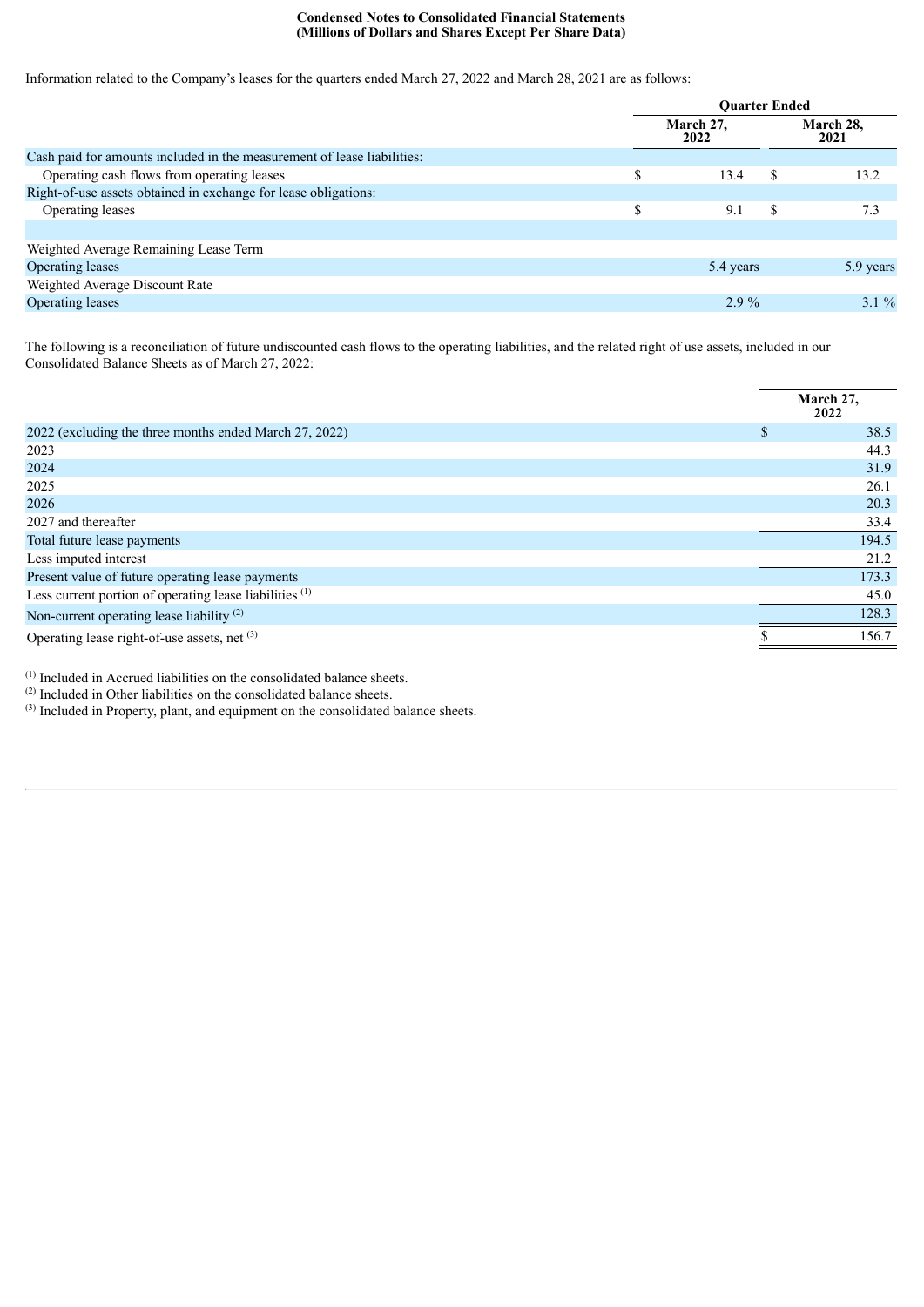**Condensed Notes to Consolidated Financial Statements**
**(Millions of Dollars and Shares Except Per Share Data)**

Information related to the Company's leases for the quarters ended March 27, 2022 and March 28, 2021 are as follows:

| | Quarter Ended | |
|---|---|---|
| | March 27, 2022 | March 28, 2021 |
| Cash paid for amounts included in the measurement of lease liabilities: | | |
| Operating cash flows from operating leases | $ 13.4 | $ 13.2 |
| Right-of-use assets obtained in exchange for lease obligations: | | |
| Operating leases | $ 9.1 | $ 7.3 |
| | | |
| Weighted Average Remaining Lease Term | | |
| Operating leases | 5.4 years | 5.9 years |
| Weighted Average Discount Rate | | |
| Operating leases | 2.9 % | 3.1 % |

The following is a reconciliation of future undiscounted cash flows to the operating liabilities, and the related right of use assets, included in our Consolidated Balance Sheets as of March 27, 2022:

| | March 27, 2022 |
|---|---|
| 2022 (excluding the three months ended March 27, 2022) | $ 38.5 |
| 2023 | 44.3 |
| 2024 | 31.9 |
| 2025 | 26.1 |
| 2026 | 20.3 |
| 2027 and thereafter | 33.4 |
| Total future lease payments | 194.5 |
| Less imputed interest | 21.2 |
| Present value of future operating lease payments | 173.3 |
| Less current portion of operating lease liabilities [1] | 45.0 |
| Non-current operating lease liability [2] | 128.3 |
| Operating lease right-of-use assets, net [3] | $ 156.7 |

[1] Included in Accrued liabilities on the consolidated balance sheets.
[2] Included in Other liabilities on the consolidated balance sheets.
[3] Included in Property, plant, and equipment on the consolidated balance sheets.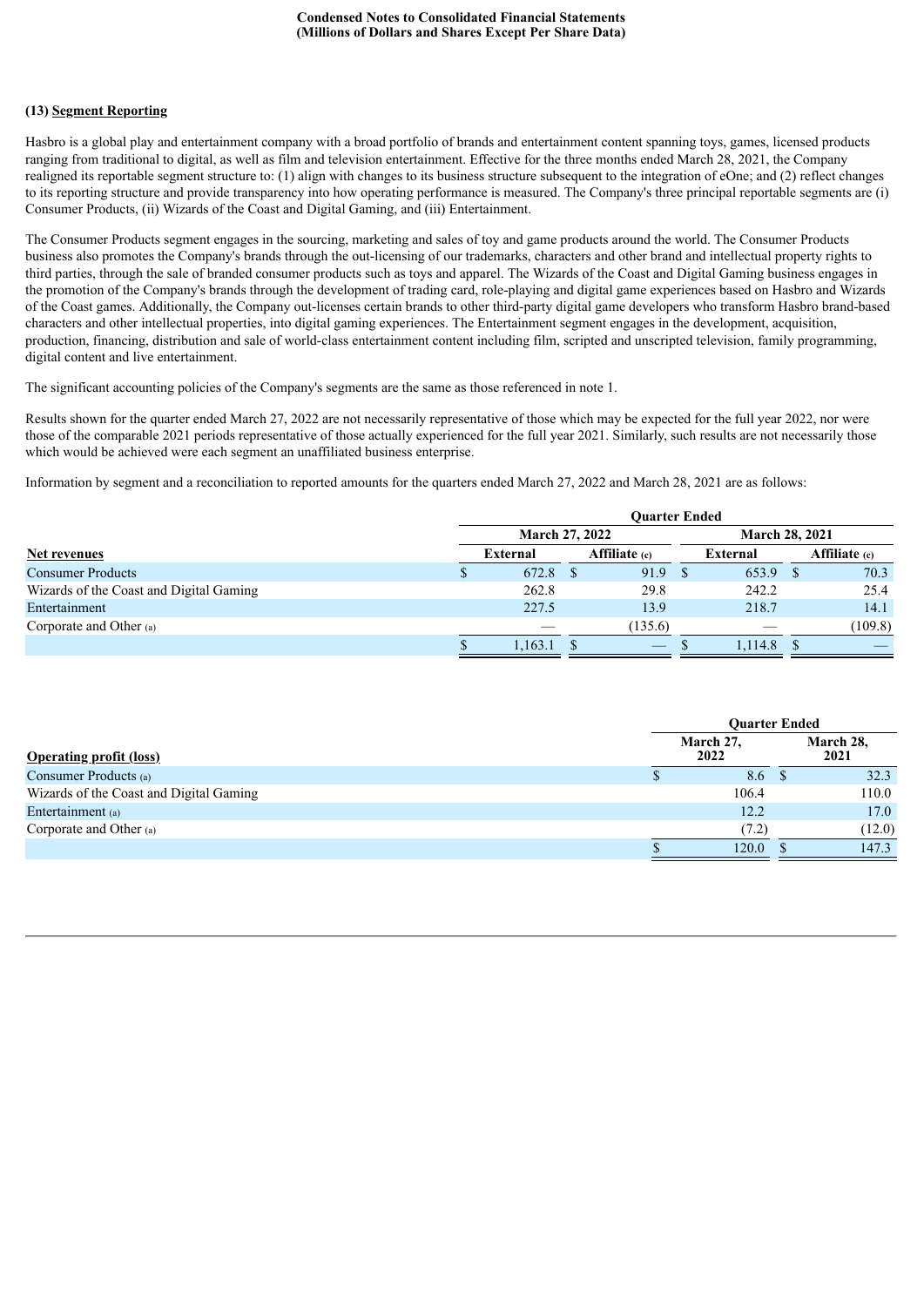**Condensed Notes to Consolidated Financial Statements**
**(Millions of Dollars and Shares Except Per Share Data)**

**(13) Segment Reporting**

Hasbro is a global play and entertainment company with a broad portfolio of brands and entertainment content spanning toys, games, licensed products ranging from traditional to digital, as well as film and television entertainment. Effective for the three months ended March 28, 2021, the Company realigned its reportable segment structure to: (1) align with changes to its business structure subsequent to the integration of eOne; and (2) reflect changes to its reporting structure and provide transparency into how operating performance is measured. The Company's three principal reportable segments are (i) Consumer Products, (ii) Wizards of the Coast and Digital Gaming, and (iii) Entertainment.

The Consumer Products segment engages in the sourcing, marketing and sales of toy and game products around the world. The Consumer Products business also promotes the Company's brands through the out-licensing of our trademarks, characters and other brand and intellectual property rights to third parties, through the sale of branded consumer products such as toys and apparel. The Wizards of the Coast and Digital Gaming business engages in the promotion of the Company's brands through the development of trading card, role-playing and digital game experiences based on Hasbro and Wizards of the Coast games. Additionally, the Company out-licenses certain brands to other third-party digital game developers who transform Hasbro brand-based characters and other intellectual properties, into digital gaming experiences. The Entertainment segment engages in the development, acquisition, production, financing, distribution and sale of world-class entertainment content including film, scripted and unscripted television, family programming, digital content and live entertainment.

The significant accounting policies of the Company's segments are the same as those referenced in note 1.

Results shown for the quarter ended March 27, 2022 are not necessarily representative of those which may be expected for the full year 2022, nor were those of the comparable 2021 periods representative of those actually experienced for the full year 2021. Similarly, such results are not necessarily those which would be achieved were each segment an unaffiliated business enterprise.

Information by segment and a reconciliation to reported amounts for the quarters ended March 27, 2022 and March 28, 2021 are as follows:

| | Quarter Ended | | | |
|---|---|---|---|---|
| | March 27, 2022 | | March 28, 2021 | |
| **Net revenues** | External | Affiliate (c) | External | Affiliate (c) |
| Consumer Products | $ 672.8 | $ 91.9 | $ 653.9 | $ 70.3 |
| Wizards of the Coast and Digital Gaming | 262.8 | 29.8 | 242.2 | 25.4 |
| Entertainment | 227.5 | 13.9 | 218.7 | 14.1 |
| Corporate and Other (a) | — | (135.6) | — | (109.8) |
| | $ 1,163.1 | $ — | $ 1,114.8 | $ — |

| | Quarter Ended | |
|---|---|---|
| **Operating profit (loss)** | March 27, 2022 | March 28, 2021 |
| Consumer Products (a) | $ 8.6 | $ 32.3 |
| Wizards of the Coast and Digital Gaming | 106.4 | 110.0 |
| Entertainment (a) | 12.2 | 17.0 |
| Corporate and Other (a) | (7.2) | (12.0) |
| | $ 120.0 | $ 147.3 |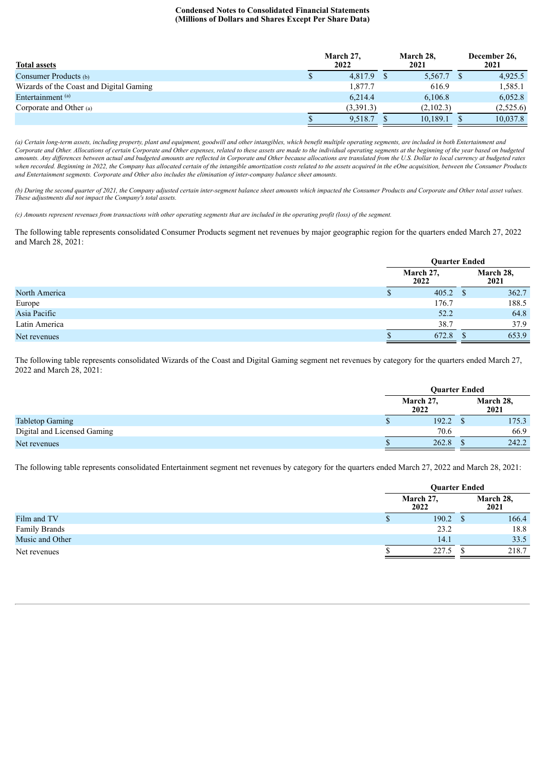**Condensed Notes to Consolidated Financial Statements**
**(Millions of Dollars and Shares Except Per Share Data)**

| Total assets | March 27, 2022 | March 28, 2021 | December 26, 2021 |
|---|---|---|---|
| Consumer Products (b) | $ 4,817.9 | $ 5,567.7 | $ 4,925.5 |
| Wizards of the Coast and Digital Gaming | 1,877.7 | 616.9 | 1,585.1 |
| Entertainment (a) | 6,214.4 | 6,106.8 | 6,052.8 |
| Corporate and Other (a) | (3,391.3) | (2,102.3) | (2,525.6) |
| | $ 9,518.7 | $ 10,189.1 | $ 10,037.8 |

*(a) Certain long-term assets, including property, plant and equipment, goodwill and other intangibles, which benefit multiple operating segments, are included in both Entertainment and Corporate and Other. Allocations of certain Corporate and Other expenses, related to these assets are made to the individual operating segments at the beginning of the year based on budgeted amounts. Any differences between actual and budgeted amounts are reflected in Corporate and Other because allocations are translated from the U.S. Dollar to local currency at budgeted rates when recorded. Beginning in 2022, the Company has allocated certain of the intangible amortization costs related to the assets acquired in the eOne acquisition, between the Consumer Products and Entertainment segments. Corporate and Other also includes the elimination of inter-company balance sheet amounts.*

*(b) During the second quarter of 2021, the Company adjusted certain inter-segment balance sheet amounts which impacted the Consumer Products and Corporate and Other total asset values. These adjustments did not impact the Company's total assets.*

*(c) Amounts represent revenues from transactions with other operating segments that are included in the operating profit (loss) of the segment.*

The following table represents consolidated Consumer Products segment net revenues by major geographic region for the quarters ended March 27, 2022 and March 28, 2021:

| | Quarter Ended | |
|---|---|---|
| | March 27, 2022 | March 28, 2021 |
| North America | $ 405.2 | $ 362.7 |
| Europe | 176.7 | 188.5 |
| Asia Pacific | 52.2 | 64.8 |
| Latin America | 38.7 | 37.9 |
| Net revenues | $ 672.8 | $ 653.9 |

The following table represents consolidated Wizards of the Coast and Digital Gaming segment net revenues by category for the quarters ended March 27, 2022 and March 28, 2021:

| | Quarter Ended | |
|---|---|---|
| | March 27, 2022 | March 28, 2021 |
| Tabletop Gaming | $ 192.2 | $ 175.3 |
| Digital and Licensed Gaming | 70.6 | 66.9 |
| Net revenues | $ 262.8 | $ 242.2 |

The following table represents consolidated Entertainment segment net revenues by category for the quarters ended March 27, 2022 and March 28, 2021:

| | Quarter Ended | |
|---|---|---|
| | March 27, 2022 | March 28, 2021 |
| Film and TV | $ 190.2 | $ 166.4 |
| Family Brands | 23.2 | 18.8 |
| Music and Other | 14.1 | 33.5 |
| Net revenues | $ 227.5 | $ 218.7 |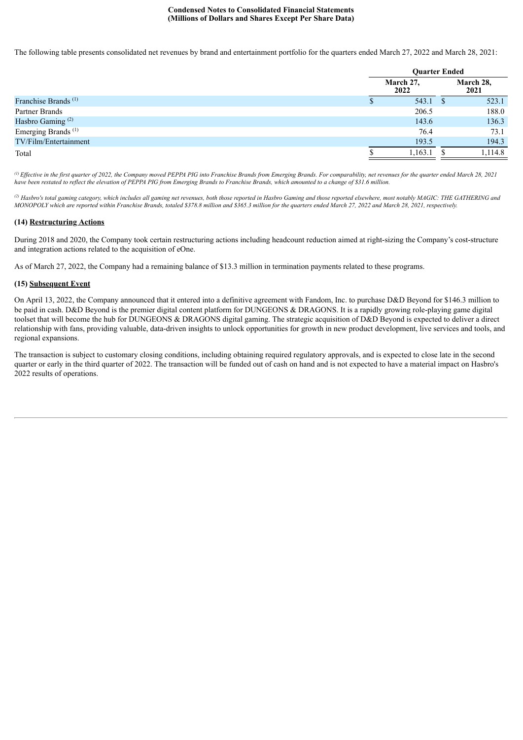**Condensed Notes to Consolidated Financial Statements**
**(Millions of Dollars and Shares Except Per Share Data)**

The following table presents consolidated net revenues by brand and entertainment portfolio for the quarters ended March 27, 2022 and March 28, 2021:

| | Quarter Ended | |
|---|---|---|
| | March 27, 2022 | March 28, 2021 |
| Franchise Brands [1] | $ 543.1 | $ 523.1 |
| Partner Brands | 206.5 | 188.0 |
| Hasbro Gaming [2] | 143.6 | 136.3 |
| Emerging Brands [1] | 76.4 | 73.1 |
| TV/Film/Entertainment | 193.5 | 194.3 |
| Total | $ 1,163.1 | $ 1,114.8 |

*[1] Effective in the first quarter of 2022, the Company moved PEPPA PIG into Franchise Brands from Emerging Brands. For comparability, net revenues for the quarter ended March 28, 2021 have been restated to reflect the elevation of PEPPA PIG from Emerging Brands to Franchise Brands, which amounted to a change of $31.6 million.*

*[2] Hasbro's total gaming category, which includes all gaming net revenues, both those reported in Hasbro Gaming and those reported elsewhere, most notably MAGIC: THE GATHERING and MONOPOLY which are reported within Franchise Brands, totaled $378.8 million and $365.3 million for the quarters ended March 27, 2022 and March 28, 2021, respectively.*

#### (14) Restructuring Actions

During 2018 and 2020, the Company took certain restructuring actions including headcount reduction aimed at right-sizing the Company's cost-structure and integration actions related to the acquisition of eOne.

As of March 27, 2022, the Company had a remaining balance of $13.3 million in termination payments related to these programs.

#### (15) Subsequent Event

On April 13, 2022, the Company announced that it entered into a definitive agreement with Fandom, Inc. to purchase D&D Beyond for $146.3 million to be paid in cash. D&D Beyond is the premier digital content platform for DUNGEONS & DRAGONS. It is a rapidly growing role-playing game digital toolset that will become the hub for DUNGEONS & DRAGONS digital gaming. The strategic acquisition of D&D Beyond is expected to deliver a direct relationship with fans, providing valuable, data-driven insights to unlock opportunities for growth in new product development, live services and tools, and regional expansions.

The transaction is subject to customary closing conditions, including obtaining required regulatory approvals, and is expected to close late in the second quarter or early in the third quarter of 2022. The transaction will be funded out of cash on hand and is not expected to have a material impact on Hasbro's 2022 results of operations.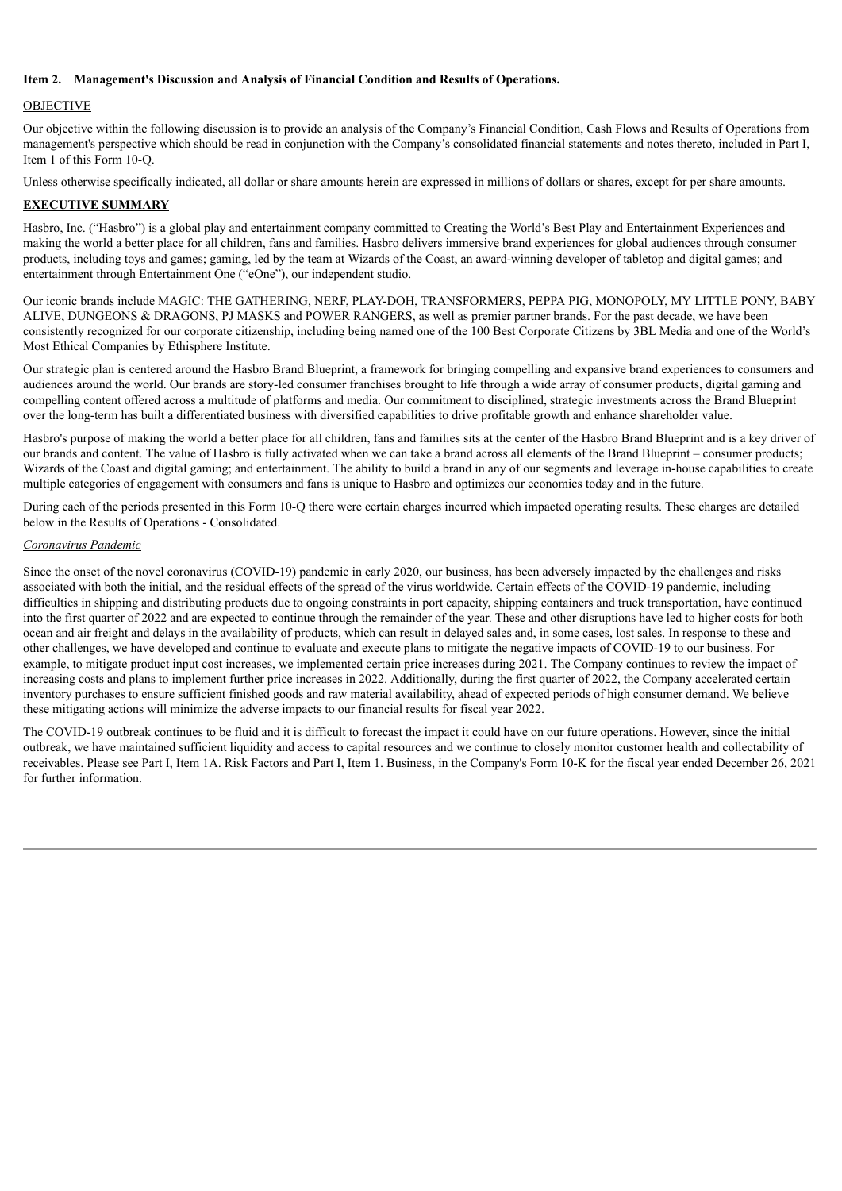### Item 2. Management's Discussion and Analysis of Financial Condition and Results of Operations.

OBJECTIVE

Our objective within the following discussion is to provide an analysis of the Company's Financial Condition, Cash Flows and Results of Operations from management's perspective which should be read in conjunction with the Company's consolidated financial statements and notes thereto, included in Part I, Item 1 of this Form 10-Q.

Unless otherwise specifically indicated, all dollar or share amounts herein are expressed in millions of dollars or shares, except for per share amounts.

**EXECUTIVE SUMMARY**

Hasbro, Inc. ("Hasbro") is a global play and entertainment company committed to Creating the World's Best Play and Entertainment Experiences and making the world a better place for all children, fans and families. Hasbro delivers immersive brand experiences for global audiences through consumer products, including toys and games; gaming, led by the team at Wizards of the Coast, an award-winning developer of tabletop and digital games; and entertainment through Entertainment One ("eOne"), our independent studio.

Our iconic brands include MAGIC: THE GATHERING, NERF, PLAY-DOH, TRANSFORMERS, PEPPA PIG, MONOPOLY, MY LITTLE PONY, BABY ALIVE, DUNGEONS & DRAGONS, PJ MASKS and POWER RANGERS, as well as premier partner brands. For the past decade, we have been consistently recognized for our corporate citizenship, including being named one of the 100 Best Corporate Citizens by 3BL Media and one of the World's Most Ethical Companies by Ethisphere Institute.

Our strategic plan is centered around the Hasbro Brand Blueprint, a framework for bringing compelling and expansive brand experiences to consumers and audiences around the world. Our brands are story-led consumer franchises brought to life through a wide array of consumer products, digital gaming and compelling content offered across a multitude of platforms and media. Our commitment to disciplined, strategic investments across the Brand Blueprint over the long-term has built a differentiated business with diversified capabilities to drive profitable growth and enhance shareholder value.

Hasbro's purpose of making the world a better place for all children, fans and families sits at the center of the Hasbro Brand Blueprint and is a key driver of our brands and content. The value of Hasbro is fully activated when we can take a brand across all elements of the Brand Blueprint – consumer products; Wizards of the Coast and digital gaming; and entertainment. The ability to build a brand in any of our segments and leverage in-house capabilities to create multiple categories of engagement with consumers and fans is unique to Hasbro and optimizes our economics today and in the future.

During each of the periods presented in this Form 10-Q there were certain charges incurred which impacted operating results. These charges are detailed below in the Results of Operations - Consolidated.

*Coronavirus Pandemic*

Since the onset of the novel coronavirus (COVID-19) pandemic in early 2020, our business, has been adversely impacted by the challenges and risks associated with both the initial, and the residual effects of the spread of the virus worldwide. Certain effects of the COVID-19 pandemic, including difficulties in shipping and distributing products due to ongoing constraints in port capacity, shipping containers and truck transportation, have continued into the first quarter of 2022 and are expected to continue through the remainder of the year. These and other disruptions have led to higher costs for both ocean and air freight and delays in the availability of products, which can result in delayed sales and, in some cases, lost sales. In response to these and other challenges, we have developed and continue to evaluate and execute plans to mitigate the negative impacts of COVID-19 to our business. For example, to mitigate product input cost increases, we implemented certain price increases during 2021. The Company continues to review the impact of increasing costs and plans to implement further price increases in 2022. Additionally, during the first quarter of 2022, the Company accelerated certain inventory purchases to ensure sufficient finished goods and raw material availability, ahead of expected periods of high consumer demand. We believe these mitigating actions will minimize the adverse impacts to our financial results for fiscal year 2022.

The COVID-19 outbreak continues to be fluid and it is difficult to forecast the impact it could have on our future operations. However, since the initial outbreak, we have maintained sufficient liquidity and access to capital resources and we continue to closely monitor customer health and collectability of receivables. Please see Part I, Item 1A. Risk Factors and Part I, Item 1. Business, in the Company's Form 10-K for the fiscal year ended December 26, 2021 for further information.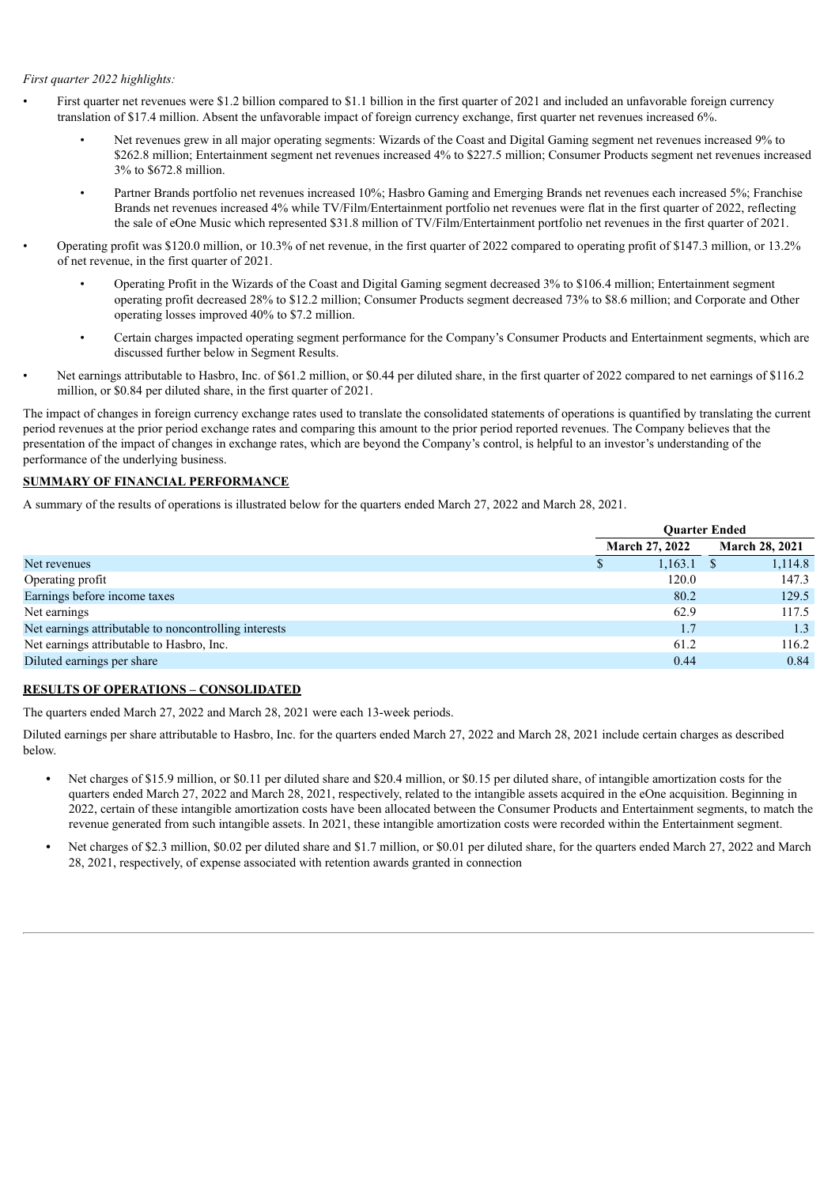*First quarter 2022 highlights:*

- First quarter net revenues were $1.2 billion compared to $1.1 billion in the first quarter of 2021 and included an unfavorable foreign currency translation of $17.4 million. Absent the unfavorable impact of foreign currency exchange, first quarter net revenues increased 6%.
  - Net revenues grew in all major operating segments: Wizards of the Coast and Digital Gaming segment net revenues increased 9% to $262.8 million; Entertainment segment net revenues increased 4% to $227.5 million; Consumer Products segment net revenues increased 3% to $672.8 million.
  - Partner Brands portfolio net revenues increased 10%; Hasbro Gaming and Emerging Brands net revenues each increased 5%; Franchise Brands net revenues increased 4% while TV/Film/Entertainment portfolio net revenues were flat in the first quarter of 2022, reflecting the sale of eOne Music which represented $31.8 million of TV/Film/Entertainment portfolio net revenues in the first quarter of 2021.
- Operating profit was $120.0 million, or 10.3% of net revenue, in the first quarter of 2022 compared to operating profit of $147.3 million, or 13.2% of net revenue, in the first quarter of 2021.
  - Operating Profit in the Wizards of the Coast and Digital Gaming segment decreased 3% to $106.4 million; Entertainment segment operating profit decreased 28% to $12.2 million; Consumer Products segment decreased 73% to $8.6 million; and Corporate and Other operating losses improved 40% to $7.2 million.
  - Certain charges impacted operating segment performance for the Company's Consumer Products and Entertainment segments, which are discussed further below in Segment Results.
- Net earnings attributable to Hasbro, Inc. of $61.2 million, or $0.44 per diluted share, in the first quarter of 2022 compared to net earnings of $116.2 million, or $0.84 per diluted share, in the first quarter of 2021.

The impact of changes in foreign currency exchange rates used to translate the consolidated statements of operations is quantified by translating the current period revenues at the prior period exchange rates and comparing this amount to the prior period reported revenues. The Company believes that the presentation of the impact of changes in exchange rates, which are beyond the Company's control, is helpful to an investor's understanding of the performance of the underlying business.

**SUMMARY OF FINANCIAL PERFORMANCE**

A summary of the results of operations is illustrated below for the quarters ended March 27, 2022 and March 28, 2021.

| | Quarter Ended | |
|---|---|---|
| | March 27, 2022 | March 28, 2021 |
| Net revenues | $ 1,163.1 | $ 1,114.8 |
| Operating profit | 120.0 | 147.3 |
| Earnings before income taxes | 80.2 | 129.5 |
| Net earnings | 62.9 | 117.5 |
| Net earnings attributable to noncontrolling interests | 1.7 | 1.3 |
| Net earnings attributable to Hasbro, Inc. | 61.2 | 116.2 |
| Diluted earnings per share | 0.44 | 0.84 |

**RESULTS OF OPERATIONS – CONSOLIDATED**

The quarters ended March 27, 2022 and March 28, 2021 were each 13-week periods.

Diluted earnings per share attributable to Hasbro, Inc. for the quarters ended March 27, 2022 and March 28, 2021 include certain charges as described below.

- Net charges of $15.9 million, or $0.11 per diluted share and $20.4 million, or $0.15 per diluted share, of intangible amortization costs for the quarters ended March 27, 2022 and March 28, 2021, respectively, related to the intangible assets acquired in the eOne acquisition. Beginning in 2022, certain of these intangible amortization costs have been allocated between the Consumer Products and Entertainment segments, to match the revenue generated from such intangible assets. In 2021, these intangible amortization costs were recorded within the Entertainment segment.
- Net charges of $2.3 million, $0.02 per diluted share and $1.7 million, or $0.01 per diluted share, for the quarters ended March 27, 2022 and March 28, 2021, respectively, of expense associated with retention awards granted in connection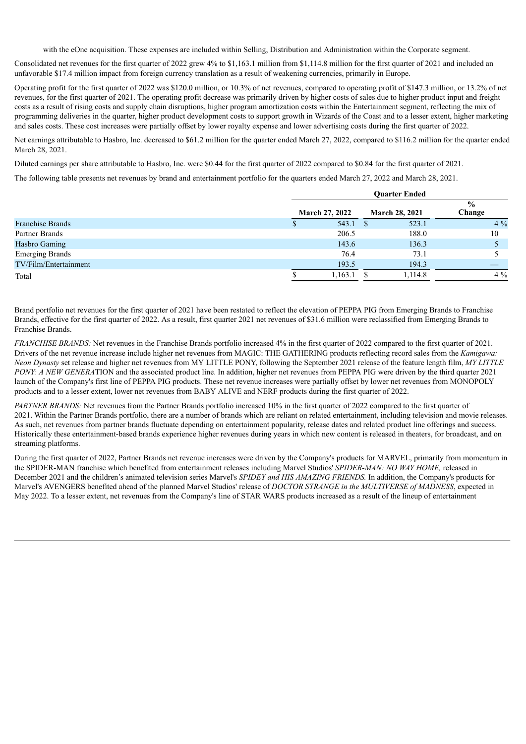with the eOne acquisition. These expenses are included within Selling, Distribution and Administration within the Corporate segment.

Consolidated net revenues for the first quarter of 2022 grew 4% to $1,163.1 million from $1,114.8 million for the first quarter of 2021 and included an unfavorable $17.4 million impact from foreign currency translation as a result of weakening currencies, primarily in Europe.

Operating profit for the first quarter of 2022 was $120.0 million, or 10.3% of net revenues, compared to operating profit of $147.3 million, or 13.2% of net revenues, for the first quarter of 2021. The operating profit decrease was primarily driven by higher costs of sales due to higher product input and freight costs as a result of rising costs and supply chain disruptions, higher program amortization costs within the Entertainment segment, reflecting the mix of programming deliveries in the quarter, higher product development costs to support growth in Wizards of the Coast and to a lesser extent, higher marketing and sales costs. These cost increases were partially offset by lower royalty expense and lower advertising costs during the first quarter of 2022.

Net earnings attributable to Hasbro, Inc. decreased to $61.2 million for the quarter ended March 27, 2022, compared to $116.2 million for the quarter ended March 28, 2021.

Diluted earnings per share attributable to Hasbro, Inc. were $0.44 for the first quarter of 2022 compared to $0.84 for the first quarter of 2021.

The following table presents net revenues by brand and entertainment portfolio for the quarters ended March 27, 2022 and March 28, 2021.

| | Quarter Ended | | |
|---|---|---|---|
| | March 27, 2022 | March 28, 2021 | % Change |
| Franchise Brands | $ 543.1 | $ 523.1 | 4 % |
| Partner Brands | 206.5 | 188.0 | 10 |
| Hasbro Gaming | 143.6 | 136.3 | 5 |
| Emerging Brands | 76.4 | 73.1 | 5 |
| TV/Film/Entertainment | 193.5 | 194.3 | — |
| Total | $ 1,163.1 | $ 1,114.8 | 4 % |

Brand portfolio net revenues for the first quarter of 2021 have been restated to reflect the elevation of PEPPA PIG from Emerging Brands to Franchise Brands, effective for the first quarter of 2022. As a result, first quarter 2021 net revenues of $31.6 million were reclassified from Emerging Brands to Franchise Brands.

*FRANCHISE BRANDS:* Net revenues in the Franchise Brands portfolio increased 4% in the first quarter of 2022 compared to the first quarter of 2021. Drivers of the net revenue increase include higher net revenues from MAGIC: THE GATHERING products reflecting record sales from the *Kamigawa: Neon Dynasty* set release and higher net revenues from MY LITTLE PONY, following the September 2021 release of the feature length film, *MY LITTLE PONY: A NEW GENERATION* and the associated product line. In addition, higher net revenues from PEPPA PIG were driven by the third quarter 2021 launch of the Company's first line of PEPPA PIG products. These net revenue increases were partially offset by lower net revenues from MONOPOLY products and to a lesser extent, lower net revenues from BABY ALIVE and NERF products during the first quarter of 2022.

*PARTNER BRANDS:* Net revenues from the Partner Brands portfolio increased 10% in the first quarter of 2022 compared to the first quarter of 2021. Within the Partner Brands portfolio, there are a number of brands which are reliant on related entertainment, including television and movie releases. As such, net revenues from partner brands fluctuate depending on entertainment popularity, release dates and related product line offerings and success. Historically these entertainment-based brands experience higher revenues during years in which new content is released in theaters, for broadcast, and on streaming platforms.

During the first quarter of 2022, Partner Brands net revenue increases were driven by the Company's products for MARVEL, primarily from momentum in the SPIDER-MAN franchise which benefited from entertainment releases including Marvel Studios' *SPIDER-MAN: NO WAY HOME,* released in December 2021 and the children's animated television series Marvel's *SPIDEY and HIS AMAZING FRIENDS.* In addition, the Company's products for Marvel's AVENGERS benefited ahead of the planned Marvel Studios' release of *DOCTOR STRANGE in the MULTIVERSE of MADNESS*, expected in May 2022. To a lesser extent, net revenues from the Company's line of STAR WARS products increased as a result of the lineup of entertainment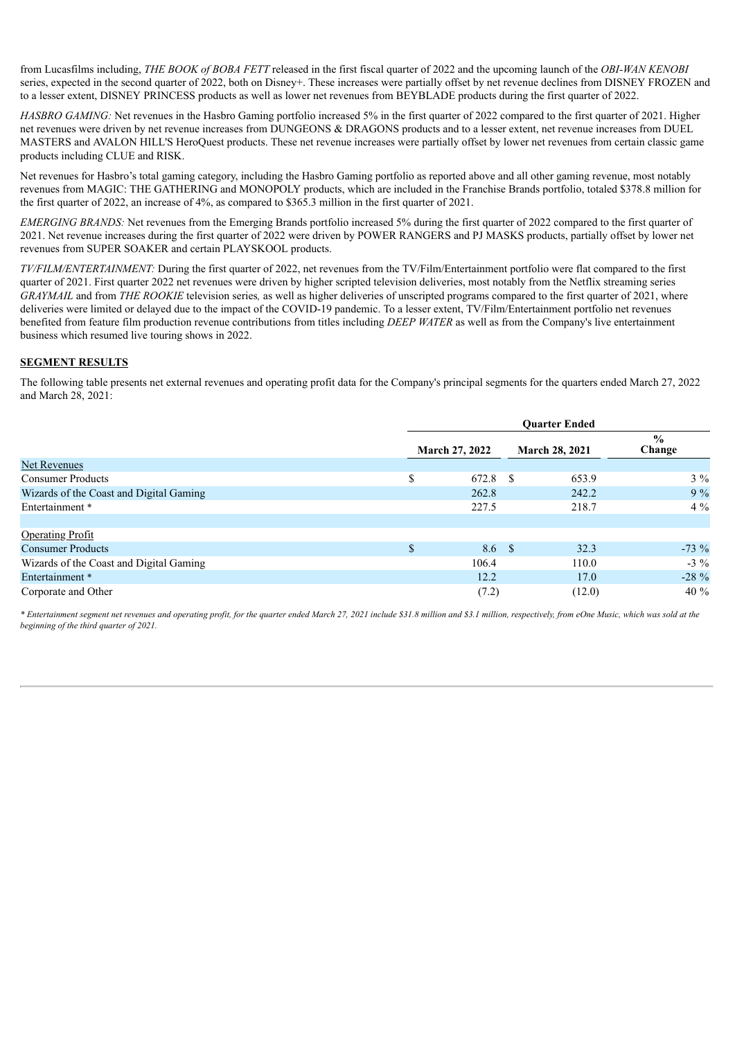from Lucasfilms including, *THE BOOK of BOBA FETT* released in the first fiscal quarter of 2022 and the upcoming launch of the *OBI-WAN KENOBI* series, expected in the second quarter of 2022, both on Disney+. These increases were partially offset by net revenue declines from DISNEY FROZEN and to a lesser extent, DISNEY PRINCESS products as well as lower net revenues from BEYBLADE products during the first quarter of 2022.

*HASBRO GAMING:* Net revenues in the Hasbro Gaming portfolio increased 5% in the first quarter of 2022 compared to the first quarter of 2021. Higher net revenues were driven by net revenue increases from DUNGEONS & DRAGONS products and to a lesser extent, net revenue increases from DUEL MASTERS and AVALON HILL'S HeroQuest products. These net revenue increases were partially offset by lower net revenues from certain classic game products including CLUE and RISK.

Net revenues for Hasbro's total gaming category, including the Hasbro Gaming portfolio as reported above and all other gaming revenue, most notably revenues from MAGIC: THE GATHERING and MONOPOLY products, which are included in the Franchise Brands portfolio, totaled $378.8 million for the first quarter of 2022, an increase of 4%, as compared to $365.3 million in the first quarter of 2021.

*EMERGING BRANDS:* Net revenues from the Emerging Brands portfolio increased 5% during the first quarter of 2022 compared to the first quarter of 2021. Net revenue increases during the first quarter of 2022 were driven by POWER RANGERS and PJ MASKS products, partially offset by lower net revenues from SUPER SOAKER and certain PLAYSKOOL products.

*TV/FILM/ENTERTAINMENT:* During the first quarter of 2022, net revenues from the TV/Film/Entertainment portfolio were flat compared to the first quarter of 2021. First quarter 2022 net revenues were driven by higher scripted television deliveries, most notably from the Netflix streaming series *GRAYMAIL* and from *THE ROOKIE* television series, as well as higher deliveries of unscripted programs compared to the first quarter of 2021, where deliveries were limited or delayed due to the impact of the COVID-19 pandemic. To a lesser extent, TV/Film/Entertainment portfolio net revenues benefited from feature film production revenue contributions from titles including *DEEP WATER* as well as from the Company's live entertainment business which resumed live touring shows in 2022.

**SEGMENT RESULTS**

The following table presents net external revenues and operating profit data for the Company's principal segments for the quarters ended March 27, 2022 and March 28, 2021:

| | Quarter Ended | | |
|---|---|---|---|
| | March 27, 2022 | March 28, 2021 | % Change |
| Net Revenues | | | |
| Consumer Products | $ 672.8 | $ 653.9 | 3 % |
| Wizards of the Coast and Digital Gaming | 262.8 | 242.2 | 9 % |
| Entertainment * | 227.5 | 218.7 | 4 % |
| | | | |
| Operating Profit | | | |
| Consumer Products | $ 8.6 | $ 32.3 | -73 % |
| Wizards of the Coast and Digital Gaming | 106.4 | 110.0 | -3 % |
| Entertainment * | 12.2 | 17.0 | -28 % |
| Corporate and Other | (7.2) | (12.0) | 40 % |

*\* Entertainment segment net revenues and operating profit, for the quarter ended March 27, 2021 include $31.8 million and $3.1 million, respectively, from eOne Music, which was sold at the beginning of the third quarter of 2021.*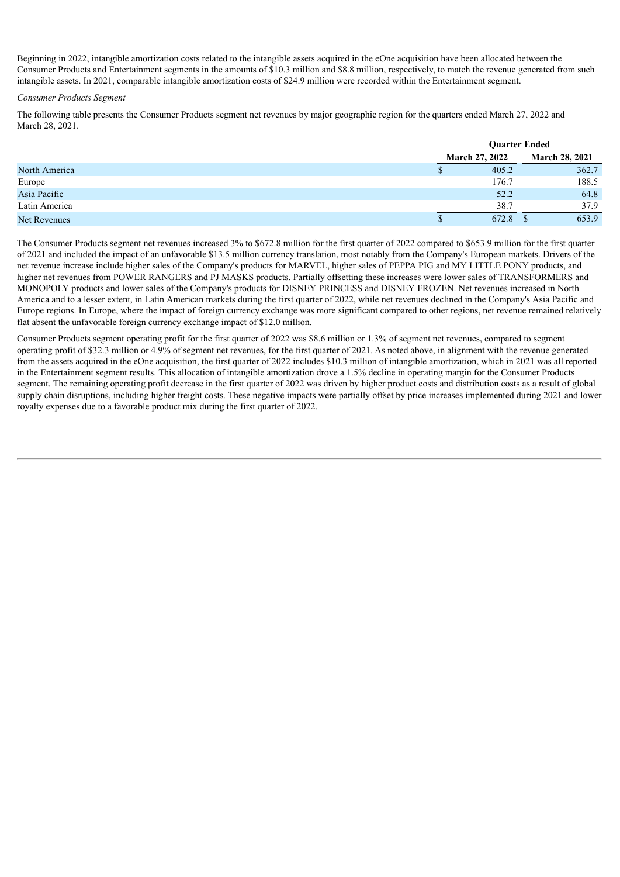Beginning in 2022, intangible amortization costs related to the intangible assets acquired in the eOne acquisition have been allocated between the Consumer Products and Entertainment segments in the amounts of $10.3 million and $8.8 million, respectively, to match the revenue generated from such intangible assets. In 2021, comparable intangible amortization costs of $24.9 million were recorded within the Entertainment segment.

*Consumer Products Segment*

The following table presents the Consumer Products segment net revenues by major geographic region for the quarters ended March 27, 2022 and March 28, 2021.

| | Quarter Ended | |
|---|---|---|
| | March 27, 2022 | March 28, 2021 |
| North America | $ 405.2 | 362.7 |
| Europe | 176.7 | 188.5 |
| Asia Pacific | 52.2 | 64.8 |
| Latin America | 38.7 | 37.9 |
| Net Revenues | $ 672.8 | $ 653.9 |

The Consumer Products segment net revenues increased 3% to $672.8 million for the first quarter of 2022 compared to $653.9 million for the first quarter of 2021 and included the impact of an unfavorable $13.5 million currency translation, most notably from the Company's European markets. Drivers of the net revenue increase include higher sales of the Company's products for MARVEL, higher sales of PEPPA PIG and MY LITTLE PONY products, and higher net revenues from POWER RANGERS and PJ MASKS products. Partially offsetting these increases were lower sales of TRANSFORMERS and MONOPOLY products and lower sales of the Company's products for DISNEY PRINCESS and DISNEY FROZEN. Net revenues increased in North America and to a lesser extent, in Latin American markets during the first quarter of 2022, while net revenues declined in the Company's Asia Pacific and Europe regions. In Europe, where the impact of foreign currency exchange was more significant compared to other regions, net revenue remained relatively flat absent the unfavorable foreign currency exchange impact of $12.0 million.

Consumer Products segment operating profit for the first quarter of 2022 was $8.6 million or 1.3% of segment net revenues, compared to segment operating profit of $32.3 million or 4.9% of segment net revenues, for the first quarter of 2021. As noted above, in alignment with the revenue generated from the assets acquired in the eOne acquisition, the first quarter of 2022 includes $10.3 million of intangible amortization, which in 2021 was all reported in the Entertainment segment results. This allocation of intangible amortization drove a 1.5% decline in operating margin for the Consumer Products segment. The remaining operating profit decrease in the first quarter of 2022 was driven by higher product costs and distribution costs as a result of global supply chain disruptions, including higher freight costs. These negative impacts were partially offset by price increases implemented during 2021 and lower royalty expenses due to a favorable product mix during the first quarter of 2022.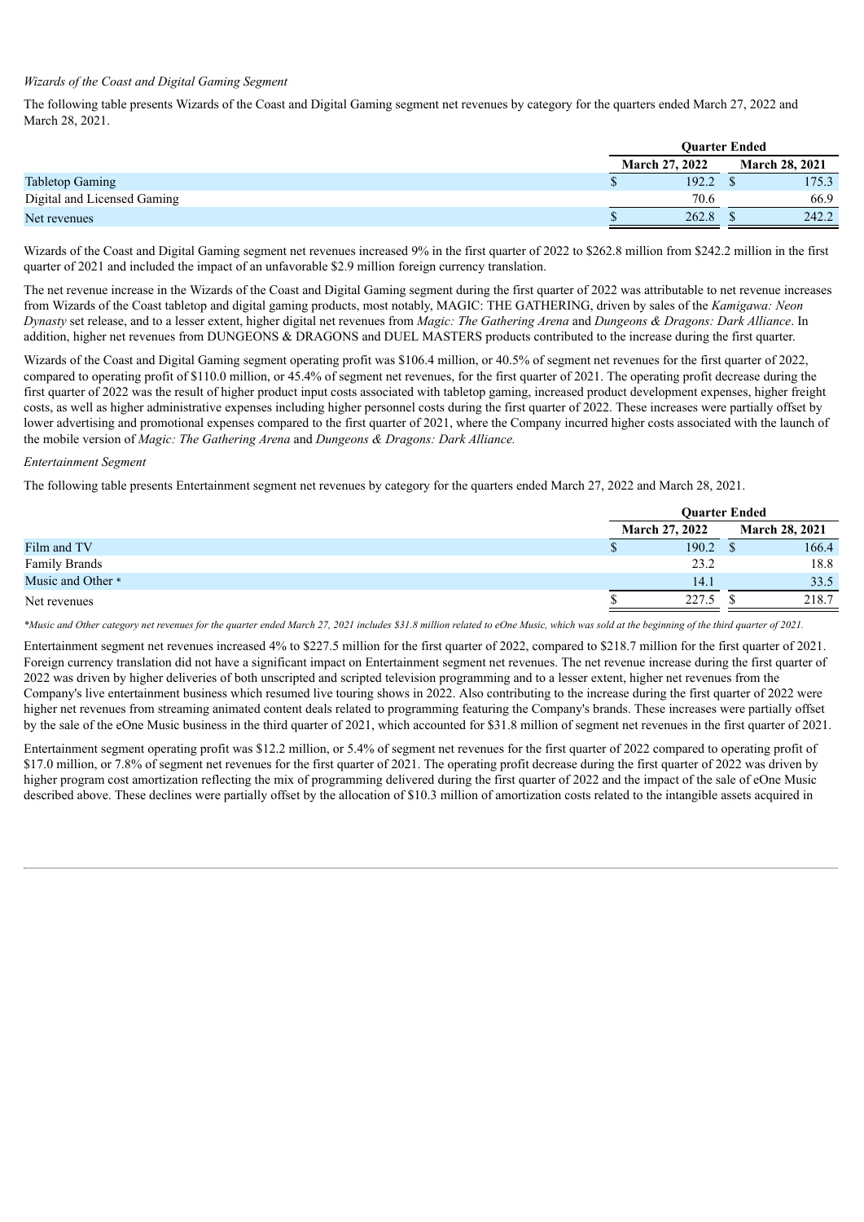*Wizards of the Coast and Digital Gaming Segment*

The following table presents Wizards of the Coast and Digital Gaming segment net revenues by category for the quarters ended March 27, 2022 and March 28, 2021.

| | Quarter Ended | |
|---|---|---|
| | March 27, 2022 | March 28, 2021 |
| Tabletop Gaming | $ 192.2 | $ 175.3 |
| Digital and Licensed Gaming | 70.6 | 66.9 |
| Net revenues | $ 262.8 | $ 242.2 |

Wizards of the Coast and Digital Gaming segment net revenues increased 9% in the first quarter of 2022 to $262.8 million from $242.2 million in the first quarter of 2021 and included the impact of an unfavorable $2.9 million foreign currency translation.

The net revenue increase in the Wizards of the Coast and Digital Gaming segment during the first quarter of 2022 was attributable to net revenue increases from Wizards of the Coast tabletop and digital gaming products, most notably, MAGIC: THE GATHERING, driven by sales of the *Kamigawa: Neon Dynasty* set release, and to a lesser extent, higher digital net revenues from *Magic: The Gathering Arena* and *Dungeons & Dragons: Dark Alliance*. In addition, higher net revenues from DUNGEONS & DRAGONS and DUEL MASTERS products contributed to the increase during the first quarter.

Wizards of the Coast and Digital Gaming segment operating profit was $106.4 million, or 40.5% of segment net revenues for the first quarter of 2022, compared to operating profit of $110.0 million, or 45.4% of segment net revenues, for the first quarter of 2021. The operating profit decrease during the first quarter of 2022 was the result of higher product input costs associated with tabletop gaming, increased product development expenses, higher freight costs, as well as higher administrative expenses including higher personnel costs during the first quarter of 2022. These increases were partially offset by lower advertising and promotional expenses compared to the first quarter of 2021, where the Company incurred higher costs associated with the launch of the mobile version of *Magic: The Gathering Arena* and *Dungeons & Dragons: Dark Alliance.*

*Entertainment Segment*

The following table presents Entertainment segment net revenues by category for the quarters ended March 27, 2022 and March 28, 2021.

| | Quarter Ended | |
|---|---|---|
| | March 27, 2022 | March 28, 2021 |
| Film and TV | $ 190.2 | $ 166.4 |
| Family Brands | 23.2 | 18.8 |
| Music and Other * | 14.1 | 33.5 |
| Net revenues | $ 227.5 | $ 218.7 |

*\*Music and Other category net revenues for the quarter ended March 27, 2021 includes $31.8 million related to eOne Music, which was sold at the beginning of the third quarter of 2021.*

Entertainment segment net revenues increased 4% to $227.5 million for the first quarter of 2022, compared to $218.7 million for the first quarter of 2021. Foreign currency translation did not have a significant impact on Entertainment segment net revenues. The net revenue increase during the first quarter of 2022 was driven by higher deliveries of both unscripted and scripted television programming and to a lesser extent, higher net revenues from the Company's live entertainment business which resumed live touring shows in 2022. Also contributing to the increase during the first quarter of 2022 were higher net revenues from streaming animated content deals related to programming featuring the Company's brands. These increases were partially offset by the sale of the eOne Music business in the third quarter of 2021, which accounted for $31.8 million of segment net revenues in the first quarter of 2021.

Entertainment segment operating profit was $12.2 million, or 5.4% of segment net revenues for the first quarter of 2022 compared to operating profit of $17.0 million, or 7.8% of segment net revenues for the first quarter of 2021. The operating profit decrease during the first quarter of 2022 was driven by higher program cost amortization reflecting the mix of programming delivered during the first quarter of 2022 and the impact of the sale of eOne Music described above. These declines were partially offset by the allocation of $10.3 million of amortization costs related to the intangible assets acquired in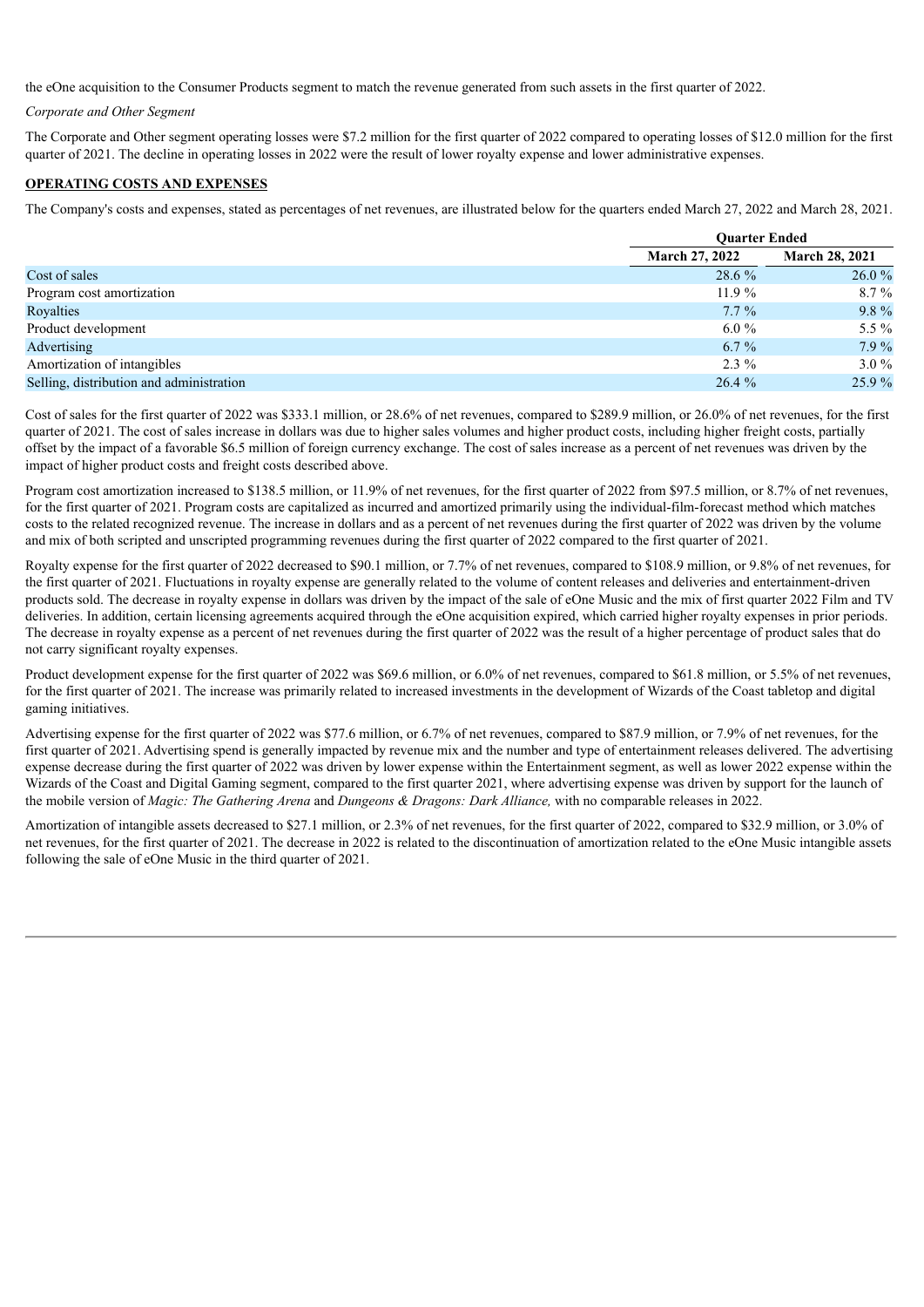the eOne acquisition to the Consumer Products segment to match the revenue generated from such assets in the first quarter of 2022.

*Corporate and Other Segment*

The Corporate and Other segment operating losses were $7.2 million for the first quarter of 2022 compared to operating losses of $12.0 million for the first quarter of 2021. The decline in operating losses in 2022 were the result of lower royalty expense and lower administrative expenses.

**OPERATING COSTS AND EXPENSES**

The Company's costs and expenses, stated as percentages of net revenues, are illustrated below for the quarters ended March 27, 2022 and March 28, 2021.

| | Quarter Ended | |
|---|---|---|
| | March 27, 2022 | March 28, 2021 |
| Cost of sales | 28.6 % | 26.0 % |
| Program cost amortization | 11.9 % | 8.7 % |
| Royalties | 7.7 % | 9.8 % |
| Product development | 6.0 % | 5.5 % |
| Advertising | 6.7 % | 7.9 % |
| Amortization of intangibles | 2.3 % | 3.0 % |
| Selling, distribution and administration | 26.4 % | 25.9 % |

Cost of sales for the first quarter of 2022 was $333.1 million, or 28.6% of net revenues, compared to $289.9 million, or 26.0% of net revenues, for the first quarter of 2021. The cost of sales increase in dollars was due to higher sales volumes and higher product costs, including higher freight costs, partially offset by the impact of a favorable $6.5 million of foreign currency exchange. The cost of sales increase as a percent of net revenues was driven by the impact of higher product costs and freight costs described above.

Program cost amortization increased to $138.5 million, or 11.9% of net revenues, for the first quarter of 2022 from $97.5 million, or 8.7% of net revenues, for the first quarter of 2021. Program costs are capitalized as incurred and amortized primarily using the individual-film-forecast method which matches costs to the related recognized revenue. The increase in dollars and as a percent of net revenues during the first quarter of 2022 was driven by the volume and mix of both scripted and unscripted programming revenues during the first quarter of 2022 compared to the first quarter of 2021.

Royalty expense for the first quarter of 2022 decreased to $90.1 million, or 7.7% of net revenues, compared to $108.9 million, or 9.8% of net revenues, for the first quarter of 2021. Fluctuations in royalty expense are generally related to the volume of content releases and deliveries and entertainment-driven products sold. The decrease in royalty expense in dollars was driven by the impact of the sale of eOne Music and the mix of first quarter 2022 Film and TV deliveries. In addition, certain licensing agreements acquired through the eOne acquisition expired, which carried higher royalty expenses in prior periods. The decrease in royalty expense as a percent of net revenues during the first quarter of 2022 was the result of a higher percentage of product sales that do not carry significant royalty expenses.

Product development expense for the first quarter of 2022 was $69.6 million, or 6.0% of net revenues, compared to $61.8 million, or 5.5% of net revenues, for the first quarter of 2021. The increase was primarily related to increased investments in the development of Wizards of the Coast tabletop and digital gaming initiatives.

Advertising expense for the first quarter of 2022 was $77.6 million, or 6.7% of net revenues, compared to $87.9 million, or 7.9% of net revenues, for the first quarter of 2021. Advertising spend is generally impacted by revenue mix and the number and type of entertainment releases delivered. The advertising expense decrease during the first quarter of 2022 was driven by lower expense within the Entertainment segment, as well as lower 2022 expense within the Wizards of the Coast and Digital Gaming segment, compared to the first quarter 2021, where advertising expense was driven by support for the launch of the mobile version of *Magic: The Gathering Arena* and *Dungeons & Dragons: Dark Alliance,* with no comparable releases in 2022.

Amortization of intangible assets decreased to $27.1 million, or 2.3% of net revenues, for the first quarter of 2022, compared to $32.9 million, or 3.0% of net revenues, for the first quarter of 2021. The decrease in 2022 is related to the discontinuation of amortization related to the eOne Music intangible assets following the sale of eOne Music in the third quarter of 2021.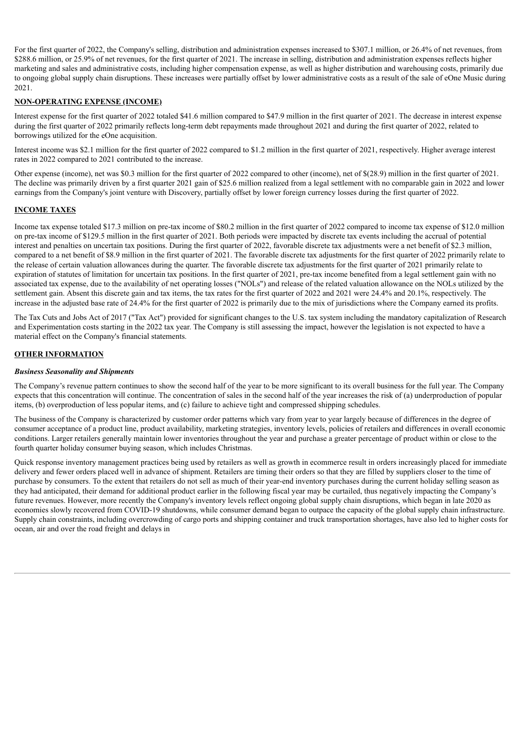For the first quarter of 2022, the Company's selling, distribution and administration expenses increased to $307.1 million, or 26.4% of net revenues, from $288.6 million, or 25.9% of net revenues, for the first quarter of 2021. The increase in selling, distribution and administration expenses reflects higher marketing and sales and administrative costs, including higher compensation expense, as well as higher distribution and warehousing costs, primarily due to ongoing global supply chain disruptions. These increases were partially offset by lower administrative costs as a result of the sale of eOne Music during 2021.

## NON-OPERATING EXPENSE (INCOME)

Interest expense for the first quarter of 2022 totaled $41.6 million compared to $47.9 million in the first quarter of 2021. The decrease in interest expense during the first quarter of 2022 primarily reflects long-term debt repayments made throughout 2021 and during the first quarter of 2022, related to borrowings utilized for the eOne acquisition.

Interest income was $2.1 million for the first quarter of 2022 compared to $1.2 million in the first quarter of 2021, respectively. Higher average interest rates in 2022 compared to 2021 contributed to the increase.

Other expense (income), net was $0.3 million for the first quarter of 2022 compared to other (income), net of $(28.9) million in the first quarter of 2021. The decline was primarily driven by a first quarter 2021 gain of $25.6 million realized from a legal settlement with no comparable gain in 2022 and lower earnings from the Company's joint venture with Discovery, partially offset by lower foreign currency losses during the first quarter of 2022.

## INCOME TAXES

Income tax expense totaled $17.3 million on pre-tax income of $80.2 million in the first quarter of 2022 compared to income tax expense of $12.0 million on pre-tax income of $129.5 million in the first quarter of 2021. Both periods were impacted by discrete tax events including the accrual of potential interest and penalties on uncertain tax positions. During the first quarter of 2022, favorable discrete tax adjustments were a net benefit of $2.3 million, compared to a net benefit of $8.9 million in the first quarter of 2021. The favorable discrete tax adjustments for the first quarter of 2022 primarily relate to the release of certain valuation allowances during the quarter. The favorable discrete tax adjustments for the first quarter of 2021 primarily relate to expiration of statutes of limitation for uncertain tax positions. In the first quarter of 2021, pre-tax income benefited from a legal settlement gain with no associated tax expense, due to the availability of net operating losses ("NOLs") and release of the related valuation allowance on the NOLs utilized by the settlement gain. Absent this discrete gain and tax items, the tax rates for the first quarter of 2022 and 2021 were 24.4% and 20.1%, respectively. The increase in the adjusted base rate of 24.4% for the first quarter of 2022 is primarily due to the mix of jurisdictions where the Company earned its profits.

The Tax Cuts and Jobs Act of 2017 ("Tax Act") provided for significant changes to the U.S. tax system including the mandatory capitalization of Research and Experimentation costs starting in the 2022 tax year. The Company is still assessing the impact, however the legislation is not expected to have a material effect on the Company's financial statements.

## OTHER INFORMATION

### *Business Seasonality and Shipments*

The Company's revenue pattern continues to show the second half of the year to be more significant to its overall business for the full year. The Company expects that this concentration will continue. The concentration of sales in the second half of the year increases the risk of (a) underproduction of popular items, (b) overproduction of less popular items, and (c) failure to achieve tight and compressed shipping schedules.

The business of the Company is characterized by customer order patterns which vary from year to year largely because of differences in the degree of consumer acceptance of a product line, product availability, marketing strategies, inventory levels, policies of retailers and differences in overall economic conditions. Larger retailers generally maintain lower inventories throughout the year and purchase a greater percentage of product within or close to the fourth quarter holiday consumer buying season, which includes Christmas.

Quick response inventory management practices being used by retailers as well as growth in ecommerce result in orders increasingly placed for immediate delivery and fewer orders placed well in advance of shipment. Retailers are timing their orders so that they are filled by suppliers closer to the time of purchase by consumers. To the extent that retailers do not sell as much of their year-end inventory purchases during the current holiday selling season as they had anticipated, their demand for additional product earlier in the following fiscal year may be curtailed, thus negatively impacting the Company's future revenues. However, more recently the Company's inventory levels reflect ongoing global supply chain disruptions, which began in late 2020 as economies slowly recovered from COVID-19 shutdowns, while consumer demand began to outpace the capacity of the global supply chain infrastructure. Supply chain constraints, including overcrowding of cargo ports and shipping container and truck transportation shortages, have also led to higher costs for ocean, air and over the road freight and delays in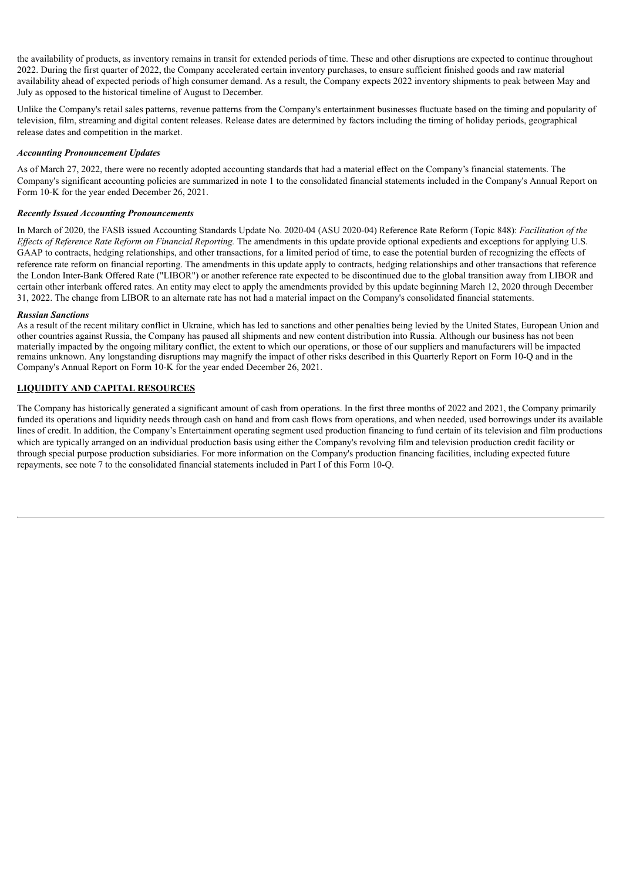the availability of products, as inventory remains in transit for extended periods of time. These and other disruptions are expected to continue throughout 2022. During the first quarter of 2022, the Company accelerated certain inventory purchases, to ensure sufficient finished goods and raw material availability ahead of expected periods of high consumer demand. As a result, the Company expects 2022 inventory shipments to peak between May and July as opposed to the historical timeline of August to December.

Unlike the Company's retail sales patterns, revenue patterns from the Company's entertainment businesses fluctuate based on the timing and popularity of television, film, streaming and digital content releases. Release dates are determined by factors including the timing of holiday periods, geographical release dates and competition in the market.

***Accounting Pronouncement Updates***

As of March 27, 2022, there were no recently adopted accounting standards that had a material effect on the Company's financial statements. The Company's significant accounting policies are summarized in note 1 to the consolidated financial statements included in the Company's Annual Report on Form 10-K for the year ended December 26, 2021.

***Recently Issued Accounting Pronouncements***

In March of 2020, the FASB issued Accounting Standards Update No. 2020-04 (ASU 2020-04) Reference Rate Reform (Topic 848): *Facilitation of the Effects of Reference Rate Reform on Financial Reporting.* The amendments in this update provide optional expedients and exceptions for applying U.S. GAAP to contracts, hedging relationships, and other transactions, for a limited period of time, to ease the potential burden of recognizing the effects of reference rate reform on financial reporting. The amendments in this update apply to contracts, hedging relationships and other transactions that reference the London Inter-Bank Offered Rate ("LIBOR") or another reference rate expected to be discontinued due to the global transition away from LIBOR and certain other interbank offered rates. An entity may elect to apply the amendments provided by this update beginning March 12, 2020 through December 31, 2022. The change from LIBOR to an alternate rate has not had a material impact on the Company's consolidated financial statements.

***Russian Sanctions***

As a result of the recent military conflict in Ukraine, which has led to sanctions and other penalties being levied by the United States, European Union and other countries against Russia, the Company has paused all shipments and new content distribution into Russia. Although our business has not been materially impacted by the ongoing military conflict, the extent to which our operations, or those of our suppliers and manufacturers will be impacted remains unknown. Any longstanding disruptions may magnify the impact of other risks described in this Quarterly Report on Form 10-Q and in the Company's Annual Report on Form 10-K for the year ended December 26, 2021.

**LIQUIDITY AND CAPITAL RESOURCES**

The Company has historically generated a significant amount of cash from operations. In the first three months of 2022 and 2021, the Company primarily funded its operations and liquidity needs through cash on hand and from cash flows from operations, and when needed, used borrowings under its available lines of credit. In addition, the Company's Entertainment operating segment used production financing to fund certain of its television and film productions which are typically arranged on an individual production basis using either the Company's revolving film and television production credit facility or through special purpose production subsidiaries. For more information on the Company's production financing facilities, including expected future repayments, see note 7 to the consolidated financial statements included in Part I of this Form 10-Q.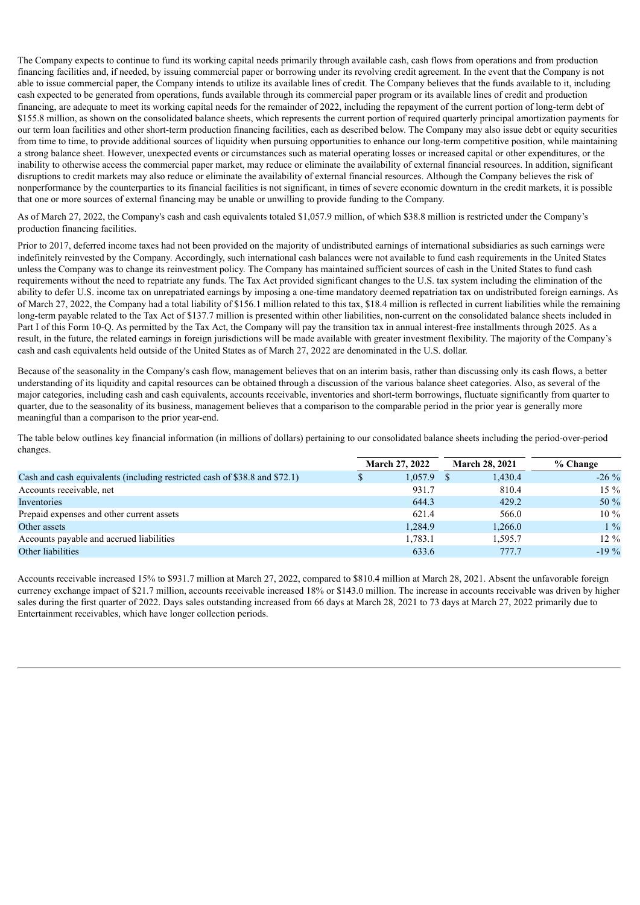The Company expects to continue to fund its working capital needs primarily through available cash, cash flows from operations and from production financing facilities and, if needed, by issuing commercial paper or borrowing under its revolving credit agreement. In the event that the Company is not able to issue commercial paper, the Company intends to utilize its available lines of credit. The Company believes that the funds available to it, including cash expected to be generated from operations, funds available through its commercial paper program or its available lines of credit and production financing, are adequate to meet its working capital needs for the remainder of 2022, including the repayment of the current portion of long-term debt of $155.8 million, as shown on the consolidated balance sheets, which represents the current portion of required quarterly principal amortization payments for our term loan facilities and other short-term production financing facilities, each as described below. The Company may also issue debt or equity securities from time to time, to provide additional sources of liquidity when pursuing opportunities to enhance our long-term competitive position, while maintaining a strong balance sheet. However, unexpected events or circumstances such as material operating losses or increased capital or other expenditures, or the inability to otherwise access the commercial paper market, may reduce or eliminate the availability of external financial resources. In addition, significant disruptions to credit markets may also reduce or eliminate the availability of external financial resources. Although the Company believes the risk of nonperformance by the counterparties to its financial facilities is not significant, in times of severe economic downturn in the credit markets, it is possible that one or more sources of external financing may be unable or unwilling to provide funding to the Company.

As of March 27, 2022, the Company's cash and cash equivalents totaled $1,057.9 million, of which $38.8 million is restricted under the Company's production financing facilities.

Prior to 2017, deferred income taxes had not been provided on the majority of undistributed earnings of international subsidiaries as such earnings were indefinitely reinvested by the Company. Accordingly, such international cash balances were not available to fund cash requirements in the United States unless the Company was to change its reinvestment policy. The Company has maintained sufficient sources of cash in the United States to fund cash requirements without the need to repatriate any funds. The Tax Act provided significant changes to the U.S. tax system including the elimination of the ability to defer U.S. income tax on unrepatriated earnings by imposing a one-time mandatory deemed repatriation tax on undistributed foreign earnings. As of March 27, 2022, the Company had a total liability of $156.1 million related to this tax, $18.4 million is reflected in current liabilities while the remaining long-term payable related to the Tax Act of $137.7 million is presented within other liabilities, non-current on the consolidated balance sheets included in Part I of this Form 10-Q. As permitted by the Tax Act, the Company will pay the transition tax in annual interest-free installments through 2025. As a result, in the future, the related earnings in foreign jurisdictions will be made available with greater investment flexibility. The majority of the Company's cash and cash equivalents held outside of the United States as of March 27, 2022 are denominated in the U.S. dollar.

Because of the seasonality in the Company's cash flow, management believes that on an interim basis, rather than discussing only its cash flows, a better understanding of its liquidity and capital resources can be obtained through a discussion of the various balance sheet categories. Also, as several of the major categories, including cash and cash equivalents, accounts receivable, inventories and short-term borrowings, fluctuate significantly from quarter to quarter, due to the seasonality of its business, management believes that a comparison to the comparable period in the prior year is generally more meaningful than a comparison to the prior year-end.

The table below outlines key financial information (in millions of dollars) pertaining to our consolidated balance sheets including the period-over-period changes.

| | March 27, 2022 | March 28, 2021 | % Change |
|---|---|---|---|
| Cash and cash equivalents (including restricted cash of $38.8 and $72.1) | $ 1,057.9 | $ 1,430.4 | -26 % |
| Accounts receivable, net | 931.7 | 810.4 | 15 % |
| Inventories | 644.3 | 429.2 | 50 % |
| Prepaid expenses and other current assets | 621.4 | 566.0 | 10 % |
| Other assets | 1,284.9 | 1,266.0 | 1 % |
| Accounts payable and accrued liabilities | 1,783.1 | 1,595.7 | 12 % |
| Other liabilities | 633.6 | 777.7 | -19 % |

Accounts receivable increased 15% to $931.7 million at March 27, 2022, compared to $810.4 million at March 28, 2021. Absent the unfavorable foreign currency exchange impact of $21.7 million, accounts receivable increased 18% or $143.0 million. The increase in accounts receivable was driven by higher sales during the first quarter of 2022. Days sales outstanding increased from 66 days at March 28, 2021 to 73 days at March 27, 2022 primarily due to Entertainment receivables, which have longer collection periods.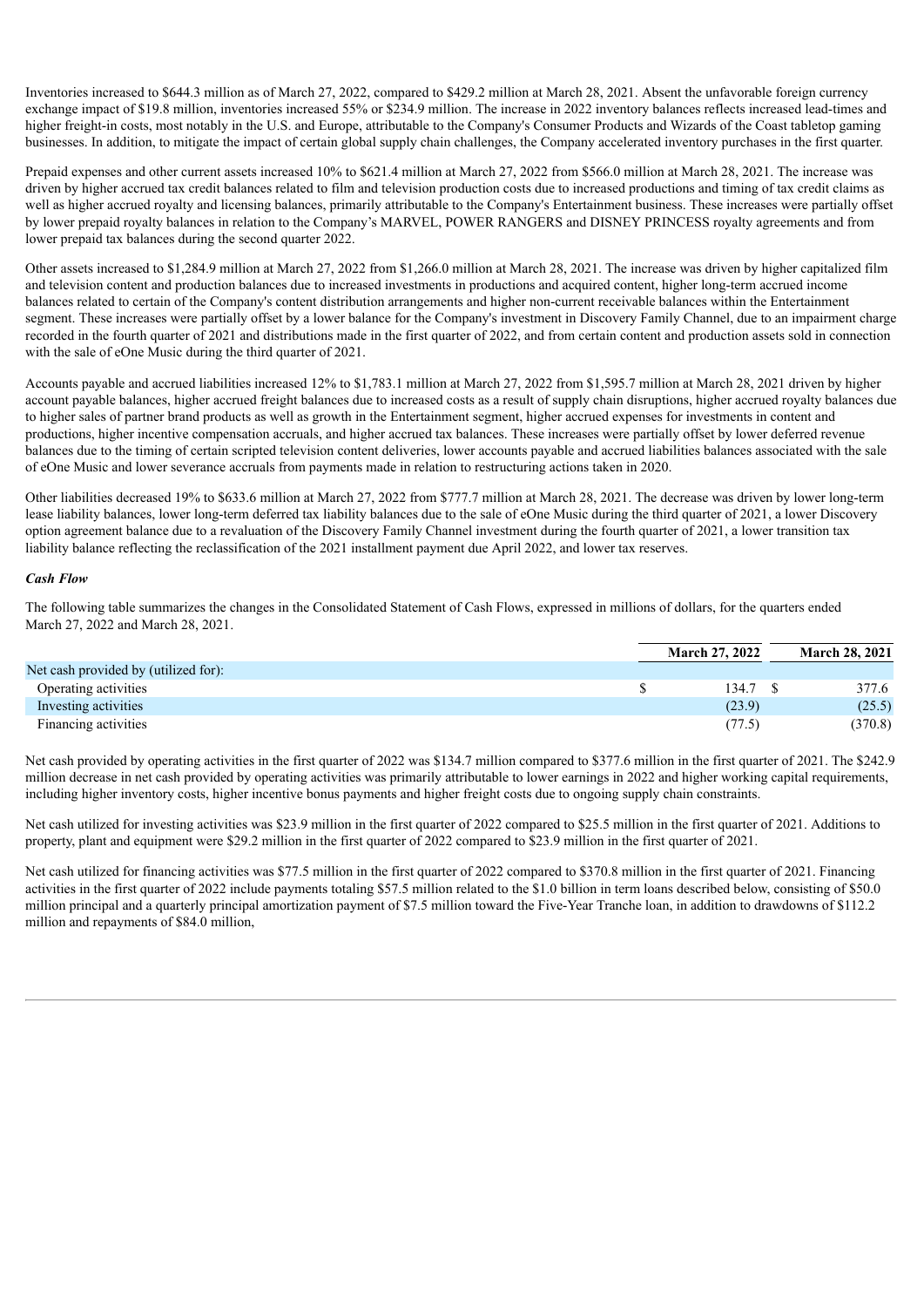Inventories increased to $644.3 million as of March 27, 2022, compared to $429.2 million at March 28, 2021. Absent the unfavorable foreign currency exchange impact of $19.8 million, inventories increased 55% or $234.9 million. The increase in 2022 inventory balances reflects increased lead-times and higher freight-in costs, most notably in the U.S. and Europe, attributable to the Company's Consumer Products and Wizards of the Coast tabletop gaming businesses. In addition, to mitigate the impact of certain global supply chain challenges, the Company accelerated inventory purchases in the first quarter.

Prepaid expenses and other current assets increased 10% to $621.4 million at March 27, 2022 from $566.0 million at March 28, 2021. The increase was driven by higher accrued tax credit balances related to film and television production costs due to increased productions and timing of tax credit claims as well as higher accrued royalty and licensing balances, primarily attributable to the Company's Entertainment business. These increases were partially offset by lower prepaid royalty balances in relation to the Company's MARVEL, POWER RANGERS and DISNEY PRINCESS royalty agreements and from lower prepaid tax balances during the second quarter 2022.

Other assets increased to $1,284.9 million at March 27, 2022 from $1,266.0 million at March 28, 2021. The increase was driven by higher capitalized film and television content and production balances due to increased investments in productions and acquired content, higher long-term accrued income balances related to certain of the Company's content distribution arrangements and higher non-current receivable balances within the Entertainment segment. These increases were partially offset by a lower balance for the Company's investment in Discovery Family Channel, due to an impairment charge recorded in the fourth quarter of 2021 and distributions made in the first quarter of 2022, and from certain content and production assets sold in connection with the sale of eOne Music during the third quarter of 2021.

Accounts payable and accrued liabilities increased 12% to $1,783.1 million at March 27, 2022 from $1,595.7 million at March 28, 2021 driven by higher account payable balances, higher accrued freight balances due to increased costs as a result of supply chain disruptions, higher accrued royalty balances due to higher sales of partner brand products as well as growth in the Entertainment segment, higher accrued expenses for investments in content and productions, higher incentive compensation accruals, and higher accrued tax balances. These increases were partially offset by lower deferred revenue balances due to the timing of certain scripted television content deliveries, lower accounts payable and accrued liabilities balances associated with the sale of eOne Music and lower severance accruals from payments made in relation to restructuring actions taken in 2020.

Other liabilities decreased 19% to $633.6 million at March 27, 2022 from $777.7 million at March 28, 2021. The decrease was driven by lower long-term lease liability balances, lower long-term deferred tax liability balances due to the sale of eOne Music during the third quarter of 2021, a lower Discovery option agreement balance due to a revaluation of the Discovery Family Channel investment during the fourth quarter of 2021, a lower transition tax liability balance reflecting the reclassification of the 2021 installment payment due April 2022, and lower tax reserves.

***Cash Flow***

The following table summarizes the changes in the Consolidated Statement of Cash Flows, expressed in millions of dollars, for the quarters ended March 27, 2022 and March 28, 2021.

| | March 27, 2022 | March 28, 2021 |
|---|---|---|
| Net cash provided by (utilized for): | | |
| Operating activities | $ 134.7 | $ 377.6 |
| Investing activities | (23.9) | (25.5) |
| Financing activities | (77.5) | (370.8) |

Net cash provided by operating activities in the first quarter of 2022 was $134.7 million compared to $377.6 million in the first quarter of 2021. The $242.9 million decrease in net cash provided by operating activities was primarily attributable to lower earnings in 2022 and higher working capital requirements, including higher inventory costs, higher incentive bonus payments and higher freight costs due to ongoing supply chain constraints.

Net cash utilized for investing activities was $23.9 million in the first quarter of 2022 compared to $25.5 million in the first quarter of 2021. Additions to property, plant and equipment were $29.2 million in the first quarter of 2022 compared to $23.9 million in the first quarter of 2021.

Net cash utilized for financing activities was $77.5 million in the first quarter of 2022 compared to $370.8 million in the first quarter of 2021. Financing activities in the first quarter of 2022 include payments totaling $57.5 million related to the $1.0 billion in term loans described below, consisting of $50.0 million principal and a quarterly principal amortization payment of $7.5 million toward the Five-Year Tranche loan, in addition to drawdowns of $112.2 million and repayments of $84.0 million,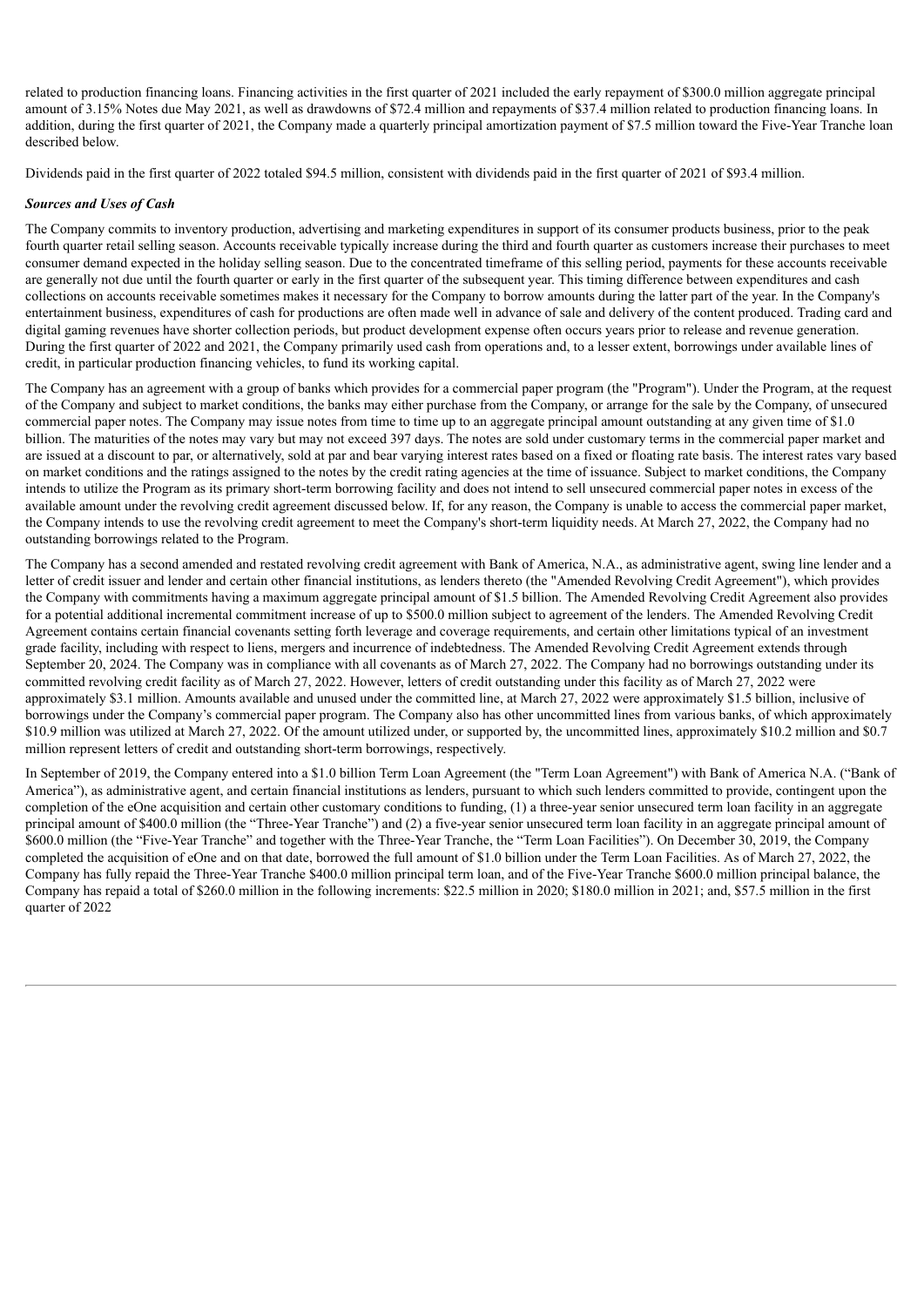related to production financing loans. Financing activities in the first quarter of 2021 included the early repayment of $300.0 million aggregate principal amount of 3.15% Notes due May 2021, as well as drawdowns of $72.4 million and repayments of $37.4 million related to production financing loans. In addition, during the first quarter of 2021, the Company made a quarterly principal amortization payment of $7.5 million toward the Five-Year Tranche loan described below.

Dividends paid in the first quarter of 2022 totaled $94.5 million, consistent with dividends paid in the first quarter of 2021 of $93.4 million.

***Sources and Uses of Cash***

The Company commits to inventory production, advertising and marketing expenditures in support of its consumer products business, prior to the peak fourth quarter retail selling season. Accounts receivable typically increase during the third and fourth quarter as customers increase their purchases to meet consumer demand expected in the holiday selling season. Due to the concentrated timeframe of this selling period, payments for these accounts receivable are generally not due until the fourth quarter or early in the first quarter of the subsequent year. This timing difference between expenditures and cash collections on accounts receivable sometimes makes it necessary for the Company to borrow amounts during the latter part of the year. In the Company's entertainment business, expenditures of cash for productions are often made well in advance of sale and delivery of the content produced. Trading card and digital gaming revenues have shorter collection periods, but product development expense often occurs years prior to release and revenue generation. During the first quarter of 2022 and 2021, the Company primarily used cash from operations and, to a lesser extent, borrowings under available lines of credit, in particular production financing vehicles, to fund its working capital.

The Company has an agreement with a group of banks which provides for a commercial paper program (the "Program"). Under the Program, at the request of the Company and subject to market conditions, the banks may either purchase from the Company, or arrange for the sale by the Company, of unsecured commercial paper notes. The Company may issue notes from time to time up to an aggregate principal amount outstanding at any given time of $1.0 billion. The maturities of the notes may vary but may not exceed 397 days. The notes are sold under customary terms in the commercial paper market and are issued at a discount to par, or alternatively, sold at par and bear varying interest rates based on a fixed or floating rate basis. The interest rates vary based on market conditions and the ratings assigned to the notes by the credit rating agencies at the time of issuance. Subject to market conditions, the Company intends to utilize the Program as its primary short-term borrowing facility and does not intend to sell unsecured commercial paper notes in excess of the available amount under the revolving credit agreement discussed below. If, for any reason, the Company is unable to access the commercial paper market, the Company intends to use the revolving credit agreement to meet the Company's short-term liquidity needs. At March 27, 2022, the Company had no outstanding borrowings related to the Program.

The Company has a second amended and restated revolving credit agreement with Bank of America, N.A., as administrative agent, swing line lender and a letter of credit issuer and lender and certain other financial institutions, as lenders thereto (the "Amended Revolving Credit Agreement"), which provides the Company with commitments having a maximum aggregate principal amount of $1.5 billion. The Amended Revolving Credit Agreement also provides for a potential additional incremental commitment increase of up to $500.0 million subject to agreement of the lenders. The Amended Revolving Credit Agreement contains certain financial covenants setting forth leverage and coverage requirements, and certain other limitations typical of an investment grade facility, including with respect to liens, mergers and incurrence of indebtedness. The Amended Revolving Credit Agreement extends through September 20, 2024. The Company was in compliance with all covenants as of March 27, 2022. The Company had no borrowings outstanding under its committed revolving credit facility as of March 27, 2022. However, letters of credit outstanding under this facility as of March 27, 2022 were approximately $3.1 million. Amounts available and unused under the committed line, at March 27, 2022 were approximately $1.5 billion, inclusive of borrowings under the Company's commercial paper program. The Company also has other uncommitted lines from various banks, of which approximately $10.9 million was utilized at March 27, 2022. Of the amount utilized under, or supported by, the uncommitted lines, approximately $10.2 million and $0.7 million represent letters of credit and outstanding short-term borrowings, respectively.

In September of 2019, the Company entered into a $1.0 billion Term Loan Agreement (the "Term Loan Agreement") with Bank of America N.A. ("Bank of America"), as administrative agent, and certain financial institutions as lenders, pursuant to which such lenders committed to provide, contingent upon the completion of the eOne acquisition and certain other customary conditions to funding, (1) a three-year senior unsecured term loan facility in an aggregate principal amount of $400.0 million (the "Three-Year Tranche") and (2) a five-year senior unsecured term loan facility in an aggregate principal amount of $600.0 million (the "Five-Year Tranche" and together with the Three-Year Tranche, the "Term Loan Facilities"). On December 30, 2019, the Company completed the acquisition of eOne and on that date, borrowed the full amount of $1.0 billion under the Term Loan Facilities. As of March 27, 2022, the Company has fully repaid the Three-Year Tranche $400.0 million principal term loan, and of the Five-Year Tranche $600.0 million principal balance, the Company has repaid a total of $260.0 million in the following increments: $22.5 million in 2020; $180.0 million in 2021; and, $57.5 million in the first quarter of 2022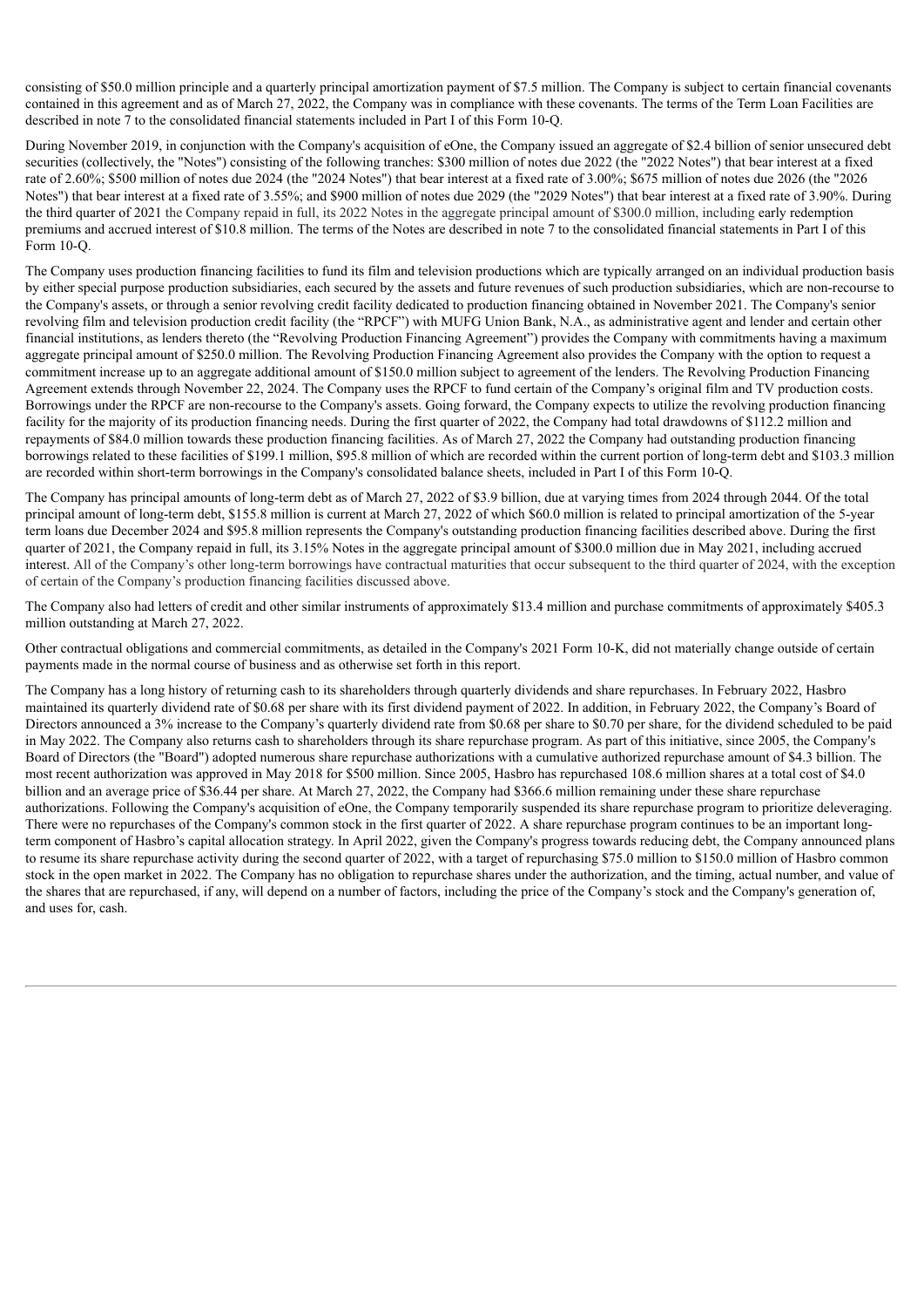consisting of $50.0 million principle and a quarterly principal amortization payment of $7.5 million. The Company is subject to certain financial covenants contained in this agreement and as of March 27, 2022, the Company was in compliance with these covenants. The terms of the Term Loan Facilities are described in note 7 to the consolidated financial statements included in Part I of this Form 10-Q.

During November 2019, in conjunction with the Company's acquisition of eOne, the Company issued an aggregate of $2.4 billion of senior unsecured debt securities (collectively, the "Notes") consisting of the following tranches: $300 million of notes due 2022 (the "2022 Notes") that bear interest at a fixed rate of 2.60%; $500 million of notes due 2024 (the "2024 Notes") that bear interest at a fixed rate of 3.00%; $675 million of notes due 2026 (the "2026 Notes") that bear interest at a fixed rate of 3.55%; and $900 million of notes due 2029 (the "2029 Notes") that bear interest at a fixed rate of 3.90%. During the third quarter of 2021 the Company repaid in full, its 2022 Notes in the aggregate principal amount of $300.0 million, including early redemption premiums and accrued interest of $10.8 million. The terms of the Notes are described in note 7 to the consolidated financial statements in Part I of this Form 10-Q.

The Company uses production financing facilities to fund its film and television productions which are typically arranged on an individual production basis by either special purpose production subsidiaries, each secured by the assets and future revenues of such production subsidiaries, which are non-recourse to the Company's assets, or through a senior revolving credit facility dedicated to production financing obtained in November 2021. The Company's senior revolving film and television production credit facility (the "RPCF") with MUFG Union Bank, N.A., as administrative agent and lender and certain other financial institutions, as lenders thereto (the "Revolving Production Financing Agreement") provides the Company with commitments having a maximum aggregate principal amount of $250.0 million. The Revolving Production Financing Agreement also provides the Company with the option to request a commitment increase up to an aggregate additional amount of $150.0 million subject to agreement of the lenders. The Revolving Production Financing Agreement extends through November 22, 2024. The Company uses the RPCF to fund certain of the Company's original film and TV production costs. Borrowings under the RPCF are non-recourse to the Company's assets. Going forward, the Company expects to utilize the revolving production financing facility for the majority of its production financing needs. During the first quarter of 2022, the Company had total drawdowns of $112.2 million and repayments of $84.0 million towards these production financing facilities. As of March 27, 2022 the Company had outstanding production financing borrowings related to these facilities of $199.1 million, $95.8 million of which are recorded within the current portion of long-term debt and $103.3 million are recorded within short-term borrowings in the Company's consolidated balance sheets, included in Part I of this Form 10-Q.

The Company has principal amounts of long-term debt as of March 27, 2022 of $3.9 billion, due at varying times from 2024 through 2044. Of the total principal amount of long-term debt, $155.8 million is current at March 27, 2022 of which $60.0 million is related to principal amortization of the 5-year term loans due December 2024 and $95.8 million represents the Company's outstanding production financing facilities described above. During the first quarter of 2021, the Company repaid in full, its 3.15% Notes in the aggregate principal amount of $300.0 million due in May 2021, including accrued interest. All of the Company's other long-term borrowings have contractual maturities that occur subsequent to the third quarter of 2024, with the exception of certain of the Company's production financing facilities discussed above.

The Company also had letters of credit and other similar instruments of approximately $13.4 million and purchase commitments of approximately $405.3 million outstanding at March 27, 2022.

Other contractual obligations and commercial commitments, as detailed in the Company's 2021 Form 10-K, did not materially change outside of certain payments made in the normal course of business and as otherwise set forth in this report.

The Company has a long history of returning cash to its shareholders through quarterly dividends and share repurchases. In February 2022, Hasbro maintained its quarterly dividend rate of $0.68 per share with its first dividend payment of 2022. In addition, in February 2022, the Company's Board of Directors announced a 3% increase to the Company's quarterly dividend rate from $0.68 per share to $0.70 per share, for the dividend scheduled to be paid in May 2022. The Company also returns cash to shareholders through its share repurchase program. As part of this initiative, since 2005, the Company's Board of Directors (the "Board") adopted numerous share repurchase authorizations with a cumulative authorized repurchase amount of $4.3 billion. The most recent authorization was approved in May 2018 for $500 million. Since 2005, Hasbro has repurchased 108.6 million shares at a total cost of $4.0 billion and an average price of $36.44 per share. At March 27, 2022, the Company had $366.6 million remaining under these share repurchase authorizations. Following the Company's acquisition of eOne, the Company temporarily suspended its share repurchase program to prioritize deleveraging. There were no repurchases of the Company's common stock in the first quarter of 2022. A share repurchase program continues to be an important long-term component of Hasbro's capital allocation strategy. In April 2022, given the Company's progress towards reducing debt, the Company announced plans to resume its share repurchase activity during the second quarter of 2022, with a target of repurchasing $75.0 million to $150.0 million of Hasbro common stock in the open market in 2022. The Company has no obligation to repurchase shares under the authorization, and the timing, actual number, and value of the shares that are repurchased, if any, will depend on a number of factors, including the price of the Company's stock and the Company's generation of, and uses for, cash.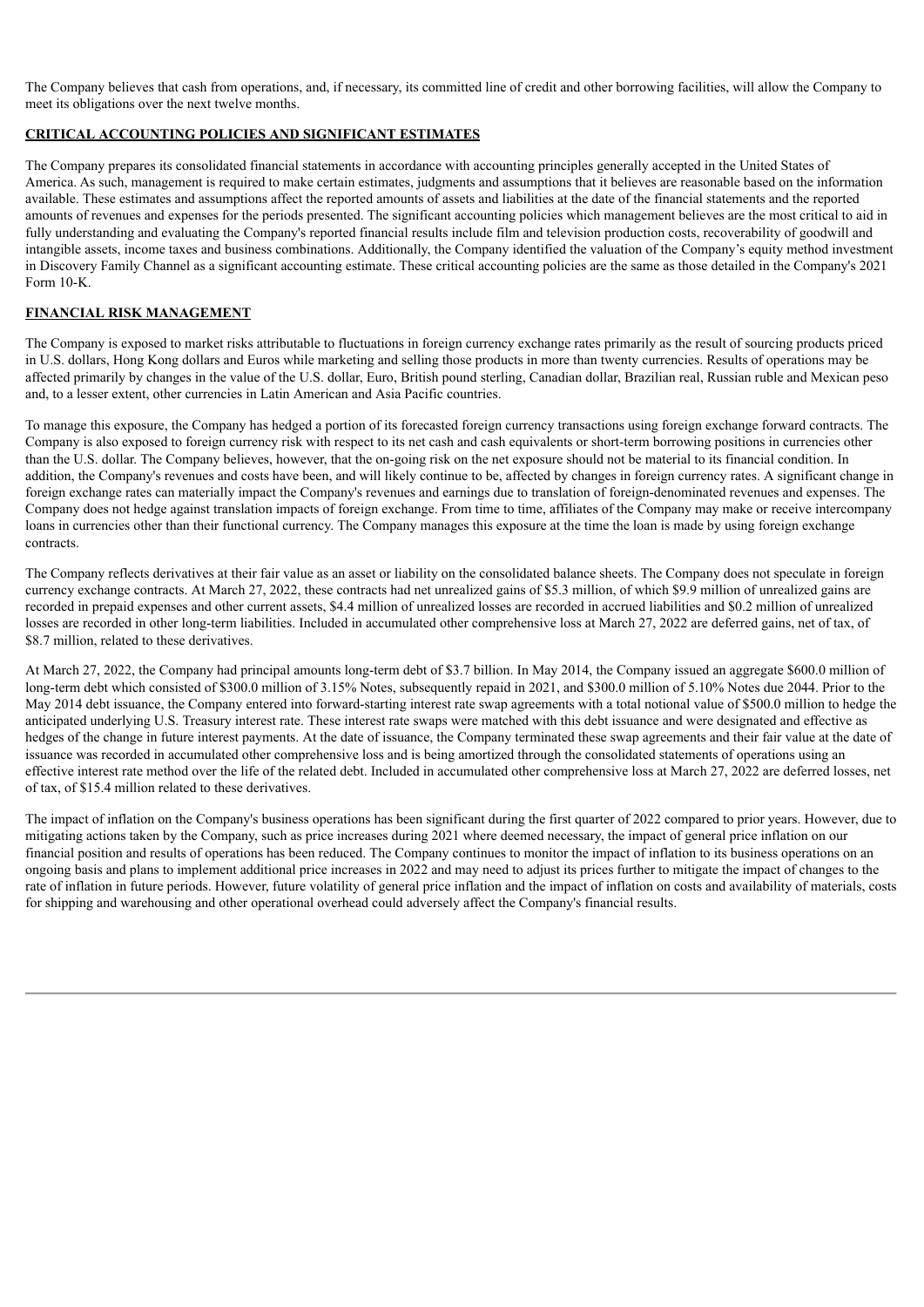The Company believes that cash from operations, and, if necessary, its committed line of credit and other borrowing facilities, will allow the Company to meet its obligations over the next twelve months.

## CRITICAL ACCOUNTING POLICIES AND SIGNIFICANT ESTIMATES

The Company prepares its consolidated financial statements in accordance with accounting principles generally accepted in the United States of America. As such, management is required to make certain estimates, judgments and assumptions that it believes are reasonable based on the information available. These estimates and assumptions affect the reported amounts of assets and liabilities at the date of the financial statements and the reported amounts of revenues and expenses for the periods presented. The significant accounting policies which management believes are the most critical to aid in fully understanding and evaluating the Company's reported financial results include film and television production costs, recoverability of goodwill and intangible assets, income taxes and business combinations. Additionally, the Company identified the valuation of the Company's equity method investment in Discovery Family Channel as a significant accounting estimate. These critical accounting policies are the same as those detailed in the Company's 2021 Form 10-K.

## FINANCIAL RISK MANAGEMENT

The Company is exposed to market risks attributable to fluctuations in foreign currency exchange rates primarily as the result of sourcing products priced in U.S. dollars, Hong Kong dollars and Euros while marketing and selling those products in more than twenty currencies. Results of operations may be affected primarily by changes in the value of the U.S. dollar, Euro, British pound sterling, Canadian dollar, Brazilian real, Russian ruble and Mexican peso and, to a lesser extent, other currencies in Latin American and Asia Pacific countries.

To manage this exposure, the Company has hedged a portion of its forecasted foreign currency transactions using foreign exchange forward contracts. The Company is also exposed to foreign currency risk with respect to its net cash and cash equivalents or short-term borrowing positions in currencies other than the U.S. dollar. The Company believes, however, that the on-going risk on the net exposure should not be material to its financial condition. In addition, the Company's revenues and costs have been, and will likely continue to be, affected by changes in foreign currency rates. A significant change in foreign exchange rates can materially impact the Company's revenues and earnings due to translation of foreign-denominated revenues and expenses. The Company does not hedge against translation impacts of foreign exchange. From time to time, affiliates of the Company may make or receive intercompany loans in currencies other than their functional currency. The Company manages this exposure at the time the loan is made by using foreign exchange contracts.

The Company reflects derivatives at their fair value as an asset or liability on the consolidated balance sheets. The Company does not speculate in foreign currency exchange contracts. At March 27, 2022, these contracts had net unrealized gains of $5.3 million, of which $9.9 million of unrealized gains are recorded in prepaid expenses and other current assets, $4.4 million of unrealized losses are recorded in accrued liabilities and $0.2 million of unrealized losses are recorded in other long-term liabilities. Included in accumulated other comprehensive loss at March 27, 2022 are deferred gains, net of tax, of $8.7 million, related to these derivatives.

At March 27, 2022, the Company had principal amounts long-term debt of $3.7 billion. In May 2014, the Company issued an aggregate $600.0 million of long-term debt which consisted of $300.0 million of 3.15% Notes, subsequently repaid in 2021, and $300.0 million of 5.10% Notes due 2044. Prior to the May 2014 debt issuance, the Company entered into forward-starting interest rate swap agreements with a total notional value of $500.0 million to hedge the anticipated underlying U.S. Treasury interest rate. These interest rate swaps were matched with this debt issuance and were designated and effective as hedges of the change in future interest payments. At the date of issuance, the Company terminated these swap agreements and their fair value at the date of issuance was recorded in accumulated other comprehensive loss and is being amortized through the consolidated statements of operations using an effective interest rate method over the life of the related debt. Included in accumulated other comprehensive loss at March 27, 2022 are deferred losses, net of tax, of $15.4 million related to these derivatives.

The impact of inflation on the Company's business operations has been significant during the first quarter of 2022 compared to prior years. However, due to mitigating actions taken by the Company, such as price increases during 2021 where deemed necessary, the impact of general price inflation on our financial position and results of operations has been reduced. The Company continues to monitor the impact of inflation to its business operations on an ongoing basis and plans to implement additional price increases in 2022 and may need to adjust its prices further to mitigate the impact of changes to the rate of inflation in future periods. However, future volatility of general price inflation and the impact of inflation on costs and availability of materials, costs for shipping and warehousing and other operational overhead could adversely affect the Company's financial results.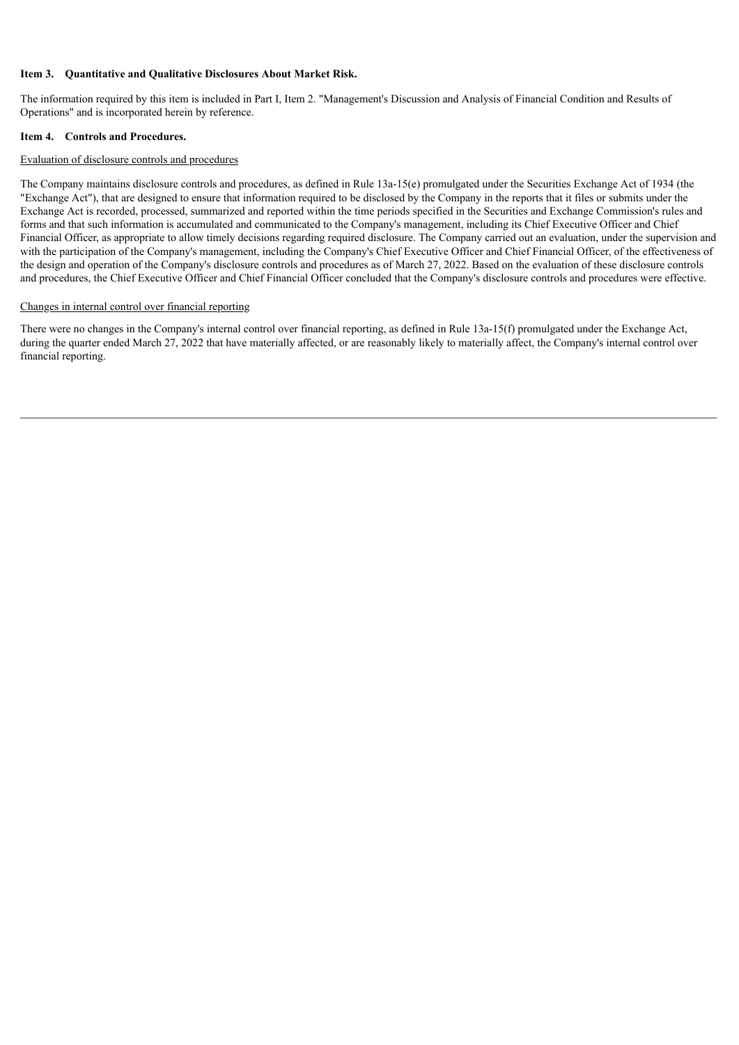### Item 3. Quantitative and Qualitative Disclosures About Market Risk.

The information required by this item is included in Part I, Item 2. "Management's Discussion and Analysis of Financial Condition and Results of Operations" and is incorporated herein by reference.

### Item 4. Controls and Procedures.

Evaluation of disclosure controls and procedures

The Company maintains disclosure controls and procedures, as defined in Rule 13a-15(e) promulgated under the Securities Exchange Act of 1934 (the "Exchange Act"), that are designed to ensure that information required to be disclosed by the Company in the reports that it files or submits under the Exchange Act is recorded, processed, summarized and reported within the time periods specified in the Securities and Exchange Commission's rules and forms and that such information is accumulated and communicated to the Company's management, including its Chief Executive Officer and Chief Financial Officer, as appropriate to allow timely decisions regarding required disclosure. The Company carried out an evaluation, under the supervision and with the participation of the Company's management, including the Company's Chief Executive Officer and Chief Financial Officer, of the effectiveness of the design and operation of the Company's disclosure controls and procedures as of March 27, 2022. Based on the evaluation of these disclosure controls and procedures, the Chief Executive Officer and Chief Financial Officer concluded that the Company's disclosure controls and procedures were effective.

Changes in internal control over financial reporting

There were no changes in the Company's internal control over financial reporting, as defined in Rule 13a-15(f) promulgated under the Exchange Act, during the quarter ended March 27, 2022 that have materially affected, or are reasonably likely to materially affect, the Company's internal control over financial reporting.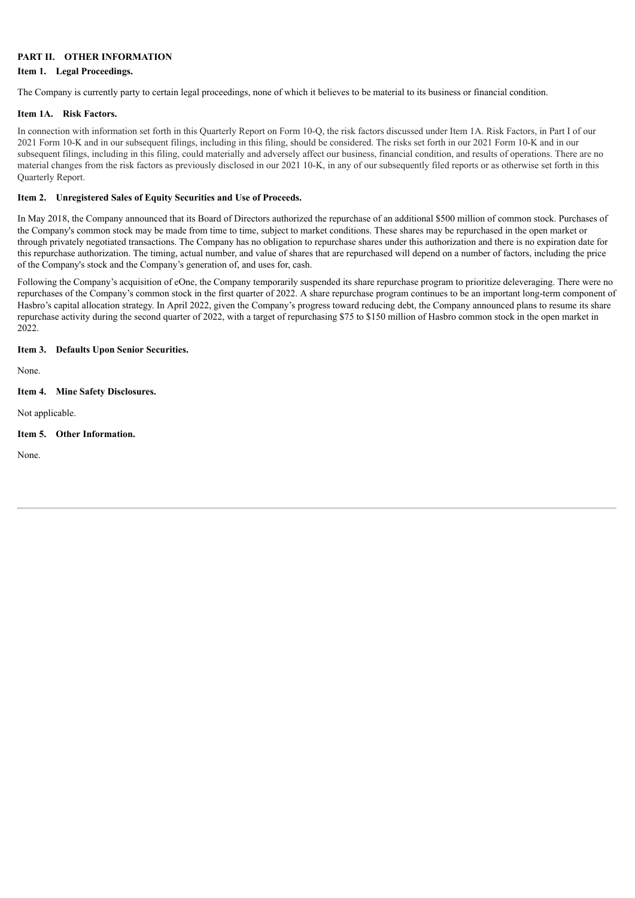## PART II. OTHER INFORMATION

### Item 1. Legal Proceedings.

The Company is currently party to certain legal proceedings, none of which it believes to be material to its business or financial condition.

### Item 1A. Risk Factors.

In connection with information set forth in this Quarterly Report on Form 10-Q, the risk factors discussed under Item 1A. Risk Factors, in Part I of our 2021 Form 10-K and in our subsequent filings, including in this filing, should be considered. The risks set forth in our 2021 Form 10-K and in our subsequent filings, including in this filing, could materially and adversely affect our business, financial condition, and results of operations. There are no material changes from the risk factors as previously disclosed in our 2021 10-K, in any of our subsequently filed reports or as otherwise set forth in this Quarterly Report.

### Item 2. Unregistered Sales of Equity Securities and Use of Proceeds.

In May 2018, the Company announced that its Board of Directors authorized the repurchase of an additional $500 million of common stock. Purchases of the Company's common stock may be made from time to time, subject to market conditions. These shares may be repurchased in the open market or through privately negotiated transactions. The Company has no obligation to repurchase shares under this authorization and there is no expiration date for this repurchase authorization. The timing, actual number, and value of shares that are repurchased will depend on a number of factors, including the price of the Company's stock and the Company's generation of, and uses for, cash.

Following the Company's acquisition of eOne, the Company temporarily suspended its share repurchase program to prioritize deleveraging. There were no repurchases of the Company's common stock in the first quarter of 2022. A share repurchase program continues to be an important long-term component of Hasbro's capital allocation strategy. In April 2022, given the Company's progress toward reducing debt, the Company announced plans to resume its share repurchase activity during the second quarter of 2022, with a target of repurchasing $75 to $150 million of Hasbro common stock in the open market in 2022.

### Item 3. Defaults Upon Senior Securities.

None.

### Item 4. Mine Safety Disclosures.

Not applicable.

### Item 5. Other Information.

None.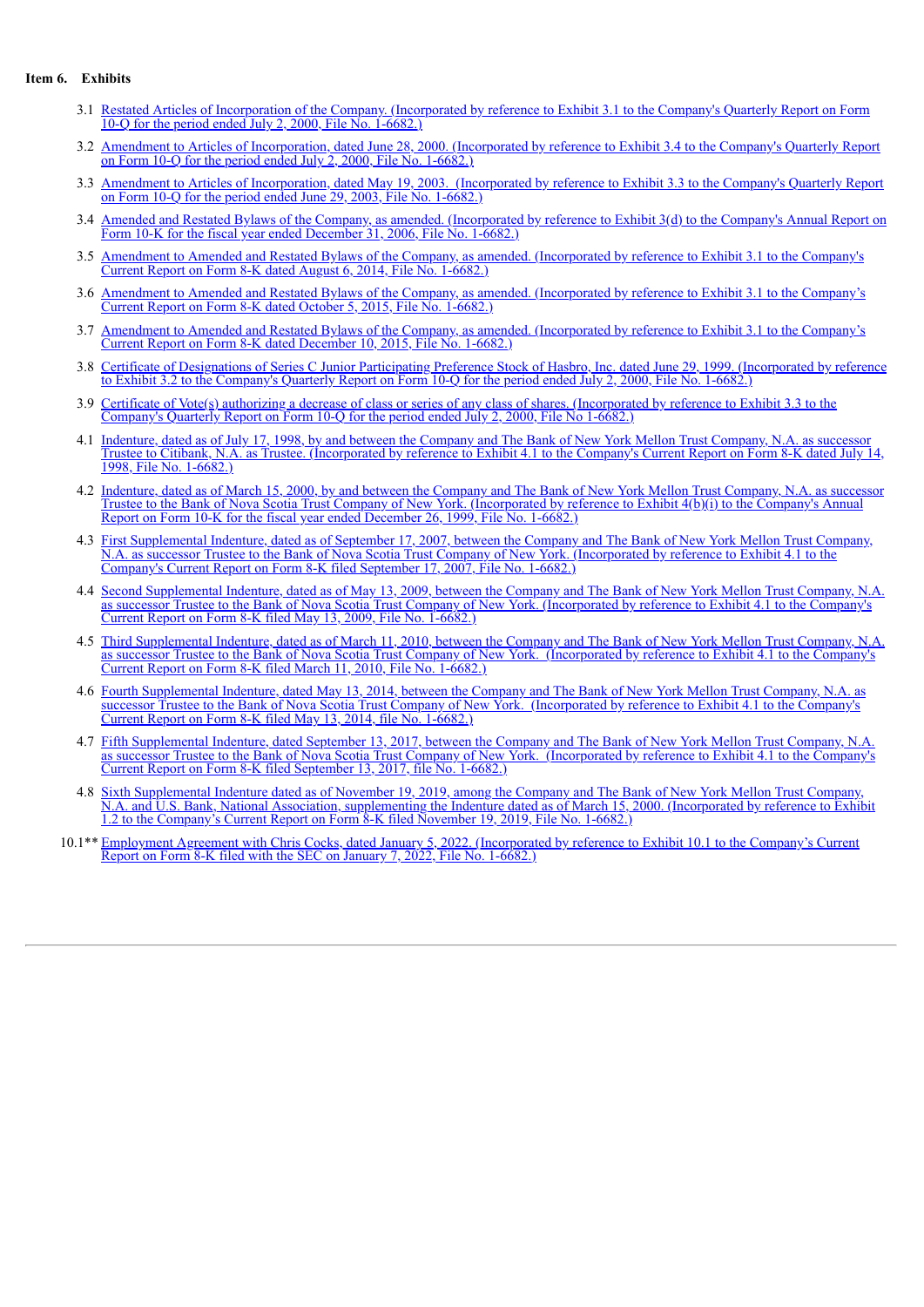**Item 6. Exhibits**

3.1 Restated Articles of Incorporation of the Company. (Incorporated by reference to Exhibit 3.1 to the Company's Quarterly Report on Form 10-Q for the period ended July 2, 2000, File No. 1-6682.)

3.2 Amendment to Articles of Incorporation, dated June 28, 2000. (Incorporated by reference to Exhibit 3.4 to the Company's Quarterly Report on Form 10-Q for the period ended July 2, 2000, File No. 1-6682.)

3.3 Amendment to Articles of Incorporation, dated May 19, 2003. (Incorporated by reference to Exhibit 3.3 to the Company's Quarterly Report on Form 10-Q for the period ended June 29, 2003, File No. 1-6682.)

3.4 Amended and Restated Bylaws of the Company, as amended. (Incorporated by reference to Exhibit 3(d) to the Company's Annual Report on Form 10-K for the fiscal year ended December 31, 2006, File No. 1-6682.)

3.5 Amendment to Amended and Restated Bylaws of the Company, as amended. (Incorporated by reference to Exhibit 3.1 to the Company's Current Report on Form 8-K dated August 6, 2014, File No. 1-6682.)

3.6 Amendment to Amended and Restated Bylaws of the Company, as amended. (Incorporated by reference to Exhibit 3.1 to the Company's Current Report on Form 8-K dated October 5, 2015, File No. 1-6682.)

3.7 Amendment to Amended and Restated Bylaws of the Company, as amended. (Incorporated by reference to Exhibit 3.1 to the Company's Current Report on Form 8-K dated December 10, 2015, File No. 1-6682.)

3.8 Certificate of Designations of Series C Junior Participating Preference Stock of Hasbro, Inc. dated June 29, 1999. (Incorporated by reference to Exhibit 3.2 to the Company's Quarterly Report on Form 10-Q for the period ended July 2, 2000, File No. 1-6682.)

3.9 Certificate of Vote(s) authorizing a decrease of class or series of any class of shares. (Incorporated by reference to Exhibit 3.3 to the Company's Quarterly Report on Form 10-Q for the period ended July 2, 2000, File No 1-6682.)

4.1 Indenture, dated as of July 17, 1998, by and between the Company and The Bank of New York Mellon Trust Company, N.A. as successor Trustee to Citibank, N.A. as Trustee. (Incorporated by reference to Exhibit 4.1 to the Company's Current Report on Form 8-K dated July 14, 1998, File No. 1-6682.)

4.2 Indenture, dated as of March 15, 2000, by and between the Company and The Bank of New York Mellon Trust Company, N.A. as successor Trustee to the Bank of Nova Scotia Trust Company of New York. (Incorporated by reference to Exhibit 4(b)(i) to the Company's Annual Report on Form 10-K for the fiscal year ended December 26, 1999, File No. 1-6682.)

4.3 First Supplemental Indenture, dated as of September 17, 2007, between the Company and The Bank of New York Mellon Trust Company, N.A. as successor Trustee to the Bank of Nova Scotia Trust Company of New York. (Incorporated by reference to Exhibit 4.1 to the Company's Current Report on Form 8-K filed September 17, 2007, File No. 1-6682.)

4.4 Second Supplemental Indenture, dated as of May 13, 2009, between the Company and The Bank of New York Mellon Trust Company, N.A. as successor Trustee to the Bank of Nova Scotia Trust Company of New York. (Incorporated by reference to Exhibit 4.1 to the Company's Current Report on Form 8-K filed May 13, 2009, File No. 1-6682.)

4.5 Third Supplemental Indenture, dated as of March 11, 2010, between the Company and The Bank of New York Mellon Trust Company, N.A. as successor Trustee to the Bank of Nova Scotia Trust Company of New York. (Incorporated by reference to Exhibit 4.1 to the Company's Current Report on Form 8-K filed March 11, 2010, File No. 1-6682.)

4.6 Fourth Supplemental Indenture, dated May 13, 2014, between the Company and The Bank of New York Mellon Trust Company, N.A. as successor Trustee to the Bank of Nova Scotia Trust Company of New York. (Incorporated by reference to Exhibit 4.1 to the Company's Current Report on Form 8-K filed May 13, 2014, file No. 1-6682.)

4.7 Fifth Supplemental Indenture, dated September 13, 2017, between the Company and The Bank of New York Mellon Trust Company, N.A. as successor Trustee to the Bank of Nova Scotia Trust Company of New York. (Incorporated by reference to Exhibit 4.1 to the Company's Current Report on Form 8-K filed September 13, 2017, file No. 1-6682.)

4.8 Sixth Supplemental Indenture dated as of November 19, 2019, among the Company and The Bank of New York Mellon Trust Company, N.A. and U.S. Bank, National Association, supplementing the Indenture dated as of March 15, 2000. (Incorporated by reference to Exhibit 1.2 to the Company's Current Report on Form 8-K filed November 19, 2019, File No. 1-6682.)

10.1** Employment Agreement with Chris Cocks, dated January 5, 2022. (Incorporated by reference to Exhibit 10.1 to the Company's Current Report on Form 8-K filed with the SEC on January 7, 2022, File No. 1-6682.)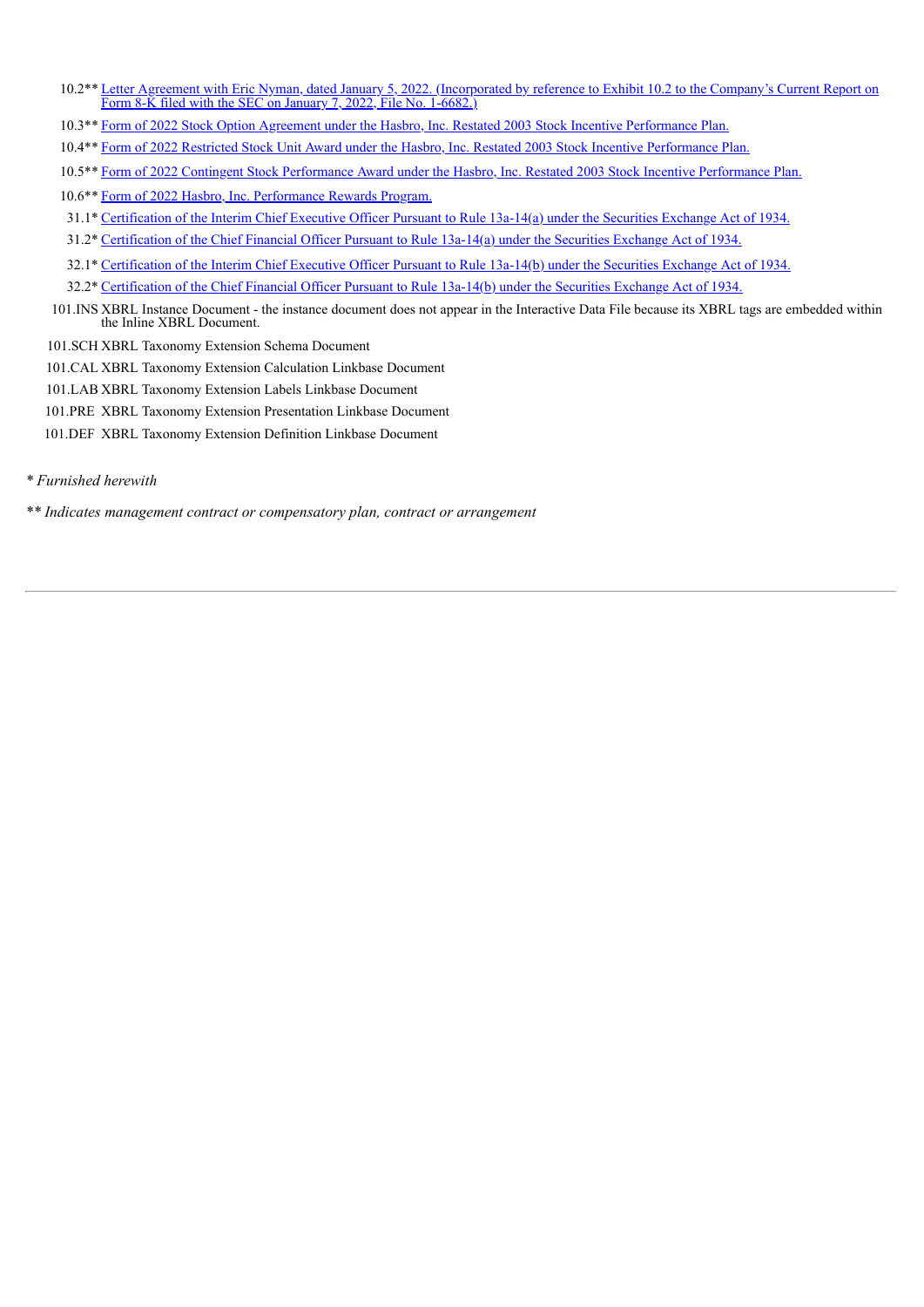| | |
|---|---|
| 10.2** | Letter Agreement with Eric Nyman, dated January 5, 2022. (Incorporated by reference to Exhibit 10.2 to the Company's Current Report on Form 8-K filed with the SEC on January 7, 2022, File No. 1-6682.) |
| 10.3** | Form of 2022 Stock Option Agreement under the Hasbro, Inc. Restated 2003 Stock Incentive Performance Plan. |
| 10.4** | Form of 2022 Restricted Stock Unit Award under the Hasbro, Inc. Restated 2003 Stock Incentive Performance Plan. |
| 10.5** | Form of 2022 Contingent Stock Performance Award under the Hasbro, Inc. Restated 2003 Stock Incentive Performance Plan. |
| 10.6** | Form of 2022 Hasbro, Inc. Performance Rewards Program. |
| 31.1* | Certification of the Interim Chief Executive Officer Pursuant to Rule 13a-14(a) under the Securities Exchange Act of 1934. |
| 31.2* | Certification of the Chief Financial Officer Pursuant to Rule 13a-14(a) under the Securities Exchange Act of 1934. |
| 32.1* | Certification of the Interim Chief Executive Officer Pursuant to Rule 13a-14(b) under the Securities Exchange Act of 1934. |
| 32.2* | Certification of the Chief Financial Officer Pursuant to Rule 13a-14(b) under the Securities Exchange Act of 1934. |
| 101.INS | XBRL Instance Document - the instance document does not appear in the Interactive Data File because its XBRL tags are embedded within the Inline XBRL Document. |
| 101.SCH | XBRL Taxonomy Extension Schema Document |
| 101.CAL | XBRL Taxonomy Extension Calculation Linkbase Document |
| 101.LAB | XBRL Taxonomy Extension Labels Linkbase Document |
| 101.PRE | XBRL Taxonomy Extension Presentation Linkbase Document |
| 101.DEF | XBRL Taxonomy Extension Definition Linkbase Document |

*\* Furnished herewith*

*\*\* Indicates management contract or compensatory plan, contract or arrangement*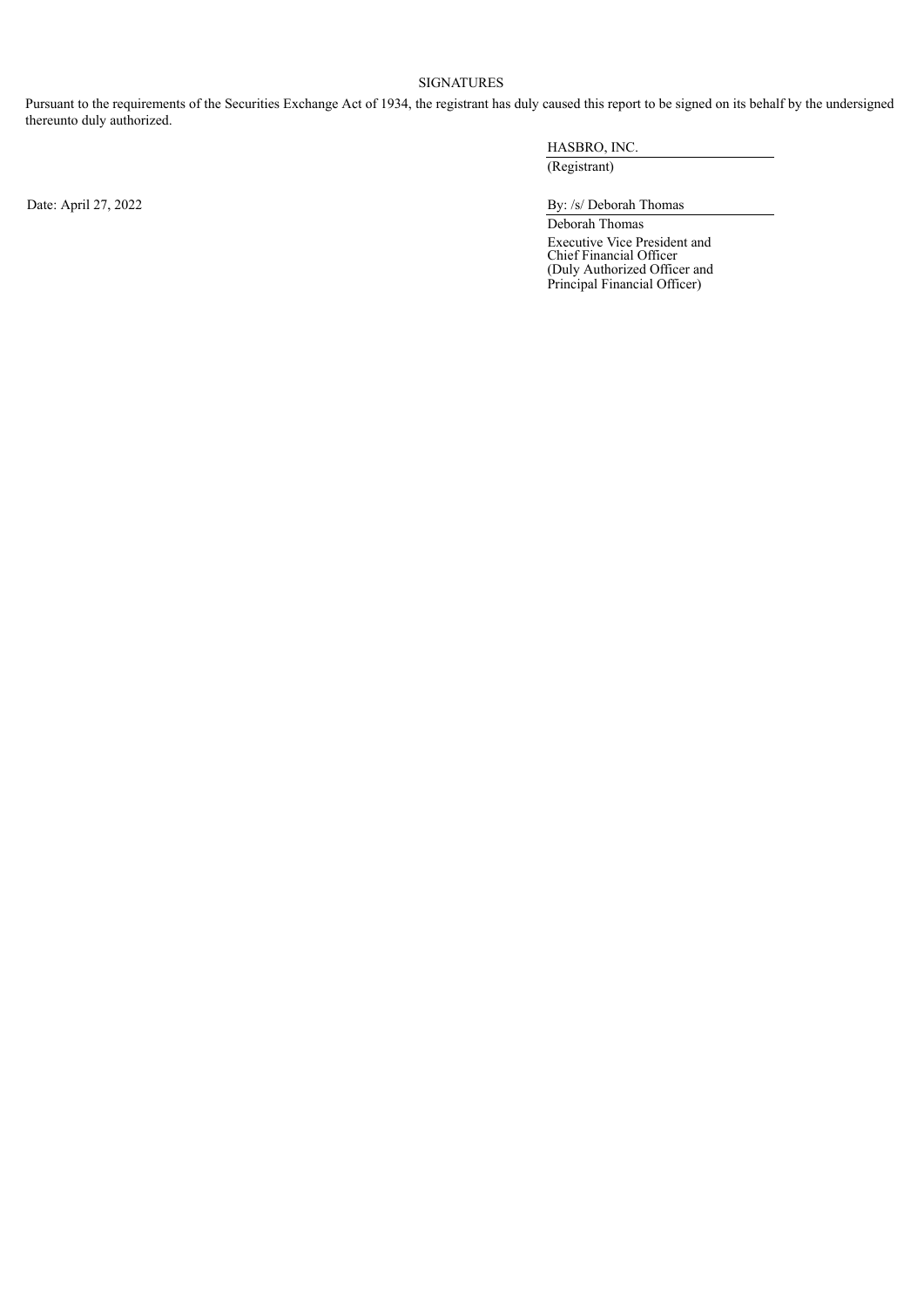SIGNATURES

Pursuant to the requirements of the Securities Exchange Act of 1934, the registrant has duly caused this report to be signed on its behalf by the undersigned thereunto duly authorized.

HASBRO, INC.
(Registrant)

Date: April 27, 2022

By: /s/ Deborah Thomas

Deborah Thomas
Executive Vice President and
Chief Financial Officer
(Duly Authorized Officer and
Principal Financial Officer)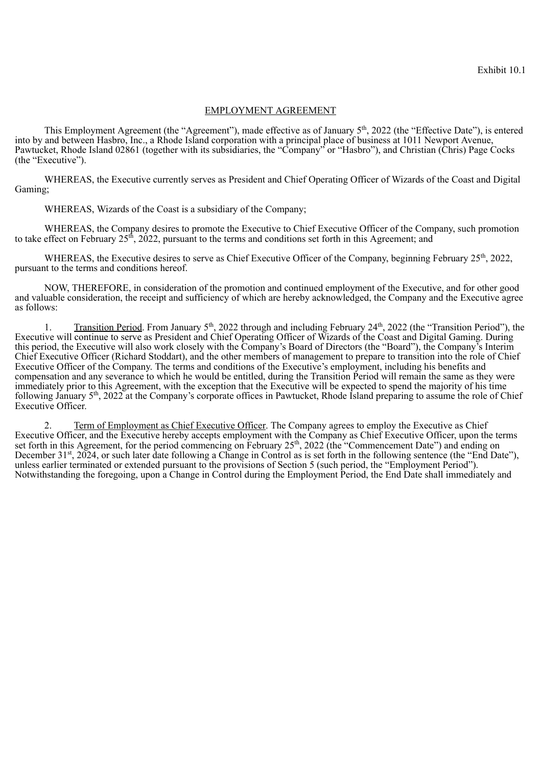Exhibit 10.1

# EMPLOYMENT AGREEMENT

This Employment Agreement (the "Agreement"), made effective as of January 5th, 2022 (the "Effective Date"), is entered into by and between Hasbro, Inc., a Rhode Island corporation with a principal place of business at 1011 Newport Avenue, Pawtucket, Rhode Island 02861 (together with its subsidiaries, the "Company" or "Hasbro"), and Christian (Chris) Page Cocks (the "Executive").

WHEREAS, the Executive currently serves as President and Chief Operating Officer of Wizards of the Coast and Digital Gaming;

WHEREAS, Wizards of the Coast is a subsidiary of the Company;

WHEREAS, the Company desires to promote the Executive to Chief Executive Officer of the Company, such promotion to take effect on February 25th, 2022, pursuant to the terms and conditions set forth in this Agreement; and

WHEREAS, the Executive desires to serve as Chief Executive Officer of the Company, beginning February 25th, 2022, pursuant to the terms and conditions hereof.

NOW, THEREFORE, in consideration of the promotion and continued employment of the Executive, and for other good and valuable consideration, the receipt and sufficiency of which are hereby acknowledged, the Company and the Executive agree as follows:

1. Transition Period. From January 5th, 2022 through and including February 24th, 2022 (the "Transition Period"), the Executive will continue to serve as President and Chief Operating Officer of Wizards of the Coast and Digital Gaming. During this period, the Executive will also work closely with the Company's Board of Directors (the "Board"), the Company's Interim Chief Executive Officer (Richard Stoddart), and the other members of management to prepare to transition into the role of Chief Executive Officer of the Company. The terms and conditions of the Executive's employment, including his benefits and compensation and any severance to which he would be entitled, during the Transition Period will remain the same as they were immediately prior to this Agreement, with the exception that the Executive will be expected to spend the majority of his time following January 5th, 2022 at the Company's corporate offices in Pawtucket, Rhode Island preparing to assume the role of Chief Executive Officer.

2. Term of Employment as Chief Executive Officer. The Company agrees to employ the Executive as Chief Executive Officer, and the Executive hereby accepts employment with the Company as Chief Executive Officer, upon the terms set forth in this Agreement, for the period commencing on February 25th, 2022 (the "Commencement Date") and ending on December 31st, 2024, or such later date following a Change in Control as is set forth in the following sentence (the "End Date"), unless earlier terminated or extended pursuant to the provisions of Section 5 (such period, the "Employment Period"). Notwithstanding the foregoing, upon a Change in Control during the Employment Period, the End Date shall immediately and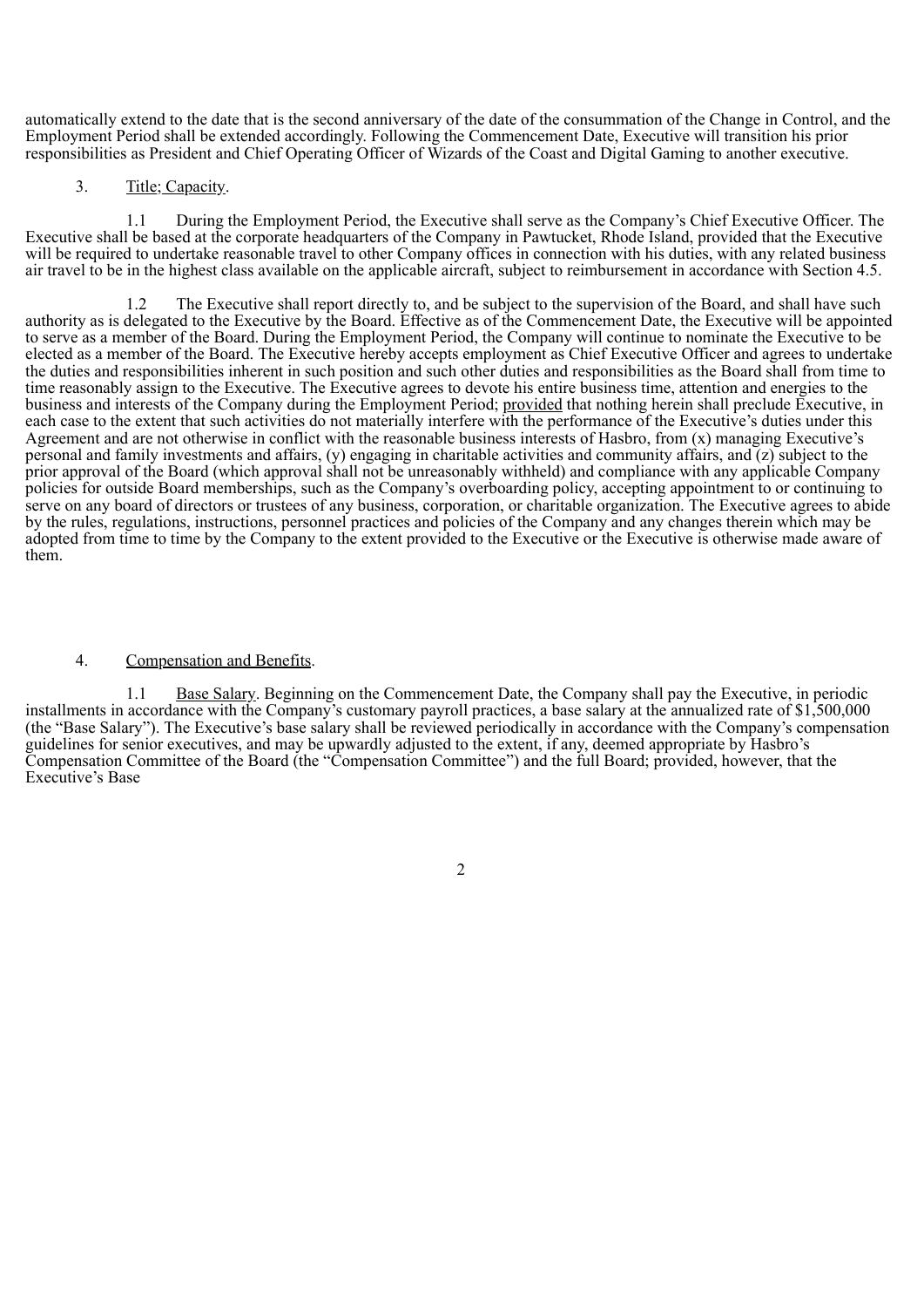automatically extend to the date that is the second anniversary of the date of the consummation of the Change in Control, and the Employment Period shall be extended accordingly. Following the Commencement Date, Executive will transition his prior responsibilities as President and Chief Operating Officer of Wizards of the Coast and Digital Gaming to another executive.

3. Title; Capacity.

1.1 During the Employment Period, the Executive shall serve as the Company's Chief Executive Officer. The Executive shall be based at the corporate headquarters of the Company in Pawtucket, Rhode Island, provided that the Executive will be required to undertake reasonable travel to other Company offices in connection with his duties, with any related business air travel to be in the highest class available on the applicable aircraft, subject to reimbursement in accordance with Section 4.5.

1.2 The Executive shall report directly to, and be subject to the supervision of the Board, and shall have such authority as is delegated to the Executive by the Board. Effective as of the Commencement Date, the Executive will be appointed to serve as a member of the Board. During the Employment Period, the Company will continue to nominate the Executive to be elected as a member of the Board. The Executive hereby accepts employment as Chief Executive Officer and agrees to undertake the duties and responsibilities inherent in such position and such other duties and responsibilities as the Board shall from time to time reasonably assign to the Executive. The Executive agrees to devote his entire business time, attention and energies to the business and interests of the Company during the Employment Period; provided that nothing herein shall preclude Executive, in each case to the extent that such activities do not materially interfere with the performance of the Executive's duties under this Agreement and are not otherwise in conflict with the reasonable business interests of Hasbro, from (x) managing Executive's personal and family investments and affairs, (y) engaging in charitable activities and community affairs, and (z) subject to the prior approval of the Board (which approval shall not be unreasonably withheld) and compliance with any applicable Company policies for outside Board memberships, such as the Company's overboarding policy, accepting appointment to or continuing to serve on any board of directors or trustees of any business, corporation, or charitable organization. The Executive agrees to abide by the rules, regulations, instructions, personnel practices and policies of the Company and any changes therein which may be adopted from time to time by the Company to the extent provided to the Executive or the Executive is otherwise made aware of them.

4. Compensation and Benefits.

1.1 Base Salary. Beginning on the Commencement Date, the Company shall pay the Executive, in periodic installments in accordance with the Company's customary payroll practices, a base salary at the annualized rate of $1,500,000 (the "Base Salary"). The Executive's base salary shall be reviewed periodically in accordance with the Company's compensation guidelines for senior executives, and may be upwardly adjusted to the extent, if any, deemed appropriate by Hasbro's Compensation Committee of the Board (the "Compensation Committee") and the full Board; provided, however, that the Executive's Base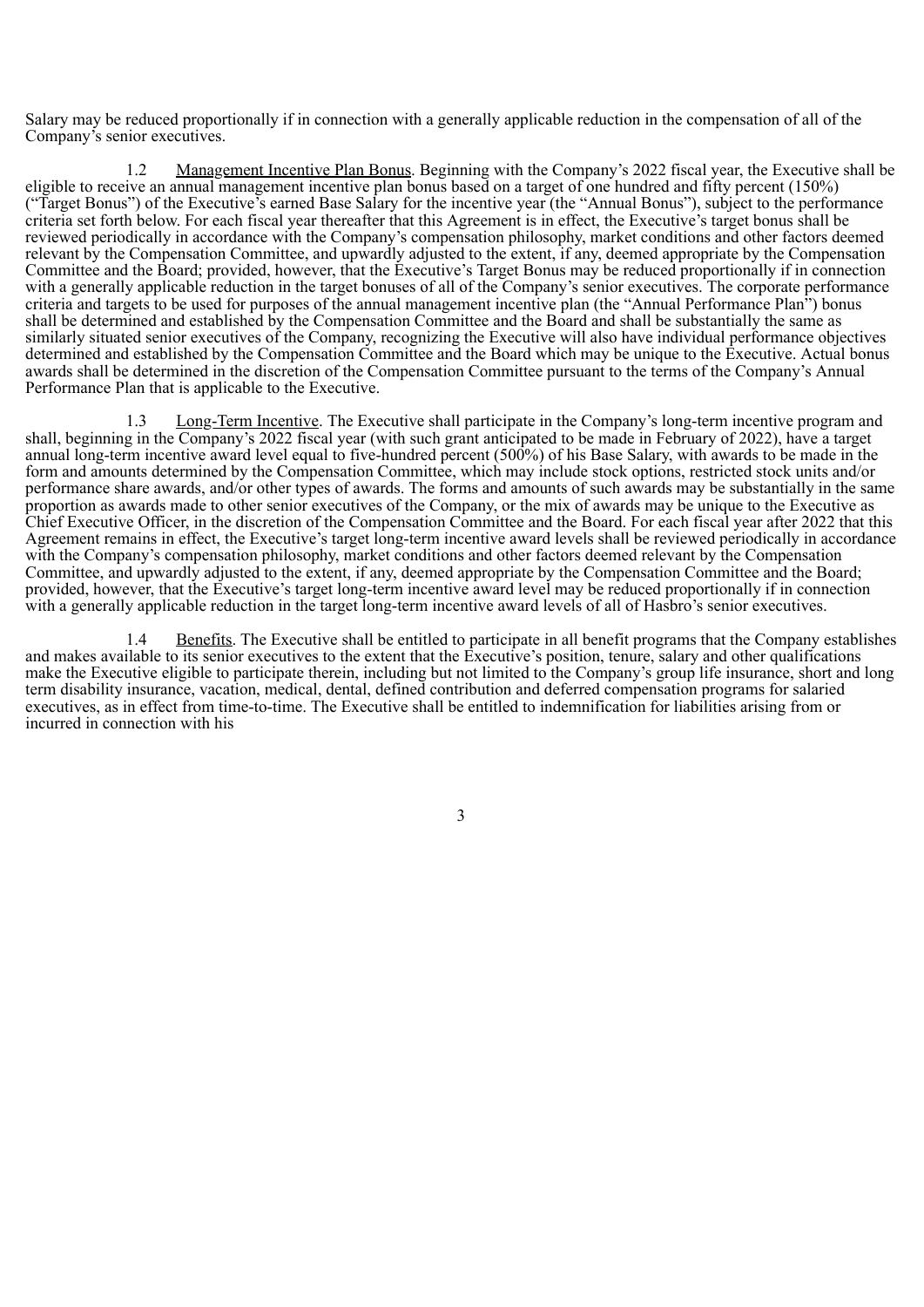Salary may be reduced proportionally if in connection with a generally applicable reduction in the compensation of all of the Company's senior executives.

1.2 Management Incentive Plan Bonus. Beginning with the Company's 2022 fiscal year, the Executive shall be eligible to receive an annual management incentive plan bonus based on a target of one hundred and fifty percent (150%) ("Target Bonus") of the Executive's earned Base Salary for the incentive year (the "Annual Bonus"), subject to the performance criteria set forth below. For each fiscal year thereafter that this Agreement is in effect, the Executive's target bonus shall be reviewed periodically in accordance with the Company's compensation philosophy, market conditions and other factors deemed relevant by the Compensation Committee, and upwardly adjusted to the extent, if any, deemed appropriate by the Compensation Committee and the Board; provided, however, that the Executive's Target Bonus may be reduced proportionally if in connection with a generally applicable reduction in the target bonuses of all of the Company's senior executives. The corporate performance criteria and targets to be used for purposes of the annual management incentive plan (the "Annual Performance Plan") bonus shall be determined and established by the Compensation Committee and the Board and shall be substantially the same as similarly situated senior executives of the Company, recognizing the Executive will also have individual performance objectives determined and established by the Compensation Committee and the Board which may be unique to the Executive. Actual bonus awards shall be determined in the discretion of the Compensation Committee pursuant to the terms of the Company's Annual Performance Plan that is applicable to the Executive.

1.3 Long-Term Incentive. The Executive shall participate in the Company's long-term incentive program and shall, beginning in the Company's 2022 fiscal year (with such grant anticipated to be made in February of 2022), have a target annual long-term incentive award level equal to five-hundred percent (500%) of his Base Salary, with awards to be made in the form and amounts determined by the Compensation Committee, which may include stock options, restricted stock units and/or performance share awards, and/or other types of awards. The forms and amounts of such awards may be substantially in the same proportion as awards made to other senior executives of the Company, or the mix of awards may be unique to the Executive as Chief Executive Officer, in the discretion of the Compensation Committee and the Board. For each fiscal year after 2022 that this Agreement remains in effect, the Executive's target long-term incentive award levels shall be reviewed periodically in accordance with the Company's compensation philosophy, market conditions and other factors deemed relevant by the Compensation Committee, and upwardly adjusted to the extent, if any, deemed appropriate by the Compensation Committee and the Board; provided, however, that the Executive's target long-term incentive award level may be reduced proportionally if in connection with a generally applicable reduction in the target long-term incentive award levels of all of Hasbro's senior executives.

1.4 Benefits. The Executive shall be entitled to participate in all benefit programs that the Company establishes and makes available to its senior executives to the extent that the Executive's position, tenure, salary and other qualifications make the Executive eligible to participate therein, including but not limited to the Company's group life insurance, short and long term disability insurance, vacation, medical, dental, defined contribution and deferred compensation programs for salaried executives, as in effect from time-to-time. The Executive shall be entitled to indemnification for liabilities arising from or incurred in connection with his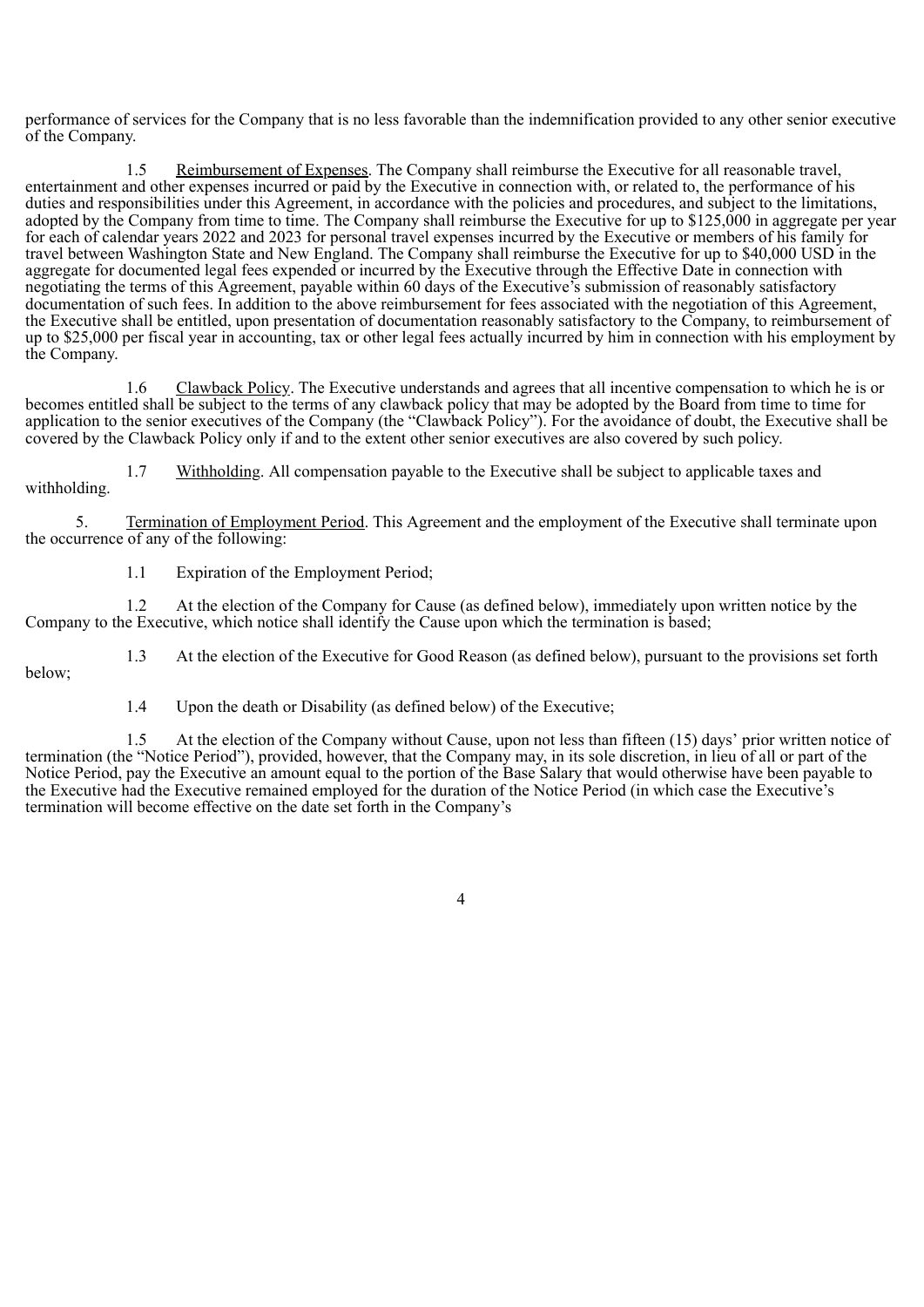performance of services for the Company that is no less favorable than the indemnification provided to any other senior executive of the Company.

1.5 Reimbursement of Expenses. The Company shall reimburse the Executive for all reasonable travel, entertainment and other expenses incurred or paid by the Executive in connection with, or related to, the performance of his duties and responsibilities under this Agreement, in accordance with the policies and procedures, and subject to the limitations, adopted by the Company from time to time. The Company shall reimburse the Executive for up to $125,000 in aggregate per year for each of calendar years 2022 and 2023 for personal travel expenses incurred by the Executive or members of his family for travel between Washington State and New England. The Company shall reimburse the Executive for up to $40,000 USD in the aggregate for documented legal fees expended or incurred by the Executive through the Effective Date in connection with negotiating the terms of this Agreement, payable within 60 days of the Executive's submission of reasonably satisfactory documentation of such fees. In addition to the above reimbursement for fees associated with the negotiation of this Agreement, the Executive shall be entitled, upon presentation of documentation reasonably satisfactory to the Company, to reimbursement of up to $25,000 per fiscal year in accounting, tax or other legal fees actually incurred by him in connection with his employment by the Company.

1.6 Clawback Policy. The Executive understands and agrees that all incentive compensation to which he is or becomes entitled shall be subject to the terms of any clawback policy that may be adopted by the Board from time to time for application to the senior executives of the Company (the "Clawback Policy"). For the avoidance of doubt, the Executive shall be covered by the Clawback Policy only if and to the extent other senior executives are also covered by such policy.

1.7 Withholding. All compensation payable to the Executive shall be subject to applicable taxes and withholding.

5. Termination of Employment Period. This Agreement and the employment of the Executive shall terminate upon the occurrence of any of the following:

1.1 Expiration of the Employment Period;

1.2 At the election of the Company for Cause (as defined below), immediately upon written notice by the Company to the Executive, which notice shall identify the Cause upon which the termination is based;

1.3 At the election of the Executive for Good Reason (as defined below), pursuant to the provisions set forth below;

1.4 Upon the death or Disability (as defined below) of the Executive;

1.5 At the election of the Company without Cause, upon not less than fifteen (15) days' prior written notice of termination (the "Notice Period"), provided, however, that the Company may, in its sole discretion, in lieu of all or part of the Notice Period, pay the Executive an amount equal to the portion of the Base Salary that would otherwise have been payable to the Executive had the Executive remained employed for the duration of the Notice Period (in which case the Executive's termination will become effective on the date set forth in the Company's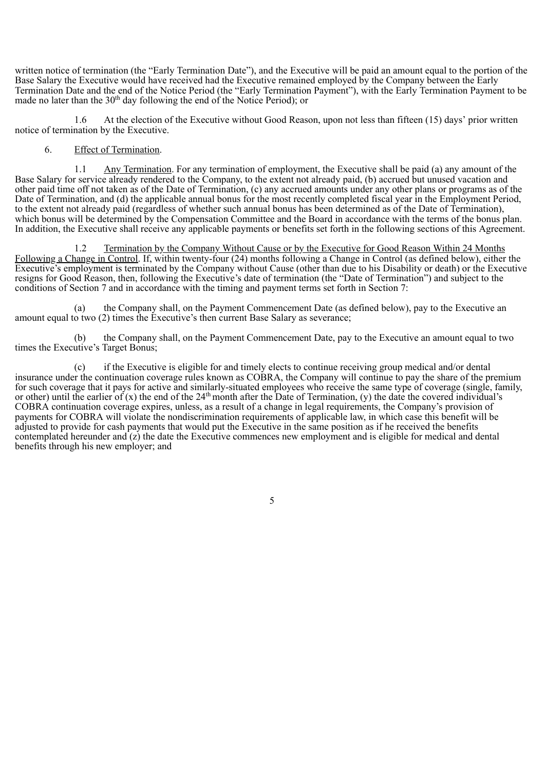written notice of termination (the "Early Termination Date"), and the Executive will be paid an amount equal to the portion of the Base Salary the Executive would have received had the Executive remained employed by the Company between the Early Termination Date and the end of the Notice Period (the "Early Termination Payment"), with the Early Termination Payment to be made no later than the 30th day following the end of the Notice Period); or

1.6 At the election of the Executive without Good Reason, upon not less than fifteen (15) days' prior written notice of termination by the Executive.

6. Effect of Termination.

1.1 Any Termination. For any termination of employment, the Executive shall be paid (a) any amount of the Base Salary for service already rendered to the Company, to the extent not already paid, (b) accrued but unused vacation and other paid time off not taken as of the Date of Termination, (c) any accrued amounts under any other plans or programs as of the Date of Termination, and (d) the applicable annual bonus for the most recently completed fiscal year in the Employment Period, to the extent not already paid (regardless of whether such annual bonus has been determined as of the Date of Termination), which bonus will be determined by the Compensation Committee and the Board in accordance with the terms of the bonus plan. In addition, the Executive shall receive any applicable payments or benefits set forth in the following sections of this Agreement.

1.2 Termination by the Company Without Cause or by the Executive for Good Reason Within 24 Months Following a Change in Control. If, within twenty-four (24) months following a Change in Control (as defined below), either the Executive's employment is terminated by the Company without Cause (other than due to his Disability or death) or the Executive resigns for Good Reason, then, following the Executive's date of termination (the "Date of Termination") and subject to the conditions of Section 7 and in accordance with the timing and payment terms set forth in Section 7:

(a) the Company shall, on the Payment Commencement Date (as defined below), pay to the Executive an amount equal to two (2) times the Executive's then current Base Salary as severance;

(b) the Company shall, on the Payment Commencement Date, pay to the Executive an amount equal to two times the Executive's Target Bonus;

(c) if the Executive is eligible for and timely elects to continue receiving group medical and/or dental insurance under the continuation coverage rules known as COBRA, the Company will continue to pay the share of the premium for such coverage that it pays for active and similarly-situated employees who receive the same type of coverage (single, family, or other) until the earlier of (x) the end of the 24th month after the Date of Termination, (y) the date the covered individual's COBRA continuation coverage expires, unless, as a result of a change in legal requirements, the Company's provision of payments for COBRA will violate the nondiscrimination requirements of applicable law, in which case this benefit will be adjusted to provide for cash payments that would put the Executive in the same position as if he received the benefits contemplated hereunder and (z) the date the Executive commences new employment and is eligible for medical and dental benefits through his new employer; and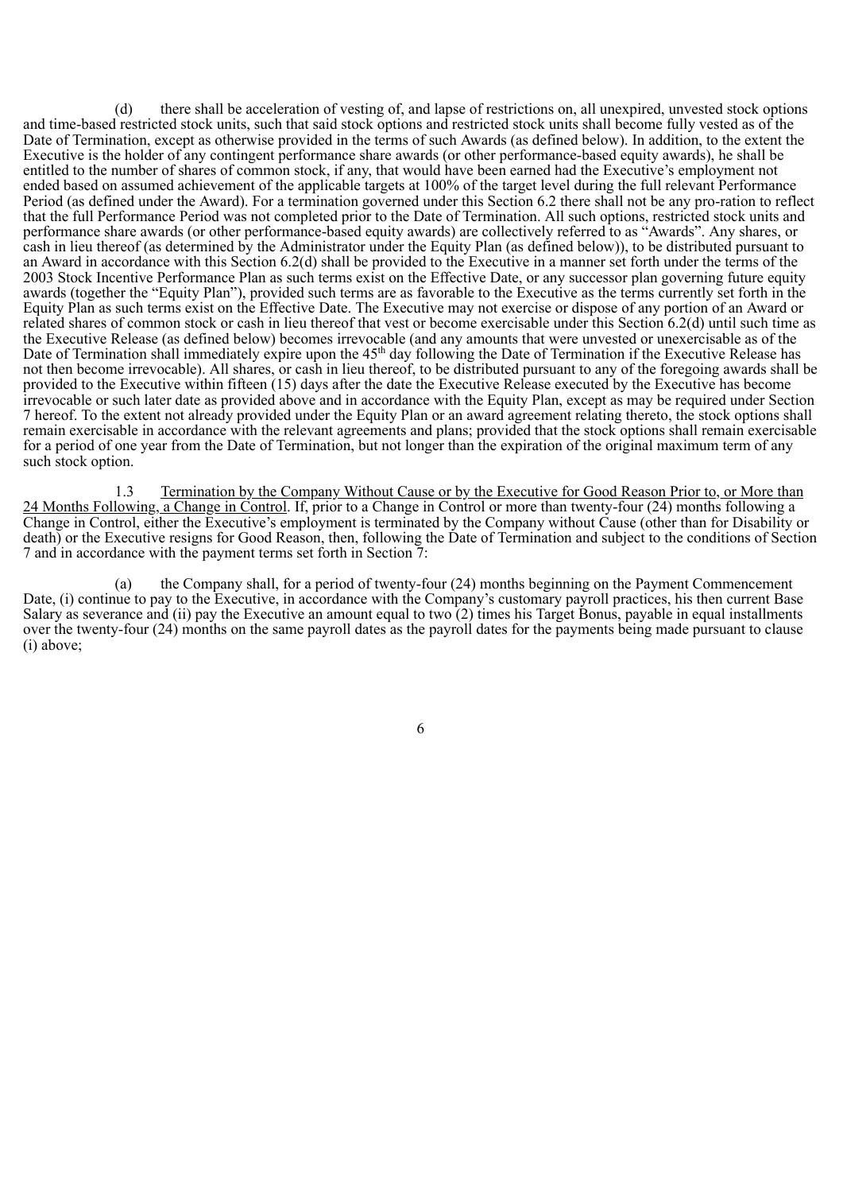(d) there shall be acceleration of vesting of, and lapse of restrictions on, all unexpired, unvested stock options and time-based restricted stock units, such that said stock options and restricted stock units shall become fully vested as of the Date of Termination, except as otherwise provided in the terms of such Awards (as defined below). In addition, to the extent the Executive is the holder of any contingent performance share awards (or other performance-based equity awards), he shall be entitled to the number of shares of common stock, if any, that would have been earned had the Executive's employment not ended based on assumed achievement of the applicable targets at 100% of the target level during the full relevant Performance Period (as defined under the Award). For a termination governed under this Section 6.2 there shall not be any pro-ration to reflect that the full Performance Period was not completed prior to the Date of Termination. All such options, restricted stock units and performance share awards (or other performance-based equity awards) are collectively referred to as "Awards". Any shares, or cash in lieu thereof (as determined by the Administrator under the Equity Plan (as defined below)), to be distributed pursuant to an Award in accordance with this Section 6.2(d) shall be provided to the Executive in a manner set forth under the terms of the 2003 Stock Incentive Performance Plan as such terms exist on the Effective Date, or any successor plan governing future equity awards (together the "Equity Plan"), provided such terms are as favorable to the Executive as the terms currently set forth in the Equity Plan as such terms exist on the Effective Date. The Executive may not exercise or dispose of any portion of an Award or related shares of common stock or cash in lieu thereof that vest or become exercisable under this Section 6.2(d) until such time as the Executive Release (as defined below) becomes irrevocable (and any amounts that were unvested or unexercisable as of the Date of Termination shall immediately expire upon the 45th day following the Date of Termination if the Executive Release has not then become irrevocable). All shares, or cash in lieu thereof, to be distributed pursuant to any of the foregoing awards shall be provided to the Executive within fifteen (15) days after the date the Executive Release executed by the Executive has become irrevocable or such later date as provided above and in accordance with the Equity Plan, except as may be required under Section 7 hereof. To the extent not already provided under the Equity Plan or an award agreement relating thereto, the stock options shall remain exercisable in accordance with the relevant agreements and plans; provided that the stock options shall remain exercisable for a period of one year from the Date of Termination, but not longer than the expiration of the original maximum term of any such stock option.

1.3 Termination by the Company Without Cause or by the Executive for Good Reason Prior to, or More than 24 Months Following, a Change in Control. If, prior to a Change in Control or more than twenty-four (24) months following a Change in Control, either the Executive's employment is terminated by the Company without Cause (other than for Disability or death) or the Executive resigns for Good Reason, then, following the Date of Termination and subject to the conditions of Section 7 and in accordance with the payment terms set forth in Section 7:

(a) the Company shall, for a period of twenty-four (24) months beginning on the Payment Commencement Date, (i) continue to pay to the Executive, in accordance with the Company's customary payroll practices, his then current Base Salary as severance and (ii) pay the Executive an amount equal to two (2) times his Target Bonus, payable in equal installments over the twenty-four (24) months on the same payroll dates as the payroll dates for the payments being made pursuant to clause (i) above;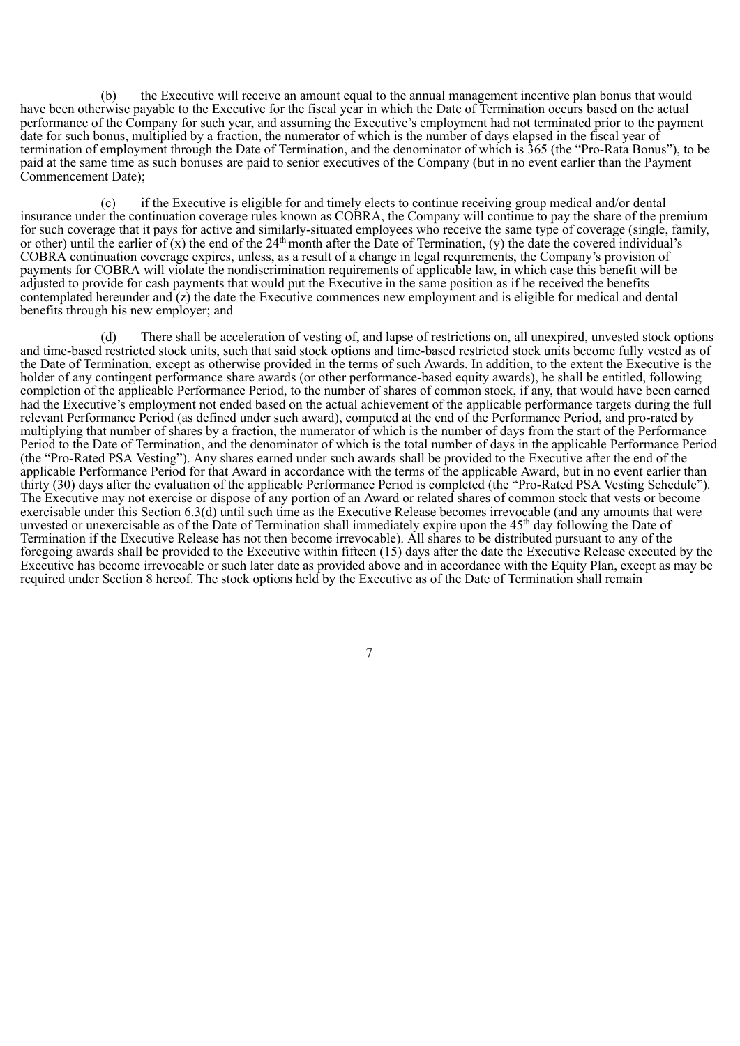(b) the Executive will receive an amount equal to the annual management incentive plan bonus that would have been otherwise payable to the Executive for the fiscal year in which the Date of Termination occurs based on the actual performance of the Company for such year, and assuming the Executive's employment had not terminated prior to the payment date for such bonus, multiplied by a fraction, the numerator of which is the number of days elapsed in the fiscal year of termination of employment through the Date of Termination, and the denominator of which is 365 (the "Pro-Rata Bonus"), to be paid at the same time as such bonuses are paid to senior executives of the Company (but in no event earlier than the Payment Commencement Date);

(c) if the Executive is eligible for and timely elects to continue receiving group medical and/or dental insurance under the continuation coverage rules known as COBRA, the Company will continue to pay the share of the premium for such coverage that it pays for active and similarly-situated employees who receive the same type of coverage (single, family, or other) until the earlier of (x) the end of the 24th month after the Date of Termination, (y) the date the covered individual's COBRA continuation coverage expires, unless, as a result of a change in legal requirements, the Company's provision of payments for COBRA will violate the nondiscrimination requirements of applicable law, in which case this benefit will be adjusted to provide for cash payments that would put the Executive in the same position as if he received the benefits contemplated hereunder and (z) the date the Executive commences new employment and is eligible for medical and dental benefits through his new employer; and

(d) There shall be acceleration of vesting of, and lapse of restrictions on, all unexpired, unvested stock options and time-based restricted stock units, such that said stock options and time-based restricted stock units become fully vested as of the Date of Termination, except as otherwise provided in the terms of such Awards. In addition, to the extent the Executive is the holder of any contingent performance share awards (or other performance-based equity awards), he shall be entitled, following completion of the applicable Performance Period, to the number of shares of common stock, if any, that would have been earned had the Executive's employment not ended based on the actual achievement of the applicable performance targets during the full relevant Performance Period (as defined under such award), computed at the end of the Performance Period, and pro-rated by multiplying that number of shares by a fraction, the numerator of which is the number of days from the start of the Performance Period to the Date of Termination, and the denominator of which is the total number of days in the applicable Performance Period (the "Pro-Rated PSA Vesting"). Any shares earned under such awards shall be provided to the Executive after the end of the applicable Performance Period for that Award in accordance with the terms of the applicable Award, but in no event earlier than thirty (30) days after the evaluation of the applicable Performance Period is completed (the "Pro-Rated PSA Vesting Schedule"). The Executive may not exercise or dispose of any portion of an Award or related shares of common stock that vests or become exercisable under this Section 6.3(d) until such time as the Executive Release becomes irrevocable (and any amounts that were unvested or unexercisable as of the Date of Termination shall immediately expire upon the 45th day following the Date of Termination if the Executive Release has not then become irrevocable). All shares to be distributed pursuant to any of the foregoing awards shall be provided to the Executive within fifteen (15) days after the date the Executive Release executed by the Executive has become irrevocable or such later date as provided above and in accordance with the Equity Plan, except as may be required under Section 8 hereof. The stock options held by the Executive as of the Date of Termination shall remain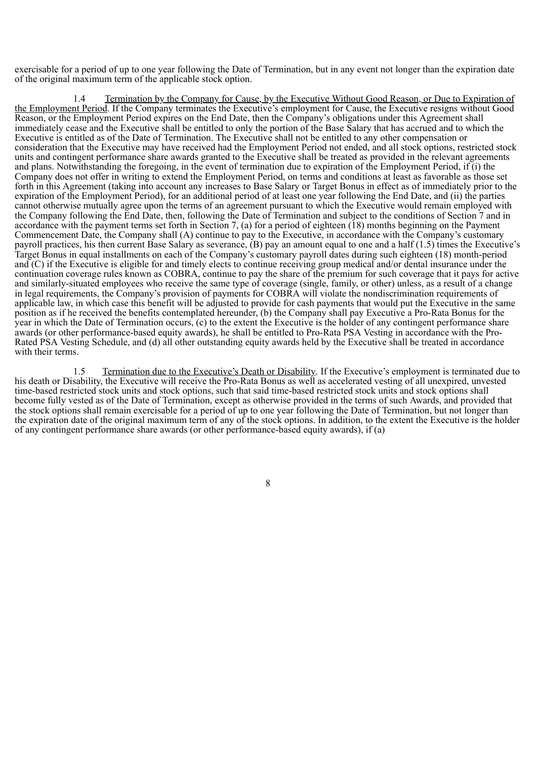exercisable for a period of up to one year following the Date of Termination, but in any event not longer than the expiration date of the original maximum term of the applicable stock option.

1.4 Termination by the Company for Cause, by the Executive Without Good Reason, or Due to Expiration of the Employment Period. If the Company terminates the Executive's employment for Cause, the Executive resigns without Good Reason, or the Employment Period expires on the End Date, then the Company's obligations under this Agreement shall immediately cease and the Executive shall be entitled to only the portion of the Base Salary that has accrued and to which the Executive is entitled as of the Date of Termination. The Executive shall not be entitled to any other compensation or consideration that the Executive may have received had the Employment Period not ended, and all stock options, restricted stock units and contingent performance share awards granted to the Executive shall be treated as provided in the relevant agreements and plans. Notwithstanding the foregoing, in the event of termination due to expiration of the Employment Period, if (i) the Company does not offer in writing to extend the Employment Period, on terms and conditions at least as favorable as those set forth in this Agreement (taking into account any increases to Base Salary or Target Bonus in effect as of immediately prior to the expiration of the Employment Period), for an additional period of at least one year following the End Date, and (ii) the parties cannot otherwise mutually agree upon the terms of an agreement pursuant to which the Executive would remain employed with the Company following the End Date, then, following the Date of Termination and subject to the conditions of Section 7 and in accordance with the payment terms set forth in Section 7, (a) for a period of eighteen (18) months beginning on the Payment Commencement Date, the Company shall (A) continue to pay to the Executive, in accordance with the Company's customary payroll practices, his then current Base Salary as severance, (B) pay an amount equal to one and a half (1.5) times the Executive's Target Bonus in equal installments on each of the Company's customary payroll dates during such eighteen (18) month-period and (C) if the Executive is eligible for and timely elects to continue receiving group medical and/or dental insurance under the continuation coverage rules known as COBRA, continue to pay the share of the premium for such coverage that it pays for active and similarly-situated employees who receive the same type of coverage (single, family, or other) unless, as a result of a change in legal requirements, the Company's provision of payments for COBRA will violate the nondiscrimination requirements of applicable law, in which case this benefit will be adjusted to provide for cash payments that would put the Executive in the same position as if he received the benefits contemplated hereunder, (b) the Company shall pay Executive a Pro-Rata Bonus for the year in which the Date of Termination occurs, (c) to the extent the Executive is the holder of any contingent performance share awards (or other performance-based equity awards), he shall be entitled to Pro-Rata PSA Vesting in accordance with the Pro-Rated PSA Vesting Schedule, and (d) all other outstanding equity awards held by the Executive shall be treated in accordance with their terms.

1.5 Termination due to the Executive's Death or Disability. If the Executive's employment is terminated due to his death or Disability, the Executive will receive the Pro-Rata Bonus as well as accelerated vesting of all unexpired, unvested time-based restricted stock units and stock options, such that said time-based restricted stock units and stock options shall become fully vested as of the Date of Termination, except as otherwise provided in the terms of such Awards, and provided that the stock options shall remain exercisable for a period of up to one year following the Date of Termination, but not longer than the expiration date of the original maximum term of any of the stock options. In addition, to the extent the Executive is the holder of any contingent performance share awards (or other performance-based equity awards), if (a)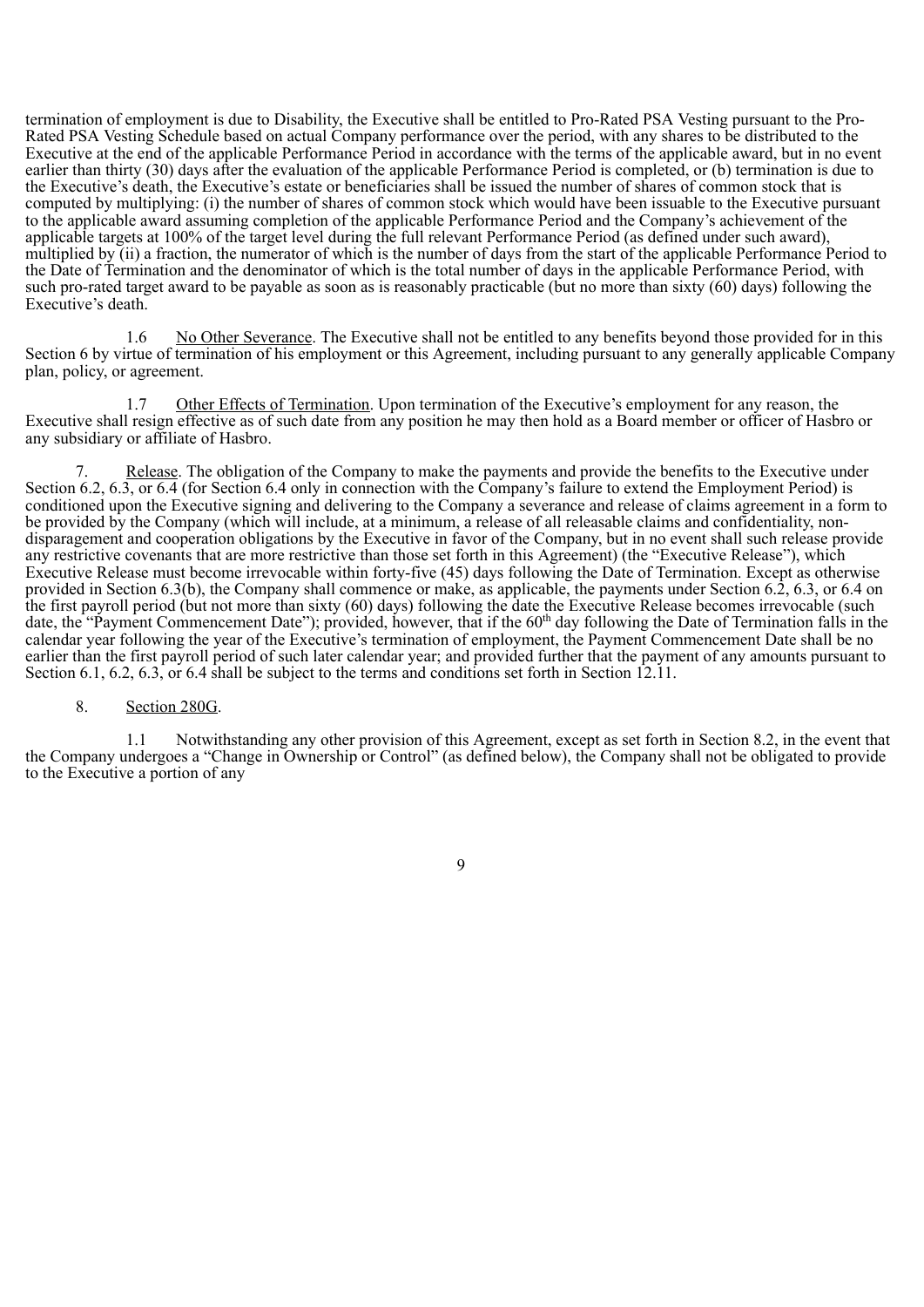termination of employment is due to Disability, the Executive shall be entitled to Pro-Rated PSA Vesting pursuant to the Pro-Rated PSA Vesting Schedule based on actual Company performance over the period, with any shares to be distributed to the Executive at the end of the applicable Performance Period in accordance with the terms of the applicable award, but in no event earlier than thirty (30) days after the evaluation of the applicable Performance Period is completed, or (b) termination is due to the Executive's death, the Executive's estate or beneficiaries shall be issued the number of shares of common stock that is computed by multiplying: (i) the number of shares of common stock which would have been issuable to the Executive pursuant to the applicable award assuming completion of the applicable Performance Period and the Company's achievement of the applicable targets at 100% of the target level during the full relevant Performance Period (as defined under such award), multiplied by (ii) a fraction, the numerator of which is the number of days from the start of the applicable Performance Period to the Date of Termination and the denominator of which is the total number of days in the applicable Performance Period, with such pro-rated target award to be payable as soon as is reasonably practicable (but no more than sixty (60) days) following the Executive's death.

1.6 <u>No Other Severance</u>. The Executive shall not be entitled to any benefits beyond those provided for in this Section 6 by virtue of termination of his employment or this Agreement, including pursuant to any generally applicable Company plan, policy, or agreement.

1.7 <u>Other Effects of Termination</u>. Upon termination of the Executive's employment for any reason, the Executive shall resign effective as of such date from any position he may then hold as a Board member or officer of Hasbro or any subsidiary or affiliate of Hasbro.

7. <u>Release</u>. The obligation of the Company to make the payments and provide the benefits to the Executive under Section 6.2, 6.3, or 6.4 (for Section 6.4 only in connection with the Company's failure to extend the Employment Period) is conditioned upon the Executive signing and delivering to the Company a severance and release of claims agreement in a form to be provided by the Company (which will include, at a minimum, a release of all releasable claims and confidentiality, non-disparagement and cooperation obligations by the Executive in favor of the Company, but in no event shall such release provide any restrictive covenants that are more restrictive than those set forth in this Agreement) (the "Executive Release"), which Executive Release must become irrevocable within forty-five (45) days following the Date of Termination. Except as otherwise provided in Section 6.3(b), the Company shall commence or make, as applicable, the payments under Section 6.2, 6.3, or 6.4 on the first payroll period (but not more than sixty (60) days) following the date the Executive Release becomes irrevocable (such date, the "Payment Commencement Date"); provided, however, that if the 60th day following the Date of Termination falls in the calendar year following the year of the Executive's termination of employment, the Payment Commencement Date shall be no earlier than the first payroll period of such later calendar year; and provided further that the payment of any amounts pursuant to Section 6.1, 6.2, 6.3, or 6.4 shall be subject to the terms and conditions set forth in Section 12.11.

8. <u>Section 280G</u>.

1.1 Notwithstanding any other provision of this Agreement, except as set forth in Section 8.2, in the event that the Company undergoes a "Change in Ownership or Control" (as defined below), the Company shall not be obligated to provide to the Executive a portion of any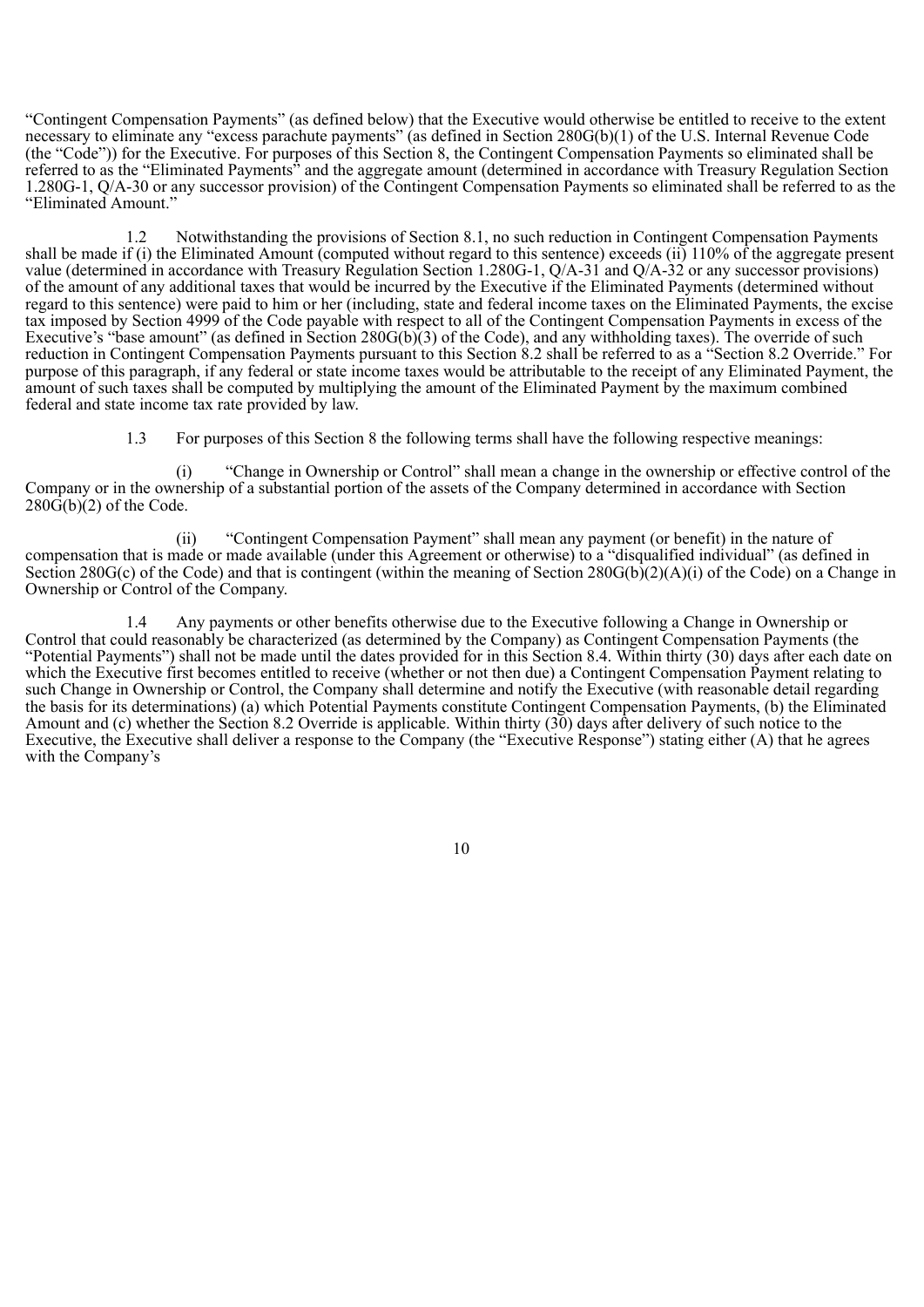"Contingent Compensation Payments" (as defined below) that the Executive would otherwise be entitled to receive to the extent necessary to eliminate any "excess parachute payments" (as defined in Section 280G(b)(1) of the U.S. Internal Revenue Code (the "Code")) for the Executive. For purposes of this Section 8, the Contingent Compensation Payments so eliminated shall be referred to as the "Eliminated Payments" and the aggregate amount (determined in accordance with Treasury Regulation Section 1.280G-1, Q/A-30 or any successor provision) of the Contingent Compensation Payments so eliminated shall be referred to as the "Eliminated Amount."

1.2 Notwithstanding the provisions of Section 8.1, no such reduction in Contingent Compensation Payments shall be made if (i) the Eliminated Amount (computed without regard to this sentence) exceeds (ii) 110% of the aggregate present value (determined in accordance with Treasury Regulation Section 1.280G-1, Q/A-31 and Q/A-32 or any successor provisions) of the amount of any additional taxes that would be incurred by the Executive if the Eliminated Payments (determined without regard to this sentence) were paid to him or her (including, state and federal income taxes on the Eliminated Payments, the excise tax imposed by Section 4999 of the Code payable with respect to all of the Contingent Compensation Payments in excess of the Executive's "base amount" (as defined in Section 280G(b)(3) of the Code), and any withholding taxes). The override of such reduction in Contingent Compensation Payments pursuant to this Section 8.2 shall be referred to as a "Section 8.2 Override." For purpose of this paragraph, if any federal or state income taxes would be attributable to the receipt of any Eliminated Payment, the amount of such taxes shall be computed by multiplying the amount of the Eliminated Payment by the maximum combined federal and state income tax rate provided by law.

1.3 For purposes of this Section 8 the following terms shall have the following respective meanings:

(i) "Change in Ownership or Control" shall mean a change in the ownership or effective control of the Company or in the ownership of a substantial portion of the assets of the Company determined in accordance with Section 280G(b)(2) of the Code.

(ii) "Contingent Compensation Payment" shall mean any payment (or benefit) in the nature of compensation that is made or made available (under this Agreement or otherwise) to a "disqualified individual" (as defined in Section 280G(c) of the Code) and that is contingent (within the meaning of Section 280G(b)(2)(A)(i) of the Code) on a Change in Ownership or Control of the Company.

1.4 Any payments or other benefits otherwise due to the Executive following a Change in Ownership or Control that could reasonably be characterized (as determined by the Company) as Contingent Compensation Payments (the "Potential Payments") shall not be made until the dates provided for in this Section 8.4. Within thirty (30) days after each date on which the Executive first becomes entitled to receive (whether or not then due) a Contingent Compensation Payment relating to such Change in Ownership or Control, the Company shall determine and notify the Executive (with reasonable detail regarding the basis for its determinations) (a) which Potential Payments constitute Contingent Compensation Payments, (b) the Eliminated Amount and (c) whether the Section 8.2 Override is applicable. Within thirty (30) days after delivery of such notice to the Executive, the Executive shall deliver a response to the Company (the "Executive Response") stating either (A) that he agrees with the Company's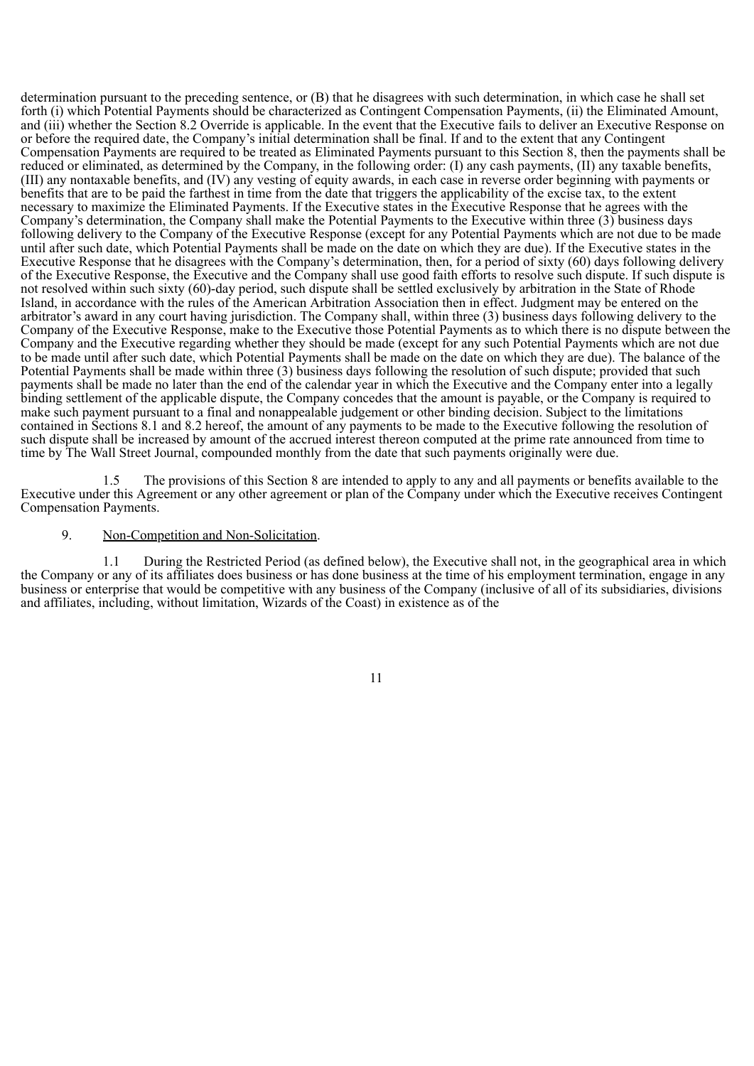determination pursuant to the preceding sentence, or (B) that he disagrees with such determination, in which case he shall set forth (i) which Potential Payments should be characterized as Contingent Compensation Payments, (ii) the Eliminated Amount, and (iii) whether the Section 8.2 Override is applicable. In the event that the Executive fails to deliver an Executive Response on or before the required date, the Company's initial determination shall be final. If and to the extent that any Contingent Compensation Payments are required to be treated as Eliminated Payments pursuant to this Section 8, then the payments shall be reduced or eliminated, as determined by the Company, in the following order: (I) any cash payments, (II) any taxable benefits, (III) any nontaxable benefits, and (IV) any vesting of equity awards, in each case in reverse order beginning with payments or benefits that are to be paid the farthest in time from the date that triggers the applicability of the excise tax, to the extent necessary to maximize the Eliminated Payments. If the Executive states in the Executive Response that he agrees with the Company's determination, the Company shall make the Potential Payments to the Executive within three (3) business days following delivery to the Company of the Executive Response (except for any Potential Payments which are not due to be made until after such date, which Potential Payments shall be made on the date on which they are due). If the Executive states in the Executive Response that he disagrees with the Company's determination, then, for a period of sixty (60) days following delivery of the Executive Response, the Executive and the Company shall use good faith efforts to resolve such dispute. If such dispute is not resolved within such sixty (60)-day period, such dispute shall be settled exclusively by arbitration in the State of Rhode Island, in accordance with the rules of the American Arbitration Association then in effect. Judgment may be entered on the arbitrator's award in any court having jurisdiction. The Company shall, within three (3) business days following delivery to the Company of the Executive Response, make to the Executive those Potential Payments as to which there is no dispute between the Company and the Executive regarding whether they should be made (except for any such Potential Payments which are not due to be made until after such date, which Potential Payments shall be made on the date on which they are due). The balance of the Potential Payments shall be made within three (3) business days following the resolution of such dispute; provided that such payments shall be made no later than the end of the calendar year in which the Executive and the Company enter into a legally binding settlement of the applicable dispute, the Company concedes that the amount is payable, or the Company is required to make such payment pursuant to a final and nonappealable judgement or other binding decision. Subject to the limitations contained in Sections 8.1 and 8.2 hereof, the amount of any payments to be made to the Executive following the resolution of such dispute shall be increased by amount of the accrued interest thereon computed at the prime rate announced from time to time by The Wall Street Journal, compounded monthly from the date that such payments originally were due.

1.5 The provisions of this Section 8 are intended to apply to any and all payments or benefits available to the Executive under this Agreement or any other agreement or plan of the Company under which the Executive receives Contingent Compensation Payments.

9. Non-Competition and Non-Solicitation.

1.1 During the Restricted Period (as defined below), the Executive shall not, in the geographical area in which the Company or any of its affiliates does business or has done business at the time of his employment termination, engage in any business or enterprise that would be competitive with any business of the Company (inclusive of all of its subsidiaries, divisions and affiliates, including, without limitation, Wizards of the Coast) in existence as of the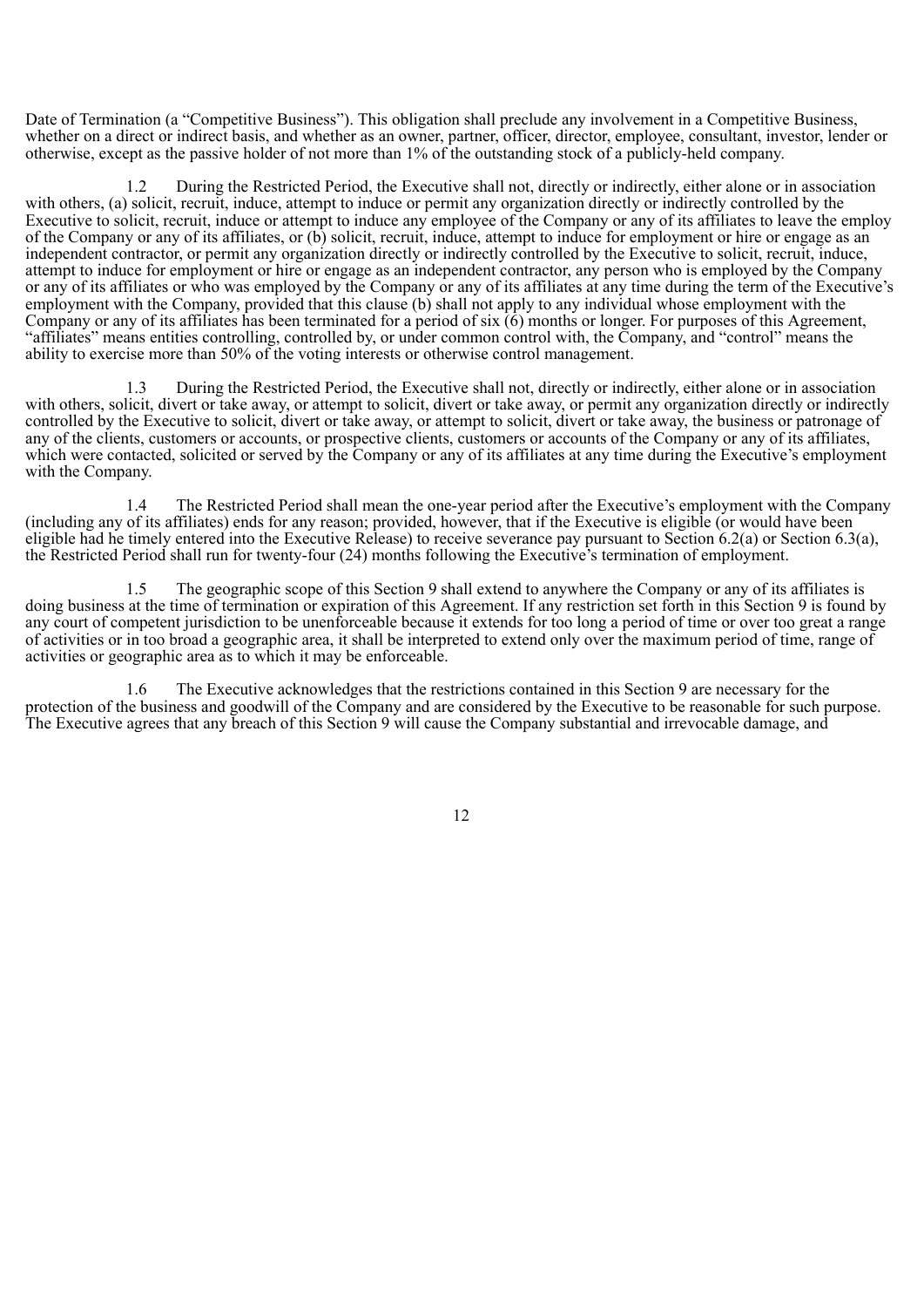Date of Termination (a "Competitive Business"). This obligation shall preclude any involvement in a Competitive Business, whether on a direct or indirect basis, and whether as an owner, partner, officer, director, employee, consultant, investor, lender or otherwise, except as the passive holder of not more than 1% of the outstanding stock of a publicly-held company.

1.2 During the Restricted Period, the Executive shall not, directly or indirectly, either alone or in association with others, (a) solicit, recruit, induce, attempt to induce or permit any organization directly or indirectly controlled by the Executive to solicit, recruit, induce or attempt to induce any employee of the Company or any of its affiliates to leave the employ of the Company or any of its affiliates, or (b) solicit, recruit, induce, attempt to induce for employment or hire or engage as an independent contractor, or permit any organization directly or indirectly controlled by the Executive to solicit, recruit, induce, attempt to induce for employment or hire or engage as an independent contractor, any person who is employed by the Company or any of its affiliates or who was employed by the Company or any of its affiliates at any time during the term of the Executive's employment with the Company, provided that this clause (b) shall not apply to any individual whose employment with the Company or any of its affiliates has been terminated for a period of six (6) months or longer. For purposes of this Agreement, "affiliates" means entities controlling, controlled by, or under common control with, the Company, and "control" means the ability to exercise more than 50% of the voting interests or otherwise control management.

1.3 During the Restricted Period, the Executive shall not, directly or indirectly, either alone or in association with others, solicit, divert or take away, or attempt to solicit, divert or take away, or permit any organization directly or indirectly controlled by the Executive to solicit, divert or take away, or attempt to solicit, divert or take away, the business or patronage of any of the clients, customers or accounts, or prospective clients, customers or accounts of the Company or any of its affiliates, which were contacted, solicited or served by the Company or any of its affiliates at any time during the Executive's employment with the Company.

1.4 The Restricted Period shall mean the one-year period after the Executive's employment with the Company (including any of its affiliates) ends for any reason; provided, however, that if the Executive is eligible (or would have been eligible had he timely entered into the Executive Release) to receive severance pay pursuant to Section 6.2(a) or Section 6.3(a), the Restricted Period shall run for twenty-four (24) months following the Executive's termination of employment.

1.5 The geographic scope of this Section 9 shall extend to anywhere the Company or any of its affiliates is doing business at the time of termination or expiration of this Agreement. If any restriction set forth in this Section 9 is found by any court of competent jurisdiction to be unenforceable because it extends for too long a period of time or over too great a range of activities or in too broad a geographic area, it shall be interpreted to extend only over the maximum period of time, range of activities or geographic area as to which it may be enforceable.

1.6 The Executive acknowledges that the restrictions contained in this Section 9 are necessary for the protection of the business and goodwill of the Company and are considered by the Executive to be reasonable for such purpose. The Executive agrees that any breach of this Section 9 will cause the Company substantial and irrevocable damage, and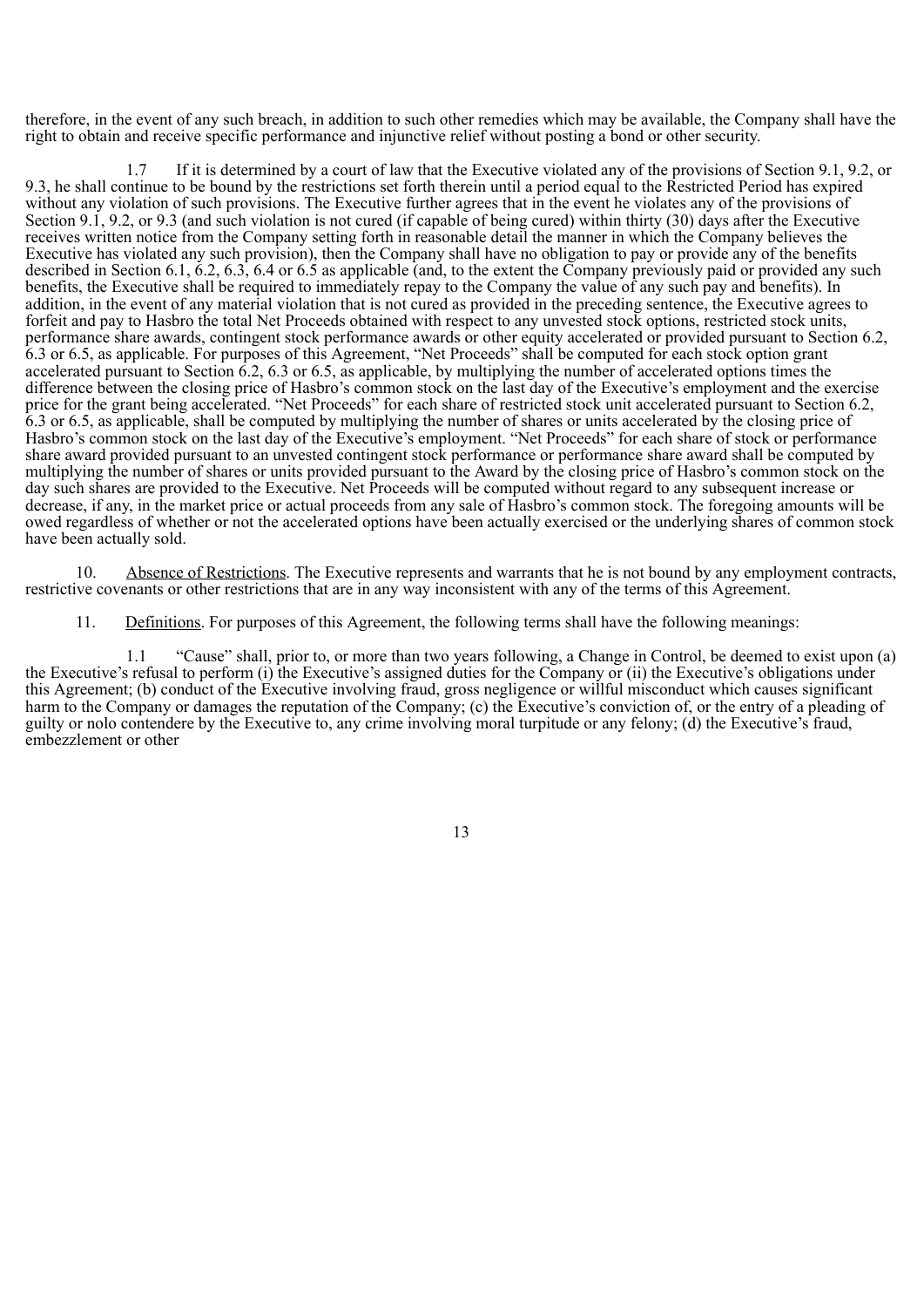therefore, in the event of any such breach, in addition to such other remedies which may be available, the Company shall have the right to obtain and receive specific performance and injunctive relief without posting a bond or other security.

1.7 If it is determined by a court of law that the Executive violated any of the provisions of Section 9.1, 9.2, or 9.3, he shall continue to be bound by the restrictions set forth therein until a period equal to the Restricted Period has expired without any violation of such provisions. The Executive further agrees that in the event he violates any of the provisions of Section 9.1, 9.2, or 9.3 (and such violation is not cured (if capable of being cured) within thirty (30) days after the Executive receives written notice from the Company setting forth in reasonable detail the manner in which the Company believes the Executive has violated any such provision), then the Company shall have no obligation to pay or provide any of the benefits described in Section 6.1, 6.2, 6.3, 6.4 or 6.5 as applicable (and, to the extent the Company previously paid or provided any such benefits, the Executive shall be required to immediately repay to the Company the value of any such pay and benefits). In addition, in the event of any material violation that is not cured as provided in the preceding sentence, the Executive agrees to forfeit and pay to Hasbro the total Net Proceeds obtained with respect to any unvested stock options, restricted stock units, performance share awards, contingent stock performance awards or other equity accelerated or provided pursuant to Section 6.2, 6.3 or 6.5, as applicable. For purposes of this Agreement, "Net Proceeds" shall be computed for each stock option grant accelerated pursuant to Section 6.2, 6.3 or 6.5, as applicable, by multiplying the number of accelerated options times the difference between the closing price of Hasbro's common stock on the last day of the Executive's employment and the exercise price for the grant being accelerated. "Net Proceeds" for each share of restricted stock unit accelerated pursuant to Section 6.2, 6.3 or 6.5, as applicable, shall be computed by multiplying the number of shares or units accelerated by the closing price of Hasbro's common stock on the last day of the Executive's employment. "Net Proceeds" for each share of stock or performance share award provided pursuant to an unvested contingent stock performance or performance share award shall be computed by multiplying the number of shares or units provided pursuant to the Award by the closing price of Hasbro's common stock on the day such shares are provided to the Executive. Net Proceeds will be computed without regard to any subsequent increase or decrease, if any, in the market price or actual proceeds from any sale of Hasbro's common stock. The foregoing amounts will be owed regardless of whether or not the accelerated options have been actually exercised or the underlying shares of common stock have been actually sold.

10. Absence of Restrictions. The Executive represents and warrants that he is not bound by any employment contracts, restrictive covenants or other restrictions that are in any way inconsistent with any of the terms of this Agreement.

11. Definitions. For purposes of this Agreement, the following terms shall have the following meanings:

1.1 "Cause" shall, prior to, or more than two years following, a Change in Control, be deemed to exist upon (a) the Executive's refusal to perform (i) the Executive's assigned duties for the Company or (ii) the Executive's obligations under this Agreement; (b) conduct of the Executive involving fraud, gross negligence or willful misconduct which causes significant harm to the Company or damages the reputation of the Company; (c) the Executive's conviction of, or the entry of a pleading of guilty or nolo contendere by the Executive to, any crime involving moral turpitude or any felony; (d) the Executive's fraud, embezzlement or other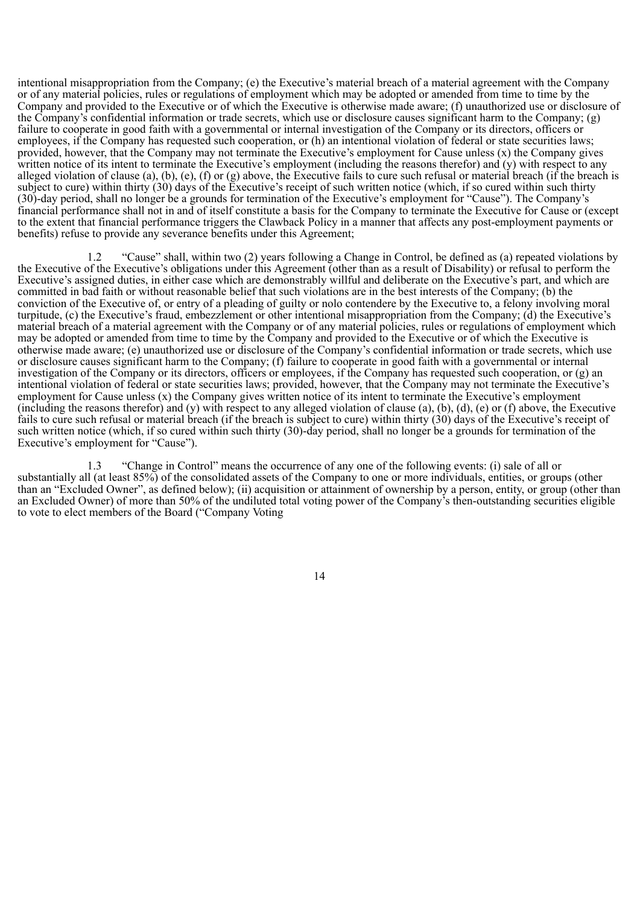intentional misappropriation from the Company; (e) the Executive's material breach of a material agreement with the Company or of any material policies, rules or regulations of employment which may be adopted or amended from time to time by the Company and provided to the Executive or of which the Executive is otherwise made aware; (f) unauthorized use or disclosure of the Company's confidential information or trade secrets, which use or disclosure causes significant harm to the Company; (g) failure to cooperate in good faith with a governmental or internal investigation of the Company or its directors, officers or employees, if the Company has requested such cooperation, or (h) an intentional violation of federal or state securities laws; provided, however, that the Company may not terminate the Executive's employment for Cause unless (x) the Company gives written notice of its intent to terminate the Executive's employment (including the reasons therefor) and (y) with respect to any alleged violation of clause (a), (b), (e), (f) or (g) above, the Executive fails to cure such refusal or material breach (if the breach is subject to cure) within thirty (30) days of the Executive's receipt of such written notice (which, if so cured within such thirty (30)-day period, shall no longer be a grounds for termination of the Executive's employment for "Cause"). The Company's financial performance shall not in and of itself constitute a basis for the Company to terminate the Executive for Cause or (except to the extent that financial performance triggers the Clawback Policy in a manner that affects any post-employment payments or benefits) refuse to provide any severance benefits under this Agreement;

1.2 "Cause" shall, within two (2) years following a Change in Control, be defined as (a) repeated violations by the Executive of the Executive's obligations under this Agreement (other than as a result of Disability) or refusal to perform the Executive's assigned duties, in either case which are demonstrably willful and deliberate on the Executive's part, and which are committed in bad faith or without reasonable belief that such violations are in the best interests of the Company; (b) the conviction of the Executive of, or entry of a pleading of guilty or nolo contendere by the Executive to, a felony involving moral turpitude, (c) the Executive's fraud, embezzlement or other intentional misappropriation from the Company; (d) the Executive's material breach of a material agreement with the Company or of any material policies, rules or regulations of employment which may be adopted or amended from time to time by the Company and provided to the Executive or of which the Executive is otherwise made aware; (e) unauthorized use or disclosure of the Company's confidential information or trade secrets, which use or disclosure causes significant harm to the Company; (f) failure to cooperate in good faith with a governmental or internal investigation of the Company or its directors, officers or employees, if the Company has requested such cooperation, or (g) an intentional violation of federal or state securities laws; provided, however, that the Company may not terminate the Executive's employment for Cause unless (x) the Company gives written notice of its intent to terminate the Executive's employment (including the reasons therefor) and (y) with respect to any alleged violation of clause (a), (b), (d), (e) or (f) above, the Executive fails to cure such refusal or material breach (if the breach is subject to cure) within thirty (30) days of the Executive's receipt of such written notice (which, if so cured within such thirty (30)-day period, shall no longer be a grounds for termination of the Executive's employment for "Cause").

1.3 "Change in Control" means the occurrence of any one of the following events: (i) sale of all or substantially all (at least 85%) of the consolidated assets of the Company to one or more individuals, entities, or groups (other than an "Excluded Owner", as defined below); (ii) acquisition or attainment of ownership by a person, entity, or group (other than an Excluded Owner) of more than 50% of the undiluted total voting power of the Company's then-outstanding securities eligible to vote to elect members of the Board ("Company Voting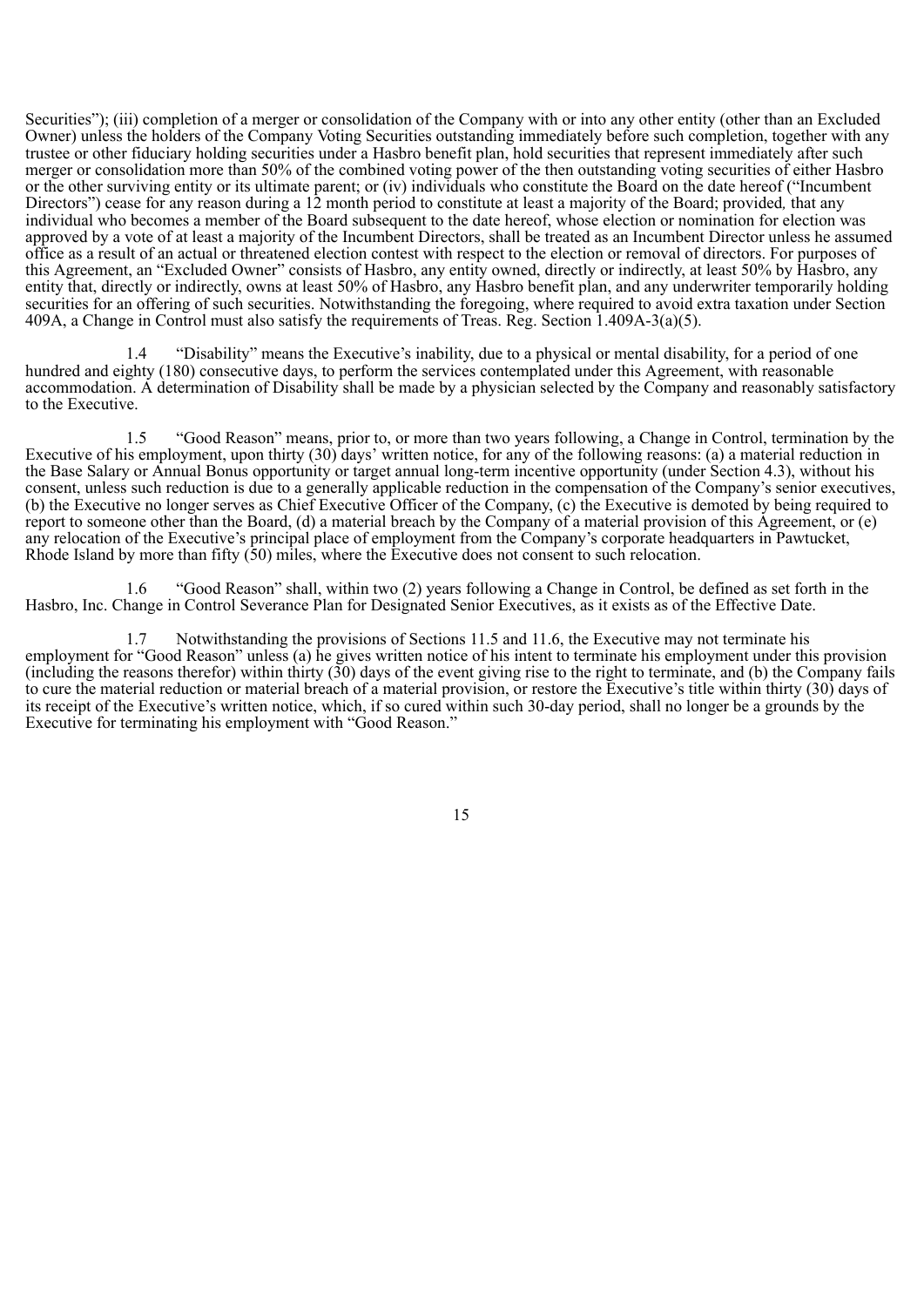Securities"); (iii) completion of a merger or consolidation of the Company with or into any other entity (other than an Excluded Owner) unless the holders of the Company Voting Securities outstanding immediately before such completion, together with any trustee or other fiduciary holding securities under a Hasbro benefit plan, hold securities that represent immediately after such merger or consolidation more than 50% of the combined voting power of the then outstanding voting securities of either Hasbro or the other surviving entity or its ultimate parent; or (iv) individuals who constitute the Board on the date hereof ("Incumbent Directors") cease for any reason during a 12 month period to constitute at least a majority of the Board; provided, that any individual who becomes a member of the Board subsequent to the date hereof, whose election or nomination for election was approved by a vote of at least a majority of the Incumbent Directors, shall be treated as an Incumbent Director unless he assumed office as a result of an actual or threatened election contest with respect to the election or removal of directors. For purposes of this Agreement, an "Excluded Owner" consists of Hasbro, any entity owned, directly or indirectly, at least 50% by Hasbro, any entity that, directly or indirectly, owns at least 50% of Hasbro, any Hasbro benefit plan, and any underwriter temporarily holding securities for an offering of such securities. Notwithstanding the foregoing, where required to avoid extra taxation under Section 409A, a Change in Control must also satisfy the requirements of Treas. Reg. Section 1.409A-3(a)(5).

1.4 "Disability" means the Executive's inability, due to a physical or mental disability, for a period of one hundred and eighty (180) consecutive days, to perform the services contemplated under this Agreement, with reasonable accommodation. A determination of Disability shall be made by a physician selected by the Company and reasonably satisfactory to the Executive.

1.5 "Good Reason" means, prior to, or more than two years following, a Change in Control, termination by the Executive of his employment, upon thirty (30) days' written notice, for any of the following reasons: (a) a material reduction in the Base Salary or Annual Bonus opportunity or target annual long-term incentive opportunity (under Section 4.3), without his consent, unless such reduction is due to a generally applicable reduction in the compensation of the Company's senior executives, (b) the Executive no longer serves as Chief Executive Officer of the Company, (c) the Executive is demoted by being required to report to someone other than the Board, (d) a material breach by the Company of a material provision of this Agreement, or (e) any relocation of the Executive's principal place of employment from the Company's corporate headquarters in Pawtucket, Rhode Island by more than fifty (50) miles, where the Executive does not consent to such relocation.

1.6 "Good Reason" shall, within two (2) years following a Change in Control, be defined as set forth in the Hasbro, Inc. Change in Control Severance Plan for Designated Senior Executives, as it exists as of the Effective Date.

1.7 Notwithstanding the provisions of Sections 11.5 and 11.6, the Executive may not terminate his employment for "Good Reason" unless (a) he gives written notice of his intent to terminate his employment under this provision (including the reasons therefor) within thirty (30) days of the event giving rise to the right to terminate, and (b) the Company fails to cure the material reduction or material breach of a material provision, or restore the Executive's title within thirty (30) days of its receipt of the Executive's written notice, which, if so cured within such 30-day period, shall no longer be a grounds by the Executive for terminating his employment with "Good Reason."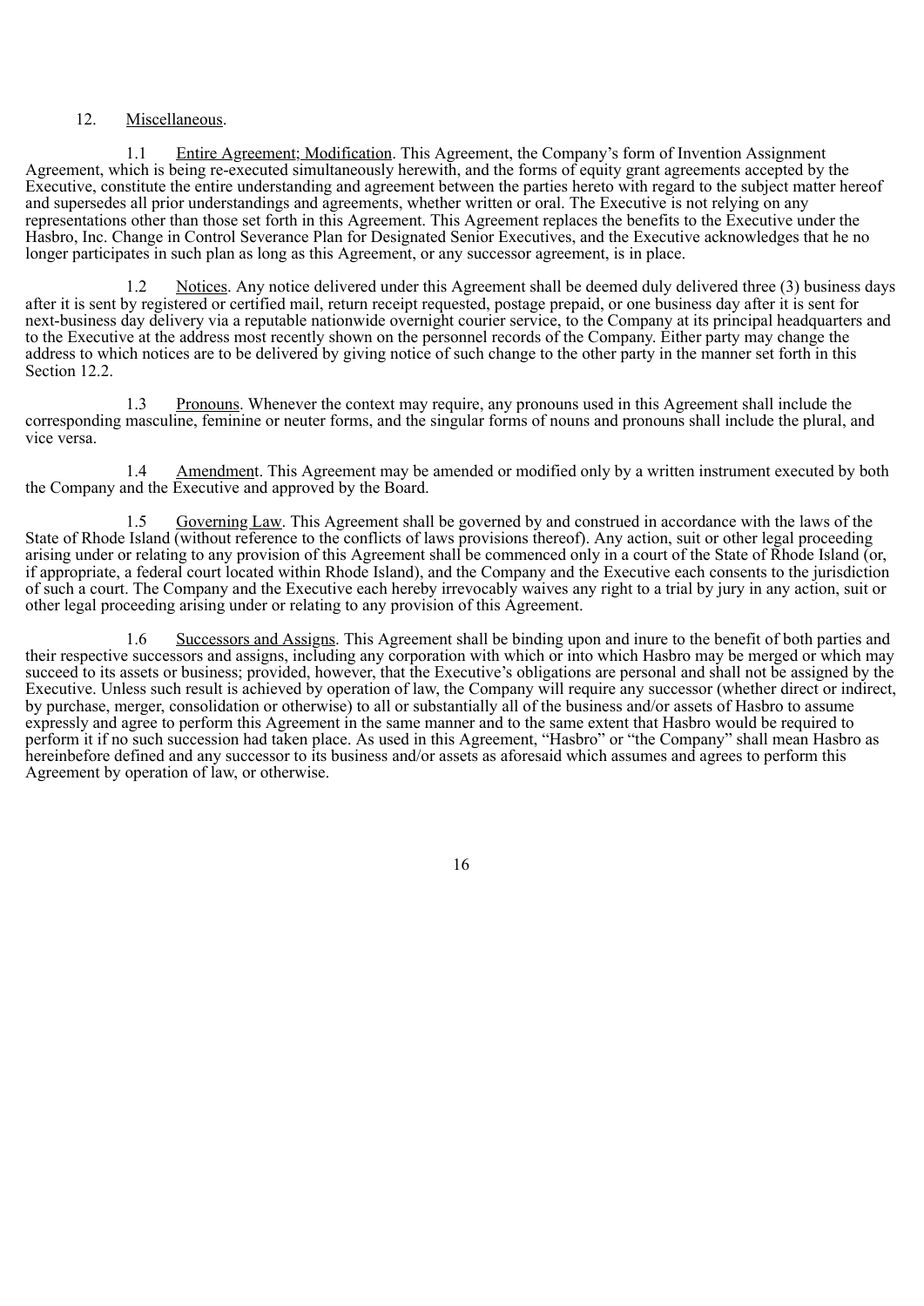12. Miscellaneous.

1.1 Entire Agreement; Modification. This Agreement, the Company's form of Invention Assignment Agreement, which is being re-executed simultaneously herewith, and the forms of equity grant agreements accepted by the Executive, constitute the entire understanding and agreement between the parties hereto with regard to the subject matter hereof and supersedes all prior understandings and agreements, whether written or oral. The Executive is not relying on any representations other than those set forth in this Agreement. This Agreement replaces the benefits to the Executive under the Hasbro, Inc. Change in Control Severance Plan for Designated Senior Executives, and the Executive acknowledges that he no longer participates in such plan as long as this Agreement, or any successor agreement, is in place.

1.2 Notices. Any notice delivered under this Agreement shall be deemed duly delivered three (3) business days after it is sent by registered or certified mail, return receipt requested, postage prepaid, or one business day after it is sent for next-business day delivery via a reputable nationwide overnight courier service, to the Company at its principal headquarters and to the Executive at the address most recently shown on the personnel records of the Company. Either party may change the address to which notices are to be delivered by giving notice of such change to the other party in the manner set forth in this Section 12.2.

1.3 Pronouns. Whenever the context may require, any pronouns used in this Agreement shall include the corresponding masculine, feminine or neuter forms, and the singular forms of nouns and pronouns shall include the plural, and vice versa.

1.4 Amendment. This Agreement may be amended or modified only by a written instrument executed by both the Company and the Executive and approved by the Board.

1.5 Governing Law. This Agreement shall be governed by and construed in accordance with the laws of the State of Rhode Island (without reference to the conflicts of laws provisions thereof). Any action, suit or other legal proceeding arising under or relating to any provision of this Agreement shall be commenced only in a court of the State of Rhode Island (or, if appropriate, a federal court located within Rhode Island), and the Company and the Executive each consents to the jurisdiction of such a court. The Company and the Executive each hereby irrevocably waives any right to a trial by jury in any action, suit or other legal proceeding arising under or relating to any provision of this Agreement.

1.6 Successors and Assigns. This Agreement shall be binding upon and inure to the benefit of both parties and their respective successors and assigns, including any corporation with which or into which Hasbro may be merged or which may succeed to its assets or business; provided, however, that the Executive's obligations are personal and shall not be assigned by the Executive. Unless such result is achieved by operation of law, the Company will require any successor (whether direct or indirect, by purchase, merger, consolidation or otherwise) to all or substantially all of the business and/or assets of Hasbro to assume expressly and agree to perform this Agreement in the same manner and to the same extent that Hasbro would be required to perform it if no such succession had taken place. As used in this Agreement, "Hasbro" or "the Company" shall mean Hasbro as hereinbefore defined and any successor to its business and/or assets as aforesaid which assumes and agrees to perform this Agreement by operation of law, or otherwise.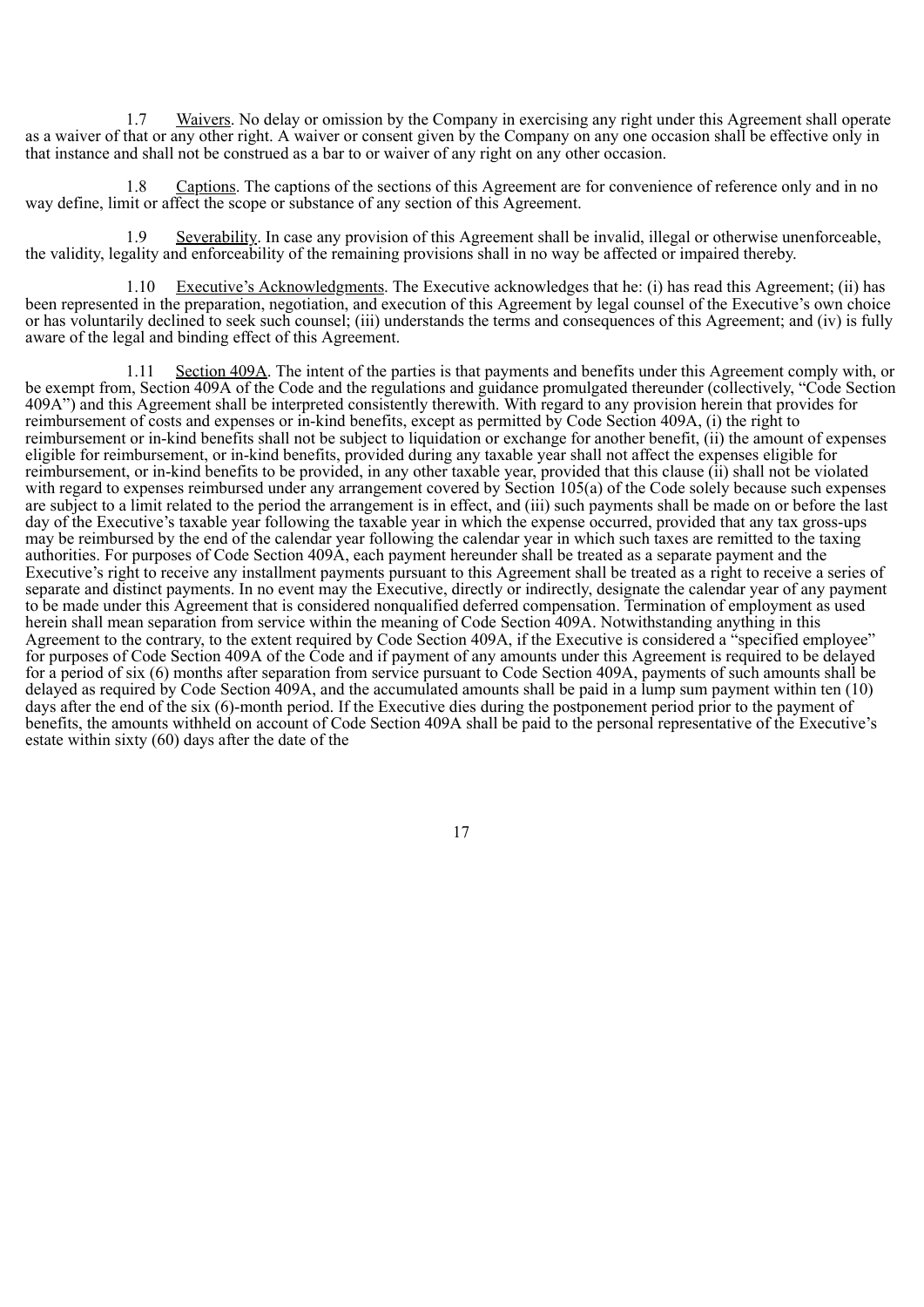1.7 Waivers. No delay or omission by the Company in exercising any right under this Agreement shall operate as a waiver of that or any other right. A waiver or consent given by the Company on any one occasion shall be effective only in that instance and shall not be construed as a bar to or waiver of any right on any other occasion.

1.8 Captions. The captions of the sections of this Agreement are for convenience of reference only and in no way define, limit or affect the scope or substance of any section of this Agreement.

1.9 Severability. In case any provision of this Agreement shall be invalid, illegal or otherwise unenforceable, the validity, legality and enforceability of the remaining provisions shall in no way be affected or impaired thereby.

1.10 Executive's Acknowledgments. The Executive acknowledges that he: (i) has read this Agreement; (ii) has been represented in the preparation, negotiation, and execution of this Agreement by legal counsel of the Executive's own choice or has voluntarily declined to seek such counsel; (iii) understands the terms and consequences of this Agreement; and (iv) is fully aware of the legal and binding effect of this Agreement.

1.11 Section 409A. The intent of the parties is that payments and benefits under this Agreement comply with, or be exempt from, Section 409A of the Code and the regulations and guidance promulgated thereunder (collectively, "Code Section 409A") and this Agreement shall be interpreted consistently therewith. With regard to any provision herein that provides for reimbursement of costs and expenses or in-kind benefits, except as permitted by Code Section 409A, (i) the right to reimbursement or in-kind benefits shall not be subject to liquidation or exchange for another benefit, (ii) the amount of expenses eligible for reimbursement, or in-kind benefits, provided during any taxable year shall not affect the expenses eligible for reimbursement, or in-kind benefits to be provided, in any other taxable year, provided that this clause (ii) shall not be violated with regard to expenses reimbursed under any arrangement covered by Section 105(a) of the Code solely because such expenses are subject to a limit related to the period the arrangement is in effect, and (iii) such payments shall be made on or before the last day of the Executive's taxable year following the taxable year in which the expense occurred, provided that any tax gross-ups may be reimbursed by the end of the calendar year following the calendar year in which such taxes are remitted to the taxing authorities. For purposes of Code Section 409A, each payment hereunder shall be treated as a separate payment and the Executive's right to receive any installment payments pursuant to this Agreement shall be treated as a right to receive a series of separate and distinct payments. In no event may the Executive, directly or indirectly, designate the calendar year of any payment to be made under this Agreement that is considered nonqualified deferred compensation. Termination of employment as used herein shall mean separation from service within the meaning of Code Section 409A. Notwithstanding anything in this Agreement to the contrary, to the extent required by Code Section 409A, if the Executive is considered a "specified employee" for purposes of Code Section 409A of the Code and if payment of any amounts under this Agreement is required to be delayed for a period of six (6) months after separation from service pursuant to Code Section 409A, payments of such amounts shall be delayed as required by Code Section 409A, and the accumulated amounts shall be paid in a lump sum payment within ten (10) days after the end of the six (6)-month period. If the Executive dies during the postponement period prior to the payment of benefits, the amounts withheld on account of Code Section 409A shall be paid to the personal representative of the Executive's estate within sixty (60) days after the date of the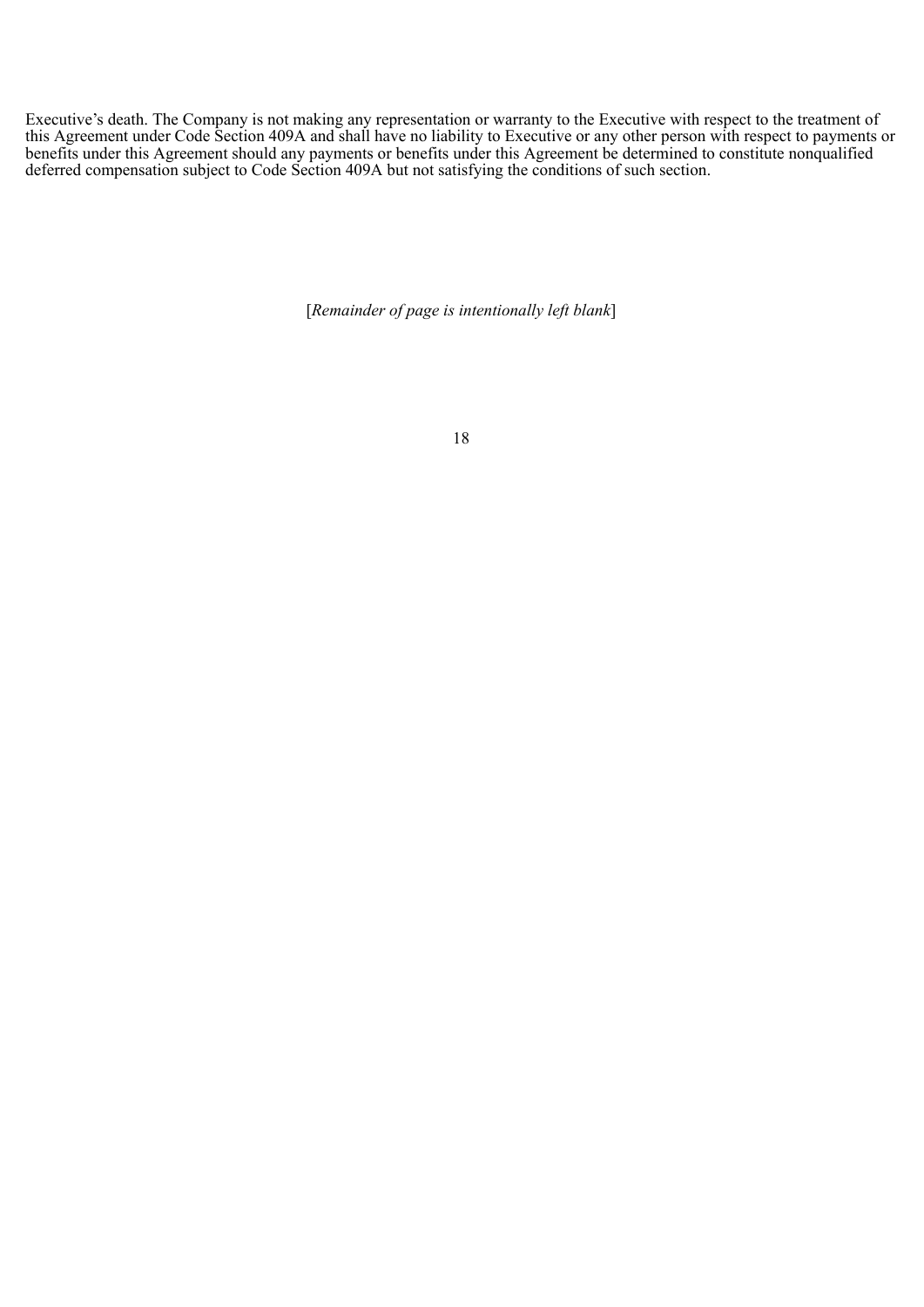Executive's death. The Company is not making any representation or warranty to the Executive with respect to the treatment of this Agreement under Code Section 409A and shall have no liability to Executive or any other person with respect to payments or benefits under this Agreement should any payments or benefits under this Agreement be determined to constitute nonqualified deferred compensation subject to Code Section 409A but not satisfying the conditions of such section.

[*Remainder of page is intentionally left blank*]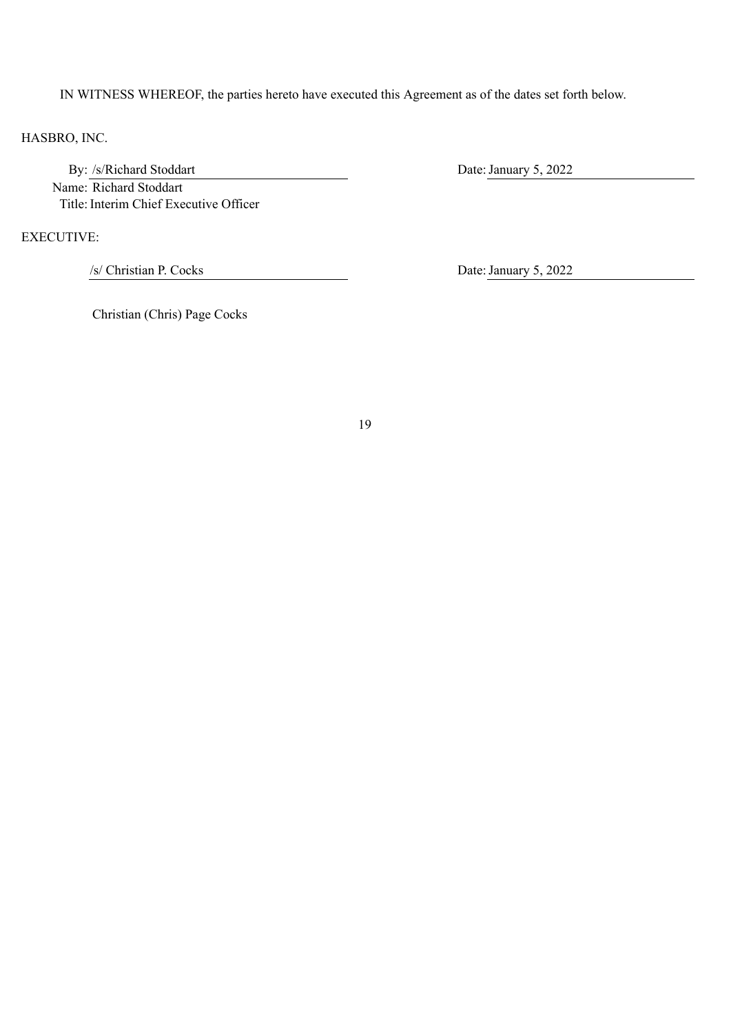IN WITNESS WHEREOF, the parties hereto have executed this Agreement as of the dates set forth below.

HASBRO, INC.

By: /s/Richard Stoddart  Date: January 5, 2022

Name: Richard Stoddart

Title: Interim Chief Executive Officer

EXECUTIVE:

/s/ Christian P. Cocks  Date: January 5, 2022

Christian (Chris) Page Cocks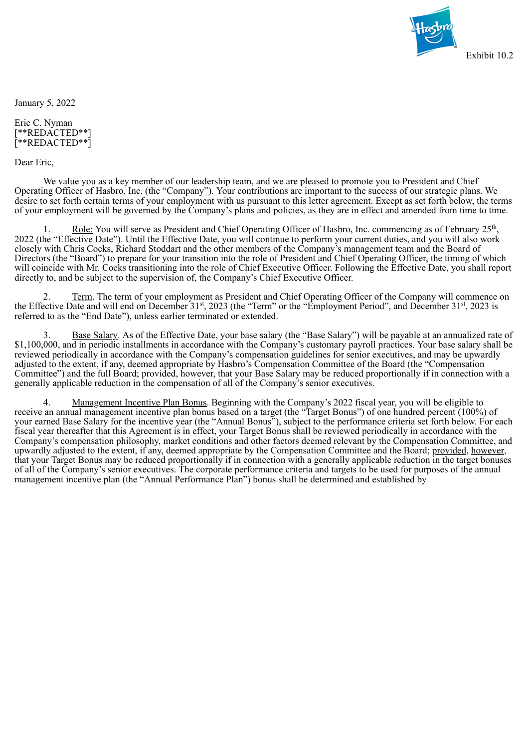Exhibit 10.2

January 5, 2022

Eric C. Nyman
[**REDACTED**]
[**REDACTED**]

Dear Eric,

We value you as a key member of our leadership team, and we are pleased to promote you to President and Chief Operating Officer of Hasbro, Inc. (the "Company"). Your contributions are important to the success of our strategic plans. We desire to set forth certain terms of your employment with us pursuant to this letter agreement. Except as set forth below, the terms of your employment will be governed by the Company's plans and policies, as they are in effect and amended from time to time.

1. Role: You will serve as President and Chief Operating Officer of Hasbro, Inc. commencing as of February 25th, 2022 (the "Effective Date"). Until the Effective Date, you will continue to perform your current duties, and you will also work closely with Chris Cocks, Richard Stoddart and the other members of the Company's management team and the Board of Directors (the "Board") to prepare for your transition into the role of President and Chief Operating Officer, the timing of which will coincide with Mr. Cocks transitioning into the role of Chief Executive Officer. Following the Effective Date, you shall report directly to, and be subject to the supervision of, the Company's Chief Executive Officer.

2. Term. The term of your employment as President and Chief Operating Officer of the Company will commence on the Effective Date and will end on December 31st, 2023 (the "Term" or the "Employment Period", and December 31st, 2023 is referred to as the "End Date"), unless earlier terminated or extended.

3. Base Salary. As of the Effective Date, your base salary (the "Base Salary") will be payable at an annualized rate of $1,100,000, and in periodic installments in accordance with the Company's customary payroll practices. Your base salary shall be reviewed periodically in accordance with the Company's compensation guidelines for senior executives, and may be upwardly adjusted to the extent, if any, deemed appropriate by Hasbro's Compensation Committee of the Board (the "Compensation Committee") and the full Board; provided, however, that your Base Salary may be reduced proportionally if in connection with a generally applicable reduction in the compensation of all of the Company's senior executives.

4. Management Incentive Plan Bonus. Beginning with the Company's 2022 fiscal year, you will be eligible to receive an annual management incentive plan bonus based on a target (the "Target Bonus") of one hundred percent (100%) of your earned Base Salary for the incentive year (the "Annual Bonus"), subject to the performance criteria set forth below. For each fiscal year thereafter that this Agreement is in effect, your Target Bonus shall be reviewed periodically in accordance with the Company's compensation philosophy, market conditions and other factors deemed relevant by the Compensation Committee, and upwardly adjusted to the extent, if any, deemed appropriate by the Compensation Committee and the Board; provided, however, that your Target Bonus may be reduced proportionally if in connection with a generally applicable reduction in the target bonuses of all of the Company's senior executives. The corporate performance criteria and targets to be used for purposes of the annual management incentive plan (the "Annual Performance Plan") bonus shall be determined and established by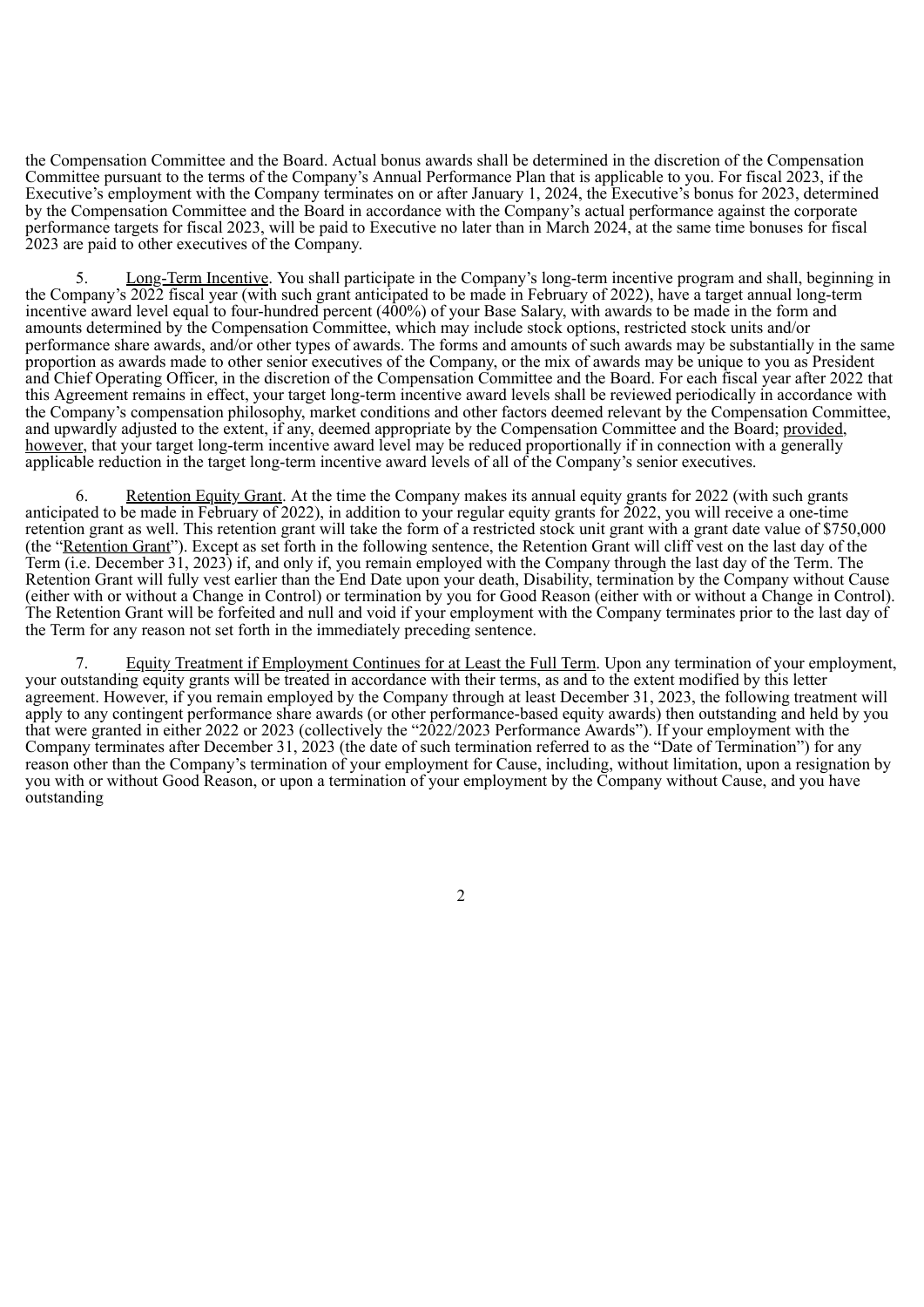the Compensation Committee and the Board. Actual bonus awards shall be determined in the discretion of the Compensation Committee pursuant to the terms of the Company's Annual Performance Plan that is applicable to you. For fiscal 2023, if the Executive's employment with the Company terminates on or after January 1, 2024, the Executive's bonus for 2023, determined by the Compensation Committee and the Board in accordance with the Company's actual performance against the corporate performance targets for fiscal 2023, will be paid to Executive no later than in March 2024, at the same time bonuses for fiscal 2023 are paid to other executives of the Company.

5. Long-Term Incentive. You shall participate in the Company's long-term incentive program and shall, beginning in the Company's 2022 fiscal year (with such grant anticipated to be made in February of 2022), have a target annual long-term incentive award level equal to four-hundred percent (400%) of your Base Salary, with awards to be made in the form and amounts determined by the Compensation Committee, which may include stock options, restricted stock units and/or performance share awards, and/or other types of awards. The forms and amounts of such awards may be substantially in the same proportion as awards made to other senior executives of the Company, or the mix of awards may be unique to you as President and Chief Operating Officer, in the discretion of the Compensation Committee and the Board. For each fiscal year after 2022 that this Agreement remains in effect, your target long-term incentive award levels shall be reviewed periodically in accordance with the Company's compensation philosophy, market conditions and other factors deemed relevant by the Compensation Committee, and upwardly adjusted to the extent, if any, deemed appropriate by the Compensation Committee and the Board; provided, however, that your target long-term incentive award level may be reduced proportionally if in connection with a generally applicable reduction in the target long-term incentive award levels of all of the Company's senior executives.

6. Retention Equity Grant. At the time the Company makes its annual equity grants for 2022 (with such grants anticipated to be made in February of 2022), in addition to your regular equity grants for 2022, you will receive a one-time retention grant as well. This retention grant will take the form of a restricted stock unit grant with a grant date value of $750,000 (the "Retention Grant"). Except as set forth in the following sentence, the Retention Grant will cliff vest on the last day of the Term (i.e. December 31, 2023) if, and only if, you remain employed with the Company through the last day of the Term. The Retention Grant will fully vest earlier than the End Date upon your death, Disability, termination by the Company without Cause (either with or without a Change in Control) or termination by you for Good Reason (either with or without a Change in Control). The Retention Grant will be forfeited and null and void if your employment with the Company terminates prior to the last day of the Term for any reason not set forth in the immediately preceding sentence.

7. Equity Treatment if Employment Continues for at Least the Full Term. Upon any termination of your employment, your outstanding equity grants will be treated in accordance with their terms, as and to the extent modified by this letter agreement. However, if you remain employed by the Company through at least December 31, 2023, the following treatment will apply to any contingent performance share awards (or other performance-based equity awards) then outstanding and held by you that were granted in either 2022 or 2023 (collectively the "2022/2023 Performance Awards"). If your employment with the Company terminates after December 31, 2023 (the date of such termination referred to as the "Date of Termination") for any reason other than the Company's termination of your employment for Cause, including, without limitation, upon a resignation by you with or without Good Reason, or upon a termination of your employment by the Company without Cause, and you have outstanding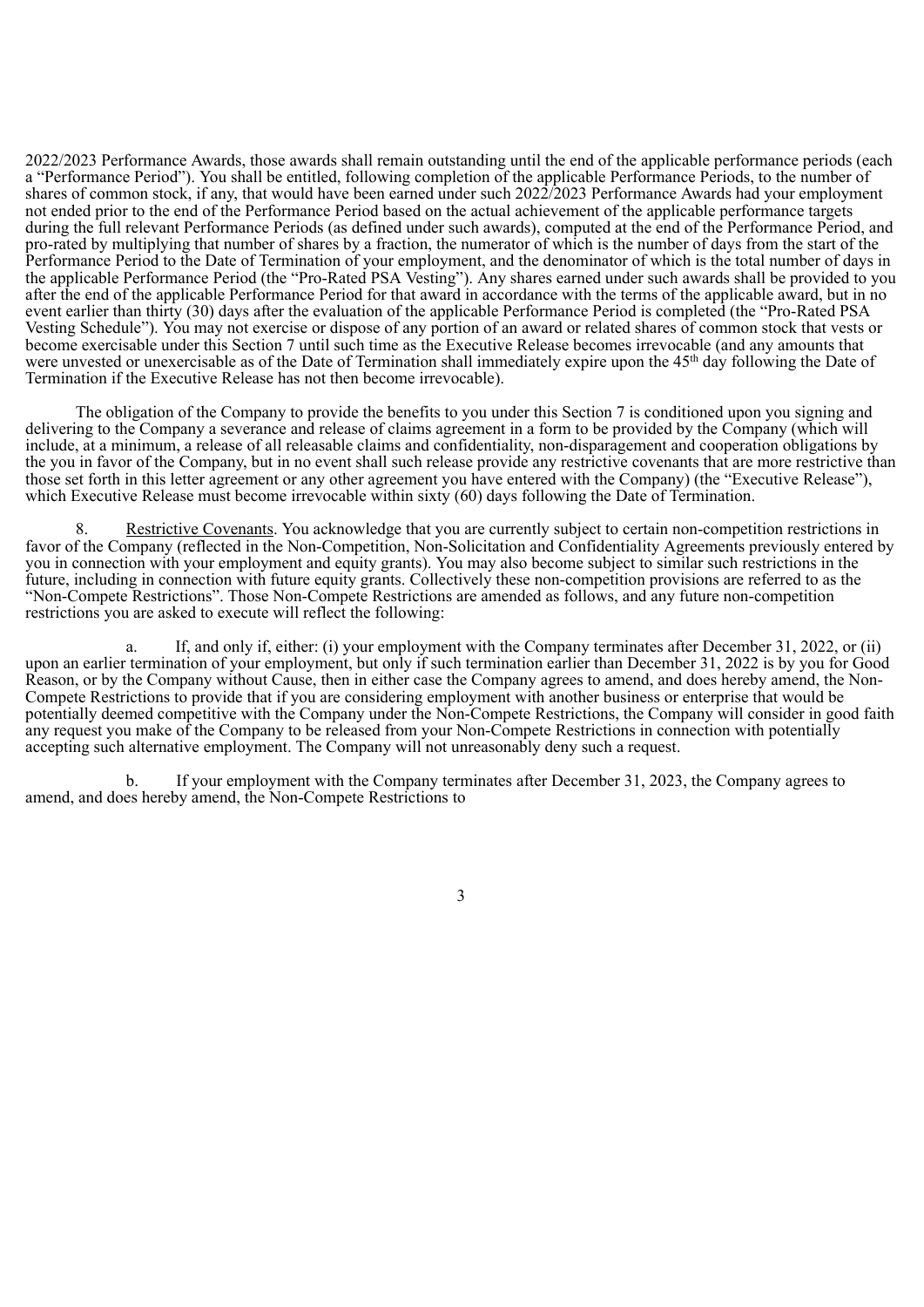2022/2023 Performance Awards, those awards shall remain outstanding until the end of the applicable performance periods (each a "Performance Period"). You shall be entitled, following completion of the applicable Performance Periods, to the number of shares of common stock, if any, that would have been earned under such 2022/2023 Performance Awards had your employment not ended prior to the end of the Performance Period based on the actual achievement of the applicable performance targets during the full relevant Performance Periods (as defined under such awards), computed at the end of the Performance Period, and pro-rated by multiplying that number of shares by a fraction, the numerator of which is the number of days from the start of the Performance Period to the Date of Termination of your employment, and the denominator of which is the total number of days in the applicable Performance Period (the "Pro-Rated PSA Vesting"). Any shares earned under such awards shall be provided to you after the end of the applicable Performance Period for that award in accordance with the terms of the applicable award, but in no event earlier than thirty (30) days after the evaluation of the applicable Performance Period is completed (the "Pro-Rated PSA Vesting Schedule"). You may not exercise or dispose of any portion of an award or related shares of common stock that vests or become exercisable under this Section 7 until such time as the Executive Release becomes irrevocable (and any amounts that were unvested or unexercisable as of the Date of Termination shall immediately expire upon the 45th day following the Date of Termination if the Executive Release has not then become irrevocable).

The obligation of the Company to provide the benefits to you under this Section 7 is conditioned upon you signing and delivering to the Company a severance and release of claims agreement in a form to be provided by the Company (which will include, at a minimum, a release of all releasable claims and confidentiality, non-disparagement and cooperation obligations by the you in favor of the Company, but in no event shall such release provide any restrictive covenants that are more restrictive than those set forth in this letter agreement or any other agreement you have entered with the Company) (the "Executive Release"), which Executive Release must become irrevocable within sixty (60) days following the Date of Termination.

8. Restrictive Covenants. You acknowledge that you are currently subject to certain non-competition restrictions in favor of the Company (reflected in the Non-Competition, Non-Solicitation and Confidentiality Agreements previously entered by you in connection with your employment and equity grants). You may also become subject to similar such restrictions in the future, including in connection with future equity grants. Collectively these non-competition provisions are referred to as the "Non-Compete Restrictions". Those Non-Compete Restrictions are amended as follows, and any future non-competition restrictions you are asked to execute will reflect the following:

a. If, and only if, either: (i) your employment with the Company terminates after December 31, 2022, or (ii) upon an earlier termination of your employment, but only if such termination earlier than December 31, 2022 is by you for Good Reason, or by the Company without Cause, then in either case the Company agrees to amend, and does hereby amend, the Non-Compete Restrictions to provide that if you are considering employment with another business or enterprise that would be potentially deemed competitive with the Company under the Non-Compete Restrictions, the Company will consider in good faith any request you make of the Company to be released from your Non-Compete Restrictions in connection with potentially accepting such alternative employment. The Company will not unreasonably deny such a request.

b. If your employment with the Company terminates after December 31, 2023, the Company agrees to amend, and does hereby amend, the Non-Compete Restrictions to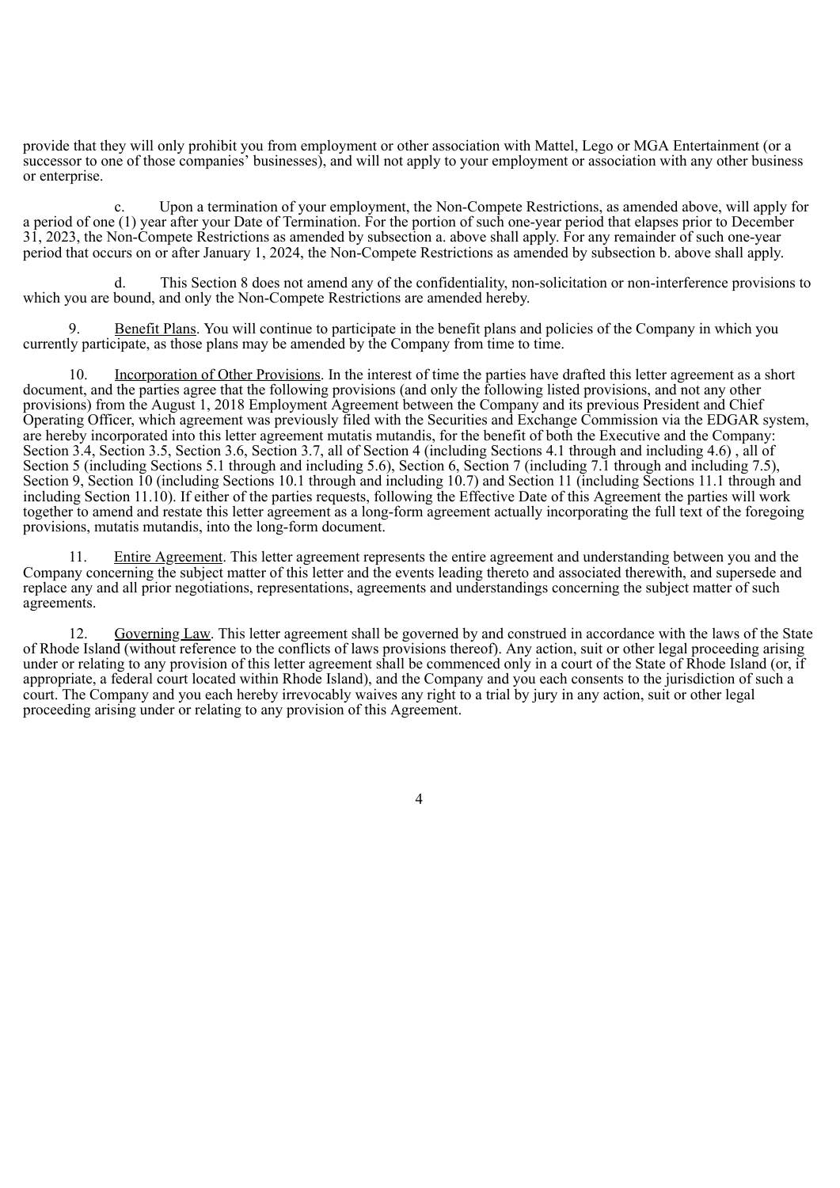provide that they will only prohibit you from employment or other association with Mattel, Lego or MGA Entertainment (or a successor to one of those companies' businesses), and will not apply to your employment or association with any other business or enterprise.

c. Upon a termination of your employment, the Non-Compete Restrictions, as amended above, will apply for a period of one (1) year after your Date of Termination. For the portion of such one-year period that elapses prior to December 31, 2023, the Non-Compete Restrictions as amended by subsection a. above shall apply. For any remainder of such one-year period that occurs on or after January 1, 2024, the Non-Compete Restrictions as amended by subsection b. above shall apply.

d. This Section 8 does not amend any of the confidentiality, non-solicitation or non-interference provisions to which you are bound, and only the Non-Compete Restrictions are amended hereby.

9. Benefit Plans. You will continue to participate in the benefit plans and policies of the Company in which you currently participate, as those plans may be amended by the Company from time to time.

10. Incorporation of Other Provisions. In the interest of time the parties have drafted this letter agreement as a short document, and the parties agree that the following provisions (and only the following listed provisions, and not any other provisions) from the August 1, 2018 Employment Agreement between the Company and its previous President and Chief Operating Officer, which agreement was previously filed with the Securities and Exchange Commission via the EDGAR system, are hereby incorporated into this letter agreement mutatis mutandis, for the benefit of both the Executive and the Company: Section 3.4, Section 3.5, Section 3.6, Section 3.7, all of Section 4 (including Sections 4.1 through and including 4.6) , all of Section 5 (including Sections 5.1 through and including 5.6), Section 6, Section 7 (including 7.1 through and including 7.5), Section 9, Section 10 (including Sections 10.1 through and including 10.7) and Section 11 (including Sections 11.1 through and including Section 11.10). If either of the parties requests, following the Effective Date of this Agreement the parties will work together to amend and restate this letter agreement as a long-form agreement actually incorporating the full text of the foregoing provisions, mutatis mutandis, into the long-form document.

11. Entire Agreement. This letter agreement represents the entire agreement and understanding between you and the Company concerning the subject matter of this letter and the events leading thereto and associated therewith, and supersede and replace any and all prior negotiations, representations, agreements and understandings concerning the subject matter of such agreements.

12. Governing Law. This letter agreement shall be governed by and construed in accordance with the laws of the State of Rhode Island (without reference to the conflicts of laws provisions thereof). Any action, suit or other legal proceeding arising under or relating to any provision of this letter agreement shall be commenced only in a court of the State of Rhode Island (or, if appropriate, a federal court located within Rhode Island), and the Company and you each consents to the jurisdiction of such a court. The Company and you each hereby irrevocably waives any right to a trial by jury in any action, suit or other legal proceeding arising under or relating to any provision of this Agreement.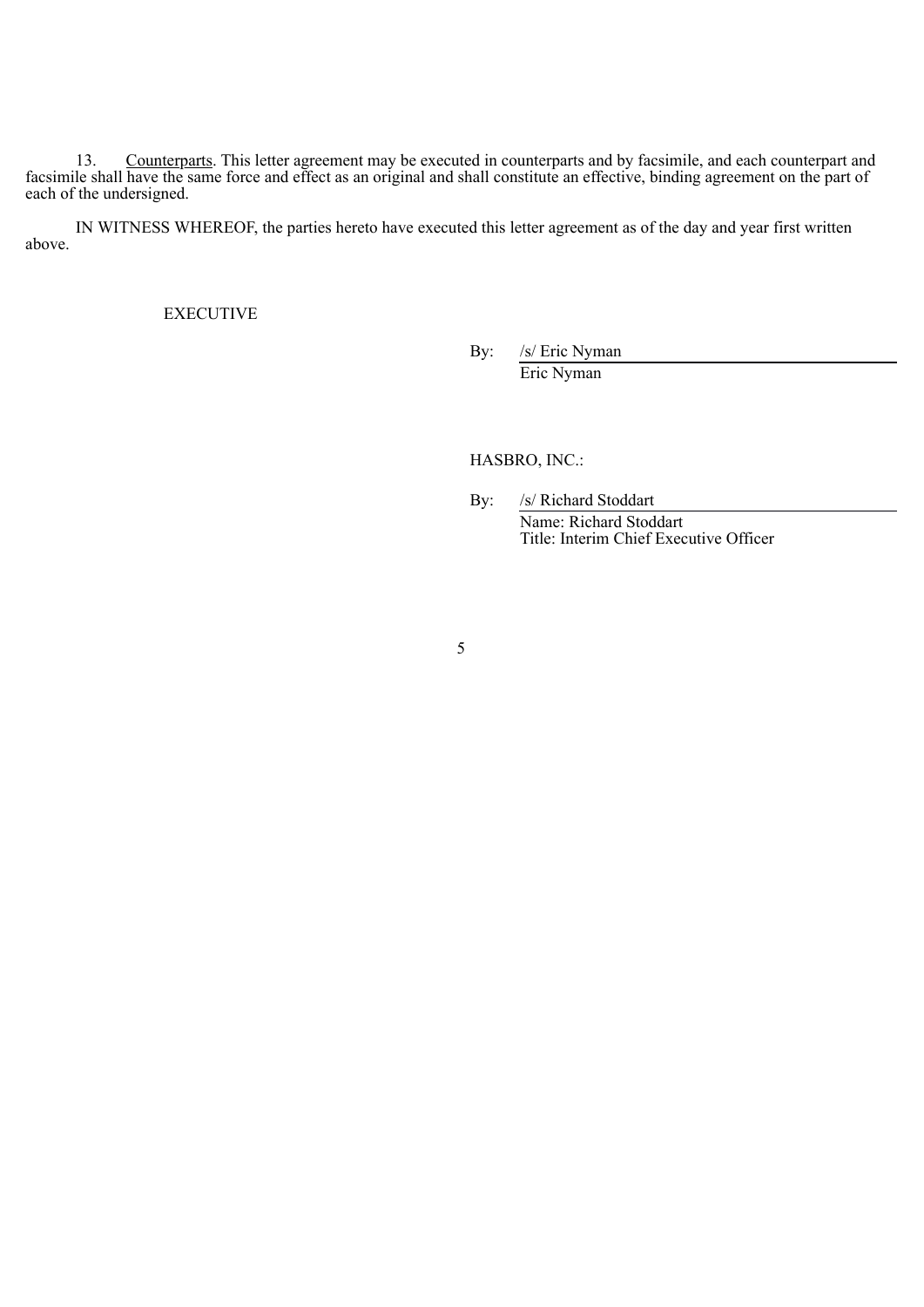13. Counterparts. This letter agreement may be executed in counterparts and by facsimile, and each counterpart and facsimile shall have the same force and effect as an original and shall constitute an effective, binding agreement on the part of each of the undersigned.

IN WITNESS WHEREOF, the parties hereto have executed this letter agreement as of the day and year first written above.

EXECUTIVE

By: /s/ Eric Nyman
Eric Nyman

HASBRO, INC.:

By: /s/ Richard Stoddart
Name: Richard Stoddart
Title: Interim Chief Executive Officer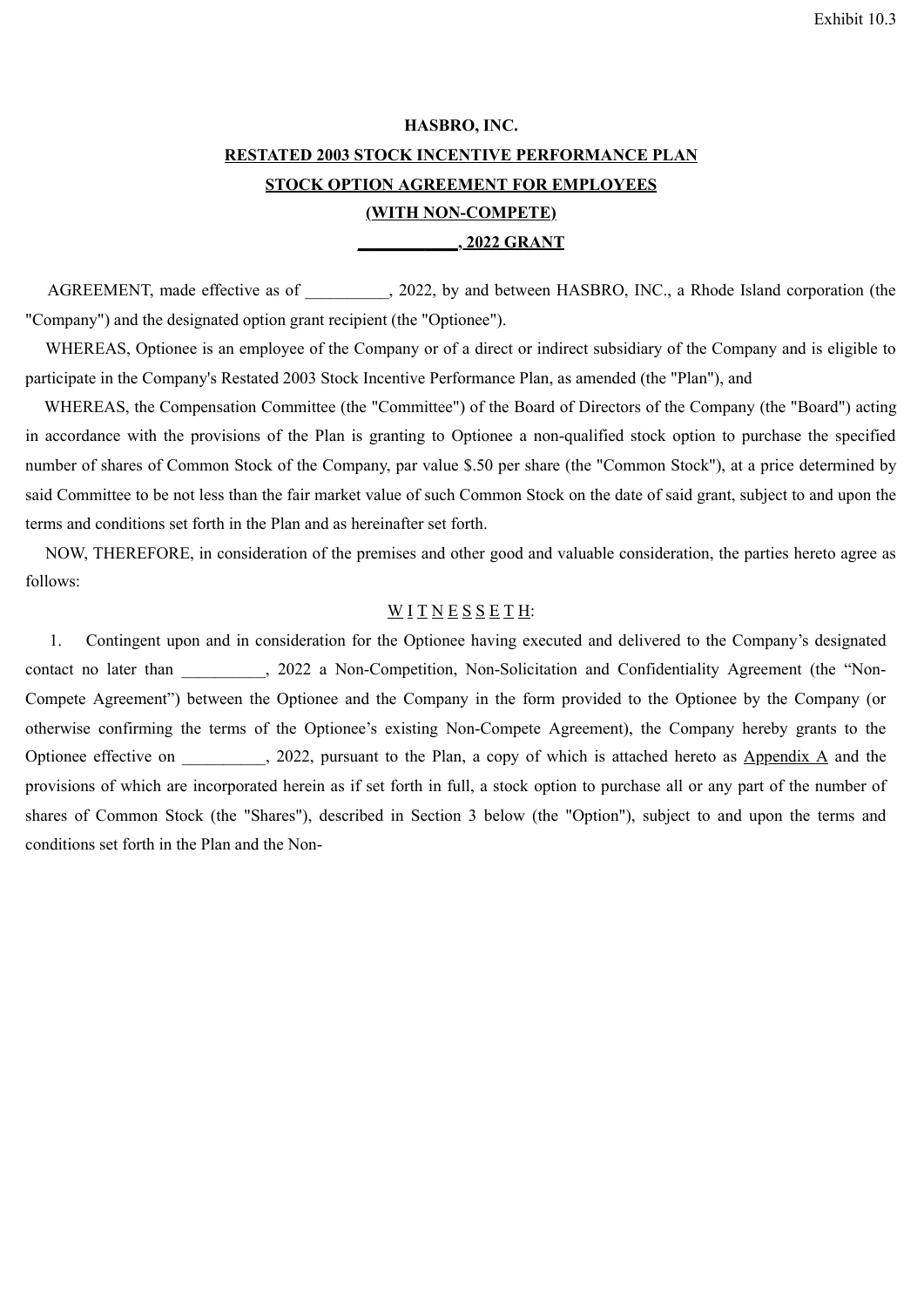Exhibit 10.3

**HASBRO, INC.**

**RESTATED 2003 STOCK INCENTIVE PERFORMANCE PLAN**

**STOCK OPTION AGREEMENT FOR EMPLOYEES**

**(WITH NON-COMPETE)**

**___________, 2022 GRANT**

AGREEMENT, made effective as of __________, 2022, by and between HASBRO, INC., a Rhode Island corporation (the "Company") and the designated option grant recipient (the "Optionee").

WHEREAS, Optionee is an employee of the Company or of a direct or indirect subsidiary of the Company and is eligible to participate in the Company's Restated 2003 Stock Incentive Performance Plan, as amended (the "Plan"), and

WHEREAS, the Compensation Committee (the "Committee") of the Board of Directors of the Company (the "Board") acting in accordance with the provisions of the Plan is granting to Optionee a non-qualified stock option to purchase the specified number of shares of Common Stock of the Company, par value $.50 per share (the "Common Stock"), at a price determined by said Committee to be not less than the fair market value of such Common Stock on the date of said grant, subject to and upon the terms and conditions set forth in the Plan and as hereinafter set forth.

NOW, THEREFORE, in consideration of the premises and other good and valuable consideration, the parties hereto agree as follows:

W I T N E S S E T H:

1. Contingent upon and in consideration for the Optionee having executed and delivered to the Company's designated contact no later than __________, 2022 a Non-Competition, Non-Solicitation and Confidentiality Agreement (the "Non-Compete Agreement") between the Optionee and the Company in the form provided to the Optionee by the Company (or otherwise confirming the terms of the Optionee's existing Non-Compete Agreement), the Company hereby grants to the Optionee effective on __________, 2022, pursuant to the Plan, a copy of which is attached hereto as Appendix A and the provisions of which are incorporated herein as if set forth in full, a stock option to purchase all or any part of the number of shares of Common Stock (the "Shares"), described in Section 3 below (the "Option"), subject to and upon the terms and conditions set forth in the Plan and the Non-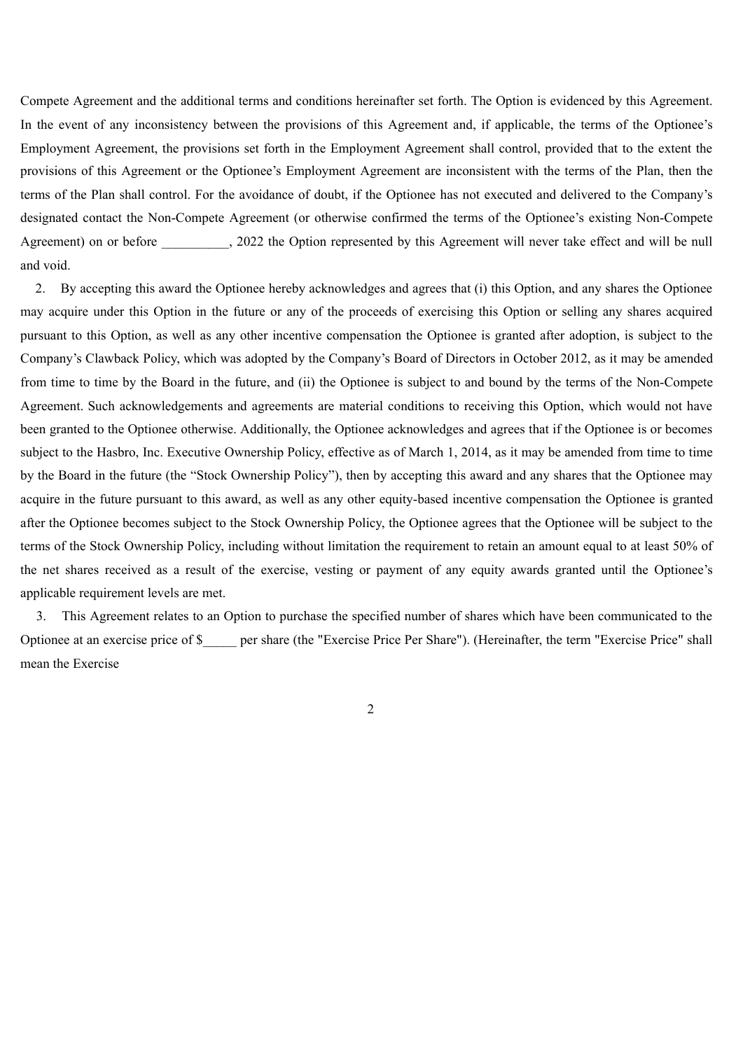Compete Agreement and the additional terms and conditions hereinafter set forth. The Option is evidenced by this Agreement. In the event of any inconsistency between the provisions of this Agreement and, if applicable, the terms of the Optionee's Employment Agreement, the provisions set forth in the Employment Agreement shall control, provided that to the extent the provisions of this Agreement or the Optionee's Employment Agreement are inconsistent with the terms of the Plan, then the terms of the Plan shall control. For the avoidance of doubt, if the Optionee has not executed and delivered to the Company's designated contact the Non-Compete Agreement (or otherwise confirmed the terms of the Optionee's existing Non-Compete Agreement) on or before __________, 2022 the Option represented by this Agreement will never take effect and will be null and void.

2. By accepting this award the Optionee hereby acknowledges and agrees that (i) this Option, and any shares the Optionee may acquire under this Option in the future or any of the proceeds of exercising this Option or selling any shares acquired pursuant to this Option, as well as any other incentive compensation the Optionee is granted after adoption, is subject to the Company's Clawback Policy, which was adopted by the Company's Board of Directors in October 2012, as it may be amended from time to time by the Board in the future, and (ii) the Optionee is subject to and bound by the terms of the Non-Compete Agreement. Such acknowledgements and agreements are material conditions to receiving this Option, which would not have been granted to the Optionee otherwise. Additionally, the Optionee acknowledges and agrees that if the Optionee is or becomes subject to the Hasbro, Inc. Executive Ownership Policy, effective as of March 1, 2014, as it may be amended from time to time by the Board in the future (the "Stock Ownership Policy"), then by accepting this award and any shares that the Optionee may acquire in the future pursuant to this award, as well as any other equity-based incentive compensation the Optionee is granted after the Optionee becomes subject to the Stock Ownership Policy, the Optionee agrees that the Optionee will be subject to the terms of the Stock Ownership Policy, including without limitation the requirement to retain an amount equal to at least 50% of the net shares received as a result of the exercise, vesting or payment of any equity awards granted until the Optionee's applicable requirement levels are met.

3. This Agreement relates to an Option to purchase the specified number of shares which have been communicated to the Optionee at an exercise price of $_____ per share (the "Exercise Price Per Share"). (Hereinafter, the term "Exercise Price" shall mean the Exercise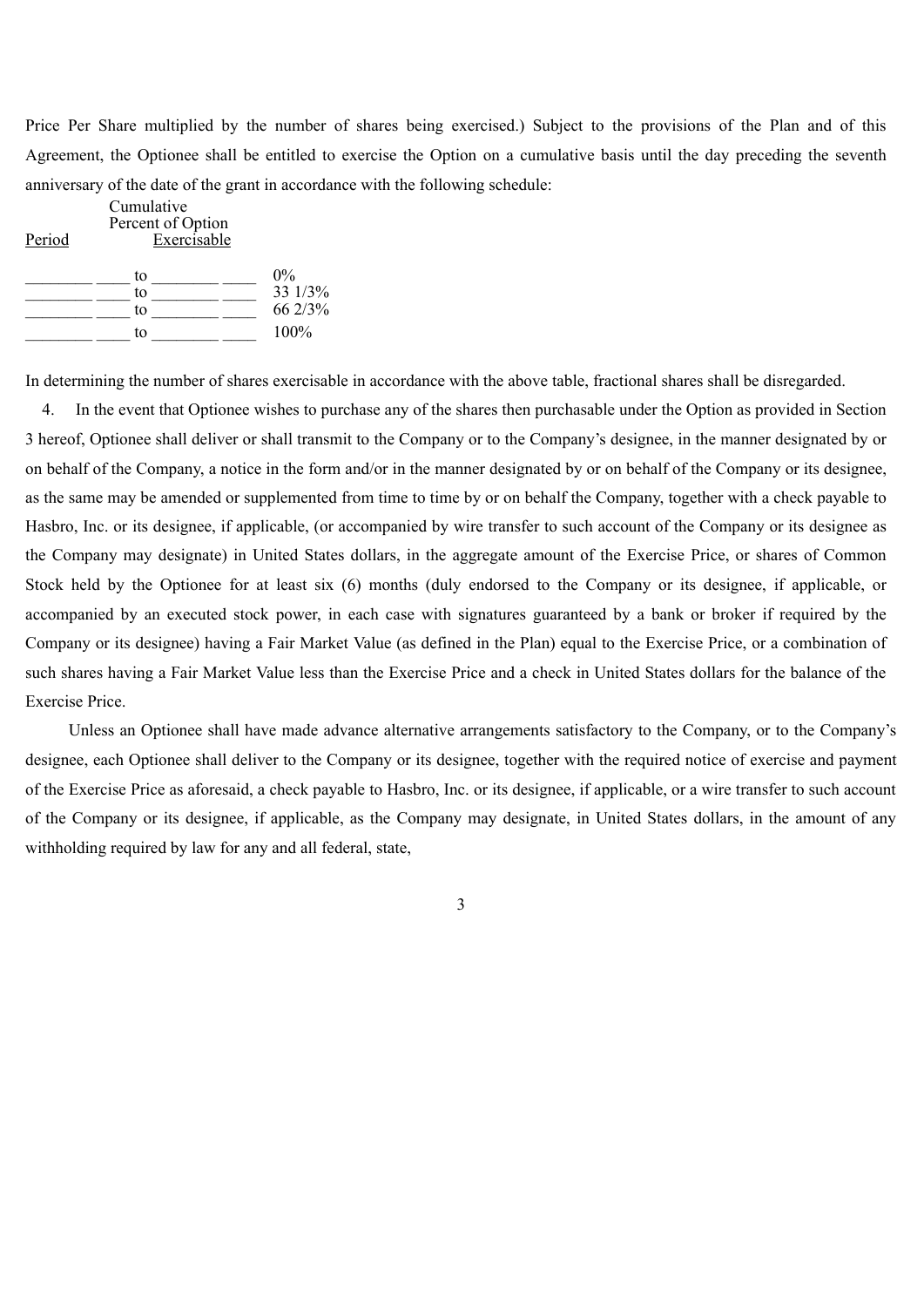Price Per Share multiplied by the number of shares being exercised.) Subject to the provisions of the Plan and of this Agreement, the Optionee shall be entitled to exercise the Option on a cumulative basis until the day preceding the seventh anniversary of the date of the grant in accordance with the following schedule:

| Period | Cumulative Percent of Option Exercisable |
|---|---|
| ________ ____ to ________ ____ | 0% |
| ________ ____ to ________ ____ | 33 1/3% |
| ________ ____ to ________ ____ | 66 2/3% |
| ________ ____ to ________ ____ | 100% |

In determining the number of shares exercisable in accordance with the above table, fractional shares shall be disregarded.

4. In the event that Optionee wishes to purchase any of the shares then purchasable under the Option as provided in Section 3 hereof, Optionee shall deliver or shall transmit to the Company or to the Company's designee, in the manner designated by or on behalf of the Company, a notice in the form and/or in the manner designated by or on behalf of the Company or its designee, as the same may be amended or supplemented from time to time by or on behalf the Company, together with a check payable to Hasbro, Inc. or its designee, if applicable, (or accompanied by wire transfer to such account of the Company or its designee as the Company may designate) in United States dollars, in the aggregate amount of the Exercise Price, or shares of Common Stock held by the Optionee for at least six (6) months (duly endorsed to the Company or its designee, if applicable, or accompanied by an executed stock power, in each case with signatures guaranteed by a bank or broker if required by the Company or its designee) having a Fair Market Value (as defined in the Plan) equal to the Exercise Price, or a combination of such shares having a Fair Market Value less than the Exercise Price and a check in United States dollars for the balance of the Exercise Price.

Unless an Optionee shall have made advance alternative arrangements satisfactory to the Company, or to the Company's designee, each Optionee shall deliver to the Company or its designee, together with the required notice of exercise and payment of the Exercise Price as aforesaid, a check payable to Hasbro, Inc. or its designee, if applicable, or a wire transfer to such account of the Company or its designee, if applicable, as the Company may designate, in United States dollars, in the amount of any withholding required by law for any and all federal, state,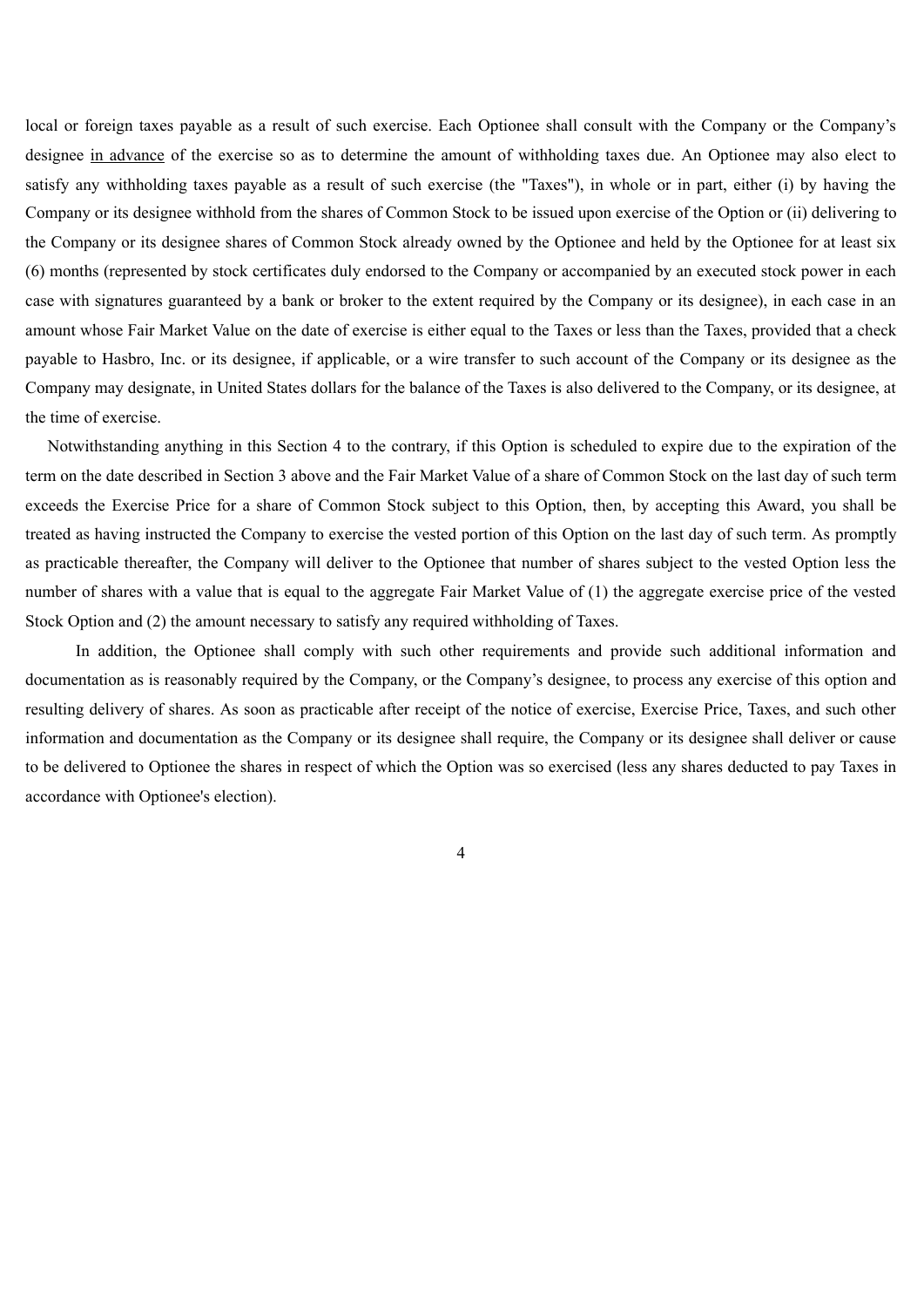local or foreign taxes payable as a result of such exercise. Each Optionee shall consult with the Company or the Company's designee in advance of the exercise so as to determine the amount of withholding taxes due. An Optionee may also elect to satisfy any withholding taxes payable as a result of such exercise (the "Taxes"), in whole or in part, either (i) by having the Company or its designee withhold from the shares of Common Stock to be issued upon exercise of the Option or (ii) delivering to the Company or its designee shares of Common Stock already owned by the Optionee and held by the Optionee for at least six (6) months (represented by stock certificates duly endorsed to the Company or accompanied by an executed stock power in each case with signatures guaranteed by a bank or broker to the extent required by the Company or its designee), in each case in an amount whose Fair Market Value on the date of exercise is either equal to the Taxes or less than the Taxes, provided that a check payable to Hasbro, Inc. or its designee, if applicable, or a wire transfer to such account of the Company or its designee as the Company may designate, in United States dollars for the balance of the Taxes is also delivered to the Company, or its designee, at the time of exercise.

Notwithstanding anything in this Section 4 to the contrary, if this Option is scheduled to expire due to the expiration of the term on the date described in Section 3 above and the Fair Market Value of a share of Common Stock on the last day of such term exceeds the Exercise Price for a share of Common Stock subject to this Option, then, by accepting this Award, you shall be treated as having instructed the Company to exercise the vested portion of this Option on the last day of such term. As promptly as practicable thereafter, the Company will deliver to the Optionee that number of shares subject to the vested Option less the number of shares with a value that is equal to the aggregate Fair Market Value of (1) the aggregate exercise price of the vested Stock Option and (2) the amount necessary to satisfy any required withholding of Taxes.

In addition, the Optionee shall comply with such other requirements and provide such additional information and documentation as is reasonably required by the Company, or the Company's designee, to process any exercise of this option and resulting delivery of shares. As soon as practicable after receipt of the notice of exercise, Exercise Price, Taxes, and such other information and documentation as the Company or its designee shall require, the Company or its designee shall deliver or cause to be delivered to Optionee the shares in respect of which the Option was so exercised (less any shares deducted to pay Taxes in accordance with Optionee's election).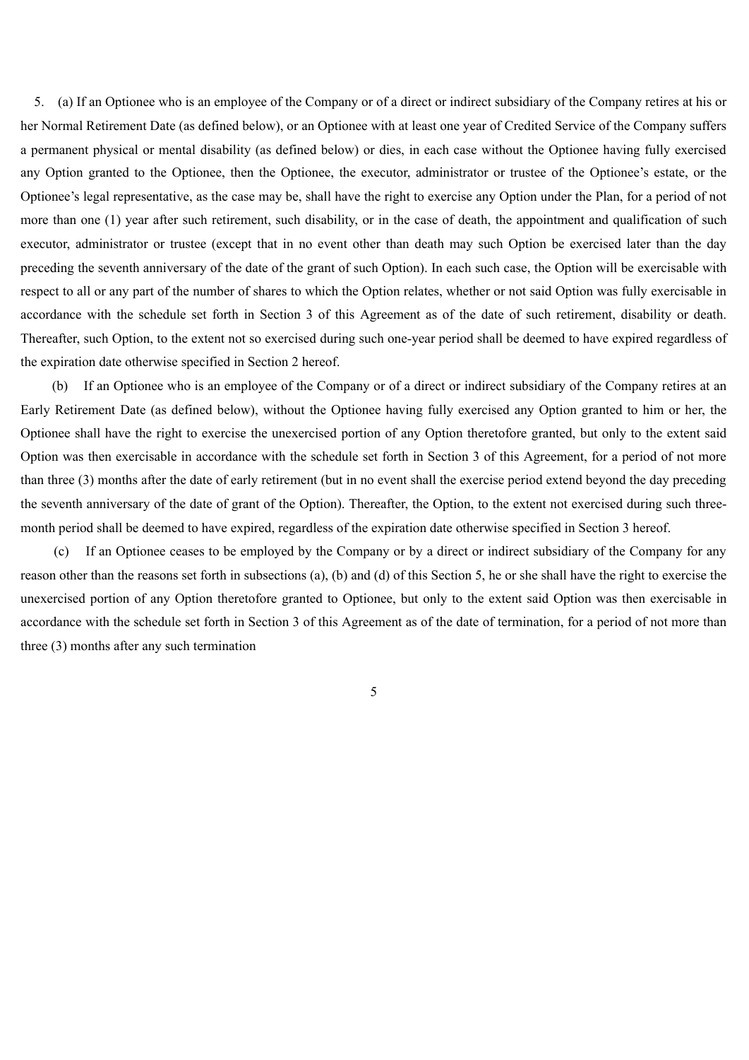5. (a) If an Optionee who is an employee of the Company or of a direct or indirect subsidiary of the Company retires at his or her Normal Retirement Date (as defined below), or an Optionee with at least one year of Credited Service of the Company suffers a permanent physical or mental disability (as defined below) or dies, in each case without the Optionee having fully exercised any Option granted to the Optionee, then the Optionee, the executor, administrator or trustee of the Optionee's estate, or the Optionee's legal representative, as the case may be, shall have the right to exercise any Option under the Plan, for a period of not more than one (1) year after such retirement, such disability, or in the case of death, the appointment and qualification of such executor, administrator or trustee (except that in no event other than death may such Option be exercised later than the day preceding the seventh anniversary of the date of the grant of such Option). In each such case, the Option will be exercisable with respect to all or any part of the number of shares to which the Option relates, whether or not said Option was fully exercisable in accordance with the schedule set forth in Section 3 of this Agreement as of the date of such retirement, disability or death. Thereafter, such Option, to the extent not so exercised during such one-year period shall be deemed to have expired regardless of the expiration date otherwise specified in Section 2 hereof.

(b) If an Optionee who is an employee of the Company or of a direct or indirect subsidiary of the Company retires at an Early Retirement Date (as defined below), without the Optionee having fully exercised any Option granted to him or her, the Optionee shall have the right to exercise the unexercised portion of any Option theretofore granted, but only to the extent said Option was then exercisable in accordance with the schedule set forth in Section 3 of this Agreement, for a period of not more than three (3) months after the date of early retirement (but in no event shall the exercise period extend beyond the day preceding the seventh anniversary of the date of grant of the Option). Thereafter, the Option, to the extent not exercised during such three-month period shall be deemed to have expired, regardless of the expiration date otherwise specified in Section 3 hereof.

(c) If an Optionee ceases to be employed by the Company or by a direct or indirect subsidiary of the Company for any reason other than the reasons set forth in subsections (a), (b) and (d) of this Section 5, he or she shall have the right to exercise the unexercised portion of any Option theretofore granted to Optionee, but only to the extent said Option was then exercisable in accordance with the schedule set forth in Section 3 of this Agreement as of the date of termination, for a period of not more than three (3) months after any such termination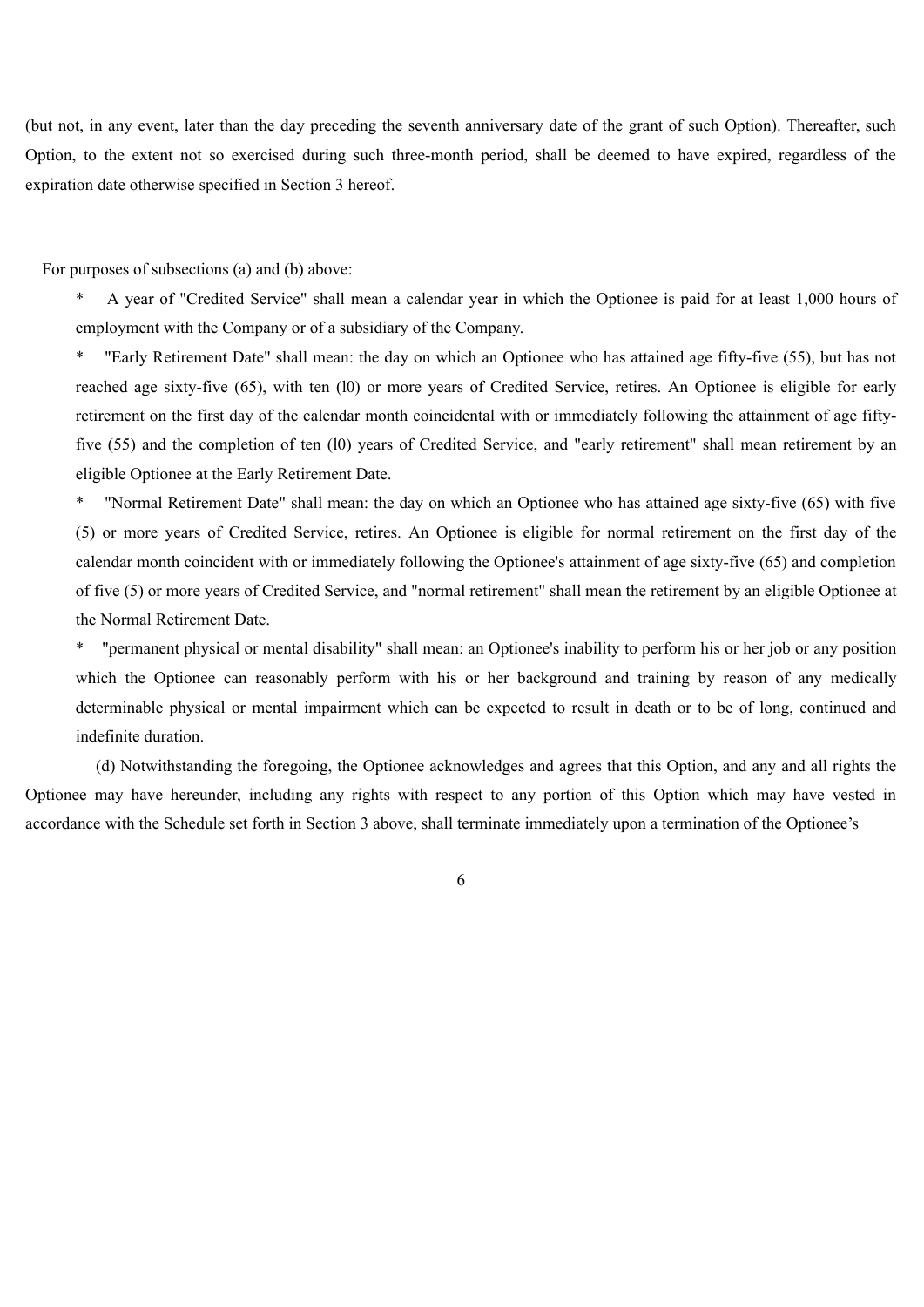(but not, in any event, later than the day preceding the seventh anniversary date of the grant of such Option). Thereafter, such Option, to the extent not so exercised during such three-month period, shall be deemed to have expired, regardless of the expiration date otherwise specified in Section 3 hereof.

For purposes of subsections (a) and (b) above:

- A year of "Credited Service" shall mean a calendar year in which the Optionee is paid for at least 1,000 hours of employment with the Company or of a subsidiary of the Company.
- "Early Retirement Date" shall mean: the day on which an Optionee who has attained age fifty-five (55), but has not reached age sixty-five (65), with ten (l0) or more years of Credited Service, retires. An Optionee is eligible for early retirement on the first day of the calendar month coincidental with or immediately following the attainment of age fifty-five (55) and the completion of ten (l0) years of Credited Service, and "early retirement" shall mean retirement by an eligible Optionee at the Early Retirement Date.
- "Normal Retirement Date" shall mean: the day on which an Optionee who has attained age sixty-five (65) with five (5) or more years of Credited Service, retires. An Optionee is eligible for normal retirement on the first day of the calendar month coincident with or immediately following the Optionee's attainment of age sixty-five (65) and completion of five (5) or more years of Credited Service, and "normal retirement" shall mean the retirement by an eligible Optionee at the Normal Retirement Date.
- "permanent physical or mental disability" shall mean: an Optionee's inability to perform his or her job or any position which the Optionee can reasonably perform with his or her background and training by reason of any medically determinable physical or mental impairment which can be expected to result in death or to be of long, continued and indefinite duration.

(d) Notwithstanding the foregoing, the Optionee acknowledges and agrees that this Option, and any and all rights the Optionee may have hereunder, including any rights with respect to any portion of this Option which may have vested in accordance with the Schedule set forth in Section 3 above, shall terminate immediately upon a termination of the Optionee's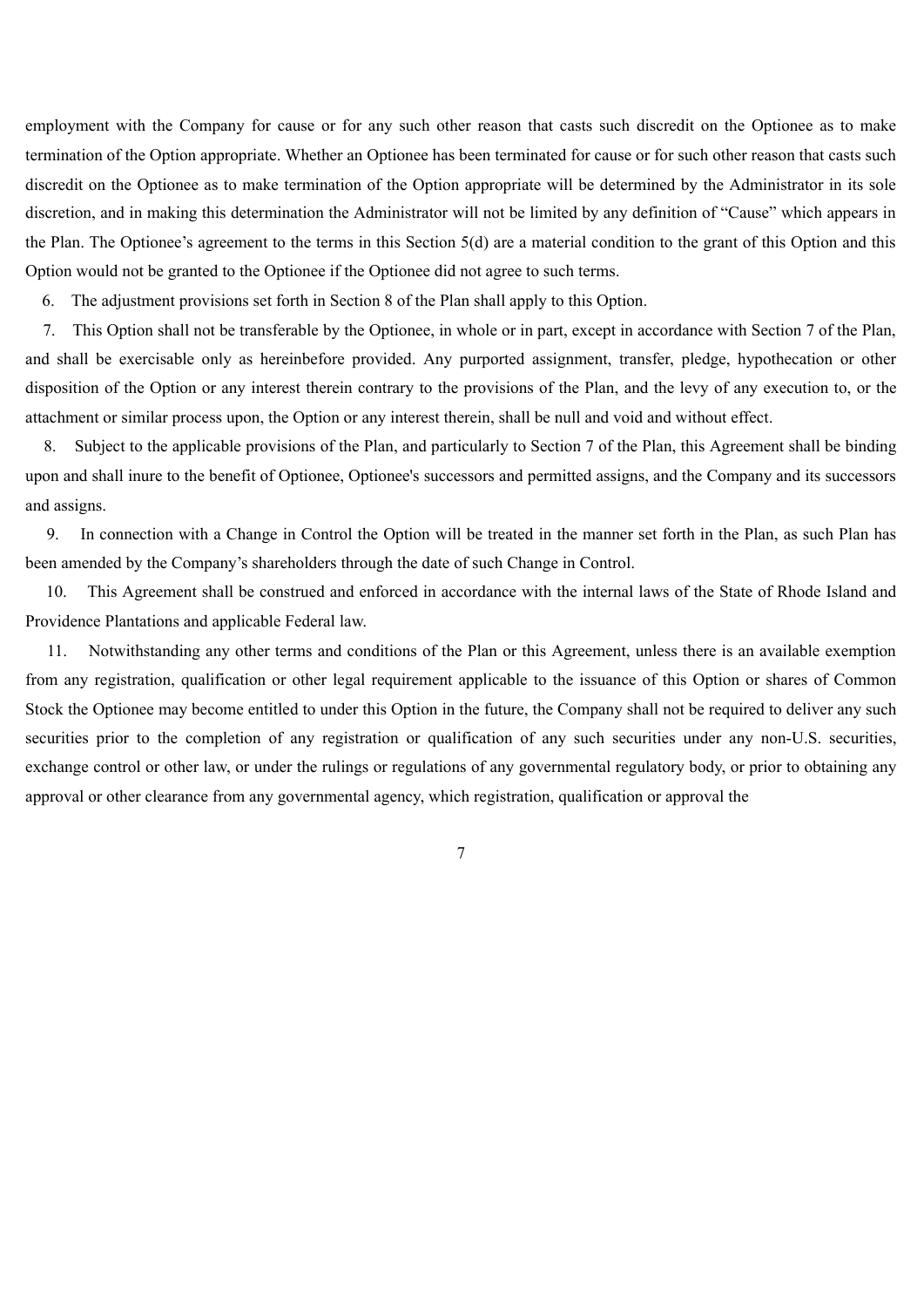employment with the Company for cause or for any such other reason that casts such discredit on the Optionee as to make termination of the Option appropriate. Whether an Optionee has been terminated for cause or for such other reason that casts such discredit on the Optionee as to make termination of the Option appropriate will be determined by the Administrator in its sole discretion, and in making this determination the Administrator will not be limited by any definition of "Cause" which appears in the Plan. The Optionee's agreement to the terms in this Section 5(d) are a material condition to the grant of this Option and this Option would not be granted to the Optionee if the Optionee did not agree to such terms.

6. The adjustment provisions set forth in Section 8 of the Plan shall apply to this Option.

7. This Option shall not be transferable by the Optionee, in whole or in part, except in accordance with Section 7 of the Plan, and shall be exercisable only as hereinbefore provided. Any purported assignment, transfer, pledge, hypothecation or other disposition of the Option or any interest therein contrary to the provisions of the Plan, and the levy of any execution to, or the attachment or similar process upon, the Option or any interest therein, shall be null and void and without effect.

8. Subject to the applicable provisions of the Plan, and particularly to Section 7 of the Plan, this Agreement shall be binding upon and shall inure to the benefit of Optionee, Optionee's successors and permitted assigns, and the Company and its successors and assigns.

9. In connection with a Change in Control the Option will be treated in the manner set forth in the Plan, as such Plan has been amended by the Company's shareholders through the date of such Change in Control.

10. This Agreement shall be construed and enforced in accordance with the internal laws of the State of Rhode Island and Providence Plantations and applicable Federal law.

11. Notwithstanding any other terms and conditions of the Plan or this Agreement, unless there is an available exemption from any registration, qualification or other legal requirement applicable to the issuance of this Option or shares of Common Stock the Optionee may become entitled to under this Option in the future, the Company shall not be required to deliver any such securities prior to the completion of any registration or qualification of any such securities under any non-U.S. securities, exchange control or other law, or under the rulings or regulations of any governmental regulatory body, or prior to obtaining any approval or other clearance from any governmental agency, which registration, qualification or approval the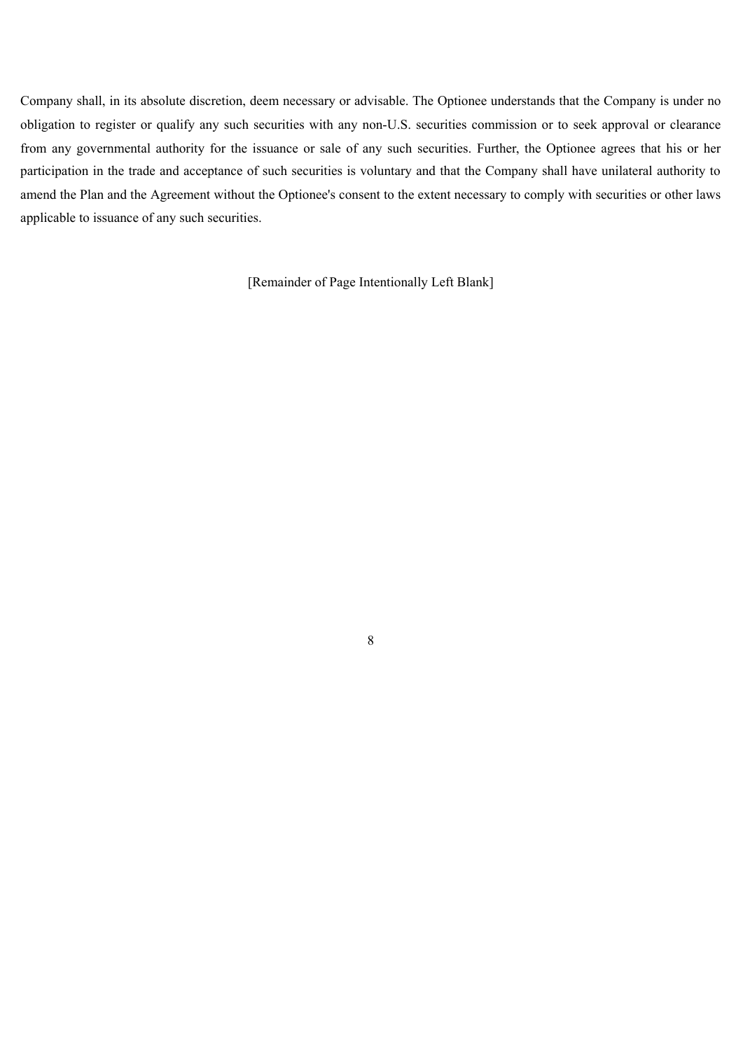Company shall, in its absolute discretion, deem necessary or advisable. The Optionee understands that the Company is under no obligation to register or qualify any such securities with any non-U.S. securities commission or to seek approval or clearance from any governmental authority for the issuance or sale of any such securities. Further, the Optionee agrees that his or her participation in the trade and acceptance of such securities is voluntary and that the Company shall have unilateral authority to amend the Plan and the Agreement without the Optionee's consent to the extent necessary to comply with securities or other laws applicable to issuance of any such securities.

[Remainder of Page Intentionally Left Blank]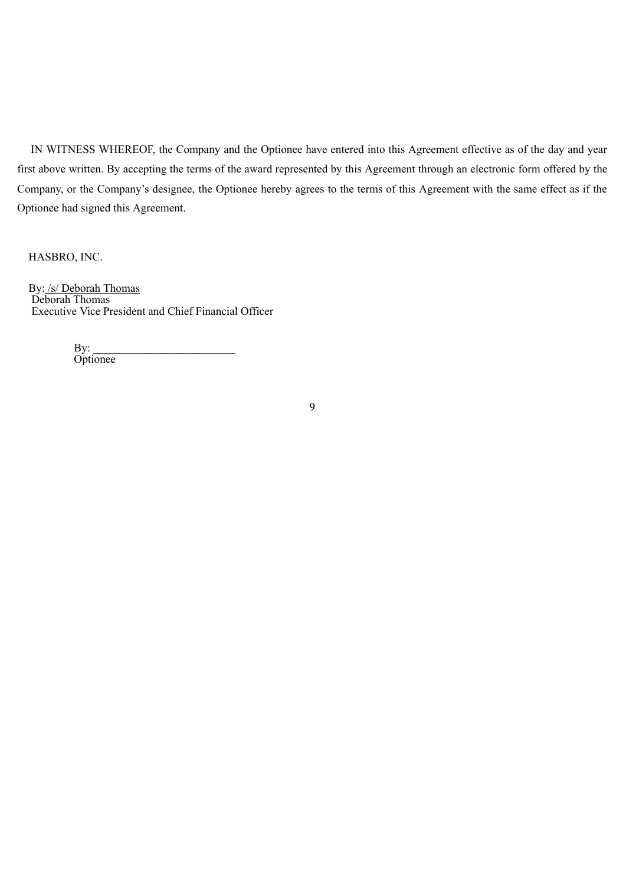IN WITNESS WHEREOF, the Company and the Optionee have entered into this Agreement effective as of the day and year first above written. By accepting the terms of the award represented by this Agreement through an electronic form offered by the Company, or the Company's designee, the Optionee hereby agrees to the terms of this Agreement with the same effect as if the Optionee had signed this Agreement.

HASBRO, INC.

By: /s/ Deborah Thomas
Deborah Thomas
Executive Vice President and Chief Financial Officer

By: ________________________
Optionee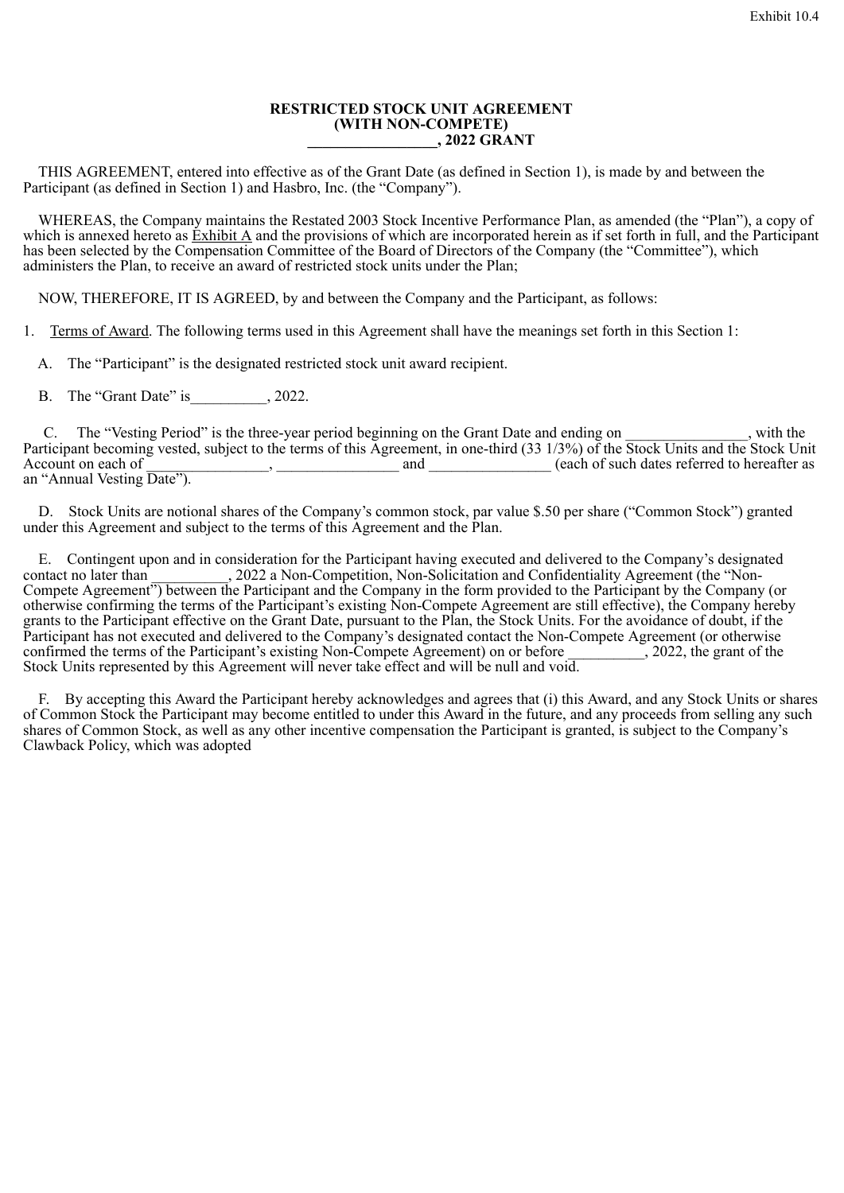Exhibit 10.4

**RESTRICTED STOCK UNIT AGREEMENT**
**(WITH NON-COMPETE)**
**_________________, 2022 GRANT**

THIS AGREEMENT, entered into effective as of the Grant Date (as defined in Section 1), is made by and between the Participant (as defined in Section 1) and Hasbro, Inc. (the "Company").

WHEREAS, the Company maintains the Restated 2003 Stock Incentive Performance Plan, as amended (the "Plan"), a copy of which is annexed hereto as Exhibit A and the provisions of which are incorporated herein as if set forth in full, and the Participant has been selected by the Compensation Committee of the Board of Directors of the Company (the "Committee"), which administers the Plan, to receive an award of restricted stock units under the Plan;

NOW, THEREFORE, IT IS AGREED, by and between the Company and the Participant, as follows:

1. Terms of Award. The following terms used in this Agreement shall have the meanings set forth in this Section 1:

A. The "Participant" is the designated restricted stock unit award recipient.

B. The "Grant Date" is__________, 2022.

C. The "Vesting Period" is the three-year period beginning on the Grant Date and ending on ________________, with the Participant becoming vested, subject to the terms of this Agreement, in one-third (33 1/3%) of the Stock Units and the Stock Unit Account on each of ________________, ________________ and ________________ (each of such dates referred to hereafter as an "Annual Vesting Date").

D. Stock Units are notional shares of the Company's common stock, par value $.50 per share ("Common Stock") granted under this Agreement and subject to the terms of this Agreement and the Plan.

E. Contingent upon and in consideration for the Participant having executed and delivered to the Company's designated contact no later than __________, 2022 a Non-Competition, Non-Solicitation and Confidentiality Agreement (the "Non-Compete Agreement") between the Participant and the Company in the form provided to the Participant by the Company (or otherwise confirming the terms of the Participant's existing Non-Compete Agreement are still effective), the Company hereby grants to the Participant effective on the Grant Date, pursuant to the Plan, the Stock Units. For the avoidance of doubt, if the Participant has not executed and delivered to the Company's designated contact the Non-Compete Agreement (or otherwise confirmed the terms of the Participant's existing Non-Compete Agreement) on or before __________, 2022, the grant of the Stock Units represented by this Agreement will never take effect and will be null and void.

F. By accepting this Award the Participant hereby acknowledges and agrees that (i) this Award, and any Stock Units or shares of Common Stock the Participant may become entitled to under this Award in the future, and any proceeds from selling any such shares of Common Stock, as well as any other incentive compensation the Participant is granted, is subject to the Company's Clawback Policy, which was adopted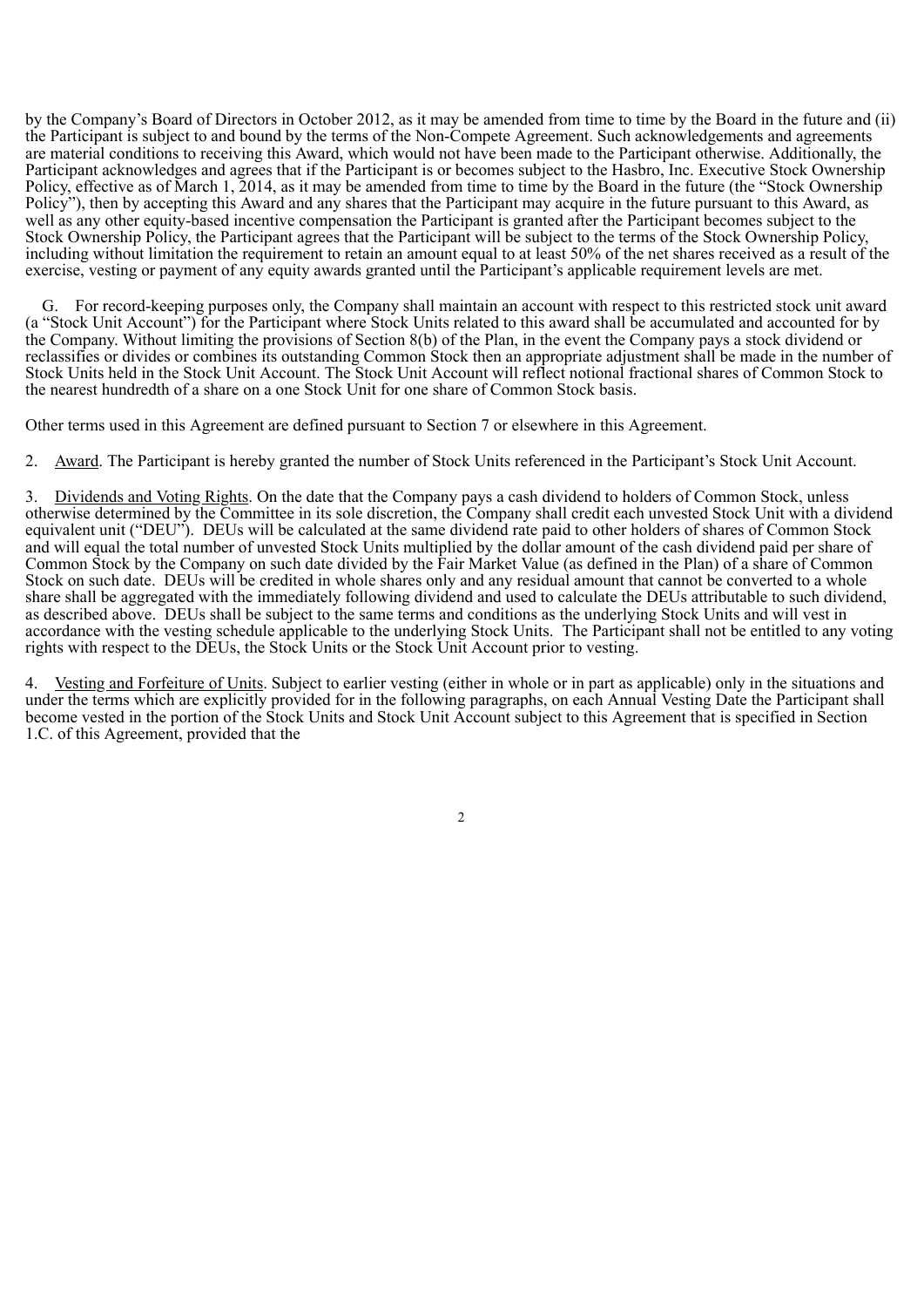by the Company's Board of Directors in October 2012, as it may be amended from time to time by the Board in the future and (ii) the Participant is subject to and bound by the terms of the Non-Compete Agreement. Such acknowledgements and agreements are material conditions to receiving this Award, which would not have been made to the Participant otherwise. Additionally, the Participant acknowledges and agrees that if the Participant is or becomes subject to the Hasbro, Inc. Executive Stock Ownership Policy, effective as of March 1, 2014, as it may be amended from time to time by the Board in the future (the "Stock Ownership Policy"), then by accepting this Award and any shares that the Participant may acquire in the future pursuant to this Award, as well as any other equity-based incentive compensation the Participant is granted after the Participant becomes subject to the Stock Ownership Policy, the Participant agrees that the Participant will be subject to the terms of the Stock Ownership Policy, including without limitation the requirement to retain an amount equal to at least 50% of the net shares received as a result of the exercise, vesting or payment of any equity awards granted until the Participant's applicable requirement levels are met.

G. For record-keeping purposes only, the Company shall maintain an account with respect to this restricted stock unit award (a "Stock Unit Account") for the Participant where Stock Units related to this award shall be accumulated and accounted for by the Company. Without limiting the provisions of Section 8(b) of the Plan, in the event the Company pays a stock dividend or reclassifies or divides or combines its outstanding Common Stock then an appropriate adjustment shall be made in the number of Stock Units held in the Stock Unit Account. The Stock Unit Account will reflect notional fractional shares of Common Stock to the nearest hundredth of a share on a one Stock Unit for one share of Common Stock basis.

Other terms used in this Agreement are defined pursuant to Section 7 or elsewhere in this Agreement.

2. Award. The Participant is hereby granted the number of Stock Units referenced in the Participant's Stock Unit Account.

3. Dividends and Voting Rights. On the date that the Company pays a cash dividend to holders of Common Stock, unless otherwise determined by the Committee in its sole discretion, the Company shall credit each unvested Stock Unit with a dividend equivalent unit ("DEU"). DEUs will be calculated at the same dividend rate paid to other holders of shares of Common Stock and will equal the total number of unvested Stock Units multiplied by the dollar amount of the cash dividend paid per share of Common Stock by the Company on such date divided by the Fair Market Value (as defined in the Plan) of a share of Common Stock on such date. DEUs will be credited in whole shares only and any residual amount that cannot be converted to a whole share shall be aggregated with the immediately following dividend and used to calculate the DEUs attributable to such dividend, as described above. DEUs shall be subject to the same terms and conditions as the underlying Stock Units and will vest in accordance with the vesting schedule applicable to the underlying Stock Units. The Participant shall not be entitled to any voting rights with respect to the DEUs, the Stock Units or the Stock Unit Account prior to vesting.

4. Vesting and Forfeiture of Units. Subject to earlier vesting (either in whole or in part as applicable) only in the situations and under the terms which are explicitly provided for in the following paragraphs, on each Annual Vesting Date the Participant shall become vested in the portion of the Stock Units and Stock Unit Account subject to this Agreement that is specified in Section 1.C. of this Agreement, provided that the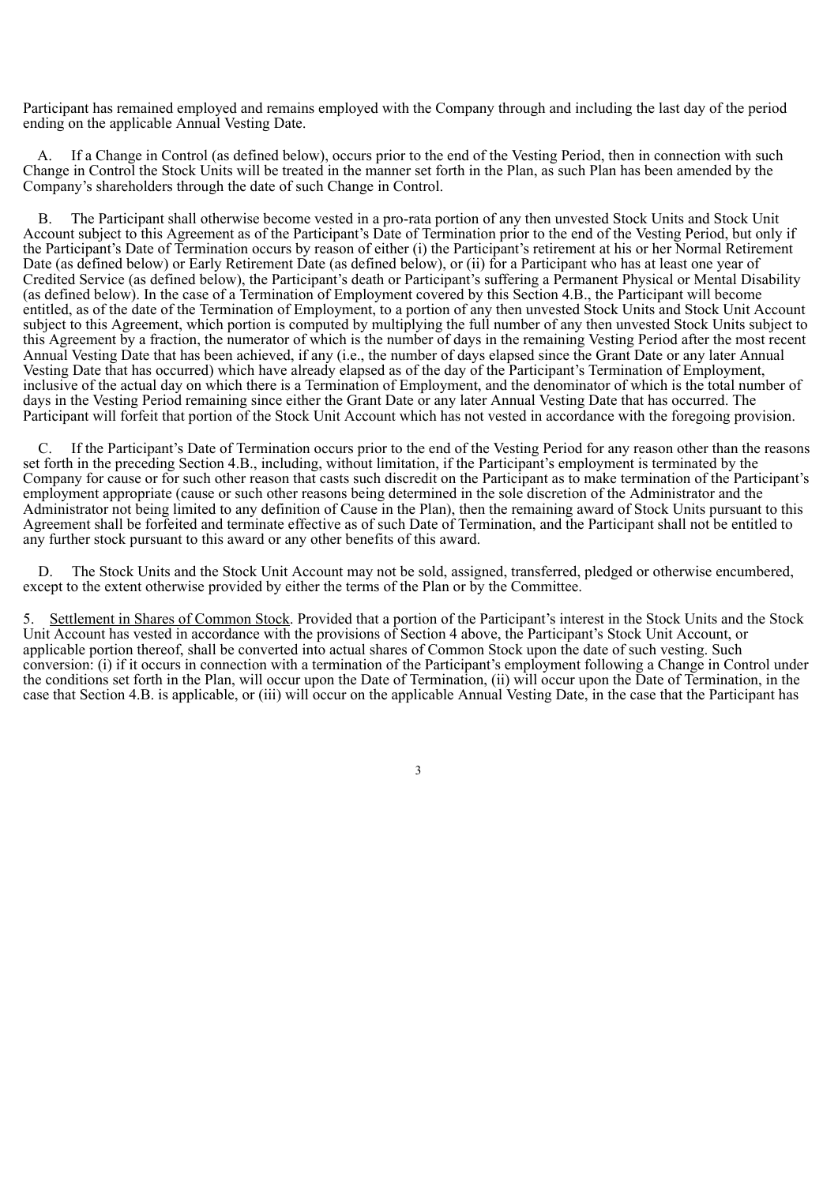Participant has remained employed and remains employed with the Company through and including the last day of the period ending on the applicable Annual Vesting Date.

A. If a Change in Control (as defined below), occurs prior to the end of the Vesting Period, then in connection with such Change in Control the Stock Units will be treated in the manner set forth in the Plan, as such Plan has been amended by the Company's shareholders through the date of such Change in Control.

B. The Participant shall otherwise become vested in a pro-rata portion of any then unvested Stock Units and Stock Unit Account subject to this Agreement as of the Participant's Date of Termination prior to the end of the Vesting Period, but only if the Participant's Date of Termination occurs by reason of either (i) the Participant's retirement at his or her Normal Retirement Date (as defined below) or Early Retirement Date (as defined below), or (ii) for a Participant who has at least one year of Credited Service (as defined below), the Participant's death or Participant's suffering a Permanent Physical or Mental Disability (as defined below). In the case of a Termination of Employment covered by this Section 4.B., the Participant will become entitled, as of the date of the Termination of Employment, to a portion of any then unvested Stock Units and Stock Unit Account subject to this Agreement, which portion is computed by multiplying the full number of any then unvested Stock Units subject to this Agreement by a fraction, the numerator of which is the number of days in the remaining Vesting Period after the most recent Annual Vesting Date that has been achieved, if any (i.e., the number of days elapsed since the Grant Date or any later Annual Vesting Date that has occurred) which have already elapsed as of the day of the Participant's Termination of Employment, inclusive of the actual day on which there is a Termination of Employment, and the denominator of which is the total number of days in the Vesting Period remaining since either the Grant Date or any later Annual Vesting Date that has occurred. The Participant will forfeit that portion of the Stock Unit Account which has not vested in accordance with the foregoing provision.

C. If the Participant's Date of Termination occurs prior to the end of the Vesting Period for any reason other than the reasons set forth in the preceding Section 4.B., including, without limitation, if the Participant's employment is terminated by the Company for cause or for such other reason that casts such discredit on the Participant as to make termination of the Participant's employment appropriate (cause or such other reasons being determined in the sole discretion of the Administrator and the Administrator not being limited to any definition of Cause in the Plan), then the remaining award of Stock Units pursuant to this Agreement shall be forfeited and terminate effective as of such Date of Termination, and the Participant shall not be entitled to any further stock pursuant to this award or any other benefits of this award.

D. The Stock Units and the Stock Unit Account may not be sold, assigned, transferred, pledged or otherwise encumbered, except to the extent otherwise provided by either the terms of the Plan or by the Committee.

5. Settlement in Shares of Common Stock. Provided that a portion of the Participant's interest in the Stock Units and the Stock Unit Account has vested in accordance with the provisions of Section 4 above, the Participant's Stock Unit Account, or applicable portion thereof, shall be converted into actual shares of Common Stock upon the date of such vesting. Such conversion: (i) if it occurs in connection with a termination of the Participant's employment following a Change in Control under the conditions set forth in the Plan, will occur upon the Date of Termination, (ii) will occur upon the Date of Termination, in the case that Section 4.B. is applicable, or (iii) will occur on the applicable Annual Vesting Date, in the case that the Participant has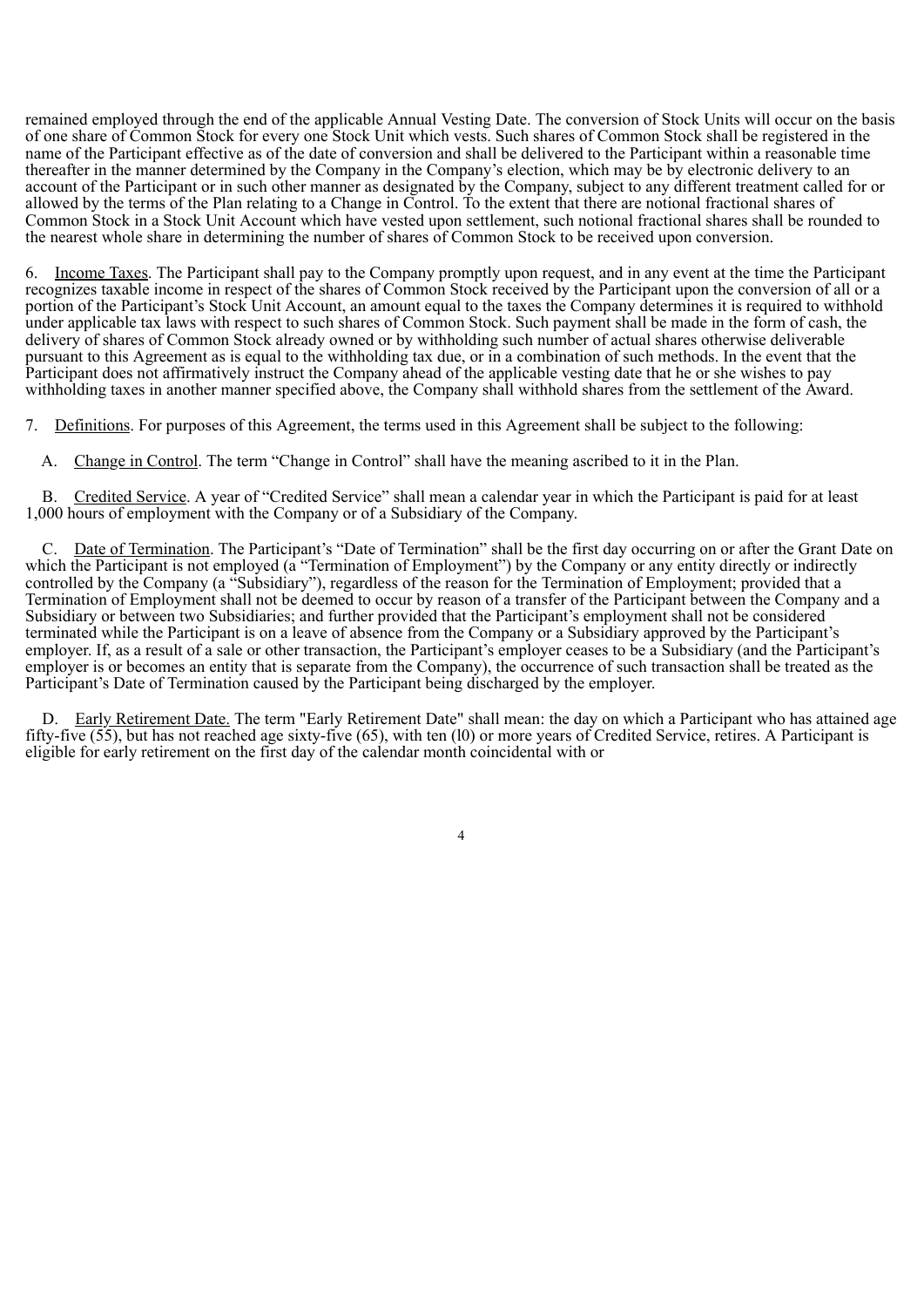remained employed through the end of the applicable Annual Vesting Date. The conversion of Stock Units will occur on the basis of one share of Common Stock for every one Stock Unit which vests. Such shares of Common Stock shall be registered in the name of the Participant effective as of the date of conversion and shall be delivered to the Participant within a reasonable time thereafter in the manner determined by the Company in the Company's election, which may be by electronic delivery to an account of the Participant or in such other manner as designated by the Company, subject to any different treatment called for or allowed by the terms of the Plan relating to a Change in Control. To the extent that there are notional fractional shares of Common Stock in a Stock Unit Account which have vested upon settlement, such notional fractional shares shall be rounded to the nearest whole share in determining the number of shares of Common Stock to be received upon conversion.

6. Income Taxes. The Participant shall pay to the Company promptly upon request, and in any event at the time the Participant recognizes taxable income in respect of the shares of Common Stock received by the Participant upon the conversion of all or a portion of the Participant's Stock Unit Account, an amount equal to the taxes the Company determines it is required to withhold under applicable tax laws with respect to such shares of Common Stock. Such payment shall be made in the form of cash, the delivery of shares of Common Stock already owned or by withholding such number of actual shares otherwise deliverable pursuant to this Agreement as is equal to the withholding tax due, or in a combination of such methods. In the event that the Participant does not affirmatively instruct the Company ahead of the applicable vesting date that he or she wishes to pay withholding taxes in another manner specified above, the Company shall withhold shares from the settlement of the Award.

7. Definitions. For purposes of this Agreement, the terms used in this Agreement shall be subject to the following:

A. Change in Control. The term "Change in Control" shall have the meaning ascribed to it in the Plan.

B. Credited Service. A year of "Credited Service" shall mean a calendar year in which the Participant is paid for at least 1,000 hours of employment with the Company or of a Subsidiary of the Company.

C. Date of Termination. The Participant's "Date of Termination" shall be the first day occurring on or after the Grant Date on which the Participant is not employed (a "Termination of Employment") by the Company or any entity directly or indirectly controlled by the Company (a "Subsidiary"), regardless of the reason for the Termination of Employment; provided that a Termination of Employment shall not be deemed to occur by reason of a transfer of the Participant between the Company and a Subsidiary or between two Subsidiaries; and further provided that the Participant's employment shall not be considered terminated while the Participant is on a leave of absence from the Company or a Subsidiary approved by the Participant's employer. If, as a result of a sale or other transaction, the Participant's employer ceases to be a Subsidiary (and the Participant's employer is or becomes an entity that is separate from the Company), the occurrence of such transaction shall be treated as the Participant's Date of Termination caused by the Participant being discharged by the employer.

D. Early Retirement Date. The term "Early Retirement Date" shall mean: the day on which a Participant who has attained age fifty-five (55), but has not reached age sixty-five (65), with ten (l0) or more years of Credited Service, retires. A Participant is eligible for early retirement on the first day of the calendar month coincidental with or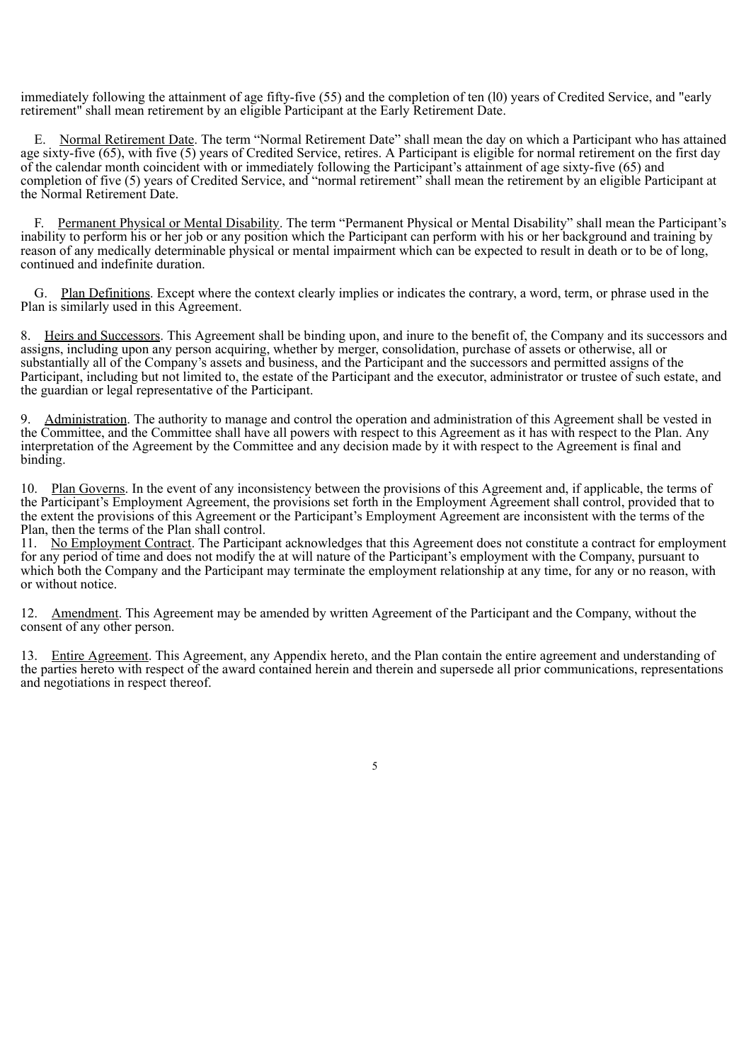immediately following the attainment of age fifty-five (55) and the completion of ten (l0) years of Credited Service, and "early retirement" shall mean retirement by an eligible Participant at the Early Retirement Date.

E. Normal Retirement Date. The term “Normal Retirement Date” shall mean the day on which a Participant who has attained age sixty-five (65), with five (5) years of Credited Service, retires. A Participant is eligible for normal retirement on the first day of the calendar month coincident with or immediately following the Participant’s attainment of age sixty-five (65) and completion of five (5) years of Credited Service, and “normal retirement” shall mean the retirement by an eligible Participant at the Normal Retirement Date.

F. Permanent Physical or Mental Disability. The term “Permanent Physical or Mental Disability” shall mean the Participant’s inability to perform his or her job or any position which the Participant can perform with his or her background and training by reason of any medically determinable physical or mental impairment which can be expected to result in death or to be of long, continued and indefinite duration.

G. Plan Definitions. Except where the context clearly implies or indicates the contrary, a word, term, or phrase used in the Plan is similarly used in this Agreement.

8. Heirs and Successors. This Agreement shall be binding upon, and inure to the benefit of, the Company and its successors and assigns, including upon any person acquiring, whether by merger, consolidation, purchase of assets or otherwise, all or substantially all of the Company’s assets and business, and the Participant and the successors and permitted assigns of the Participant, including but not limited to, the estate of the Participant and the executor, administrator or trustee of such estate, and the guardian or legal representative of the Participant.

9. Administration. The authority to manage and control the operation and administration of this Agreement shall be vested in the Committee, and the Committee shall have all powers with respect to this Agreement as it has with respect to the Plan. Any interpretation of the Agreement by the Committee and any decision made by it with respect to the Agreement is final and binding.

10. Plan Governs. In the event of any inconsistency between the provisions of this Agreement and, if applicable, the terms of the Participant’s Employment Agreement, the provisions set forth in the Employment Agreement shall control, provided that to the extent the provisions of this Agreement or the Participant’s Employment Agreement are inconsistent with the terms of the Plan, then the terms of the Plan shall control.

11. No Employment Contract. The Participant acknowledges that this Agreement does not constitute a contract for employment for any period of time and does not modify the at will nature of the Participant’s employment with the Company, pursuant to which both the Company and the Participant may terminate the employment relationship at any time, for any or no reason, with or without notice.

12. Amendment. This Agreement may be amended by written Agreement of the Participant and the Company, without the consent of any other person.

13. Entire Agreement. This Agreement, any Appendix hereto, and the Plan contain the entire agreement and understanding of the parties hereto with respect of the award contained herein and therein and supersede all prior communications, representations and negotiations in respect thereof.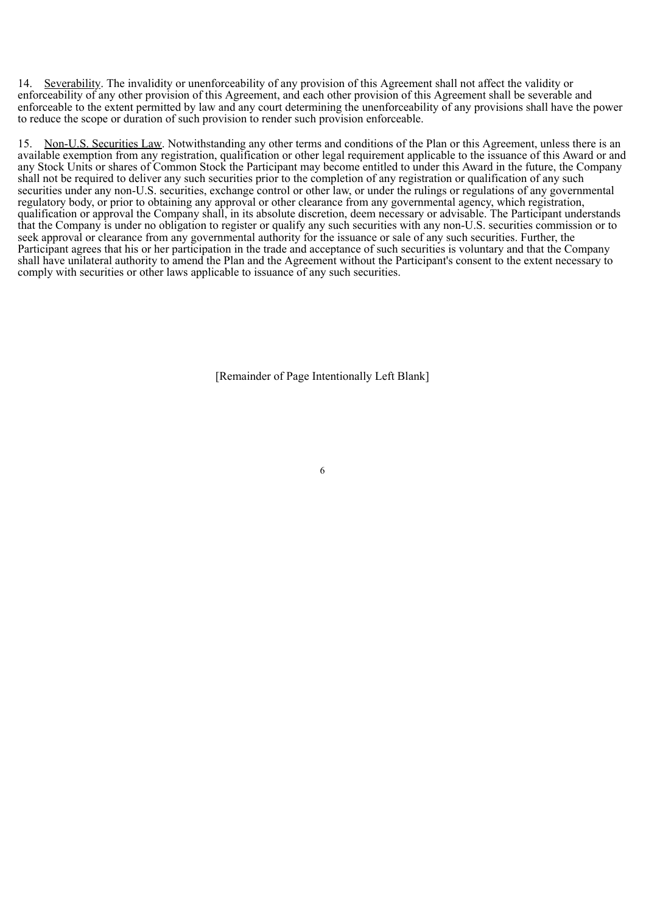14. Severability. The invalidity or unenforceability of any provision of this Agreement shall not affect the validity or enforceability of any other provision of this Agreement, and each other provision of this Agreement shall be severable and enforceable to the extent permitted by law and any court determining the unenforceability of any provisions shall have the power to reduce the scope or duration of such provision to render such provision enforceable.

15. Non-U.S. Securities Law. Notwithstanding any other terms and conditions of the Plan or this Agreement, unless there is an available exemption from any registration, qualification or other legal requirement applicable to the issuance of this Award or and any Stock Units or shares of Common Stock the Participant may become entitled to under this Award in the future, the Company shall not be required to deliver any such securities prior to the completion of any registration or qualification of any such securities under any non-U.S. securities, exchange control or other law, or under the rulings or regulations of any governmental regulatory body, or prior to obtaining any approval or other clearance from any governmental agency, which registration, qualification or approval the Company shall, in its absolute discretion, deem necessary or advisable. The Participant understands that the Company is under no obligation to register or qualify any such securities with any non-U.S. securities commission or to seek approval or clearance from any governmental authority for the issuance or sale of any such securities. Further, the Participant agrees that his or her participation in the trade and acceptance of such securities is voluntary and that the Company shall have unilateral authority to amend the Plan and the Agreement without the Participant's consent to the extent necessary to comply with securities or other laws applicable to issuance of any such securities.

[Remainder of Page Intentionally Left Blank]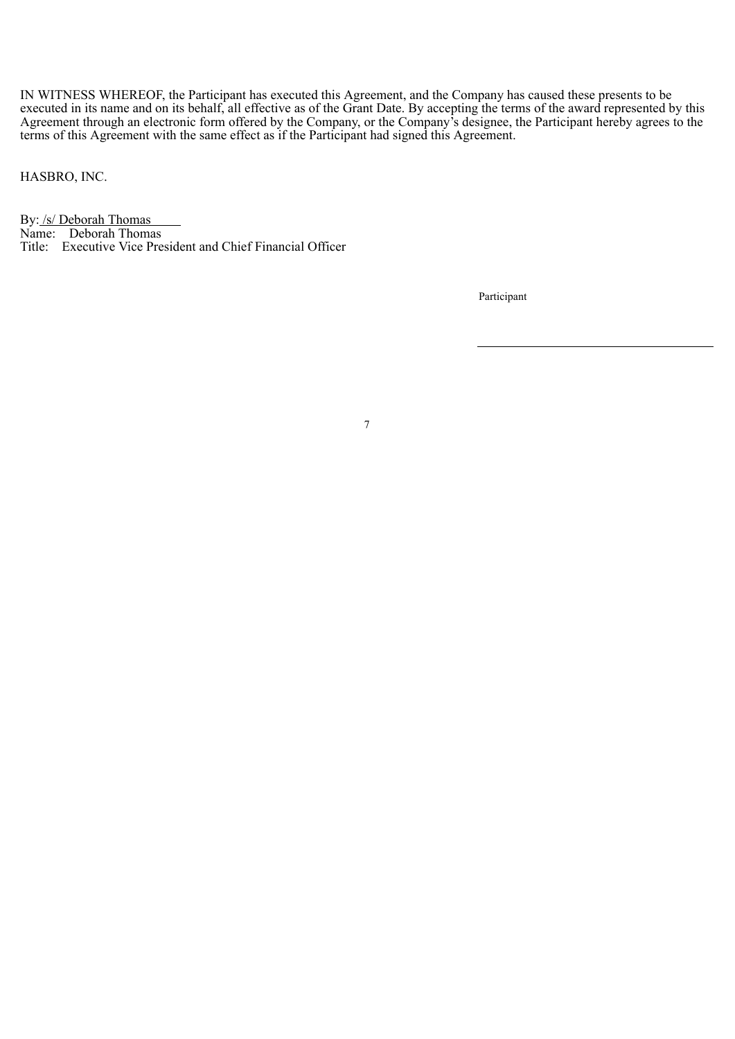IN WITNESS WHEREOF, the Participant has executed this Agreement, and the Company has caused these presents to be executed in its name and on its behalf, all effective as of the Grant Date. By accepting the terms of the award represented by this Agreement through an electronic form offered by the Company, or the Company's designee, the Participant hereby agrees to the terms of this Agreement with the same effect as if the Participant had signed this Agreement.

HASBRO, INC.

By: /s/ Deborah Thomas
Name: Deborah Thomas
Title: Executive Vice President and Chief Financial Officer

Participant

\_\_\_\_\_\_\_\_\_\_\_\_\_\_\_\_\_\_\_\_\_\_\_\_\_\_\_\_\_\_\_\_\_\_\_\_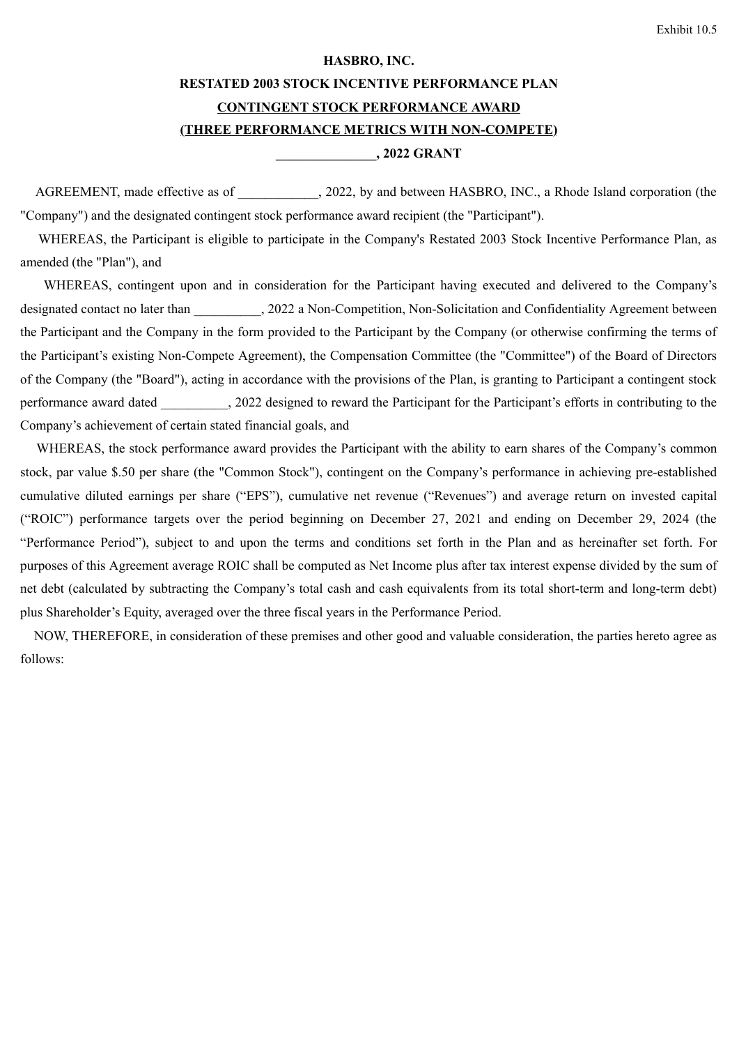Exhibit 10.5

**HASBRO, INC.**

**RESTATED 2003 STOCK INCENTIVE PERFORMANCE PLAN**

**CONTINGENT STOCK PERFORMANCE AWARD**

**(THREE PERFORMANCE METRICS WITH NON-COMPETE)**

**_______________, 2022 GRANT**

AGREEMENT, made effective as of ____________, 2022, by and between HASBRO, INC., a Rhode Island corporation (the "Company") and the designated contingent stock performance award recipient (the "Participant").

WHEREAS, the Participant is eligible to participate in the Company's Restated 2003 Stock Incentive Performance Plan, as amended (the "Plan"), and

WHEREAS, contingent upon and in consideration for the Participant having executed and delivered to the Company's designated contact no later than __________, 2022 a Non-Competition, Non-Solicitation and Confidentiality Agreement between the Participant and the Company in the form provided to the Participant by the Company (or otherwise confirming the terms of the Participant's existing Non-Compete Agreement), the Compensation Committee (the "Committee") of the Board of Directors of the Company (the "Board"), acting in accordance with the provisions of the Plan, is granting to Participant a contingent stock performance award dated __________, 2022 designed to reward the Participant for the Participant's efforts in contributing to the Company's achievement of certain stated financial goals, and

WHEREAS, the stock performance award provides the Participant with the ability to earn shares of the Company's common stock, par value $.50 per share (the "Common Stock"), contingent on the Company's performance in achieving pre-established cumulative diluted earnings per share ("EPS"), cumulative net revenue ("Revenues") and average return on invested capital ("ROIC") performance targets over the period beginning on December 27, 2021 and ending on December 29, 2024 (the "Performance Period"), subject to and upon the terms and conditions set forth in the Plan and as hereinafter set forth. For purposes of this Agreement average ROIC shall be computed as Net Income plus after tax interest expense divided by the sum of net debt (calculated by subtracting the Company's total cash and cash equivalents from its total short-term and long-term debt) plus Shareholder's Equity, averaged over the three fiscal years in the Performance Period.

NOW, THEREFORE, in consideration of these premises and other good and valuable consideration, the parties hereto agree as follows: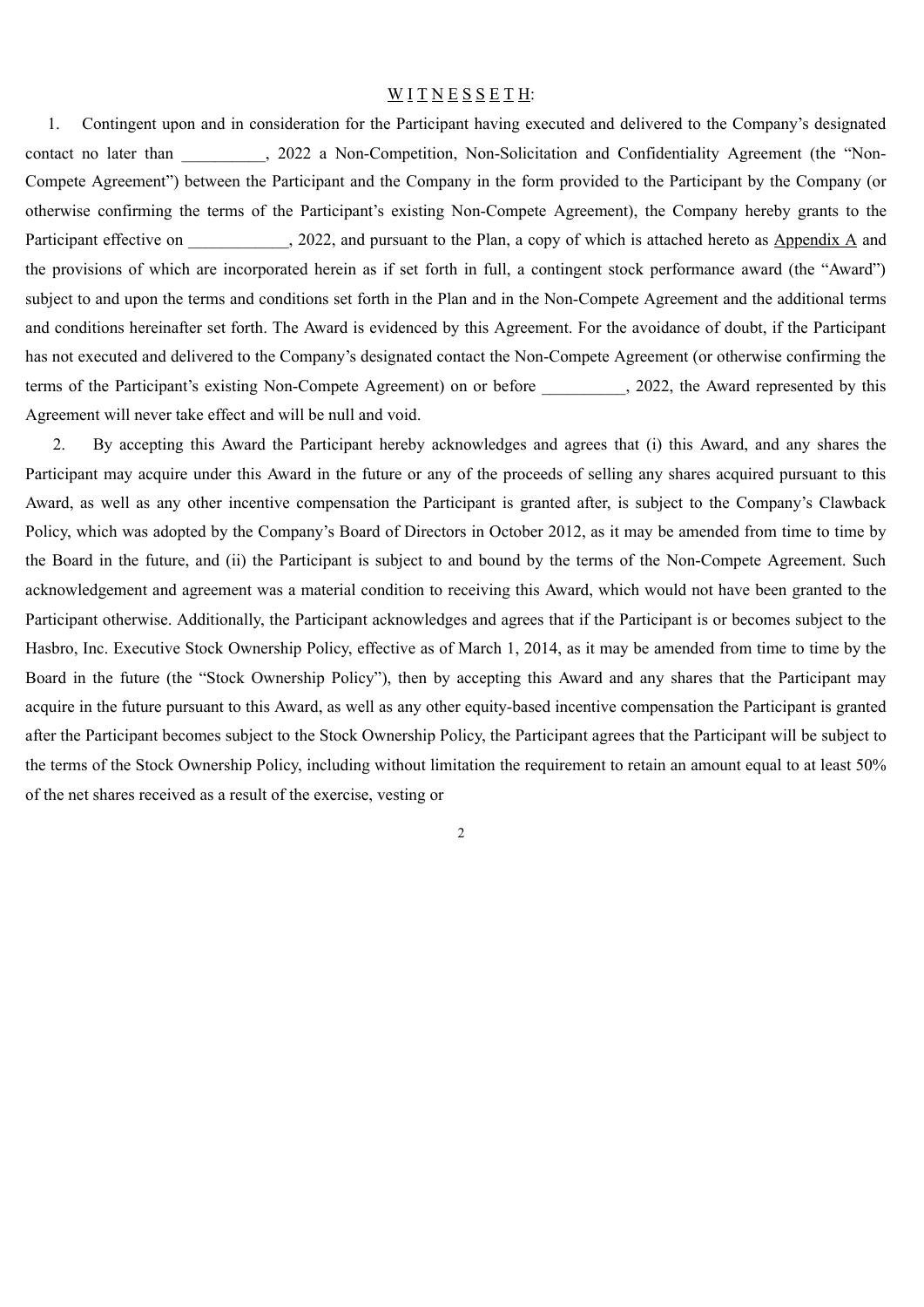<u>W I T N E S S E T H</u>:

1. Contingent upon and in consideration for the Participant having executed and delivered to the Company's designated contact no later than __________, 2022 a Non-Competition, Non-Solicitation and Confidentiality Agreement (the "Non-Compete Agreement") between the Participant and the Company in the form provided to the Participant by the Company (or otherwise confirming the terms of the Participant's existing Non-Compete Agreement), the Company hereby grants to the Participant effective on ____________, 2022, and pursuant to the Plan, a copy of which is attached hereto as <u>Appendix A</u> and the provisions of which are incorporated herein as if set forth in full, a contingent stock performance award (the "Award") subject to and upon the terms and conditions set forth in the Plan and in the Non-Compete Agreement and the additional terms and conditions hereinafter set forth. The Award is evidenced by this Agreement. For the avoidance of doubt, if the Participant has not executed and delivered to the Company's designated contact the Non-Compete Agreement (or otherwise confirming the terms of the Participant's existing Non-Compete Agreement) on or before __________, 2022, the Award represented by this Agreement will never take effect and will be null and void.

2. By accepting this Award the Participant hereby acknowledges and agrees that (i) this Award, and any shares the Participant may acquire under this Award in the future or any of the proceeds of selling any shares acquired pursuant to this Award, as well as any other incentive compensation the Participant is granted after, is subject to the Company's Clawback Policy, which was adopted by the Company's Board of Directors in October 2012, as it may be amended from time to time by the Board in the future, and (ii) the Participant is subject to and bound by the terms of the Non-Compete Agreement. Such acknowledgement and agreement was a material condition to receiving this Award, which would not have been granted to the Participant otherwise. Additionally, the Participant acknowledges and agrees that if the Participant is or becomes subject to the Hasbro, Inc. Executive Stock Ownership Policy, effective as of March 1, 2014, as it may be amended from time to time by the Board in the future (the "Stock Ownership Policy"), then by accepting this Award and any shares that the Participant may acquire in the future pursuant to this Award, as well as any other equity-based incentive compensation the Participant is granted after the Participant becomes subject to the Stock Ownership Policy, the Participant agrees that the Participant will be subject to the terms of the Stock Ownership Policy, including without limitation the requirement to retain an amount equal to at least 50% of the net shares received as a result of the exercise, vesting or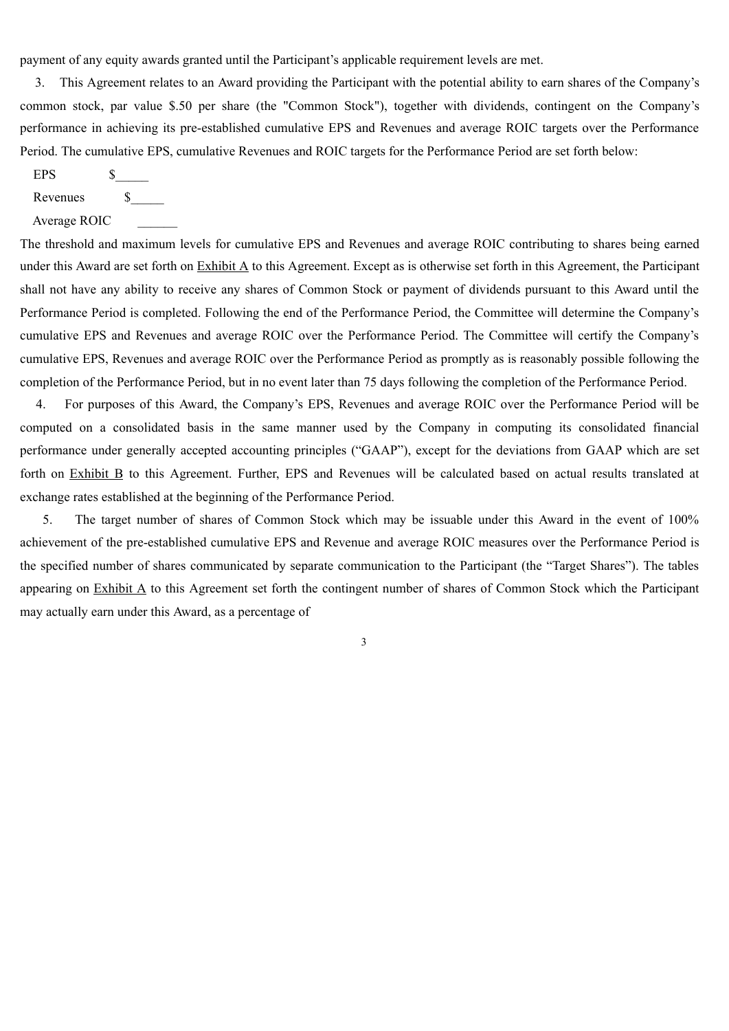payment of any equity awards granted until the Participant's applicable requirement levels are met.

3. This Agreement relates to an Award providing the Participant with the potential ability to earn shares of the Company's common stock, par value $.50 per share (the "Common Stock"), together with dividends, contingent on the Company's performance in achieving its pre-established cumulative EPS and Revenues and average ROIC targets over the Performance Period. The cumulative EPS, cumulative Revenues and ROIC targets for the Performance Period are set forth below:

EPS $_____

Revenues $_____

Average ROIC ______

The threshold and maximum levels for cumulative EPS and Revenues and average ROIC contributing to shares being earned under this Award are set forth on Exhibit A to this Agreement. Except as is otherwise set forth in this Agreement, the Participant shall not have any ability to receive any shares of Common Stock or payment of dividends pursuant to this Award until the Performance Period is completed. Following the end of the Performance Period, the Committee will determine the Company's cumulative EPS and Revenues and average ROIC over the Performance Period. The Committee will certify the Company's cumulative EPS, Revenues and average ROIC over the Performance Period as promptly as is reasonably possible following the completion of the Performance Period, but in no event later than 75 days following the completion of the Performance Period.

4. For purposes of this Award, the Company's EPS, Revenues and average ROIC over the Performance Period will be computed on a consolidated basis in the same manner used by the Company in computing its consolidated financial performance under generally accepted accounting principles ("GAAP"), except for the deviations from GAAP which are set forth on Exhibit B to this Agreement. Further, EPS and Revenues will be calculated based on actual results translated at exchange rates established at the beginning of the Performance Period.

5. The target number of shares of Common Stock which may be issuable under this Award in the event of 100% achievement of the pre-established cumulative EPS and Revenue and average ROIC measures over the Performance Period is the specified number of shares communicated by separate communication to the Participant (the "Target Shares"). The tables appearing on Exhibit A to this Agreement set forth the contingent number of shares of Common Stock which the Participant may actually earn under this Award, as a percentage of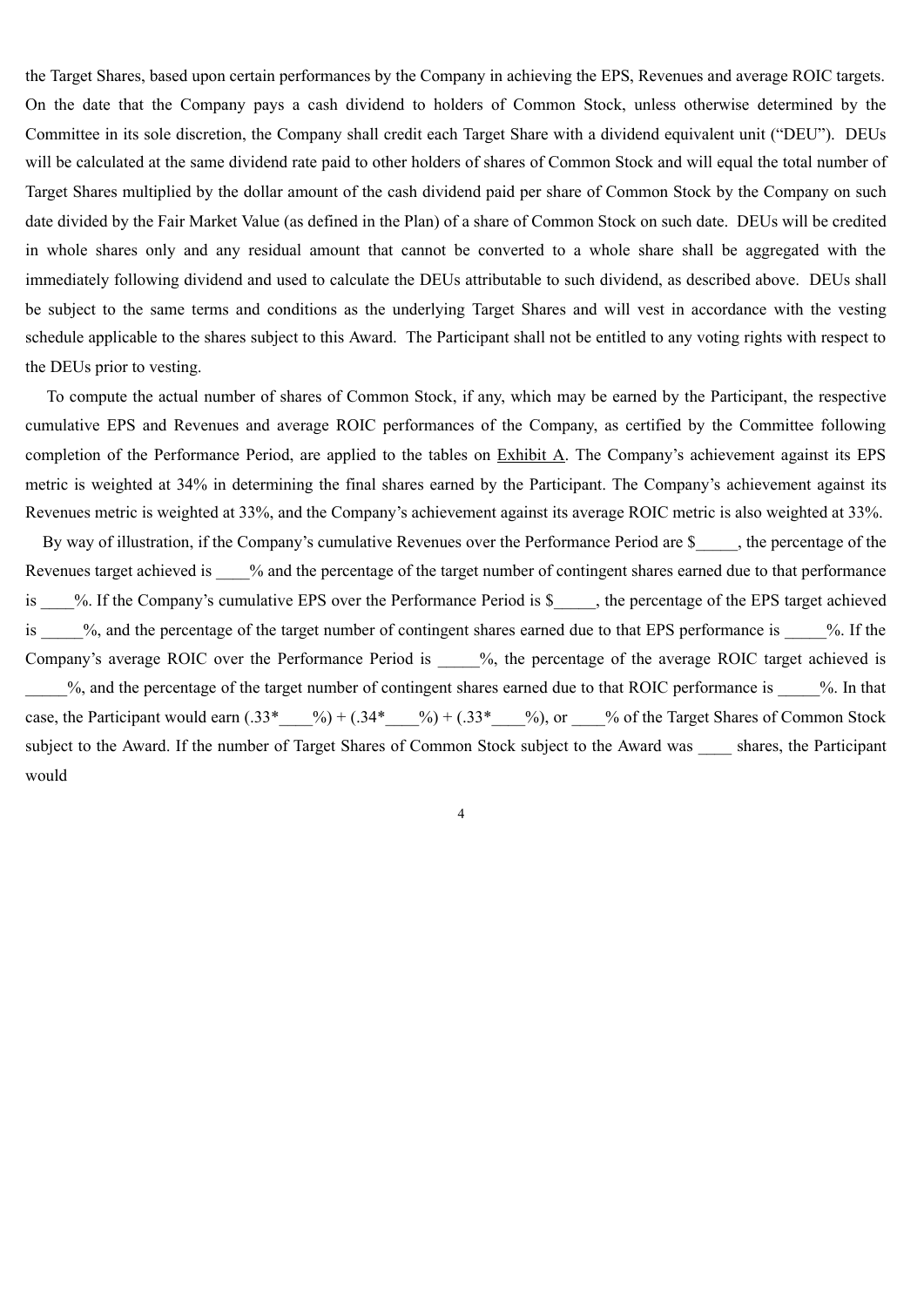the Target Shares, based upon certain performances by the Company in achieving the EPS, Revenues and average ROIC targets. On the date that the Company pays a cash dividend to holders of Common Stock, unless otherwise determined by the Committee in its sole discretion, the Company shall credit each Target Share with a dividend equivalent unit ("DEU"). DEUs will be calculated at the same dividend rate paid to other holders of shares of Common Stock and will equal the total number of Target Shares multiplied by the dollar amount of the cash dividend paid per share of Common Stock by the Company on such date divided by the Fair Market Value (as defined in the Plan) of a share of Common Stock on such date. DEUs will be credited in whole shares only and any residual amount that cannot be converted to a whole share shall be aggregated with the immediately following dividend and used to calculate the DEUs attributable to such dividend, as described above. DEUs shall be subject to the same terms and conditions as the underlying Target Shares and will vest in accordance with the vesting schedule applicable to the shares subject to this Award. The Participant shall not be entitled to any voting rights with respect to the DEUs prior to vesting.

To compute the actual number of shares of Common Stock, if any, which may be earned by the Participant, the respective cumulative EPS and Revenues and average ROIC performances of the Company, as certified by the Committee following completion of the Performance Period, are applied to the tables on Exhibit A. The Company's achievement against its EPS metric is weighted at 34% in determining the final shares earned by the Participant. The Company's achievement against its Revenues metric is weighted at 33%, and the Company's achievement against its average ROIC metric is also weighted at 33%.

By way of illustration, if the Company's cumulative Revenues over the Performance Period are $_____, the percentage of the Revenues target achieved is ____% and the percentage of the target number of contingent shares earned due to that performance is ____%. If the Company's cumulative EPS over the Performance Period is $_____, the percentage of the EPS target achieved is _____%, and the percentage of the target number of contingent shares earned due to that EPS performance is _____%. If the Company's average ROIC over the Performance Period is _____%, the percentage of the average ROIC target achieved is _____%, and the percentage of the target number of contingent shares earned due to that ROIC performance is _____%. In that case, the Participant would earn (.33*____%) + (.34*____%) + (.33*____%), or ____% of the Target Shares of Common Stock subject to the Award. If the number of Target Shares of Common Stock subject to the Award was ____ shares, the Participant would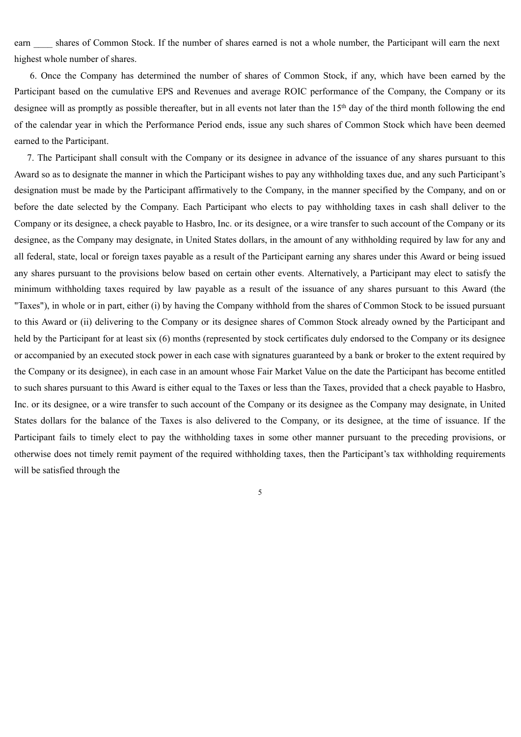earn ____ shares of Common Stock. If the number of shares earned is not a whole number, the Participant will earn the next highest whole number of shares.

6. Once the Company has determined the number of shares of Common Stock, if any, which have been earned by the Participant based on the cumulative EPS and Revenues and average ROIC performance of the Company, the Company or its designee will as promptly as possible thereafter, but in all events not later than the 15th day of the third month following the end of the calendar year in which the Performance Period ends, issue any such shares of Common Stock which have been deemed earned to the Participant.

7. The Participant shall consult with the Company or its designee in advance of the issuance of any shares pursuant to this Award so as to designate the manner in which the Participant wishes to pay any withholding taxes due, and any such Participant's designation must be made by the Participant affirmatively to the Company, in the manner specified by the Company, and on or before the date selected by the Company. Each Participant who elects to pay withholding taxes in cash shall deliver to the Company or its designee, a check payable to Hasbro, Inc. or its designee, or a wire transfer to such account of the Company or its designee, as the Company may designate, in United States dollars, in the amount of any withholding required by law for any and all federal, state, local or foreign taxes payable as a result of the Participant earning any shares under this Award or being issued any shares pursuant to the provisions below based on certain other events. Alternatively, a Participant may elect to satisfy the minimum withholding taxes required by law payable as a result of the issuance of any shares pursuant to this Award (the "Taxes"), in whole or in part, either (i) by having the Company withhold from the shares of Common Stock to be issued pursuant to this Award or (ii) delivering to the Company or its designee shares of Common Stock already owned by the Participant and held by the Participant for at least six (6) months (represented by stock certificates duly endorsed to the Company or its designee or accompanied by an executed stock power in each case with signatures guaranteed by a bank or broker to the extent required by the Company or its designee), in each case in an amount whose Fair Market Value on the date the Participant has become entitled to such shares pursuant to this Award is either equal to the Taxes or less than the Taxes, provided that a check payable to Hasbro, Inc. or its designee, or a wire transfer to such account of the Company or its designee as the Company may designate, in United States dollars for the balance of the Taxes is also delivered to the Company, or its designee, at the time of issuance. If the Participant fails to timely elect to pay the withholding taxes in some other manner pursuant to the preceding provisions, or otherwise does not timely remit payment of the required withholding taxes, then the Participant's tax withholding requirements will be satisfied through the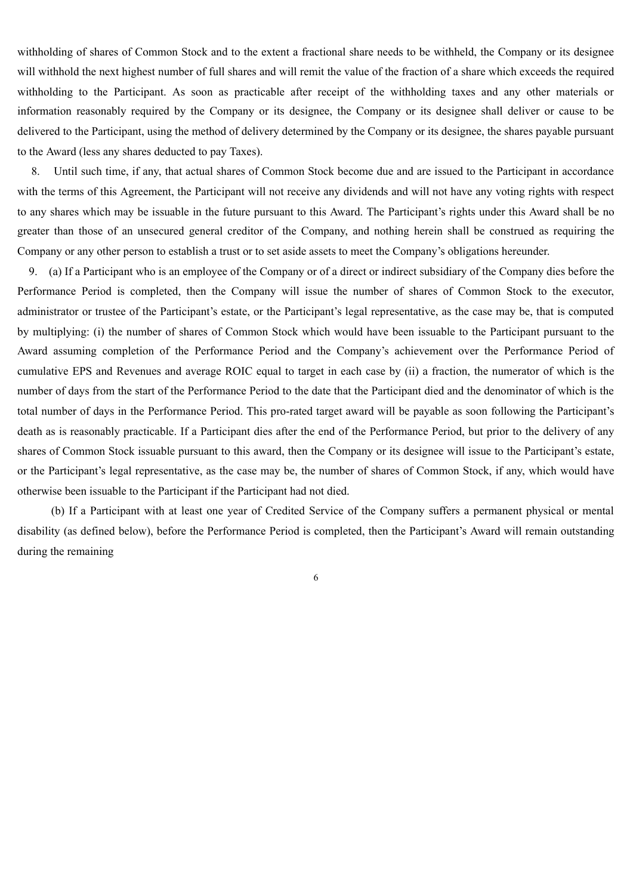withholding of shares of Common Stock and to the extent a fractional share needs to be withheld, the Company or its designee will withhold the next highest number of full shares and will remit the value of the fraction of a share which exceeds the required withholding to the Participant. As soon as practicable after receipt of the withholding taxes and any other materials or information reasonably required by the Company or its designee, the Company or its designee shall deliver or cause to be delivered to the Participant, using the method of delivery determined by the Company or its designee, the shares payable pursuant to the Award (less any shares deducted to pay Taxes).

8. Until such time, if any, that actual shares of Common Stock become due and are issued to the Participant in accordance with the terms of this Agreement, the Participant will not receive any dividends and will not have any voting rights with respect to any shares which may be issuable in the future pursuant to this Award. The Participant's rights under this Award shall be no greater than those of an unsecured general creditor of the Company, and nothing herein shall be construed as requiring the Company or any other person to establish a trust or to set aside assets to meet the Company's obligations hereunder.

9. (a) If a Participant who is an employee of the Company or of a direct or indirect subsidiary of the Company dies before the Performance Period is completed, then the Company will issue the number of shares of Common Stock to the executor, administrator or trustee of the Participant's estate, or the Participant's legal representative, as the case may be, that is computed by multiplying: (i) the number of shares of Common Stock which would have been issuable to the Participant pursuant to the Award assuming completion of the Performance Period and the Company's achievement over the Performance Period of cumulative EPS and Revenues and average ROIC equal to target in each case by (ii) a fraction, the numerator of which is the number of days from the start of the Performance Period to the date that the Participant died and the denominator of which is the total number of days in the Performance Period. This pro-rated target award will be payable as soon following the Participant's death as is reasonably practicable. If a Participant dies after the end of the Performance Period, but prior to the delivery of any shares of Common Stock issuable pursuant to this award, then the Company or its designee will issue to the Participant's estate, or the Participant's legal representative, as the case may be, the number of shares of Common Stock, if any, which would have otherwise been issuable to the Participant if the Participant had not died.

(b) If a Participant with at least one year of Credited Service of the Company suffers a permanent physical or mental disability (as defined below), before the Performance Period is completed, then the Participant's Award will remain outstanding during the remaining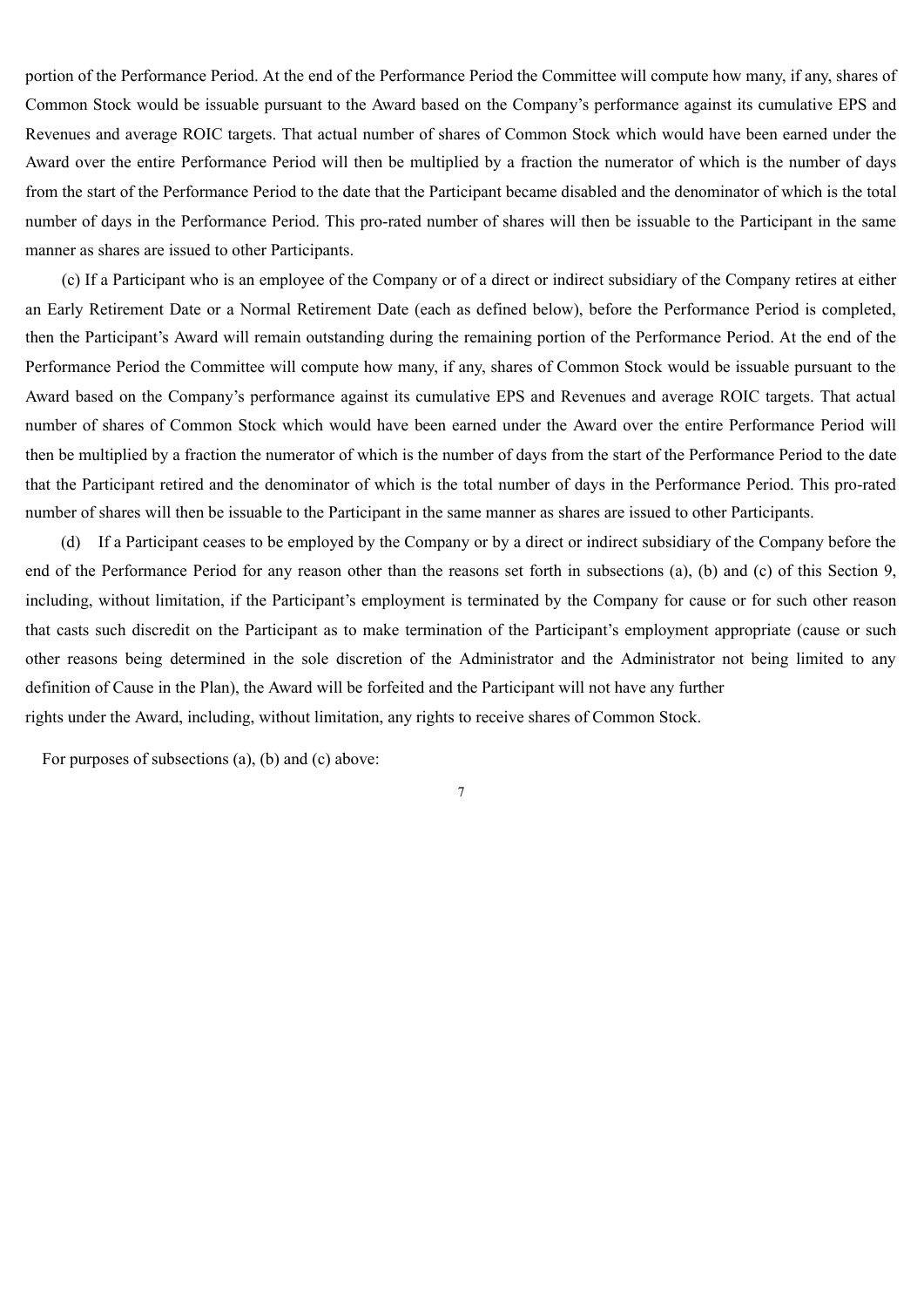portion of the Performance Period. At the end of the Performance Period the Committee will compute how many, if any, shares of Common Stock would be issuable pursuant to the Award based on the Company's performance against its cumulative EPS and Revenues and average ROIC targets. That actual number of shares of Common Stock which would have been earned under the Award over the entire Performance Period will then be multiplied by a fraction the numerator of which is the number of days from the start of the Performance Period to the date that the Participant became disabled and the denominator of which is the total number of days in the Performance Period. This pro-rated number of shares will then be issuable to the Participant in the same manner as shares are issued to other Participants.

(c) If a Participant who is an employee of the Company or of a direct or indirect subsidiary of the Company retires at either an Early Retirement Date or a Normal Retirement Date (each as defined below), before the Performance Period is completed, then the Participant's Award will remain outstanding during the remaining portion of the Performance Period. At the end of the Performance Period the Committee will compute how many, if any, shares of Common Stock would be issuable pursuant to the Award based on the Company's performance against its cumulative EPS and Revenues and average ROIC targets. That actual number of shares of Common Stock which would have been earned under the Award over the entire Performance Period will then be multiplied by a fraction the numerator of which is the number of days from the start of the Performance Period to the date that the Participant retired and the denominator of which is the total number of days in the Performance Period. This pro-rated number of shares will then be issuable to the Participant in the same manner as shares are issued to other Participants.

(d) If a Participant ceases to be employed by the Company or by a direct or indirect subsidiary of the Company before the end of the Performance Period for any reason other than the reasons set forth in subsections (a), (b) and (c) of this Section 9, including, without limitation, if the Participant's employment is terminated by the Company for cause or for such other reason that casts such discredit on the Participant as to make termination of the Participant's employment appropriate (cause or such other reasons being determined in the sole discretion of the Administrator and the Administrator not being limited to any definition of Cause in the Plan), the Award will be forfeited and the Participant will not have any further rights under the Award, including, without limitation, any rights to receive shares of Common Stock.

For purposes of subsections (a), (b) and (c) above: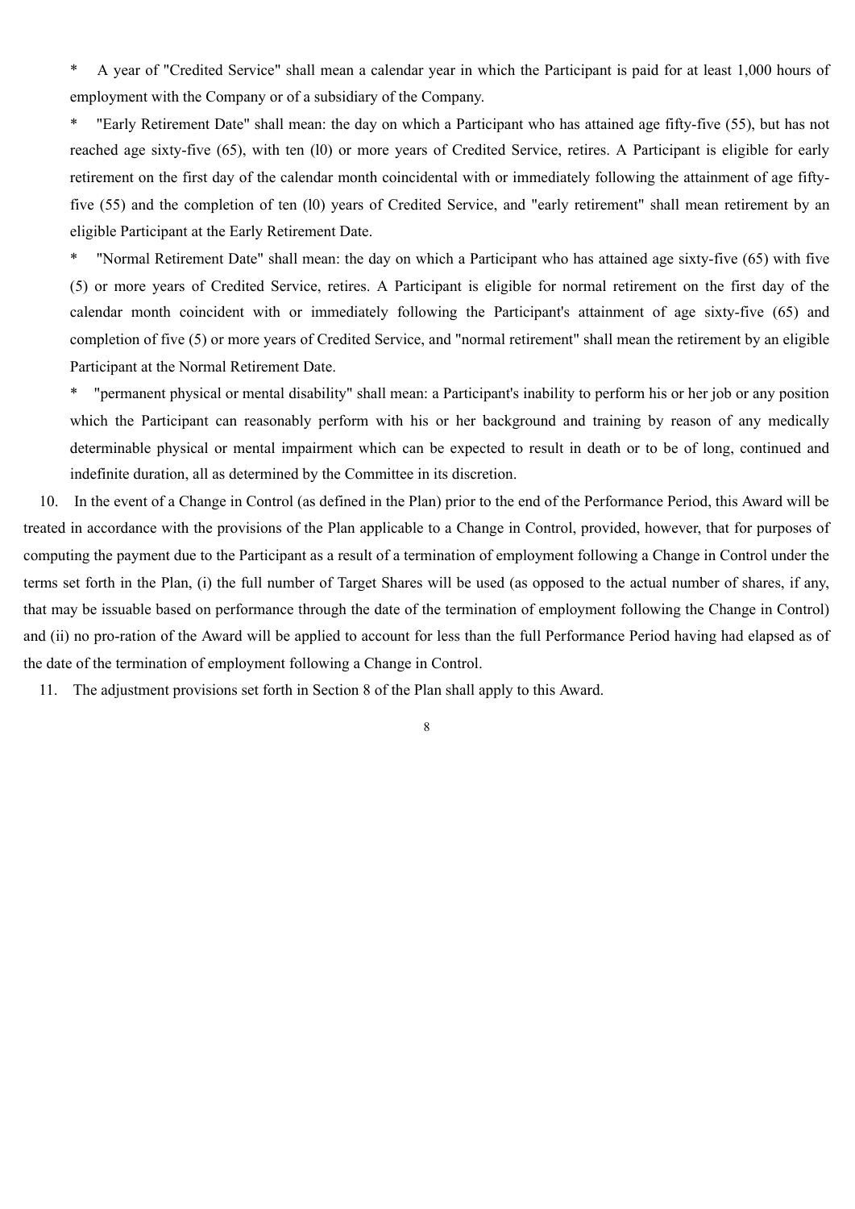* A year of "Credited Service" shall mean a calendar year in which the Participant is paid for at least 1,000 hours of employment with the Company or of a subsidiary of the Company.

* "Early Retirement Date" shall mean: the day on which a Participant who has attained age fifty-five (55), but has not reached age sixty-five (65), with ten (l0) or more years of Credited Service, retires. A Participant is eligible for early retirement on the first day of the calendar month coincidental with or immediately following the attainment of age fifty-five (55) and the completion of ten (l0) years of Credited Service, and "early retirement" shall mean retirement by an eligible Participant at the Early Retirement Date.

* "Normal Retirement Date" shall mean: the day on which a Participant who has attained age sixty-five (65) with five (5) or more years of Credited Service, retires. A Participant is eligible for normal retirement on the first day of the calendar month coincident with or immediately following the Participant's attainment of age sixty-five (65) and completion of five (5) or more years of Credited Service, and "normal retirement" shall mean the retirement by an eligible Participant at the Normal Retirement Date.

* "permanent physical or mental disability" shall mean: a Participant's inability to perform his or her job or any position which the Participant can reasonably perform with his or her background and training by reason of any medically determinable physical or mental impairment which can be expected to result in death or to be of long, continued and indefinite duration, all as determined by the Committee in its discretion.

10. In the event of a Change in Control (as defined in the Plan) prior to the end of the Performance Period, this Award will be treated in accordance with the provisions of the Plan applicable to a Change in Control, provided, however, that for purposes of computing the payment due to the Participant as a result of a termination of employment following a Change in Control under the terms set forth in the Plan, (i) the full number of Target Shares will be used (as opposed to the actual number of shares, if any, that may be issuable based on performance through the date of the termination of employment following the Change in Control) and (ii) no pro-ration of the Award will be applied to account for less than the full Performance Period having had elapsed as of the date of the termination of employment following a Change in Control.

11. The adjustment provisions set forth in Section 8 of the Plan shall apply to this Award.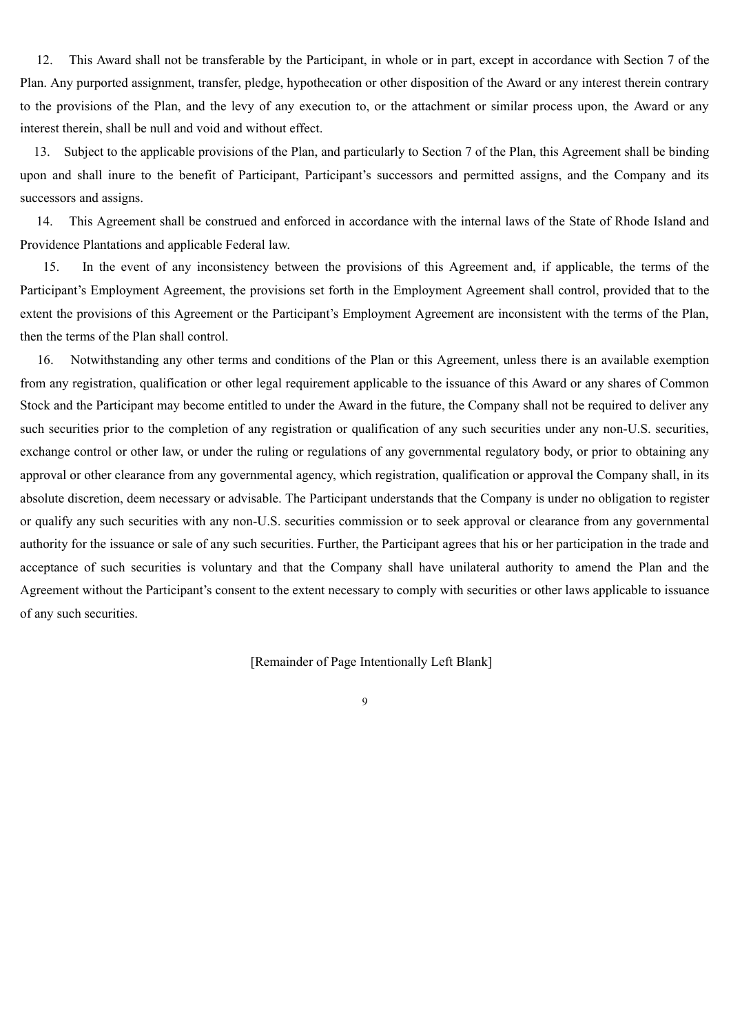12. This Award shall not be transferable by the Participant, in whole or in part, except in accordance with Section 7 of the Plan. Any purported assignment, transfer, pledge, hypothecation or other disposition of the Award or any interest therein contrary to the provisions of the Plan, and the levy of any execution to, or the attachment or similar process upon, the Award or any interest therein, shall be null and void and without effect.

13. Subject to the applicable provisions of the Plan, and particularly to Section 7 of the Plan, this Agreement shall be binding upon and shall inure to the benefit of Participant, Participant's successors and permitted assigns, and the Company and its successors and assigns.

14. This Agreement shall be construed and enforced in accordance with the internal laws of the State of Rhode Island and Providence Plantations and applicable Federal law.

15. In the event of any inconsistency between the provisions of this Agreement and, if applicable, the terms of the Participant's Employment Agreement, the provisions set forth in the Employment Agreement shall control, provided that to the extent the provisions of this Agreement or the Participant's Employment Agreement are inconsistent with the terms of the Plan, then the terms of the Plan shall control.

16. Notwithstanding any other terms and conditions of the Plan or this Agreement, unless there is an available exemption from any registration, qualification or other legal requirement applicable to the issuance of this Award or any shares of Common Stock and the Participant may become entitled to under the Award in the future, the Company shall not be required to deliver any such securities prior to the completion of any registration or qualification of any such securities under any non-U.S. securities, exchange control or other law, or under the ruling or regulations of any governmental regulatory body, or prior to obtaining any approval or other clearance from any governmental agency, which registration, qualification or approval the Company shall, in its absolute discretion, deem necessary or advisable. The Participant understands that the Company is under no obligation to register or qualify any such securities with any non-U.S. securities commission or to seek approval or clearance from any governmental authority for the issuance or sale of any such securities. Further, the Participant agrees that his or her participation in the trade and acceptance of such securities is voluntary and that the Company shall have unilateral authority to amend the Plan and the Agreement without the Participant's consent to the extent necessary to comply with securities or other laws applicable to issuance of any such securities.

[Remainder of Page Intentionally Left Blank]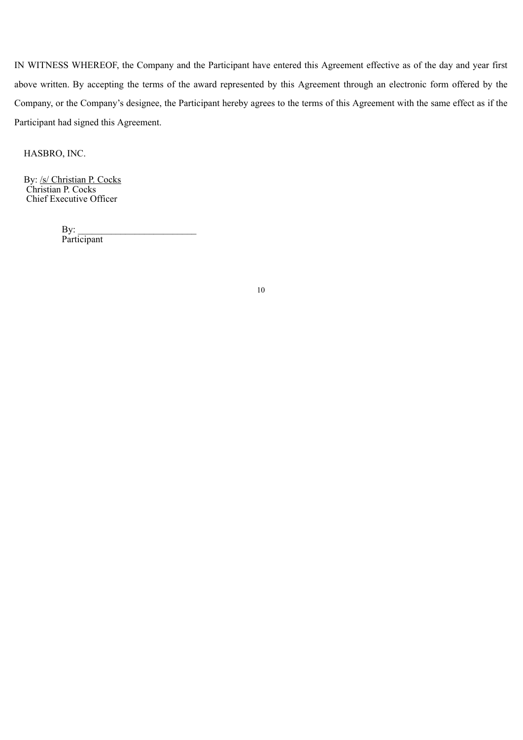IN WITNESS WHEREOF, the Company and the Participant have entered this Agreement effective as of the day and year first above written. By accepting the terms of the award represented by this Agreement through an electronic form offered by the Company, or the Company's designee, the Participant hereby agrees to the terms of this Agreement with the same effect as if the Participant had signed this Agreement.

HASBRO, INC.

By: /s/ Christian P. Cocks
Christian P. Cocks
Chief Executive Officer

By: _________________________
Participant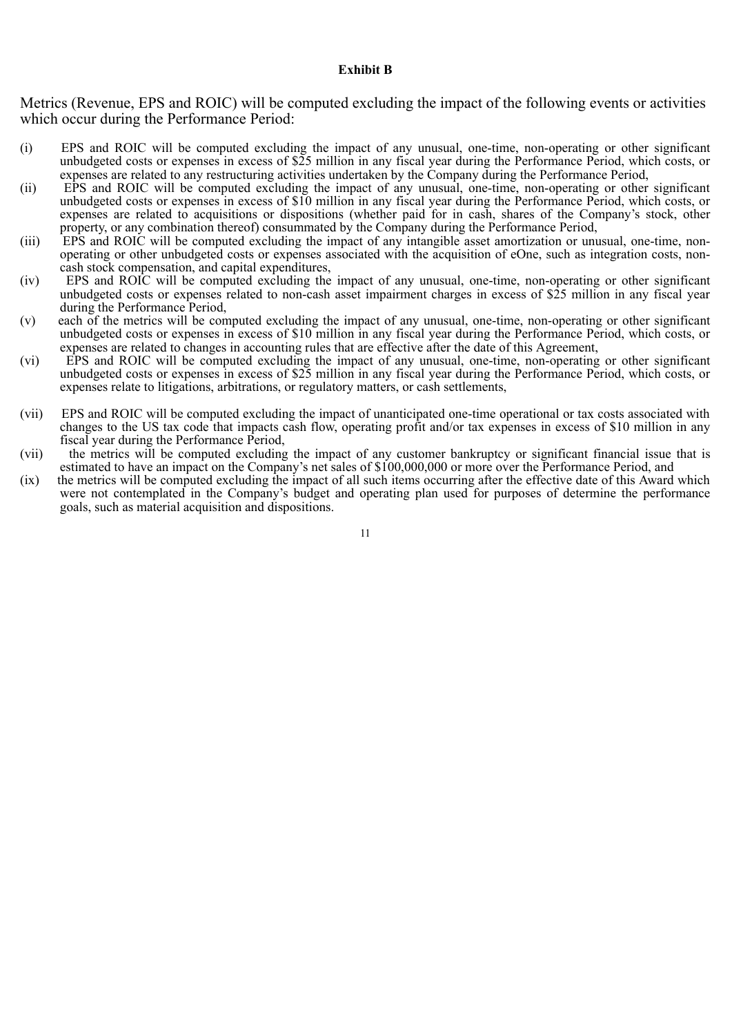**Exhibit B**

Metrics (Revenue, EPS and ROIC) will be computed excluding the impact of the following events or activities which occur during the Performance Period:

(i) EPS and ROIC will be computed excluding the impact of any unusual, one-time, non-operating or other significant unbudgeted costs or expenses in excess of $25 million in any fiscal year during the Performance Period, which costs, or expenses are related to any restructuring activities undertaken by the Company during the Performance Period,

(ii) EPS and ROIC will be computed excluding the impact of any unusual, one-time, non-operating or other significant unbudgeted costs or expenses in excess of $10 million in any fiscal year during the Performance Period, which costs, or expenses are related to acquisitions or dispositions (whether paid for in cash, shares of the Company's stock, other property, or any combination thereof) consummated by the Company during the Performance Period,

(iii) EPS and ROIC will be computed excluding the impact of any intangible asset amortization or unusual, one-time, non-operating or other unbudgeted costs or expenses associated with the acquisition of eOne, such as integration costs, non-cash stock compensation, and capital expenditures,

(iv) EPS and ROIC will be computed excluding the impact of any unusual, one-time, non-operating or other significant unbudgeted costs or expenses related to non-cash asset impairment charges in excess of $25 million in any fiscal year during the Performance Period,

(v) each of the metrics will be computed excluding the impact of any unusual, one-time, non-operating or other significant unbudgeted costs or expenses in excess of $10 million in any fiscal year during the Performance Period, which costs, or expenses are related to changes in accounting rules that are effective after the date of this Agreement,

(vi) EPS and ROIC will be computed excluding the impact of any unusual, one-time, non-operating or other significant unbudgeted costs or expenses in excess of $25 million in any fiscal year during the Performance Period, which costs, or expenses relate to litigations, arbitrations, or regulatory matters, or cash settlements,

(vii) EPS and ROIC will be computed excluding the impact of unanticipated one-time operational or tax costs associated with changes to the US tax code that impacts cash flow, operating profit and/or tax expenses in excess of $10 million in any fiscal year during the Performance Period,

(vii) the metrics will be computed excluding the impact of any customer bankruptcy or significant financial issue that is estimated to have an impact on the Company's net sales of $100,000,000 or more over the Performance Period, and

(ix) the metrics will be computed excluding the impact of all such items occurring after the effective date of this Award which were not contemplated in the Company's budget and operating plan used for purposes of determine the performance goals, such as material acquisition and dispositions.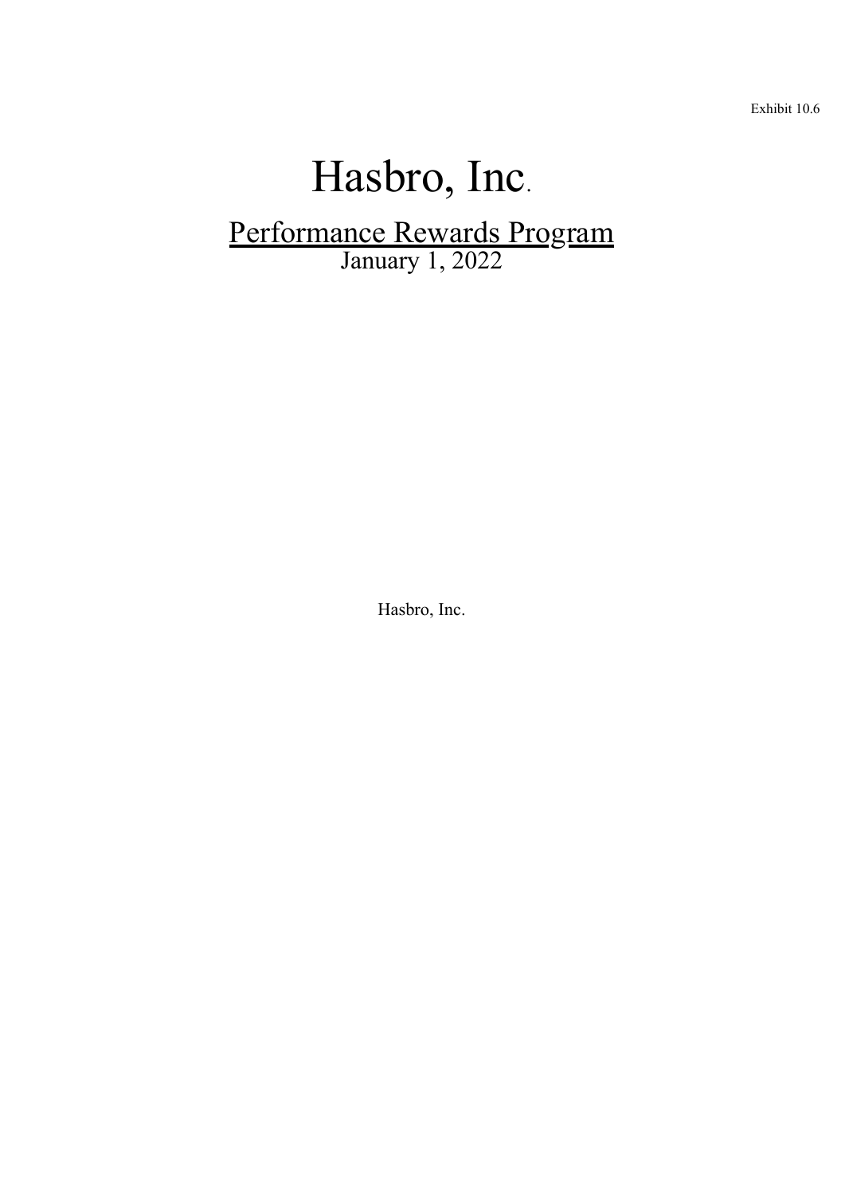Exhibit 10.6

# Hasbro, Inc.

## Performance Rewards Program

January 1, 2022

Hasbro, Inc.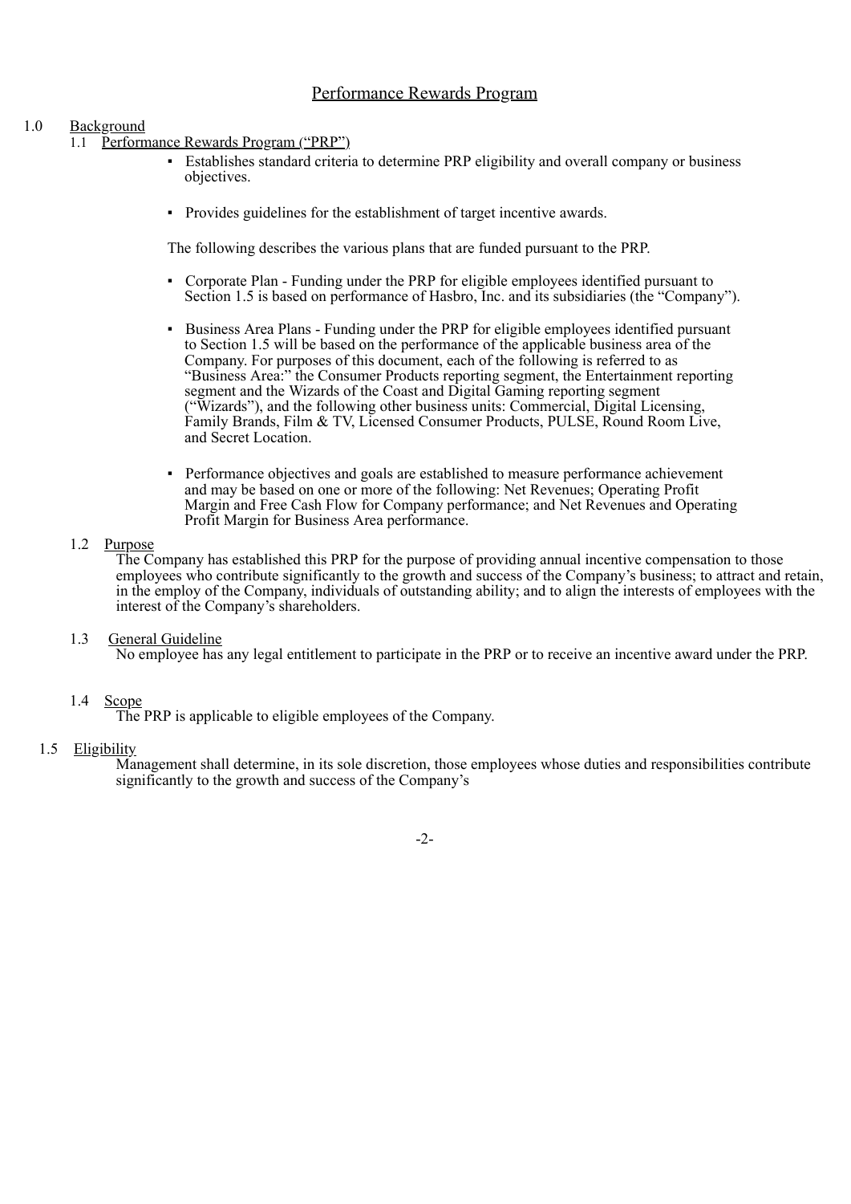# Performance Rewards Program

1.0 Background

1.1 Performance Rewards Program (“PRP”)

- Establishes standard criteria to determine PRP eligibility and overall company or business objectives.

- Provides guidelines for the establishment of target incentive awards.

The following describes the various plans that are funded pursuant to the PRP.

- Corporate Plan - Funding under the PRP for eligible employees identified pursuant to Section 1.5 is based on performance of Hasbro, Inc. and its subsidiaries (the “Company”).

- Business Area Plans - Funding under the PRP for eligible employees identified pursuant to Section 1.5 will be based on the performance of the applicable business area of the Company. For purposes of this document, each of the following is referred to as “Business Area:” the Consumer Products reporting segment, the Entertainment reporting segment and the Wizards of the Coast and Digital Gaming reporting segment (“Wizards”), and the following other business units: Commercial, Digital Licensing, Family Brands, Film & TV, Licensed Consumer Products, PULSE, Round Room Live, and Secret Location.

- Performance objectives and goals are established to measure performance achievement and may be based on one or more of the following: Net Revenues; Operating Profit Margin and Free Cash Flow for Company performance; and Net Revenues and Operating Profit Margin for Business Area performance.

1.2 Purpose

The Company has established this PRP for the purpose of providing annual incentive compensation to those employees who contribute significantly to the growth and success of the Company’s business; to attract and retain, in the employ of the Company, individuals of outstanding ability; and to align the interests of employees with the interest of the Company’s shareholders.

1.3 General Guideline

No employee has any legal entitlement to participate in the PRP or to receive an incentive award under the PRP.

1.4 Scope

The PRP is applicable to eligible employees of the Company.

1.5 Eligibility

Management shall determine, in its sole discretion, those employees whose duties and responsibilities contribute significantly to the growth and success of the Company’s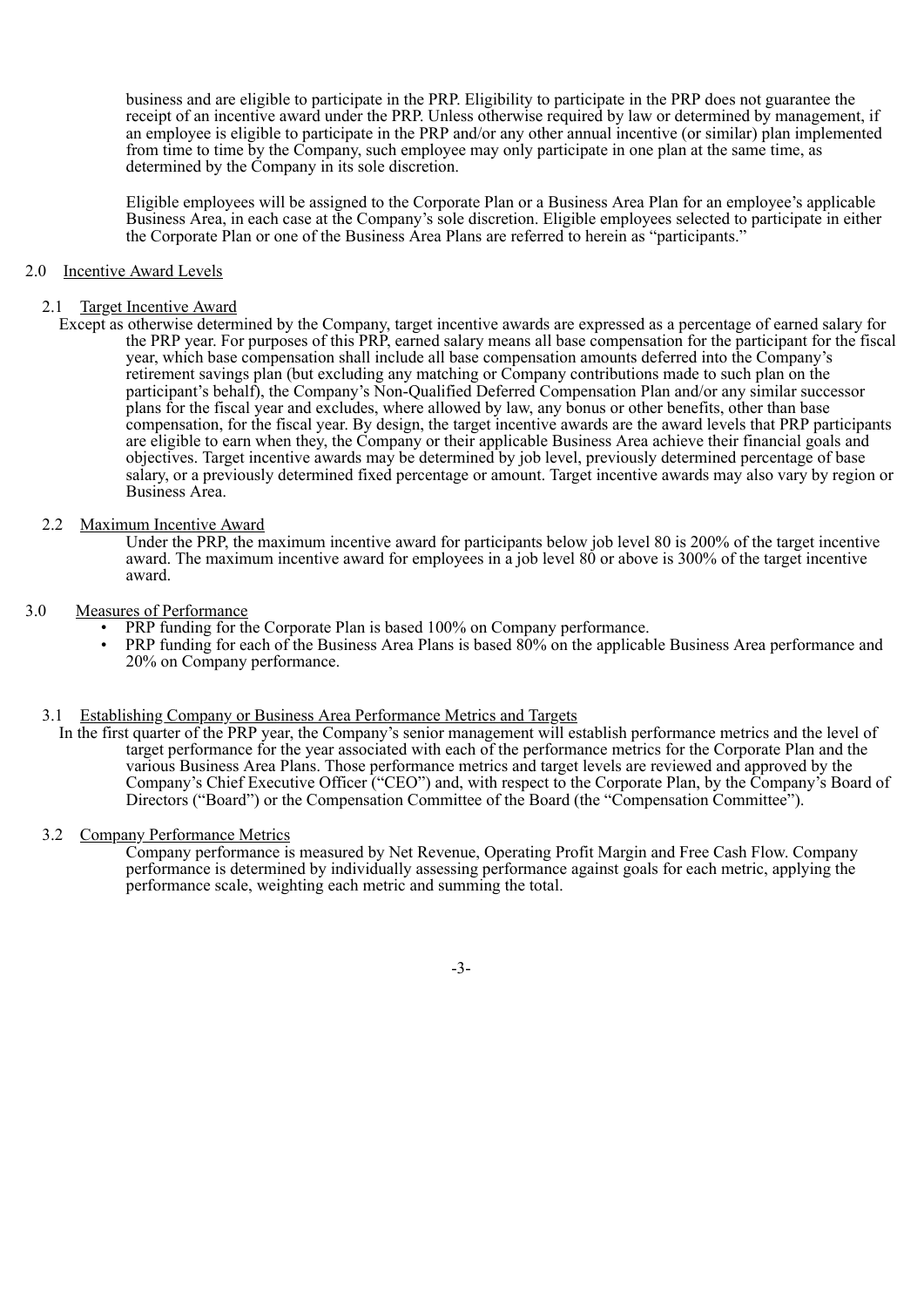business and are eligible to participate in the PRP. Eligibility to participate in the PRP does not guarantee the receipt of an incentive award under the PRP. Unless otherwise required by law or determined by management, if an employee is eligible to participate in the PRP and/or any other annual incentive (or similar) plan implemented from time to time by the Company, such employee may only participate in one plan at the same time, as determined by the Company in its sole discretion.

Eligible employees will be assigned to the Corporate Plan or a Business Area Plan for an employee's applicable Business Area, in each case at the Company's sole discretion. Eligible employees selected to participate in either the Corporate Plan or one of the Business Area Plans are referred to herein as "participants."

## 2.0 Incentive Award Levels

### 2.1 Target Incentive Award

Except as otherwise determined by the Company, target incentive awards are expressed as a percentage of earned salary for the PRP year. For purposes of this PRP, earned salary means all base compensation for the participant for the fiscal year, which base compensation shall include all base compensation amounts deferred into the Company's retirement savings plan (but excluding any matching or Company contributions made to such plan on the participant's behalf), the Company's Non-Qualified Deferred Compensation Plan and/or any similar successor plans for the fiscal year and excludes, where allowed by law, any bonus or other benefits, other than base compensation, for the fiscal year. By design, the target incentive awards are the award levels that PRP participants are eligible to earn when they, the Company or their applicable Business Area achieve their financial goals and objectives. Target incentive awards may be determined by job level, previously determined percentage of base salary, or a previously determined fixed percentage or amount. Target incentive awards may also vary by region or Business Area.

### 2.2 Maximum Incentive Award

Under the PRP, the maximum incentive award for participants below job level 80 is 200% of the target incentive award. The maximum incentive award for employees in a job level 80 or above is 300% of the target incentive award.

## 3.0 Measures of Performance

- PRP funding for the Corporate Plan is based 100% on Company performance.
- PRP funding for each of the Business Area Plans is based 80% on the applicable Business Area performance and 20% on Company performance.

### 3.1 Establishing Company or Business Area Performance Metrics and Targets

In the first quarter of the PRP year, the Company's senior management will establish performance metrics and the level of target performance for the year associated with each of the performance metrics for the Corporate Plan and the various Business Area Plans. Those performance metrics and target levels are reviewed and approved by the Company's Chief Executive Officer ("CEO") and, with respect to the Corporate Plan, by the Company's Board of Directors ("Board") or the Compensation Committee of the Board (the "Compensation Committee").

### 3.2 Company Performance Metrics

Company performance is measured by Net Revenue, Operating Profit Margin and Free Cash Flow. Company performance is determined by individually assessing performance against goals for each metric, applying the performance scale, weighting each metric and summing the total.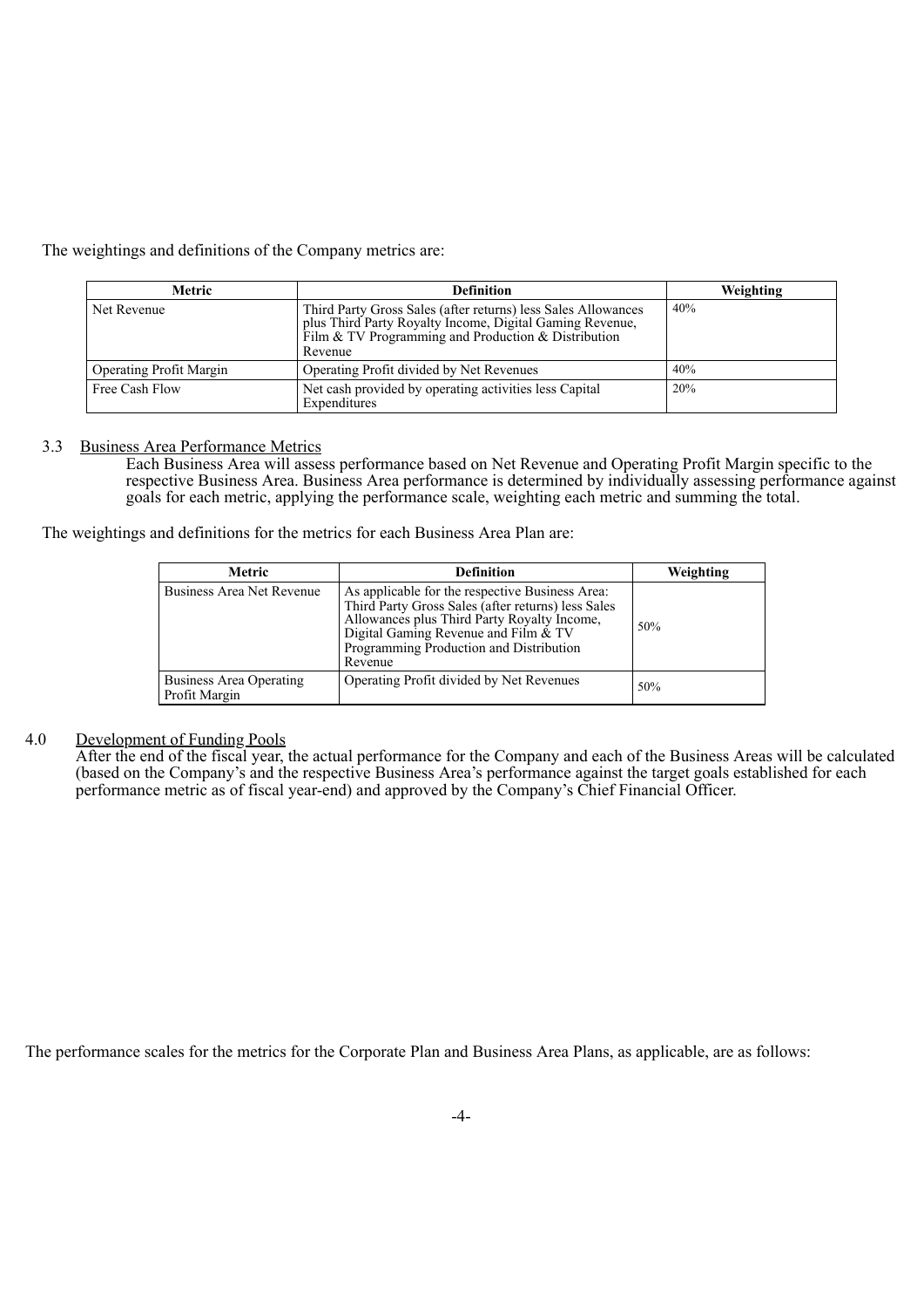The weightings and definitions of the Company metrics are:

| Metric | Definition | Weighting |
|---|---|---|
| Net Revenue | Third Party Gross Sales (after returns) less Sales Allowances plus Third Party Royalty Income, Digital Gaming Revenue, Film & TV Programming and Production & Distribution Revenue | 40% |
| Operating Profit Margin | Operating Profit divided by Net Revenues | 40% |
| Free Cash Flow | Net cash provided by operating activities less Capital Expenditures | 20% |

3.3 Business Area Performance Metrics

Each Business Area will assess performance based on Net Revenue and Operating Profit Margin specific to the respective Business Area. Business Area performance is determined by individually assessing performance against goals for each metric, applying the performance scale, weighting each metric and summing the total.

The weightings and definitions for the metrics for each Business Area Plan are:

| Metric | Definition | Weighting |
|---|---|---|
| Business Area Net Revenue | As applicable for the respective Business Area: Third Party Gross Sales (after returns) less Sales Allowances plus Third Party Royalty Income, Digital Gaming Revenue and Film & TV Programming Production and Distribution Revenue | 50% |
| Business Area Operating Profit Margin | Operating Profit divided by Net Revenues | 50% |

4.0 Development of Funding Pools

After the end of the fiscal year, the actual performance for the Company and each of the Business Areas will be calculated (based on the Company's and the respective Business Area's performance against the target goals established for each performance metric as of fiscal year-end) and approved by the Company's Chief Financial Officer.

The performance scales for the metrics for the Corporate Plan and Business Area Plans, as applicable, are as follows: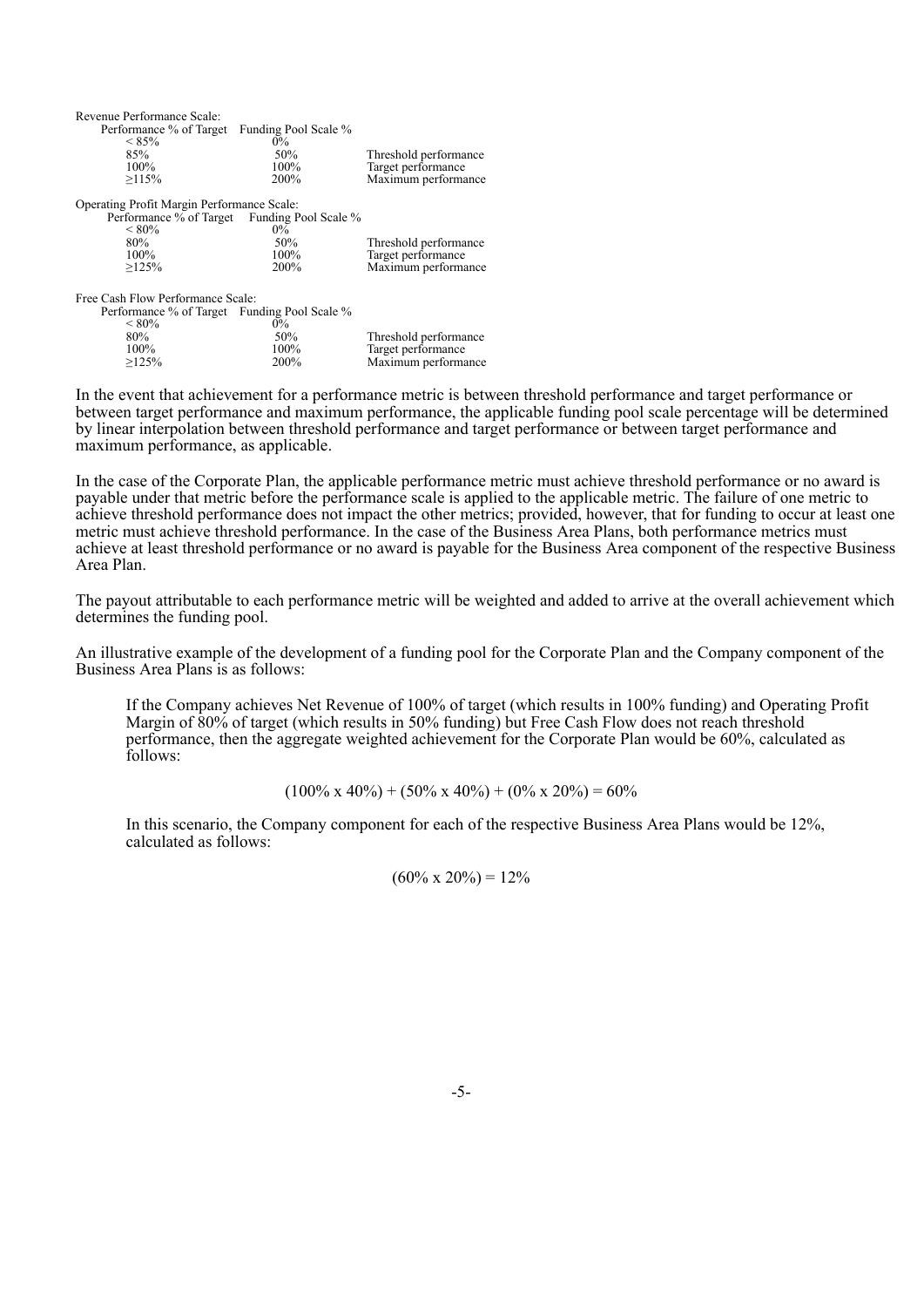Revenue Performance Scale:

| Performance % of Target | Funding Pool Scale % | |
|---|---|---|
| < 85% | 0% | |
| 85% | 50% | Threshold performance |
| 100% | 100% | Target performance |
| ≥115% | 200% | Maximum performance |

Operating Profit Margin Performance Scale:

| Performance % of Target | Funding Pool Scale % | |
|---|---|---|
| < 80% | 0% | |
| 80% | 50% | Threshold performance |
| 100% | 100% | Target performance |
| ≥125% | 200% | Maximum performance |

Free Cash Flow Performance Scale:

| Performance % of Target | Funding Pool Scale % | |
|---|---|---|
| < 80% | 0% | |
| 80% | 50% | Threshold performance |
| 100% | 100% | Target performance |
| ≥125% | 200% | Maximum performance |

In the event that achievement for a performance metric is between threshold performance and target performance or between target performance and maximum performance, the applicable funding pool scale percentage will be determined by linear interpolation between threshold performance and target performance or between target performance and maximum performance, as applicable.

In the case of the Corporate Plan, the applicable performance metric must achieve threshold performance or no award is payable under that metric before the performance scale is applied to the applicable metric. The failure of one metric to achieve threshold performance does not impact the other metrics; provided, however, that for funding to occur at least one metric must achieve threshold performance. In the case of the Business Area Plans, both performance metrics must achieve at least threshold performance or no award is payable for the Business Area component of the respective Business Area Plan.

The payout attributable to each performance metric will be weighted and added to arrive at the overall achievement which determines the funding pool.

An illustrative example of the development of a funding pool for the Corporate Plan and the Company component of the Business Area Plans is as follows:

> If the Company achieves Net Revenue of 100% of target (which results in 100% funding) and Operating Profit Margin of 80% of target (which results in 50% funding) but Free Cash Flow does not reach threshold performance, then the aggregate weighted achievement for the Corporate Plan would be 60%, calculated as follows:
>
> $$(100\% \times 40\%) + (50\% \times 40\%) + (0\% \times 20\%) = 60\%$$
>
> In this scenario, the Company component for each of the respective Business Area Plans would be 12%, calculated as follows:
>
> $$(60\% \times 20\%) = 12\%$$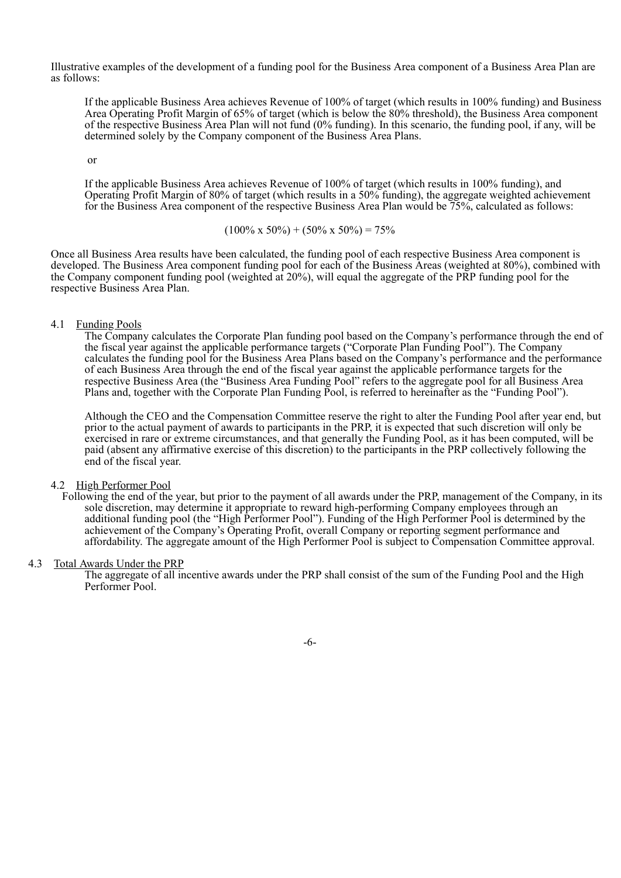Illustrative examples of the development of a funding pool for the Business Area component of a Business Area Plan are as follows:

> If the applicable Business Area achieves Revenue of 100% of target (which results in 100% funding) and Business Area Operating Profit Margin of 65% of target (which is below the 80% threshold), the Business Area component of the respective Business Area Plan will not fund (0% funding). In this scenario, the funding pool, if any, will be determined solely by the Company component of the Business Area Plans.
>
> or
>
> If the applicable Business Area achieves Revenue of 100% of target (which results in 100% funding), and Operating Profit Margin of 80% of target (which results in a 50% funding), the aggregate weighted achievement for the Business Area component of the respective Business Area Plan would be 75%, calculated as follows:
>
> (100% x 50%) + (50% x 50%) = 75%

Once all Business Area results have been calculated, the funding pool of each respective Business Area component is developed. The Business Area component funding pool for each of the Business Areas (weighted at 80%), combined with the Company component funding pool (weighted at 20%), will equal the aggregate of the PRP funding pool for the respective Business Area Plan.

4.1 <u>Funding Pools</u>

The Company calculates the Corporate Plan funding pool based on the Company's performance through the end of the fiscal year against the applicable performance targets ("Corporate Plan Funding Pool"). The Company calculates the funding pool for the Business Area Plans based on the Company's performance and the performance of each Business Area through the end of the fiscal year against the applicable performance targets for the respective Business Area (the "Business Area Funding Pool" refers to the aggregate pool for all Business Area Plans and, together with the Corporate Plan Funding Pool, is referred to hereinafter as the "Funding Pool").

Although the CEO and the Compensation Committee reserve the right to alter the Funding Pool after year end, but prior to the actual payment of awards to participants in the PRP, it is expected that such discretion will only be exercised in rare or extreme circumstances, and that generally the Funding Pool, as it has been computed, will be paid (absent any affirmative exercise of this discretion) to the participants in the PRP collectively following the end of the fiscal year.

4.2 <u>High Performer Pool</u>

Following the end of the year, but prior to the payment of all awards under the PRP, management of the Company, in its sole discretion, may determine it appropriate to reward high-performing Company employees through an additional funding pool (the "High Performer Pool"). Funding of the High Performer Pool is determined by the achievement of the Company's Operating Profit, overall Company or reporting segment performance and affordability. The aggregate amount of the High Performer Pool is subject to Compensation Committee approval.

4.3 <u>Total Awards Under the PRP</u>

The aggregate of all incentive awards under the PRP shall consist of the sum of the Funding Pool and the High Performer Pool.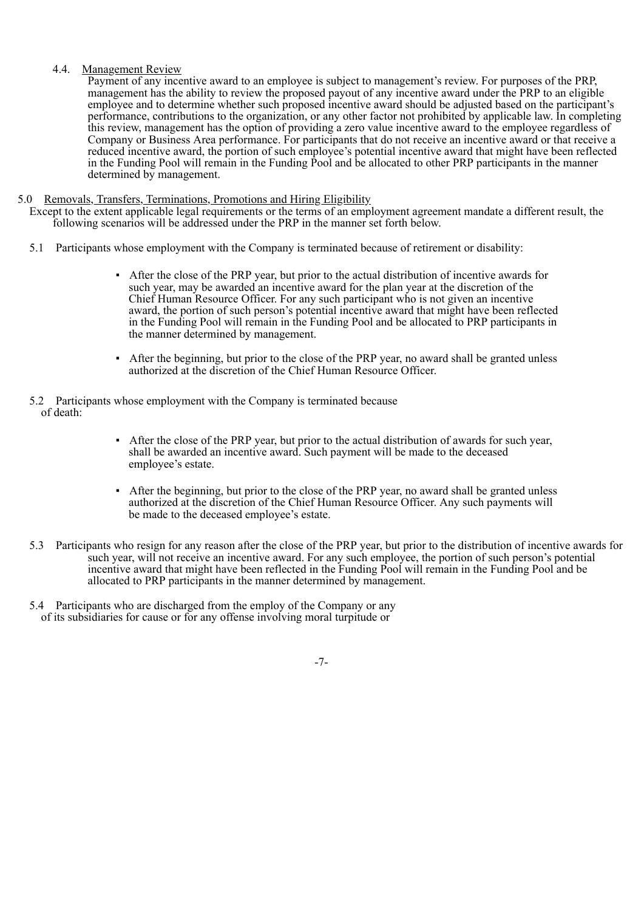4.4. Management Review

Payment of any incentive award to an employee is subject to management's review. For purposes of the PRP, management has the ability to review the proposed payout of any incentive award under the PRP to an eligible employee and to determine whether such proposed incentive award should be adjusted based on the participant's performance, contributions to the organization, or any other factor not prohibited by applicable law. In completing this review, management has the option of providing a zero value incentive award to the employee regardless of Company or Business Area performance. For participants that do not receive an incentive award or that receive a reduced incentive award, the portion of such employee's potential incentive award that might have been reflected in the Funding Pool will remain in the Funding Pool and be allocated to other PRP participants in the manner determined by management.

5.0 Removals, Transfers, Terminations, Promotions and Hiring Eligibility

Except to the extent applicable legal requirements or the terms of an employment agreement mandate a different result, the following scenarios will be addressed under the PRP in the manner set forth below.

5.1 Participants whose employment with the Company is terminated because of retirement or disability:

- After the close of the PRP year, but prior to the actual distribution of incentive awards for such year, may be awarded an incentive award for the plan year at the discretion of the Chief Human Resource Officer. For any such participant who is not given an incentive award, the portion of such person's potential incentive award that might have been reflected in the Funding Pool will remain in the Funding Pool and be allocated to PRP participants in the manner determined by management.
- After the beginning, but prior to the close of the PRP year, no award shall be granted unless authorized at the discretion of the Chief Human Resource Officer.

5.2 Participants whose employment with the Company is terminated because of death:

- After the close of the PRP year, but prior to the actual distribution of awards for such year, shall be awarded an incentive award. Such payment will be made to the deceased employee's estate.
- After the beginning, but prior to the close of the PRP year, no award shall be granted unless authorized at the discretion of the Chief Human Resource Officer. Any such payments will be made to the deceased employee's estate.

5.3 Participants who resign for any reason after the close of the PRP year, but prior to the distribution of incentive awards for such year, will not receive an incentive award. For any such employee, the portion of such person's potential incentive award that might have been reflected in the Funding Pool will remain in the Funding Pool and be allocated to PRP participants in the manner determined by management.

5.4 Participants who are discharged from the employ of the Company or any of its subsidiaries for cause or for any offense involving moral turpitude or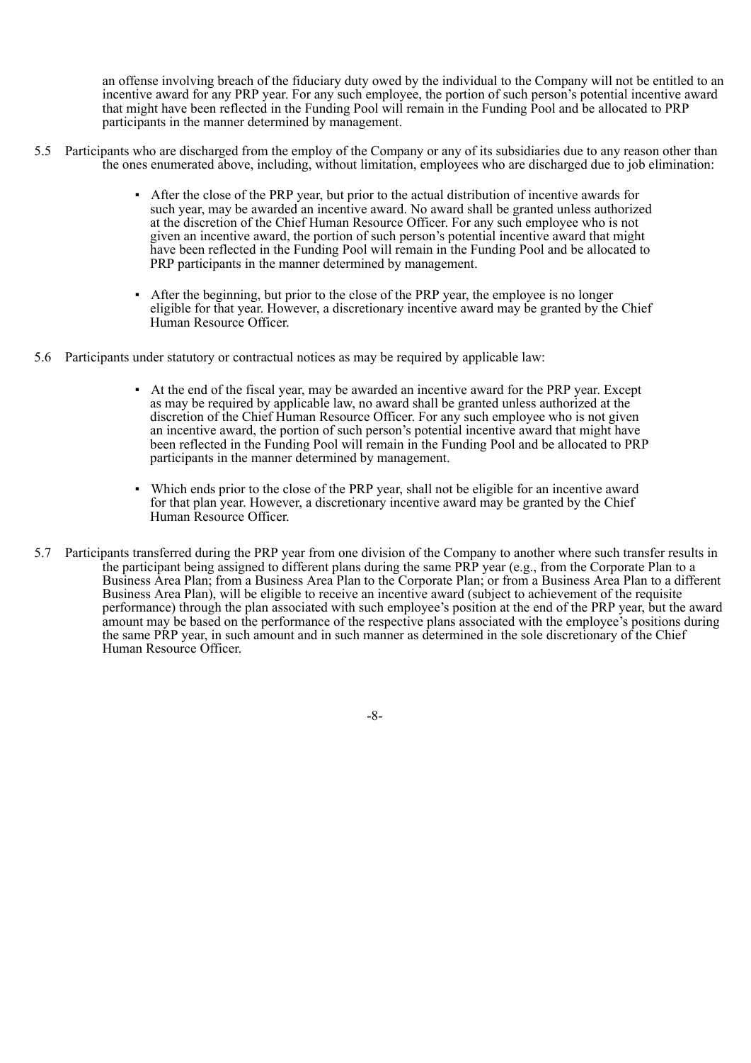an offense involving breach of the fiduciary duty owed by the individual to the Company will not be entitled to an incentive award for any PRP year. For any such employee, the portion of such person's potential incentive award that might have been reflected in the Funding Pool will remain in the Funding Pool and be allocated to PRP participants in the manner determined by management.

5.5 Participants who are discharged from the employ of the Company or any of its subsidiaries due to any reason other than the ones enumerated above, including, without limitation, employees who are discharged due to job elimination:

- After the close of the PRP year, but prior to the actual distribution of incentive awards for such year, may be awarded an incentive award. No award shall be granted unless authorized at the discretion of the Chief Human Resource Officer. For any such employee who is not given an incentive award, the portion of such person's potential incentive award that might have been reflected in the Funding Pool will remain in the Funding Pool and be allocated to PRP participants in the manner determined by management.

- After the beginning, but prior to the close of the PRP year, the employee is no longer eligible for that year. However, a discretionary incentive award may be granted by the Chief Human Resource Officer.

5.6 Participants under statutory or contractual notices as may be required by applicable law:

- At the end of the fiscal year, may be awarded an incentive award for the PRP year. Except as may be required by applicable law, no award shall be granted unless authorized at the discretion of the Chief Human Resource Officer. For any such employee who is not given an incentive award, the portion of such person's potential incentive award that might have been reflected in the Funding Pool will remain in the Funding Pool and be allocated to PRP participants in the manner determined by management.

- Which ends prior to the close of the PRP year, shall not be eligible for an incentive award for that plan year. However, a discretionary incentive award may be granted by the Chief Human Resource Officer.

5.7 Participants transferred during the PRP year from one division of the Company to another where such transfer results in the participant being assigned to different plans during the same PRP year (e.g., from the Corporate Plan to a Business Area Plan; from a Business Area Plan to the Corporate Plan; or from a Business Area Plan to a different Business Area Plan), will be eligible to receive an incentive award (subject to achievement of the requisite performance) through the plan associated with such employee's position at the end of the PRP year, but the award amount may be based on the performance of the respective plans associated with the employee's positions during the same PRP year, in such amount and in such manner as determined in the sole discretionary of the Chief Human Resource Officer.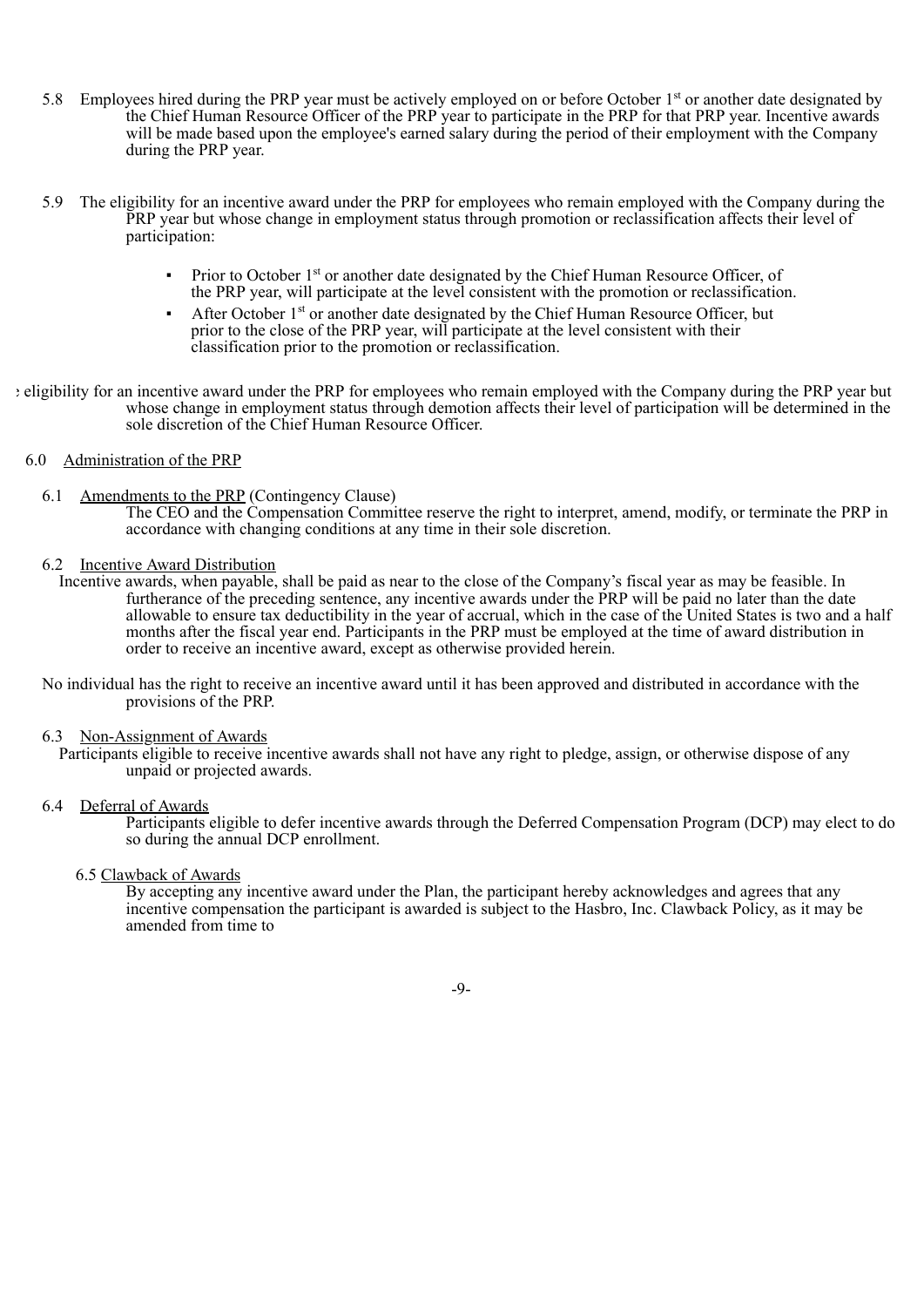5.8 Employees hired during the PRP year must be actively employed on or before October 1st or another date designated by the Chief Human Resource Officer of the PRP year to participate in the PRP for that PRP year. Incentive awards will be made based upon the employee's earned salary during the period of their employment with the Company during the PRP year.

5.9 The eligibility for an incentive award under the PRP for employees who remain employed with the Company during the PRP year but whose change in employment status through promotion or reclassification affects their level of participation:

- Prior to October 1st or another date designated by the Chief Human Resource Officer, of the PRP year, will participate at the level consistent with the promotion or reclassification.
- After October 1st or another date designated by the Chief Human Resource Officer, but prior to the close of the PRP year, will participate at the level consistent with their classification prior to the promotion or reclassification.

e eligibility for an incentive award under the PRP for employees who remain employed with the Company during the PRP year but whose change in employment status through demotion affects their level of participation will be determined in the sole discretion of the Chief Human Resource Officer.

6.0 Administration of the PRP

6.1 Amendments to the PRP (Contingency Clause)
The CEO and the Compensation Committee reserve the right to interpret, amend, modify, or terminate the PRP in accordance with changing conditions at any time in their sole discretion.

6.2 Incentive Award Distribution
Incentive awards, when payable, shall be paid as near to the close of the Company's fiscal year as may be feasible. In furtherance of the preceding sentence, any incentive awards under the PRP will be paid no later than the date allowable to ensure tax deductibility in the year of accrual, which in the case of the United States is two and a half months after the fiscal year end. Participants in the PRP must be employed at the time of award distribution in order to receive an incentive award, except as otherwise provided herein.

No individual has the right to receive an incentive award until it has been approved and distributed in accordance with the provisions of the PRP.

6.3 Non-Assignment of Awards
Participants eligible to receive incentive awards shall not have any right to pledge, assign, or otherwise dispose of any unpaid or projected awards.

6.4 Deferral of Awards
Participants eligible to defer incentive awards through the Deferred Compensation Program (DCP) may elect to do so during the annual DCP enrollment.

6.5 Clawback of Awards
By accepting any incentive award under the Plan, the participant hereby acknowledges and agrees that any incentive compensation the participant is awarded is subject to the Hasbro, Inc. Clawback Policy, as it may be amended from time to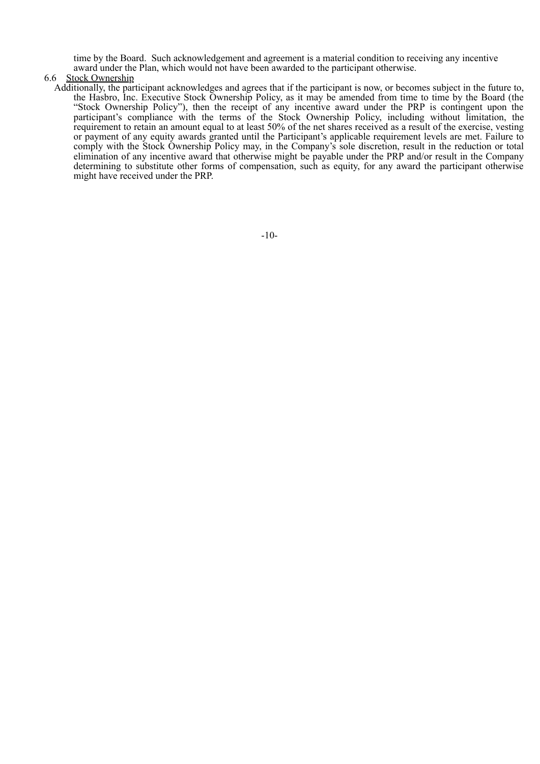time by the Board. Such acknowledgement and agreement is a material condition to receiving any incentive award under the Plan, which would not have been awarded to the participant otherwise.

6.6 Stock Ownership

Additionally, the participant acknowledges and agrees that if the participant is now, or becomes subject in the future to, the Hasbro, Inc. Executive Stock Ownership Policy, as it may be amended from time to time by the Board (the "Stock Ownership Policy"), then the receipt of any incentive award under the PRP is contingent upon the participant's compliance with the terms of the Stock Ownership Policy, including without limitation, the requirement to retain an amount equal to at least 50% of the net shares received as a result of the exercise, vesting or payment of any equity awards granted until the Participant's applicable requirement levels are met. Failure to comply with the Stock Ownership Policy may, in the Company's sole discretion, result in the reduction or total elimination of any incentive award that otherwise might be payable under the PRP and/or result in the Company determining to substitute other forms of compensation, such as equity, for any award the participant otherwise might have received under the PRP.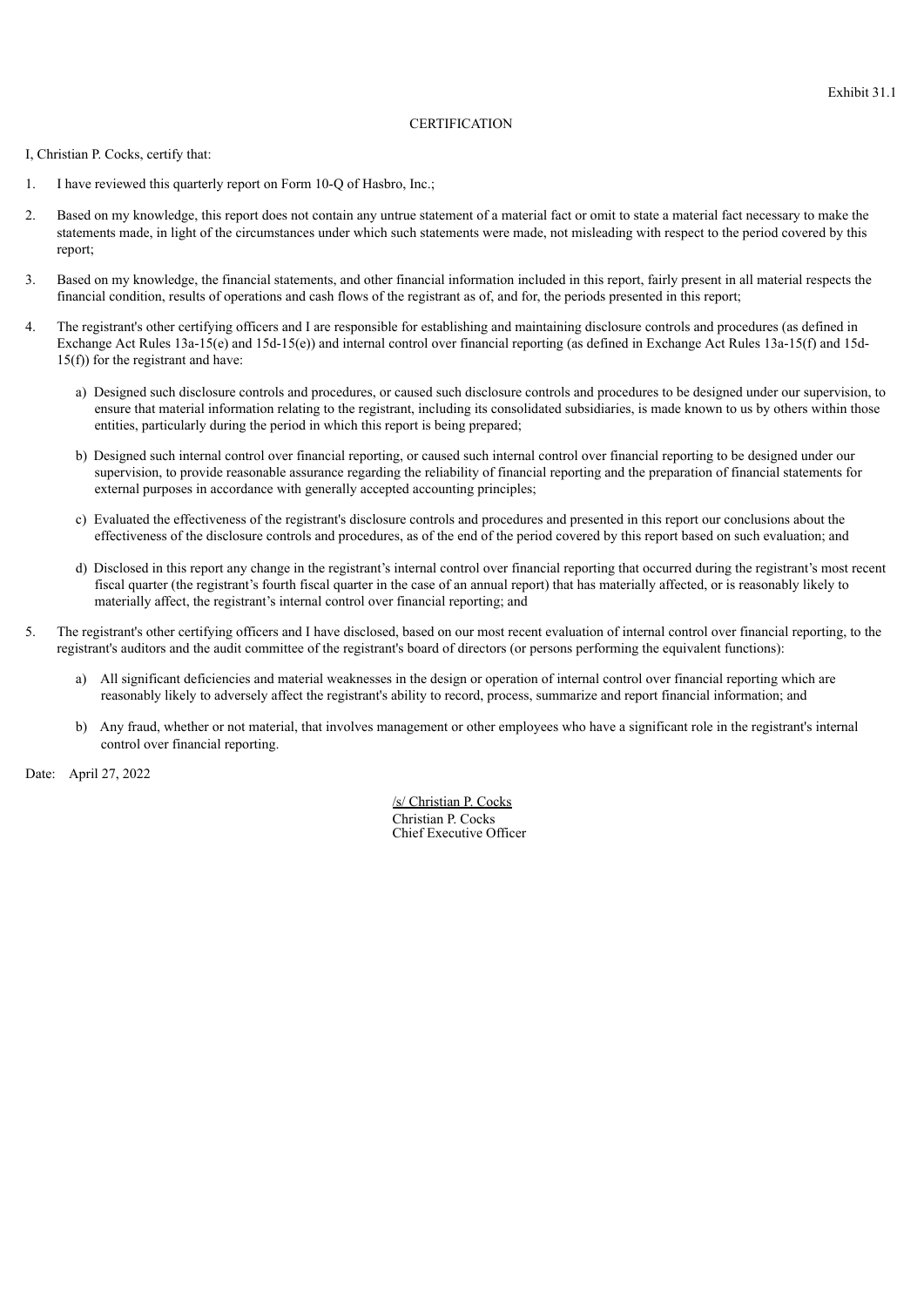Exhibit 31.1

CERTIFICATION

I, Christian P. Cocks, certify that:

1. I have reviewed this quarterly report on Form 10-Q of Hasbro, Inc.;

2. Based on my knowledge, this report does not contain any untrue statement of a material fact or omit to state a material fact necessary to make the statements made, in light of the circumstances under which such statements were made, not misleading with respect to the period covered by this report;

3. Based on my knowledge, the financial statements, and other financial information included in this report, fairly present in all material respects the financial condition, results of operations and cash flows of the registrant as of, and for, the periods presented in this report;

4. The registrant's other certifying officers and I are responsible for establishing and maintaining disclosure controls and procedures (as defined in Exchange Act Rules 13a-15(e) and 15d-15(e)) and internal control over financial reporting (as defined in Exchange Act Rules 13a-15(f) and 15d-15(f)) for the registrant and have:

   a) Designed such disclosure controls and procedures, or caused such disclosure controls and procedures to be designed under our supervision, to ensure that material information relating to the registrant, including its consolidated subsidiaries, is made known to us by others within those entities, particularly during the period in which this report is being prepared;

   b) Designed such internal control over financial reporting, or caused such internal control over financial reporting to be designed under our supervision, to provide reasonable assurance regarding the reliability of financial reporting and the preparation of financial statements for external purposes in accordance with generally accepted accounting principles;

   c) Evaluated the effectiveness of the registrant's disclosure controls and procedures and presented in this report our conclusions about the effectiveness of the disclosure controls and procedures, as of the end of the period covered by this report based on such evaluation; and

   d) Disclosed in this report any change in the registrant's internal control over financial reporting that occurred during the registrant's most recent fiscal quarter (the registrant's fourth fiscal quarter in the case of an annual report) that has materially affected, or is reasonably likely to materially affect, the registrant's internal control over financial reporting; and

5. The registrant's other certifying officers and I have disclosed, based on our most recent evaluation of internal control over financial reporting, to the registrant's auditors and the audit committee of the registrant's board of directors (or persons performing the equivalent functions):

   a) All significant deficiencies and material weaknesses in the design or operation of internal control over financial reporting which are reasonably likely to adversely affect the registrant's ability to record, process, summarize and report financial information; and

   b) Any fraud, whether or not material, that involves management or other employees who have a significant role in the registrant's internal control over financial reporting.

Date: April 27, 2022

/s/ Christian P. Cocks
Christian P. Cocks
Chief Executive Officer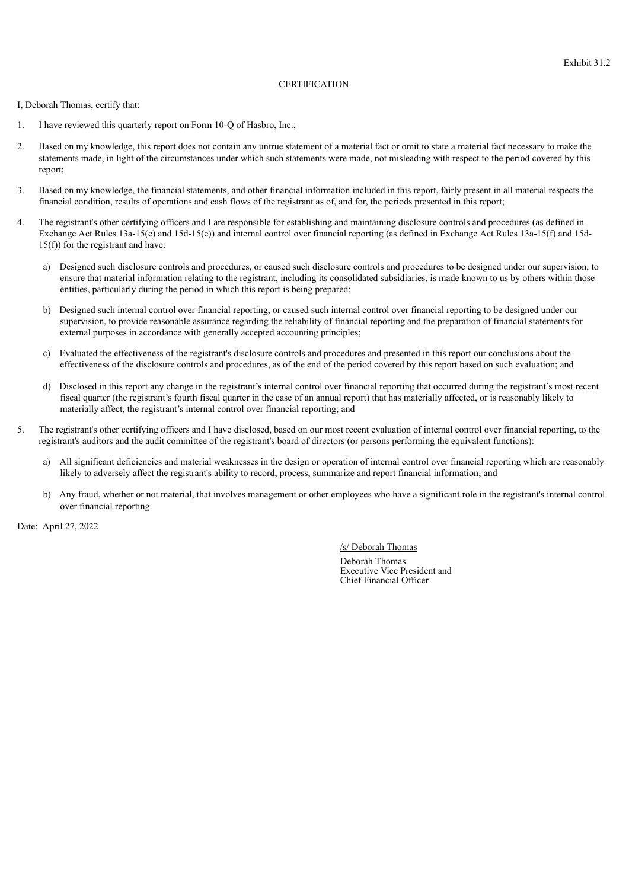Exhibit 31.2

# CERTIFICATION

I, Deborah Thomas, certify that:

1. I have reviewed this quarterly report on Form 10-Q of Hasbro, Inc.;

2. Based on my knowledge, this report does not contain any untrue statement of a material fact or omit to state a material fact necessary to make the statements made, in light of the circumstances under which such statements were made, not misleading with respect to the period covered by this report;

3. Based on my knowledge, the financial statements, and other financial information included in this report, fairly present in all material respects the financial condition, results of operations and cash flows of the registrant as of, and for, the periods presented in this report;

4. The registrant's other certifying officers and I are responsible for establishing and maintaining disclosure controls and procedures (as defined in Exchange Act Rules 13a-15(e) and 15d-15(e)) and internal control over financial reporting (as defined in Exchange Act Rules 13a-15(f) and 15d-15(f)) for the registrant and have:

   a) Designed such disclosure controls and procedures, or caused such disclosure controls and procedures to be designed under our supervision, to ensure that material information relating to the registrant, including its consolidated subsidiaries, is made known to us by others within those entities, particularly during the period in which this report is being prepared;

   b) Designed such internal control over financial reporting, or caused such internal control over financial reporting to be designed under our supervision, to provide reasonable assurance regarding the reliability of financial reporting and the preparation of financial statements for external purposes in accordance with generally accepted accounting principles;

   c) Evaluated the effectiveness of the registrant's disclosure controls and procedures and presented in this report our conclusions about the effectiveness of the disclosure controls and procedures, as of the end of the period covered by this report based on such evaluation; and

   d) Disclosed in this report any change in the registrant's internal control over financial reporting that occurred during the registrant's most recent fiscal quarter (the registrant's fourth fiscal quarter in the case of an annual report) that has materially affected, or is reasonably likely to materially affect, the registrant's internal control over financial reporting; and

5. The registrant's other certifying officers and I have disclosed, based on our most recent evaluation of internal control over financial reporting, to the registrant's auditors and the audit committee of the registrant's board of directors (or persons performing the equivalent functions):

   a) All significant deficiencies and material weaknesses in the design or operation of internal control over financial reporting which are reasonably likely to adversely affect the registrant's ability to record, process, summarize and report financial information; and

   b) Any fraud, whether or not material, that involves management or other employees who have a significant role in the registrant's internal control over financial reporting.

Date: April 27, 2022

/s/ Deborah Thomas

Deborah Thomas
Executive Vice President and
Chief Financial Officer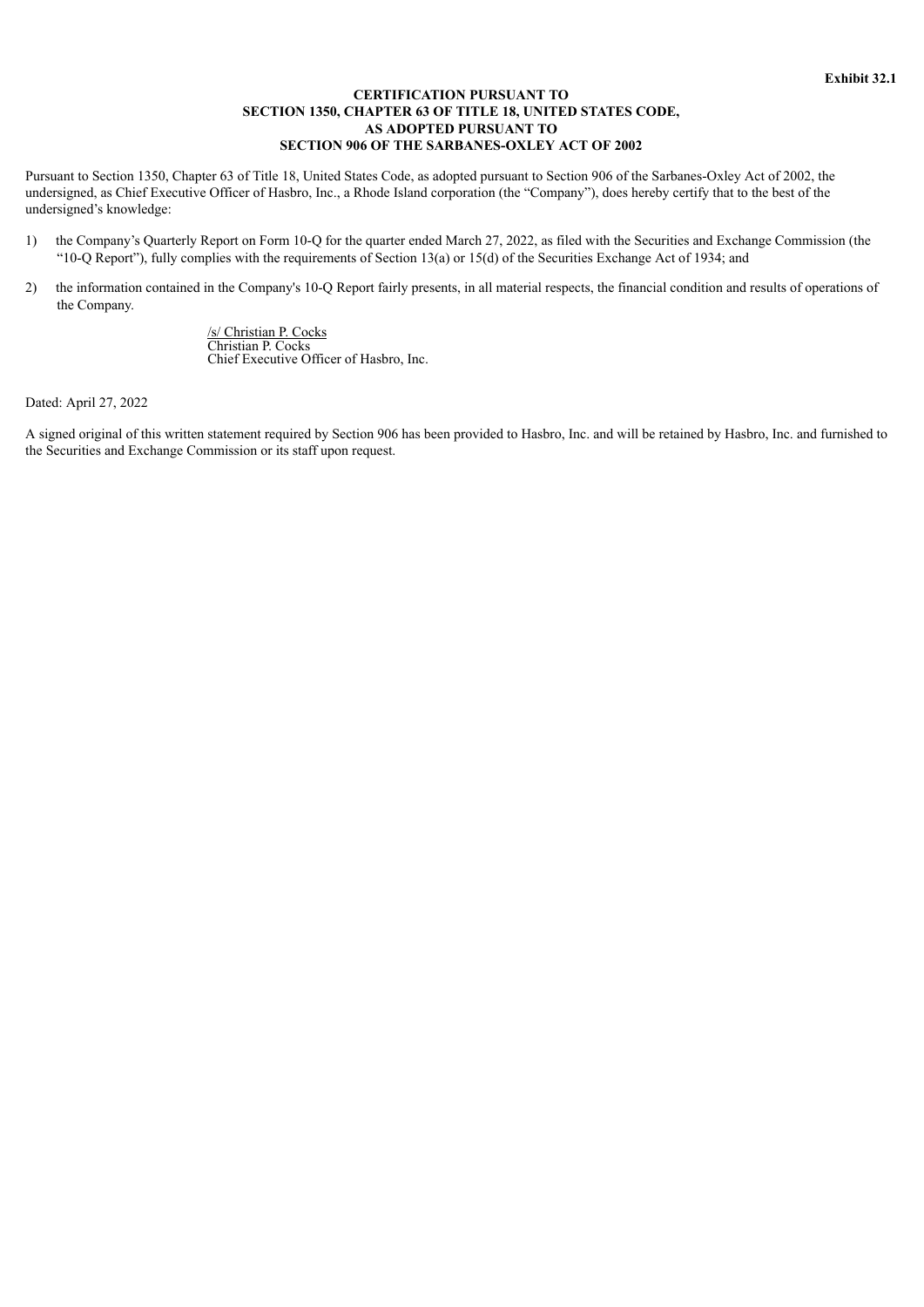**Exhibit 32.1**

**CERTIFICATION PURSUANT TO**
**SECTION 1350, CHAPTER 63 OF TITLE 18, UNITED STATES CODE,**
**AS ADOPTED PURSUANT TO**
**SECTION 906 OF THE SARBANES-OXLEY ACT OF 2002**

Pursuant to Section 1350, Chapter 63 of Title 18, United States Code, as adopted pursuant to Section 906 of the Sarbanes-Oxley Act of 2002, the undersigned, as Chief Executive Officer of Hasbro, Inc., a Rhode Island corporation (the "Company"), does hereby certify that to the best of the undersigned's knowledge:

1) the Company's Quarterly Report on Form 10-Q for the quarter ended March 27, 2022, as filed with the Securities and Exchange Commission (the "10-Q Report"), fully complies with the requirements of Section 13(a) or 15(d) of the Securities Exchange Act of 1934; and

2) the information contained in the Company's 10-Q Report fairly presents, in all material respects, the financial condition and results of operations of the Company.

/s/ Christian P. Cocks
Christian P. Cocks
Chief Executive Officer of Hasbro, Inc.

Dated: April 27, 2022

A signed original of this written statement required by Section 906 has been provided to Hasbro, Inc. and will be retained by Hasbro, Inc. and furnished to the Securities and Exchange Commission or its staff upon request.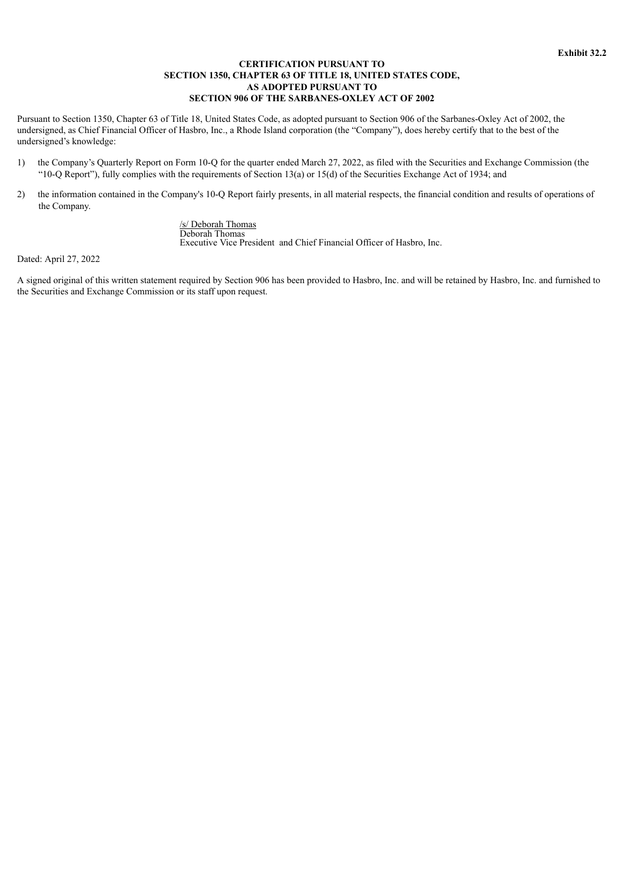**Exhibit 32.2**

**CERTIFICATION PURSUANT TO SECTION 1350, CHAPTER 63 OF TITLE 18, UNITED STATES CODE, AS ADOPTED PURSUANT TO SECTION 906 OF THE SARBANES-OXLEY ACT OF 2002**

Pursuant to Section 1350, Chapter 63 of Title 18, United States Code, as adopted pursuant to Section 906 of the Sarbanes-Oxley Act of 2002, the undersigned, as Chief Financial Officer of Hasbro, Inc., a Rhode Island corporation (the "Company"), does hereby certify that to the best of the undersigned's knowledge:

1) the Company's Quarterly Report on Form 10-Q for the quarter ended March 27, 2022, as filed with the Securities and Exchange Commission (the "10-Q Report"), fully complies with the requirements of Section 13(a) or 15(d) of the Securities Exchange Act of 1934; and

2) the information contained in the Company's 10-Q Report fairly presents, in all material respects, the financial condition and results of operations of the Company.

/s/ Deborah Thomas
Deborah Thomas
Executive Vice President and Chief Financial Officer of Hasbro, Inc.

Dated: April 27, 2022

A signed original of this written statement required by Section 906 has been provided to Hasbro, Inc. and will be retained by Hasbro, Inc. and furnished to the Securities and Exchange Commission or its staff upon request.